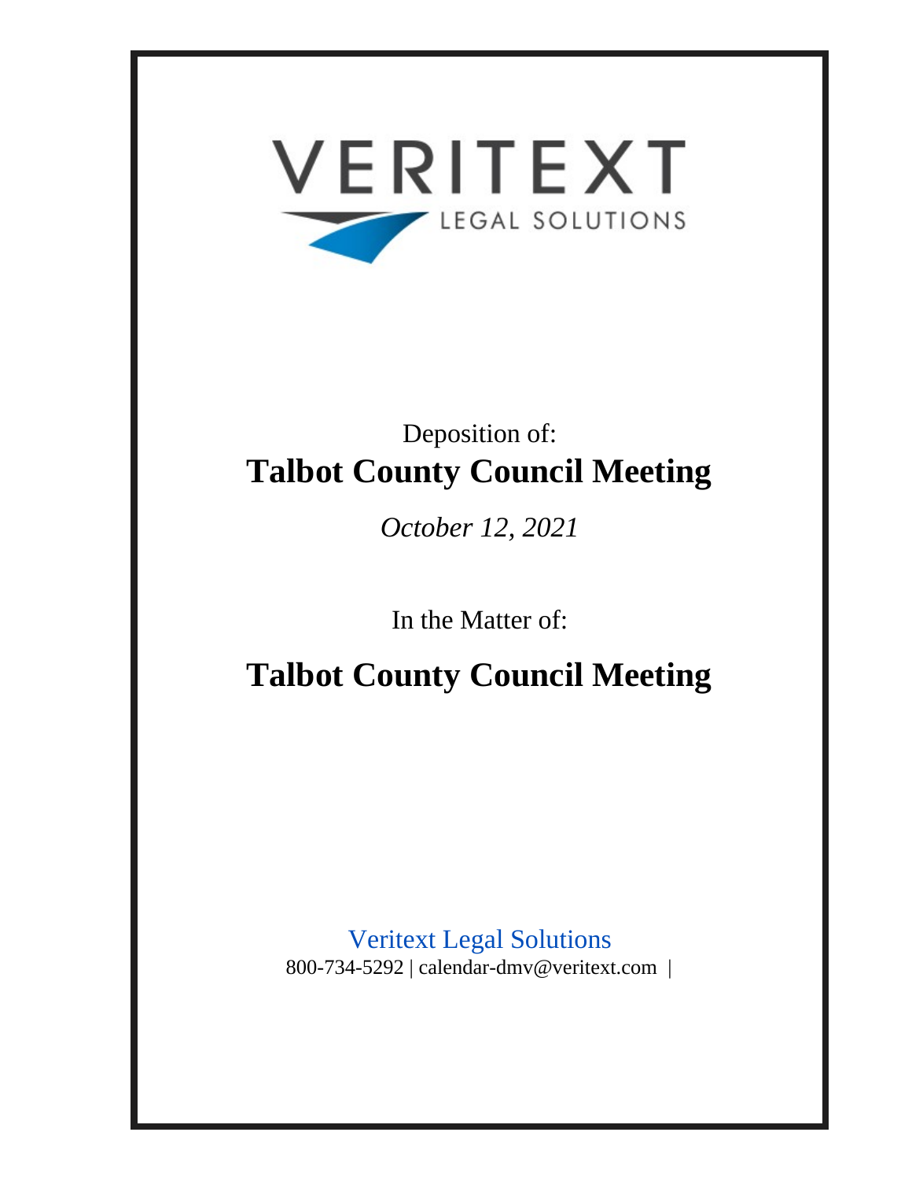VERITEXT
LEGAL SOLUTIONS

Deposition of:

# Talbot County Council Meeting

*October 12, 2021*

In the Matter of:

# Talbot County Council Meeting

Veritext Legal Solutions
800-734-5292 | calendar-dmv@veritext.com |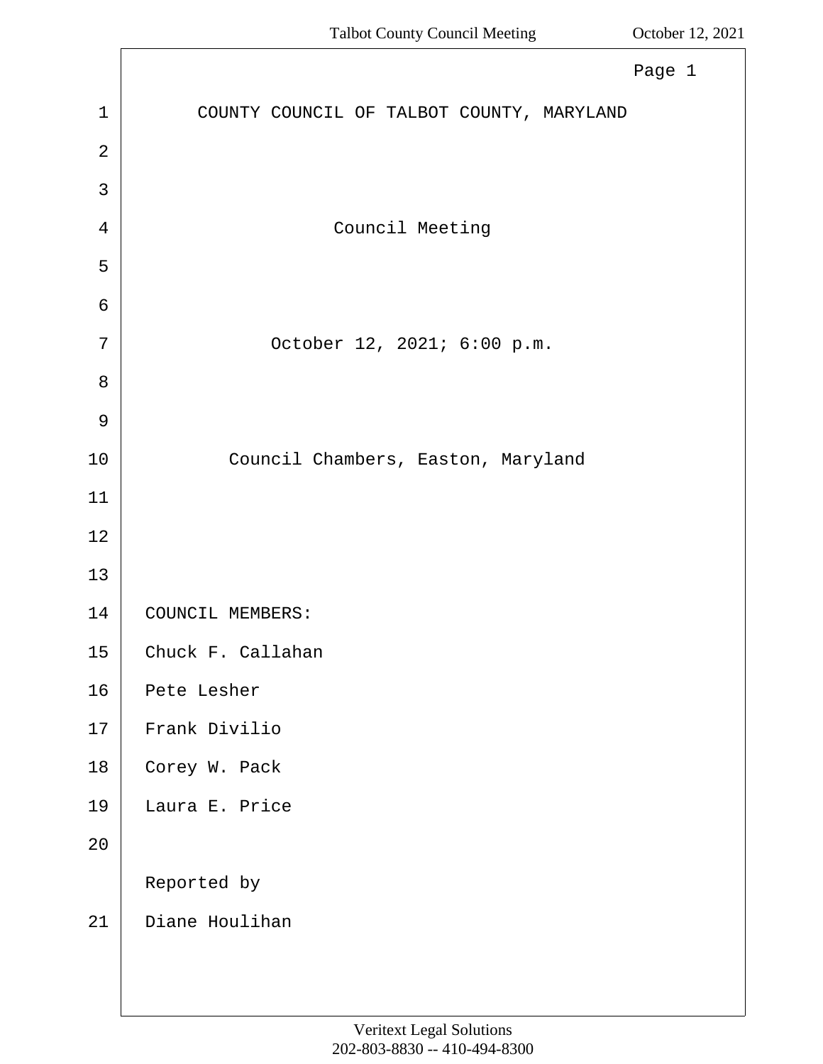COUNTY COUNCIL OF TALBOT COUNTY, MARYLAND

Council Meeting

October 12, 2021; 6:00 p.m.

Council Chambers, Easton, Maryland

COUNCIL MEMBERS:

Chuck F. Callahan

Pete Lesher

Frank Divilio

Corey W. Pack

Laura E. Price

Reported by

Diane Houlihan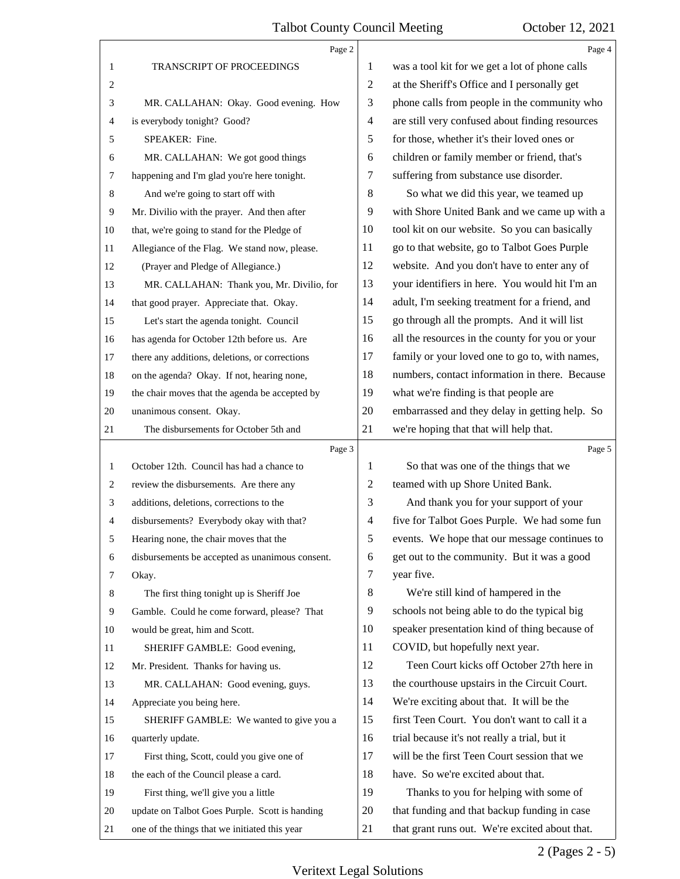Page 2

TRANSCRIPT OF PROCEEDINGS

MR. CALLAHAN: Okay. Good evening. How is everybody tonight? Good?

SPEAKER: Fine.

MR. CALLAHAN: We got good things happening and I'm glad you're here tonight.

And we're going to start off with Mr. Divilio with the prayer. And then after that, we're going to stand for the Pledge of Allegiance of the Flag. We stand now, please.

(Prayer and Pledge of Allegiance.)

MR. CALLAHAN: Thank you, Mr. Divilio, for that good prayer. Appreciate that. Okay.

Let's start the agenda tonight. Council has agenda for October 12th before us. Are there any additions, deletions, or corrections on the agenda? Okay. If not, hearing none, the chair moves that the agenda be accepted by unanimous consent. Okay.

The disbursements for October 5th and

Page 3

October 12th. Council has had a chance to review the disbursements. Are there any additions, deletions, corrections to the disbursements? Everybody okay with that? Hearing none, the chair moves that the disbursements be accepted as unanimous consent. Okay.

The first thing tonight up is Sheriff Joe Gamble. Could he come forward, please? That would be great, him and Scott.

SHERIFF GAMBLE: Good evening, Mr. President. Thanks for having us.

MR. CALLAHAN: Good evening, guys. Appreciate you being here.

SHERIFF GAMBLE: We wanted to give you a quarterly update.

First thing, Scott, could you give one of the each of the Council please a card.

First thing, we'll give you a little update on Talbot Goes Purple. Scott is handing one of the things that we initiated this year

Page 4

was a tool kit for we get a lot of phone calls at the Sheriff's Office and I personally get phone calls from people in the community who are still very confused about finding resources for those, whether it's their loved ones or children or family member or friend, that's suffering from substance use disorder.

So what we did this year, we teamed up with Shore United Bank and we came up with a tool kit on our website. So you can basically go to that website, go to Talbot Goes Purple website. And you don't have to enter any of your identifiers in here. You would hit I'm an adult, I'm seeking treatment for a friend, and go through all the prompts. And it will list all the resources in the county for you or your family or your loved one to go to, with names, numbers, contact information in there. Because what we're finding is that people are embarrassed and they delay in getting help. So we're hoping that that will help that.

Page 5

So that was one of the things that we teamed with up Shore United Bank.

And thank you for your support of your five for Talbot Goes Purple. We had some fun events. We hope that our message continues to get out to the community. But it was a good year five.

We're still kind of hampered in the schools not being able to do the typical big speaker presentation kind of thing because of COVID, but hopefully next year.

Teen Court kicks off October 27th here in the courthouse upstairs in the Circuit Court. We're exciting about that. It will be the first Teen Court. You don't want to call it a trial because it's not really a trial, but it will be the first Teen Court session that we have. So we're excited about that.

Thanks to you for helping with some of that funding and that backup funding in case that grant runs out. We're excited about that.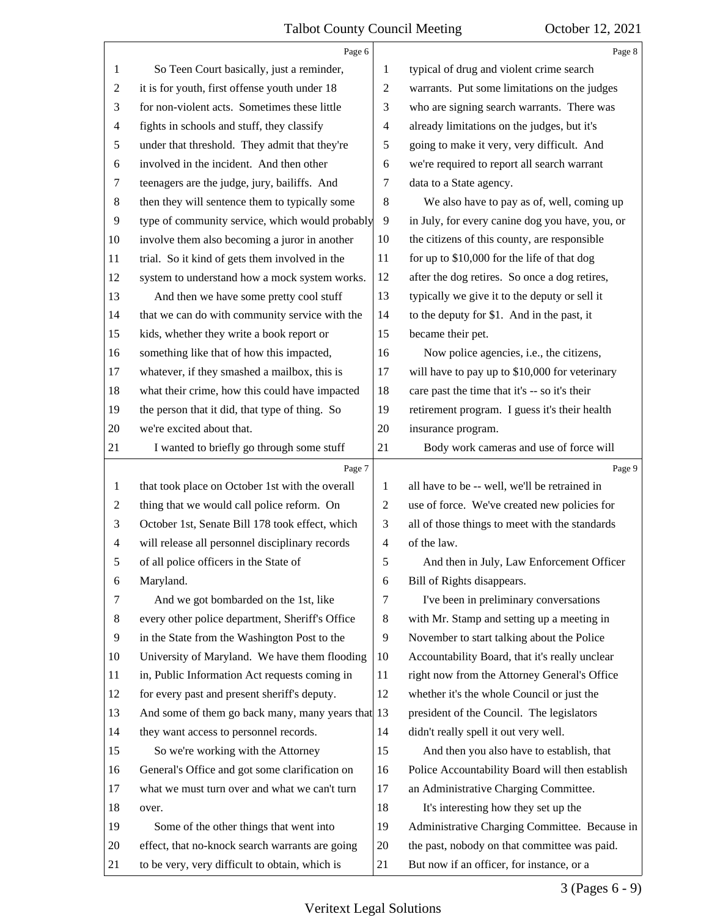Page 6

1 So Teen Court basically, just a reminder,
2 it is for youth, first offense youth under 18
3 for non-violent acts. Sometimes these little
4 fights in schools and stuff, they classify
5 under that threshold. They admit that they're
6 involved in the incident. And then other
7 teenagers are the judge, jury, bailiffs. And
8 then they will sentence them to typically some
9 type of community service, which would probably
10 involve them also becoming a juror in another
11 trial. So it kind of gets them involved in the
12 system to understand how a mock system works.
13 And then we have some pretty cool stuff
14 that we can do with community service with the
15 kids, whether they write a book report or
16 something like that of how this impacted,
17 whatever, if they smashed a mailbox, this is
18 what their crime, how this could have impacted
19 the person that it did, that type of thing. So
20 we're excited about that.
21 I wanted to briefly go through some stuff

Page 7

1 that took place on October 1st with the overall
2 thing that we would call police reform. On
3 October 1st, Senate Bill 178 took effect, which
4 will release all personnel disciplinary records
5 of all police officers in the State of
6 Maryland.
7 And we got bombarded on the 1st, like
8 every other police department, Sheriff's Office
9 in the State from the Washington Post to the
10 University of Maryland. We have them flooding
11 in, Public Information Act requests coming in
12 for every past and present sheriff's deputy.
13 And some of them go back many, many years that
14 they want access to personnel records.
15 So we're working with the Attorney
16 General's Office and got some clarification on
17 what we must turn over and what we can't turn
18 over.
19 Some of the other things that went into
20 effect, that no-knock search warrants are going
21 to be very, very difficult to obtain, which is

Page 8

1 typical of drug and violent crime search
2 warrants. Put some limitations on the judges
3 who are signing search warrants. There was
4 already limitations on the judges, but it's
5 going to make it very, very difficult. And
6 we're required to report all search warrant
7 data to a State agency.
8 We also have to pay as of, well, coming up
9 in July, for every canine dog you have, you, or
10 the citizens of this county, are responsible
11 for up to $10,000 for the life of that dog
12 after the dog retires. So once a dog retires,
13 typically we give it to the deputy or sell it
14 to the deputy for $1. And in the past, it
15 became their pet.
16 Now police agencies, i.e., the citizens,
17 will have to pay up to $10,000 for veterinary
18 care past the time that it's -- so it's their
19 retirement program. I guess it's their health
20 insurance program.
21 Body work cameras and use of force will

Page 9

1 all have to be -- well, we'll be retrained in
2 use of force. We've created new policies for
3 all of those things to meet with the standards
4 of the law.
5 And then in July, Law Enforcement Officer
6 Bill of Rights disappears.
7 I've been in preliminary conversations
8 with Mr. Stamp and setting up a meeting in
9 November to start talking about the Police
10 Accountability Board, that it's really unclear
11 right now from the Attorney General's Office
12 whether it's the whole Council or just the
13 president of the Council. The legislators
14 didn't really spell it out very well.
15 And then you also have to establish, that
16 Police Accountability Board will then establish
17 an Administrative Charging Committee.
18 It's interesting how they set up the
19 Administrative Charging Committee. Because in
20 the past, nobody on that committee was paid.
21 But now if an officer, for instance, or a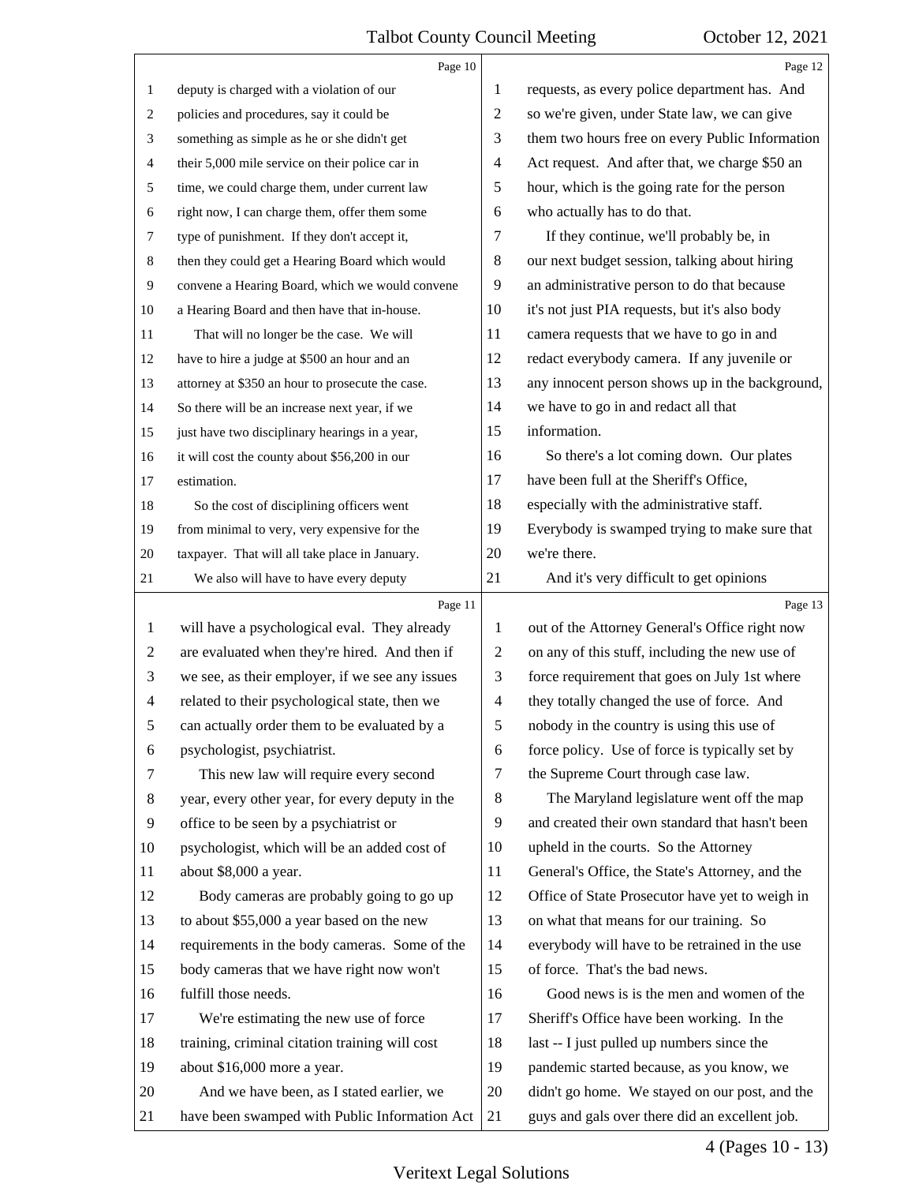Page 10

deputy is charged with a violation of our policies and procedures, say it could be something as simple as he or she didn't get their 5,000 mile service on their police car in time, we could charge them, under current law right now, I can charge them, offer them some type of punishment. If they don't accept it, then they could get a Hearing Board which would convene a Hearing Board, which we would convene a Hearing Board and then have that in-house.

That will no longer be the case. We will have to hire a judge at $500 an hour and an attorney at $350 an hour to prosecute the case. So there will be an increase next year, if we just have two disciplinary hearings in a year, it will cost the county about $56,200 in our estimation.

So the cost of disciplining officers went from minimal to very, very expensive for the taxpayer. That will all take place in January.

We also will have to have every deputy

Page 11

will have a psychological eval. They already are evaluated when they're hired. And then if we see, as their employer, if we see any issues related to their psychological state, then we can actually order them to be evaluated by a psychologist, psychiatrist.

This new law will require every second year, every other year, for every deputy in the office to be seen by a psychiatrist or psychologist, which will be an added cost of about $8,000 a year.

Body cameras are probably going to go up to about $55,000 a year based on the new requirements in the body cameras. Some of the body cameras that we have right now won't fulfill those needs.

We're estimating the new use of force training, criminal citation training will cost about $16,000 more a year.

And we have been, as I stated earlier, we have been swamped with Public Information Act

Page 12

requests, as every police department has. And so we're given, under State law, we can give them two hours free on every Public Information Act request. And after that, we charge $50 an hour, which is the going rate for the person who actually has to do that.

If they continue, we'll probably be, in our next budget session, talking about hiring an administrative person to do that because it's not just PIA requests, but it's also body camera requests that we have to go in and redact everybody camera. If any juvenile or any innocent person shows up in the background, we have to go in and redact all that information.

So there's a lot coming down. Our plates have been full at the Sheriff's Office, especially with the administrative staff. Everybody is swamped trying to make sure that we're there.

And it's very difficult to get opinions

Page 13

out of the Attorney General's Office right now on any of this stuff, including the new use of force requirement that goes on July 1st where they totally changed the use of force. And nobody in the country is using this use of force policy. Use of force is typically set by the Supreme Court through case law.

The Maryland legislature went off the map and created their own standard that hasn't been upheld in the courts. So the Attorney General's Office, the State's Attorney, and the Office of State Prosecutor have yet to weigh in on what that means for our training. So everybody will have to be retrained in the use of force. That's the bad news.

Good news is is the men and women of the Sheriff's Office have been working. In the last -- I just pulled up numbers since the pandemic started because, as you know, we didn't go home. We stayed on our post, and the guys and gals over there did an excellent job.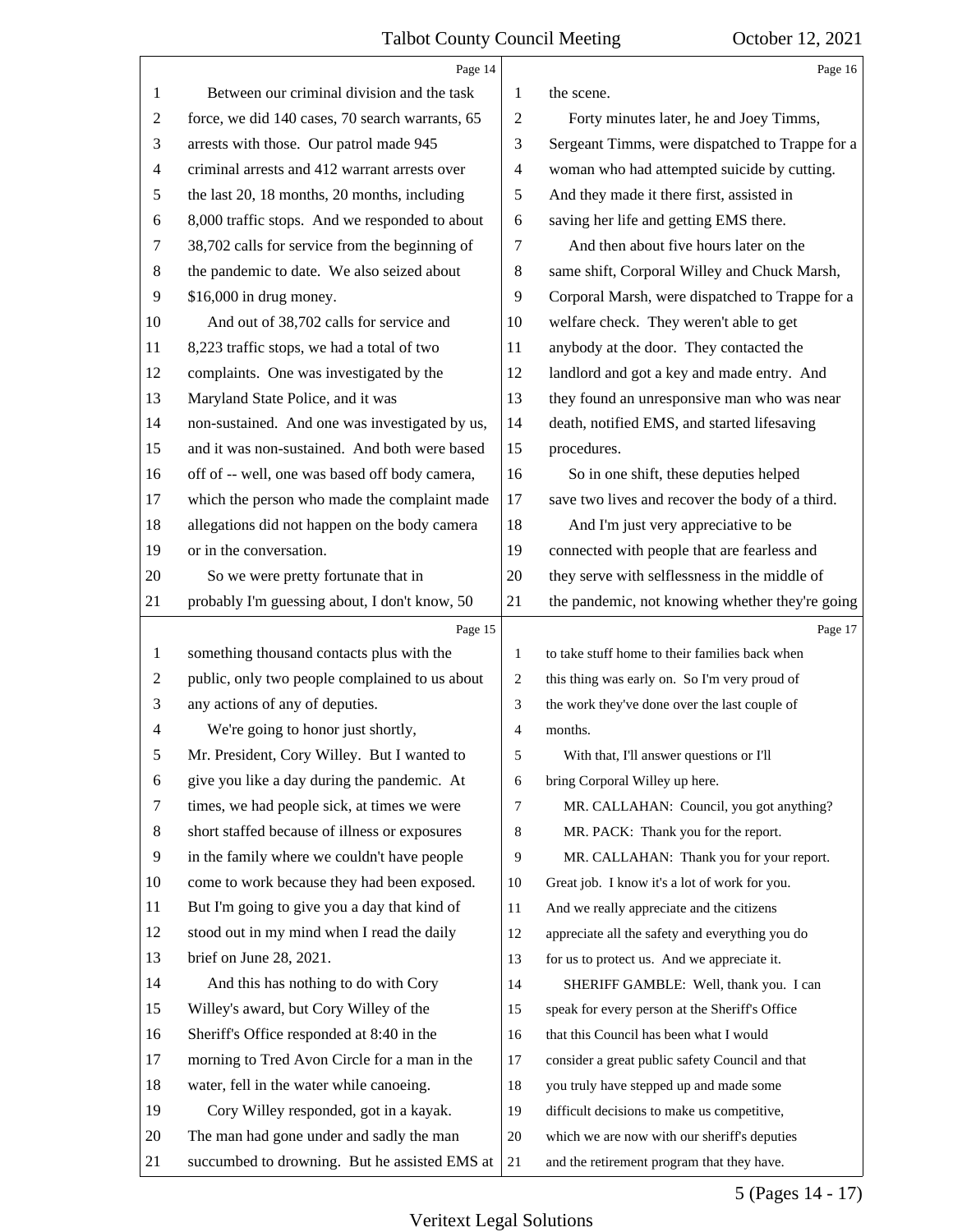Between our criminal division and the task force, we did 140 cases, 70 search warrants, 65 arrests with those. Our patrol made 945 criminal arrests and 412 warrant arrests over the last 20, 18 months, 20 months, including 8,000 traffic stops. And we responded to about 38,702 calls for service from the beginning of the pandemic to date. We also seized about $16,000 in drug money.

And out of 38,702 calls for service and 8,223 traffic stops, we had a total of two complaints. One was investigated by the Maryland State Police, and it was non-sustained. And one was investigated by us, and it was non-sustained. And both were based off of -- well, one was based off body camera, which the person who made the complaint made allegations did not happen on the body camera or in the conversation.

So we were pretty fortunate that in probably I'm guessing about, I don't know, 50 something thousand contacts plus with the public, only two people complained to us about any actions of any of deputies.

We're going to honor just shortly, Mr. President, Cory Willey. But I wanted to give you like a day during the pandemic. At times, we had people sick, at times we were short staffed because of illness or exposures in the family where we couldn't have people come to work because they had been exposed. But I'm going to give you a day that kind of stood out in my mind when I read the daily brief on June 28, 2021.

And this has nothing to do with Cory Willey's award, but Cory Willey of the Sheriff's Office responded at 8:40 in the morning to Tred Avon Circle for a man in the water, fell in the water while canoeing.

Cory Willey responded, got in a kayak. The man had gone under and sadly the man succumbed to drowning. But he assisted EMS at the scene.

Forty minutes later, he and Joey Timms, Sergeant Timms, were dispatched to Trappe for a woman who had attempted suicide by cutting. And they made it there first, assisted in saving her life and getting EMS there.

And then about five hours later on the same shift, Corporal Willey and Chuck Marsh, Corporal Marsh, were dispatched to Trappe for a welfare check. They weren't able to get anybody at the door. They contacted the landlord and got a key and made entry. And they found an unresponsive man who was near death, notified EMS, and started lifesaving procedures.

So in one shift, these deputies helped save two lives and recover the body of a third.

And I'm just very appreciative to be connected with people that are fearless and they serve with selflessness in the middle of the pandemic, not knowing whether they're going to take stuff home to their families back when this thing was early on. So I'm very proud of the work they've done over the last couple of months.

With that, I'll answer questions or I'll bring Corporal Willey up here.

MR. CALLAHAN: Council, you got anything?

MR. PACK: Thank you for the report.

MR. CALLAHAN: Thank you for your report. Great job. I know it's a lot of work for you. And we really appreciate and the citizens appreciate all the safety and everything you do for us to protect us. And we appreciate it.

SHERIFF GAMBLE: Well, thank you. I can speak for every person at the Sheriff's Office that this Council has been what I would consider a great public safety Council and that you truly have stepped up and made some difficult decisions to make us competitive, which we are now with our sheriff's deputies and the retirement program that they have.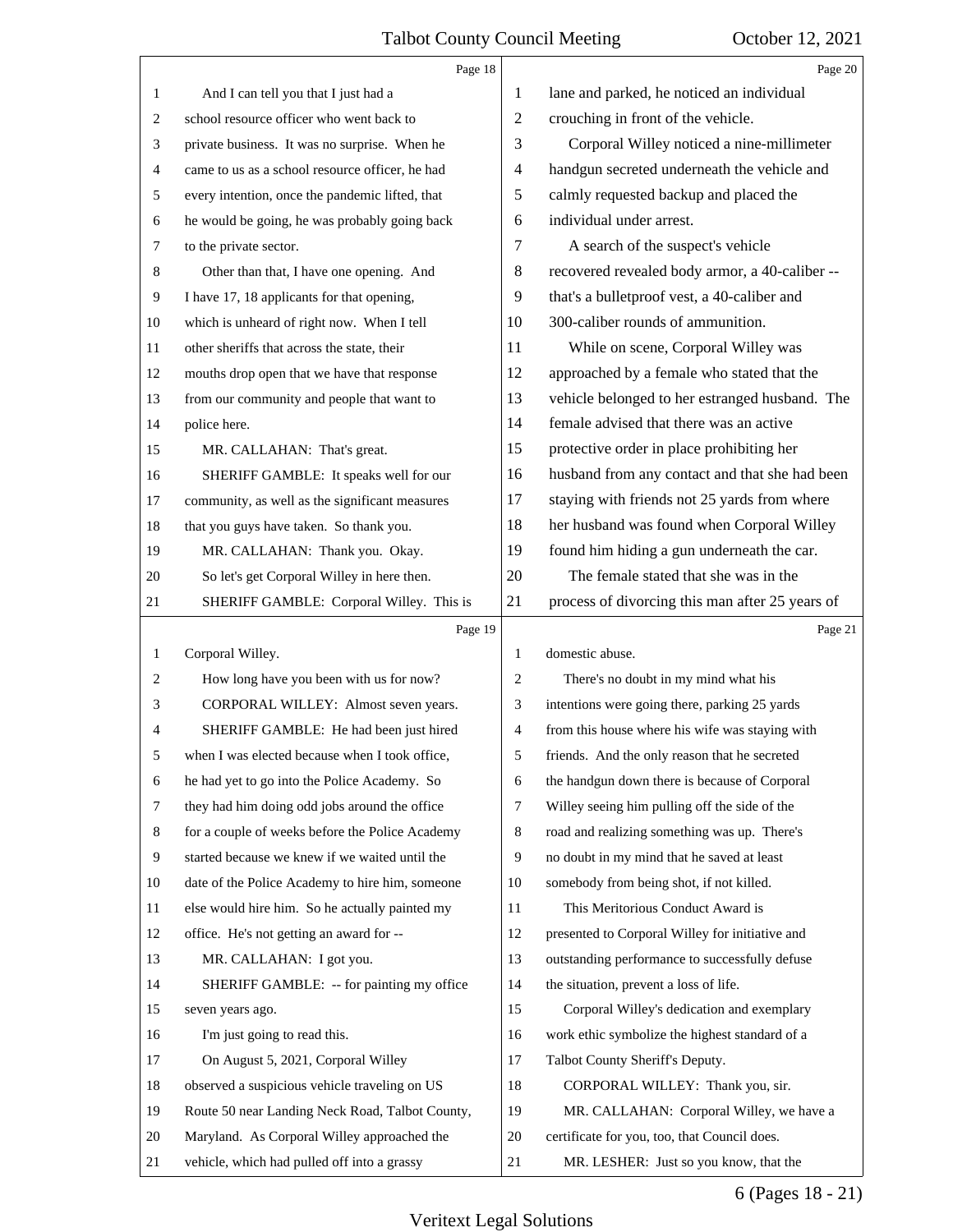And I can tell you that I just had a school resource officer who went back to private business. It was no surprise. When he came to us as a school resource officer, he had every intention, once the pandemic lifted, that he would be going, he was probably going back to the private sector.

Other than that, I have one opening. And I have 17, 18 applicants for that opening, which is unheard of right now. When I tell other sheriffs that across the state, their mouths drop open that we have that response from our community and people that want to police here.

MR. CALLAHAN: That's great.

SHERIFF GAMBLE: It speaks well for our community, as well as the significant measures that you guys have taken. So thank you.

MR. CALLAHAN: Thank you. Okay.

So let's get Corporal Willey in here then.

SHERIFF GAMBLE: Corporal Willey. This is Corporal Willey.

How long have you been with us for now?

CORPORAL WILLEY: Almost seven years.

SHERIFF GAMBLE: He had been just hired when I was elected because when I took office, he had yet to go into the Police Academy. So they had him doing odd jobs around the office for a couple of weeks before the Police Academy started because we knew if we waited until the date of the Police Academy to hire him, someone else would hire him. So he actually painted my office. He's not getting an award for --

MR. CALLAHAN: I got you.

SHERIFF GAMBLE: -- for painting my office seven years ago.

I'm just going to read this.

On August 5, 2021, Corporal Willey observed a suspicious vehicle traveling on US Route 50 near Landing Neck Road, Talbot County, Maryland. As Corporal Willey approached the vehicle, which had pulled off into a grassy lane and parked, he noticed an individual crouching in front of the vehicle.

Corporal Willey noticed a nine-millimeter handgun secreted underneath the vehicle and calmly requested backup and placed the individual under arrest.

A search of the suspect's vehicle recovered revealed body armor, a 40-caliber -- that's a bulletproof vest, a 40-caliber and 300-caliber rounds of ammunition.

While on scene, Corporal Willey was approached by a female who stated that the vehicle belonged to her estranged husband. The female advised that there was an active protective order in place prohibiting her husband from any contact and that she had been staying with friends not 25 yards from where her husband was found when Corporal Willey found him hiding a gun underneath the car.

The female stated that she was in the process of divorcing this man after 25 years of domestic abuse.

There's no doubt in my mind what his intentions were going there, parking 25 yards from this house where his wife was staying with friends. And the only reason that he secreted the handgun down there is because of Corporal Willey seeing him pulling off the side of the road and realizing something was up. There's no doubt in my mind that he saved at least somebody from being shot, if not killed.

This Meritorious Conduct Award is presented to Corporal Willey for initiative and outstanding performance to successfully defuse the situation, prevent a loss of life.

Corporal Willey's dedication and exemplary work ethic symbolize the highest standard of a Talbot County Sheriff's Deputy.

CORPORAL WILLEY: Thank you, sir.

MR. CALLAHAN: Corporal Willey, we have a certificate for you, too, that Council does.

MR. LESHER: Just so you know, that the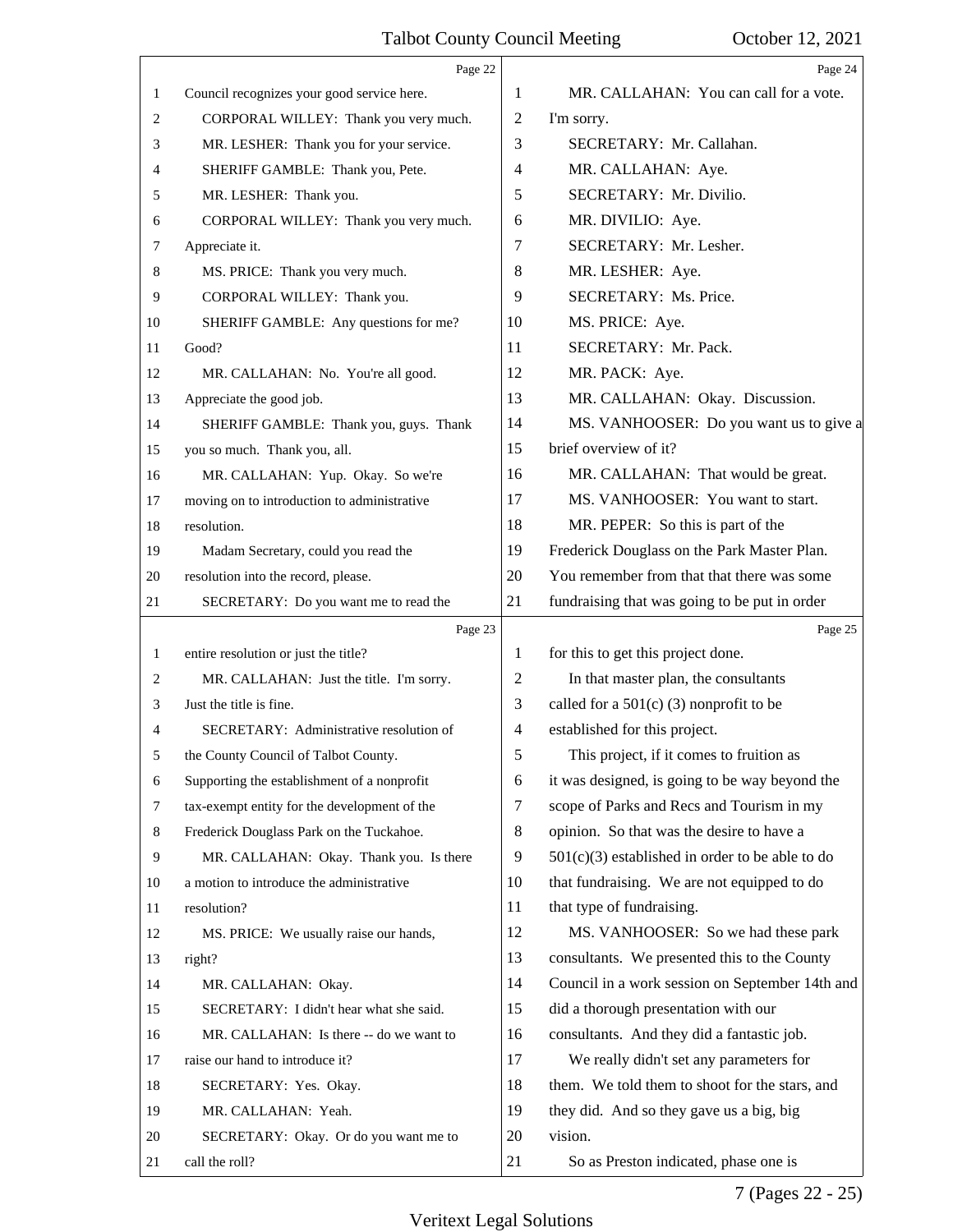Page 22

1 Council recognizes your good service here.
2 CORPORAL WILLEY: Thank you very much.
3 MR. LESHER: Thank you for your service.
4 SHERIFF GAMBLE: Thank you, Pete.
5 MR. LESHER: Thank you.
6 CORPORAL WILLEY: Thank you very much.
7 Appreciate it.
8 MS. PRICE: Thank you very much.
9 CORPORAL WILLEY: Thank you.
10 SHERIFF GAMBLE: Any questions for me?
11 Good?
12 MR. CALLAHAN: No. You're all good.
13 Appreciate the good job.
14 SHERIFF GAMBLE: Thank you, guys. Thank
15 you so much. Thank you, all.
16 MR. CALLAHAN: Yup. Okay. So we're
17 moving on to introduction to administrative
18 resolution.
19 Madam Secretary, could you read the
20 resolution into the record, please.
21 SECRETARY: Do you want me to read the

Page 23

1 entire resolution or just the title?
2 MR. CALLAHAN: Just the title. I'm sorry.
3 Just the title is fine.
4 SECRETARY: Administrative resolution of
5 the County Council of Talbot County.
6 Supporting the establishment of a nonprofit
7 tax-exempt entity for the development of the
8 Frederick Douglass Park on the Tuckahoe.
9 MR. CALLAHAN: Okay. Thank you. Is there
10 a motion to introduce the administrative
11 resolution?
12 MS. PRICE: We usually raise our hands,
13 right?
14 MR. CALLAHAN: Okay.
15 SECRETARY: I didn't hear what she said.
16 MR. CALLAHAN: Is there -- do we want to
17 raise our hand to introduce it?
18 SECRETARY: Yes. Okay.
19 MR. CALLAHAN: Yeah.
20 SECRETARY: Okay. Or do you want me to
21 call the roll?

Page 24

1 MR. CALLAHAN: You can call for a vote.
2 I'm sorry.
3 SECRETARY: Mr. Callahan.
4 MR. CALLAHAN: Aye.
5 SECRETARY: Mr. Divilio.
6 MR. DIVILIO: Aye.
7 SECRETARY: Mr. Lesher.
8 MR. LESHER: Aye.
9 SECRETARY: Ms. Price.
10 MS. PRICE: Aye.
11 SECRETARY: Mr. Pack.
12 MR. PACK: Aye.
13 MR. CALLAHAN: Okay. Discussion.
14 MS. VANHOOSER: Do you want us to give a
15 brief overview of it?
16 MR. CALLAHAN: That would be great.
17 MS. VANHOOSER: You want to start.
18 MR. PEPER: So this is part of the
19 Frederick Douglass on the Park Master Plan.
20 You remember from that that there was some
21 fundraising that was going to be put in order

Page 25

1 for this to get this project done.
2 In that master plan, the consultants
3 called for a 501(c) (3) nonprofit to be
4 established for this project.
5 This project, if it comes to fruition as
6 it was designed, is going to be way beyond the
7 scope of Parks and Recs and Tourism in my
8 opinion. So that was the desire to have a
9 501(c)(3) established in order to be able to do
10 that fundraising. We are not equipped to do
11 that type of fundraising.
12 MS. VANHOOSER: So we had these park
13 consultants. We presented this to the County
14 Council in a work session on September 14th and
15 did a thorough presentation with our
16 consultants. And they did a fantastic job.
17 We really didn't set any parameters for
18 them. We told them to shoot for the stars, and
19 they did. And so they gave us a big, big
20 vision.
21 So as Preston indicated, phase one is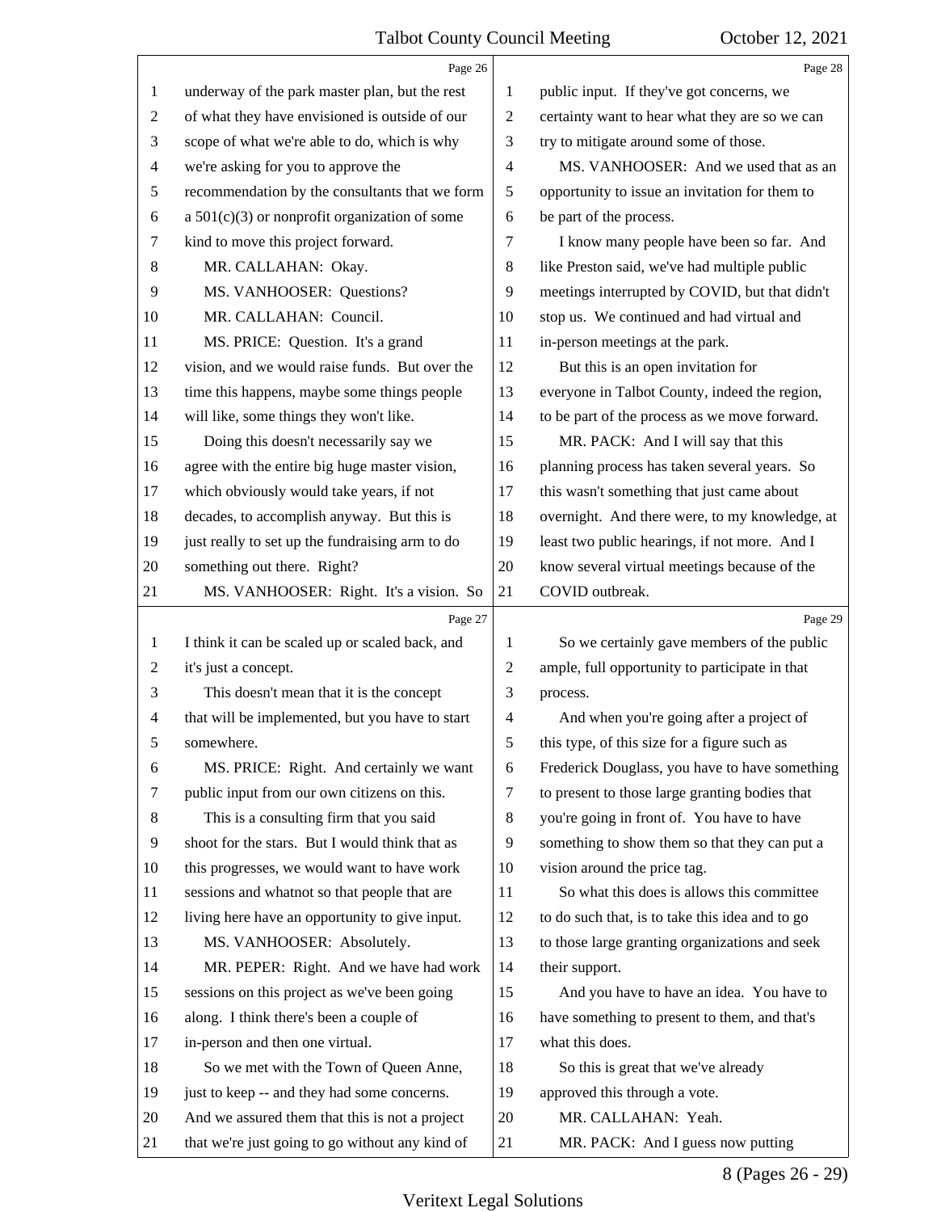Page 26

1 underway of the park master plan, but the rest
2 of what they have envisioned is outside of our
3 scope of what we're able to do, which is why
4 we're asking for you to approve the
5 recommendation by the consultants that we form
6 a 501(c)(3) or nonprofit organization of some
7 kind to move this project forward.
8 MR. CALLAHAN: Okay.
9 MS. VANHOOSER: Questions?
10 MR. CALLAHAN: Council.
11 MS. PRICE: Question. It's a grand
12 vision, and we would raise funds. But over the
13 time this happens, maybe some things people
14 will like, some things they won't like.
15 Doing this doesn't necessarily say we
16 agree with the entire big huge master vision,
17 which obviously would take years, if not
18 decades, to accomplish anyway. But this is
19 just really to set up the fundraising arm to do
20 something out there. Right?
21 MS. VANHOOSER: Right. It's a vision. So

Page 27

1 I think it can be scaled up or scaled back, and
2 it's just a concept.
3 This doesn't mean that it is the concept
4 that will be implemented, but you have to start
5 somewhere.
6 MS. PRICE: Right. And certainly we want
7 public input from our own citizens on this.
8 This is a consulting firm that you said
9 shoot for the stars. But I would think that as
10 this progresses, we would want to have work
11 sessions and whatnot so that people that are
12 living here have an opportunity to give input.
13 MS. VANHOOSER: Absolutely.
14 MR. PEPER: Right. And we have had work
15 sessions on this project as we've been going
16 along. I think there's been a couple of
17 in-person and then one virtual.
18 So we met with the Town of Queen Anne,
19 just to keep -- and they had some concerns.
20 And we assured them that this is not a project
21 that we're just going to go without any kind of

Page 28

1 public input. If they've got concerns, we
2 certainty want to hear what they are so we can
3 try to mitigate around some of those.
4 MS. VANHOOSER: And we used that as an
5 opportunity to issue an invitation for them to
6 be part of the process.
7 I know many people have been so far. And
8 like Preston said, we've had multiple public
9 meetings interrupted by COVID, but that didn't
10 stop us. We continued and had virtual and
11 in-person meetings at the park.
12 But this is an open invitation for
13 everyone in Talbot County, indeed the region,
14 to be part of the process as we move forward.
15 MR. PACK: And I will say that this
16 planning process has taken several years. So
17 this wasn't something that just came about
18 overnight. And there were, to my knowledge, at
19 least two public hearings, if not more. And I
20 know several virtual meetings because of the
21 COVID outbreak.

Page 29

1 So we certainly gave members of the public
2 ample, full opportunity to participate in that
3 process.
4 And when you're going after a project of
5 this type, of this size for a figure such as
6 Frederick Douglass, you have to have something
7 to present to those large granting bodies that
8 you're going in front of. You have to have
9 something to show them so that they can put a
10 vision around the price tag.
11 So what this does is allows this committee
12 to do such that, is to take this idea and to go
13 to those large granting organizations and seek
14 their support.
15 And you have to have an idea. You have to
16 have something to present to them, and that's
17 what this does.
18 So this is great that we've already
19 approved this through a vote.
20 MR. CALLAHAN: Yeah.
21 MR. PACK: And I guess now putting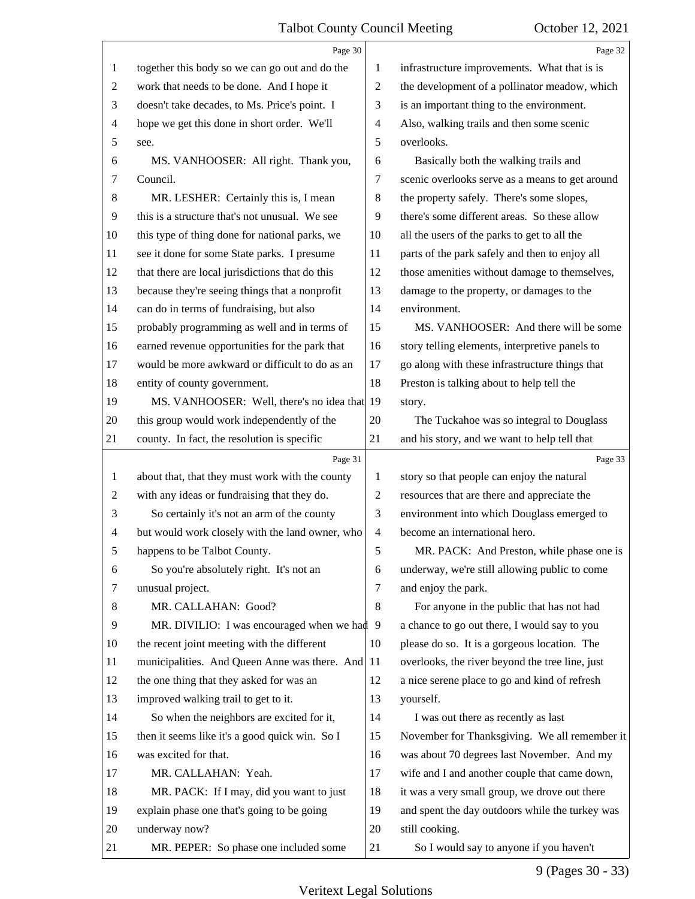Page 30

1 together this body so we can go out and do the
2 work that needs to be done. And I hope it
3 doesn't take decades, to Ms. Price's point. I
4 hope we get this done in short order. We'll
5 see.
6 MS. VANHOOSER: All right. Thank you,
7 Council.
8 MR. LESHER: Certainly this is, I mean
9 this is a structure that's not unusual. We see
10 this type of thing done for national parks, we
11 see it done for some State parks. I presume
12 that there are local jurisdictions that do this
13 because they're seeing things that a nonprofit
14 can do in terms of fundraising, but also
15 probably programming as well and in terms of
16 earned revenue opportunities for the park that
17 would be more awkward or difficult to do as an
18 entity of county government.
19 MS. VANHOOSER: Well, there's no idea that
20 this group would work independently of the
21 county. In fact, the resolution is specific

Page 31

1 about that, that they must work with the county
2 with any ideas or fundraising that they do.
3 So certainly it's not an arm of the county
4 but would work closely with the land owner, who
5 happens to be Talbot County.
6 So you're absolutely right. It's not an
7 unusual project.
8 MR. CALLAHAN: Good?
9 MR. DIVILIO: I was encouraged when we had
10 the recent joint meeting with the different
11 municipalities. And Queen Anne was there. And
12 the one thing that they asked for was an
13 improved walking trail to get to it.
14 So when the neighbors are excited for it,
15 then it seems like it's a good quick win. So I
16 was excited for that.
17 MR. CALLAHAN: Yeah.
18 MR. PACK: If I may, did you want to just
19 explain phase one that's going to be going
20 underway now?
21 MR. PEPER: So phase one included some

Page 32

1 infrastructure improvements. What that is is
2 the development of a pollinator meadow, which
3 is an important thing to the environment.
4 Also, walking trails and then some scenic
5 overlooks.
6 Basically both the walking trails and
7 scenic overlooks serve as a means to get around
8 the property safely. There's some slopes,
9 there's some different areas. So these allow
10 all the users of the parks to get to all the
11 parts of the park safely and then to enjoy all
12 those amenities without damage to themselves,
13 damage to the property, or damages to the
14 environment.
15 MS. VANHOOSER: And there will be some
16 story telling elements, interpretive panels to
17 go along with these infrastructure things that
18 Preston is talking about to help tell the
19 story.
20 The Tuckahoe was so integral to Douglass
21 and his story, and we want to help tell that

Page 33

1 story so that people can enjoy the natural
2 resources that are there and appreciate the
3 environment into which Douglass emerged to
4 become an international hero.
5 MR. PACK: And Preston, while phase one is
6 underway, we're still allowing public to come
7 and enjoy the park.
8 For anyone in the public that has not had
9 a chance to go out there, I would say to you
10 please do so. It is a gorgeous location. The
11 overlooks, the river beyond the tree line, just
12 a nice serene place to go and kind of refresh
13 yourself.
14 I was out there as recently as last
15 November for Thanksgiving. We all remember it
16 was about 70 degrees last November. And my
17 wife and I and another couple that came down,
18 it was a very small group, we drove out there
19 and spent the day outdoors while the turkey was
20 still cooking.
21 So I would say to anyone if you haven't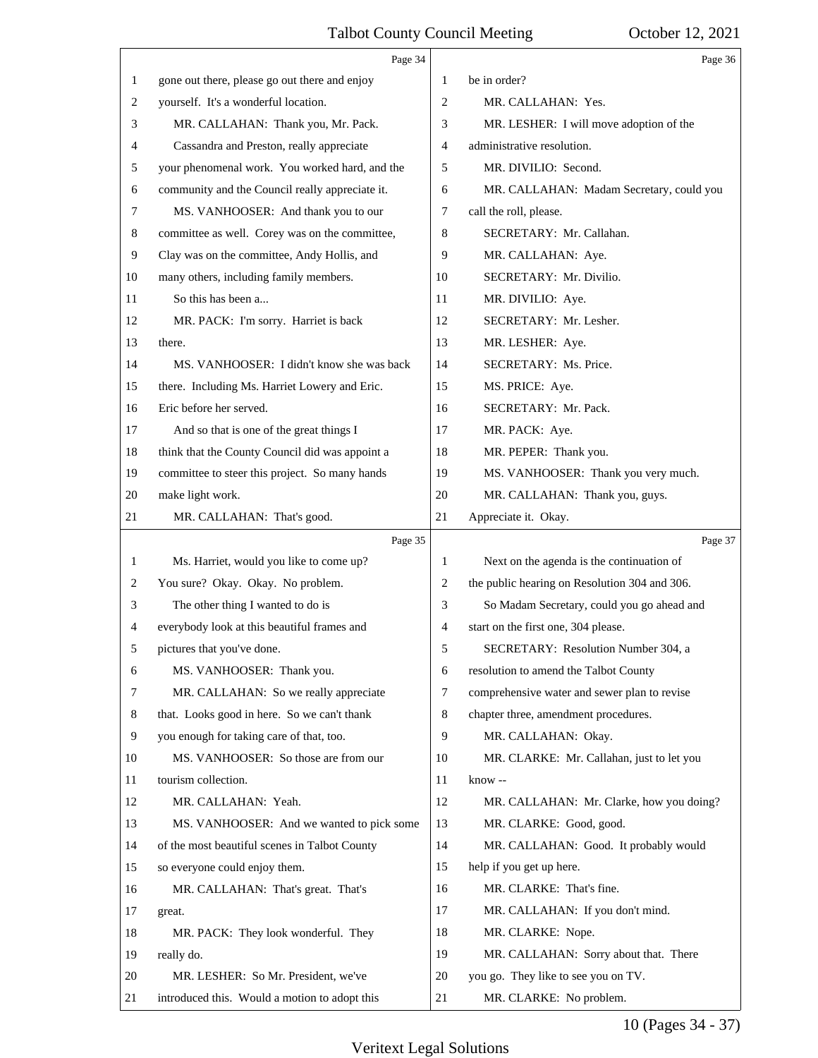gone out there, please go out there and enjoy yourself. It's a wonderful location.

MR. CALLAHAN: Thank you, Mr. Pack.

Cassandra and Preston, really appreciate your phenomenal work. You worked hard, and the community and the Council really appreciate it.

MS. VANHOOSER: And thank you to our committee as well. Corey was on the committee, Clay was on the committee, Andy Hollis, and many others, including family members.

So this has been a...

MR. PACK: I'm sorry. Harriet is back there.

MS. VANHOOSER: I didn't know she was back there. Including Ms. Harriet Lowery and Eric. Eric before her served.

And so that is one of the great things I think that the County Council did was appoint a committee to steer this project. So many hands make light work.

MR. CALLAHAN: That's good.

Ms. Harriet, would you like to come up? You sure? Okay. Okay. No problem.

The other thing I wanted to do is everybody look at this beautiful frames and pictures that you've done.

MS. VANHOOSER: Thank you.

MR. CALLAHAN: So we really appreciate that. Looks good in here. So we can't thank you enough for taking care of that, too.

MS. VANHOOSER: So those are from our tourism collection.

MR. CALLAHAN: Yeah.

MS. VANHOOSER: And we wanted to pick some of the most beautiful scenes in Talbot County so everyone could enjoy them.

MR. CALLAHAN: That's great. That's great.

MR. PACK: They look wonderful. They really do.

MR. LESHER: So Mr. President, we've introduced this. Would a motion to adopt this be in order?

MR. CALLAHAN: Yes.

MR. LESHER: I will move adoption of the administrative resolution.

MR. DIVILIO: Second.

MR. CALLAHAN: Madam Secretary, could you call the roll, please.

SECRETARY: Mr. Callahan.

MR. CALLAHAN: Aye.

SECRETARY: Mr. Divilio.

MR. DIVILIO: Aye.

SECRETARY: Mr. Lesher.

MR. LESHER: Aye.

SECRETARY: Ms. Price.

MS. PRICE: Aye.

SECRETARY: Mr. Pack.

MR. PACK: Aye.

MR. PEPER: Thank you.

MS. VANHOOSER: Thank you very much.

MR. CALLAHAN: Thank you, guys. Appreciate it. Okay.

Next on the agenda is the continuation of the public hearing on Resolution 304 and 306.

So Madam Secretary, could you go ahead and start on the first one, 304 please.

SECRETARY: Resolution Number 304, a resolution to amend the Talbot County comprehensive water and sewer plan to revise chapter three, amendment procedures.

MR. CALLAHAN: Okay.

MR. CLARKE: Mr. Callahan, just to let you know --

MR. CALLAHAN: Mr. Clarke, how you doing?

MR. CLARKE: Good, good.

MR. CALLAHAN: Good. It probably would help if you get up here.

MR. CLARKE: That's fine.

MR. CALLAHAN: If you don't mind.

MR. CLARKE: Nope.

MR. CALLAHAN: Sorry about that. There you go. They like to see you on TV.

MR. CLARKE: No problem.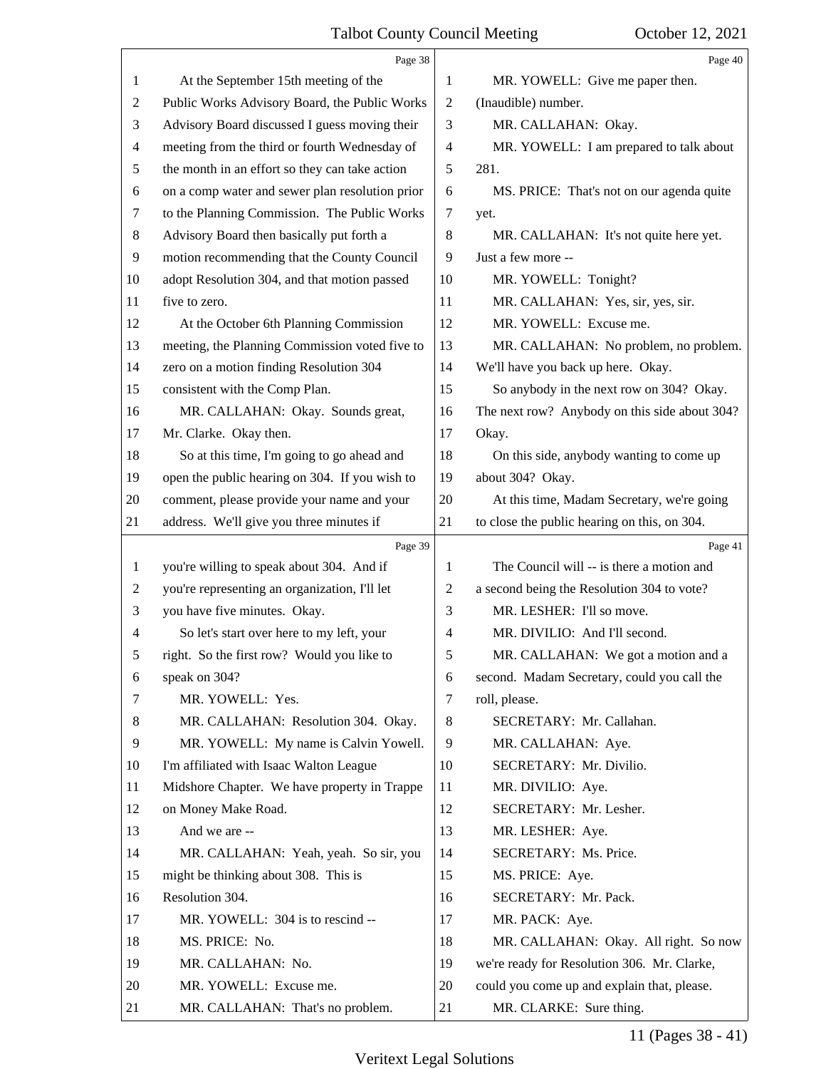Page 38

1 At the September 15th meeting of the
2 Public Works Advisory Board, the Public Works
3 Advisory Board discussed I guess moving their
4 meeting from the third or fourth Wednesday of
5 the month in an effort so they can take action
6 on a comp water and sewer plan resolution prior
7 to the Planning Commission. The Public Works
8 Advisory Board then basically put forth a
9 motion recommending that the County Council
10 adopt Resolution 304, and that motion passed
11 five to zero.
12 At the October 6th Planning Commission
13 meeting, the Planning Commission voted five to
14 zero on a motion finding Resolution 304
15 consistent with the Comp Plan.
16 MR. CALLAHAN: Okay. Sounds great,
17 Mr. Clarke. Okay then.
18 So at this time, I'm going to go ahead and
19 open the public hearing on 304. If you wish to
20 comment, please provide your name and your
21 address. We'll give you three minutes if

Page 39

1 you're willing to speak about 304. And if
2 you're representing an organization, I'll let
3 you have five minutes. Okay.
4 So let's start over here to my left, your
5 right. So the first row? Would you like to
6 speak on 304?
7 MR. YOWELL: Yes.
8 MR. CALLAHAN: Resolution 304. Okay.
9 MR. YOWELL: My name is Calvin Yowell.
10 I'm affiliated with Isaac Walton League
11 Midshore Chapter. We have property in Trappe
12 on Money Make Road.
13 And we are --
14 MR. CALLAHAN: Yeah, yeah. So sir, you
15 might be thinking about 308. This is
16 Resolution 304.
17 MR. YOWELL: 304 is to rescind --
18 MS. PRICE: No.
19 MR. CALLAHAN: No.
20 MR. YOWELL: Excuse me.
21 MR. CALLAHAN: That's no problem.

Page 40

1 MR. YOWELL: Give me paper then.
2 (Inaudible) number.
3 MR. CALLAHAN: Okay.
4 MR. YOWELL: I am prepared to talk about
5 281.
6 MS. PRICE: That's not on our agenda quite
7 yet.
8 MR. CALLAHAN: It's not quite here yet.
9 Just a few more --
10 MR. YOWELL: Tonight?
11 MR. CALLAHAN: Yes, sir, yes, sir.
12 MR. YOWELL: Excuse me.
13 MR. CALLAHAN: No problem, no problem.
14 We'll have you back up here. Okay.
15 So anybody in the next row on 304? Okay.
16 The next row? Anybody on this side about 304?
17 Okay.
18 On this side, anybody wanting to come up
19 about 304? Okay.
20 At this time, Madam Secretary, we're going
21 to close the public hearing on this, on 304.

Page 41

1 The Council will -- is there a motion and
2 a second being the Resolution 304 to vote?
3 MR. LESHER: I'll so move.
4 MR. DIVILIO: And I'll second.
5 MR. CALLAHAN: We got a motion and a
6 second. Madam Secretary, could you call the
7 roll, please.
8 SECRETARY: Mr. Callahan.
9 MR. CALLAHAN: Aye.
10 SECRETARY: Mr. Divilio.
11 MR. DIVILIO: Aye.
12 SECRETARY: Mr. Lesher.
13 MR. LESHER: Aye.
14 SECRETARY: Ms. Price.
15 MS. PRICE: Aye.
16 SECRETARY: Mr. Pack.
17 MR. PACK: Aye.
18 MR. CALLAHAN: Okay. All right. So now
19 we're ready for Resolution 306. Mr. Clarke,
20 could you come up and explain that, please.
21 MR. CLARKE: Sure thing.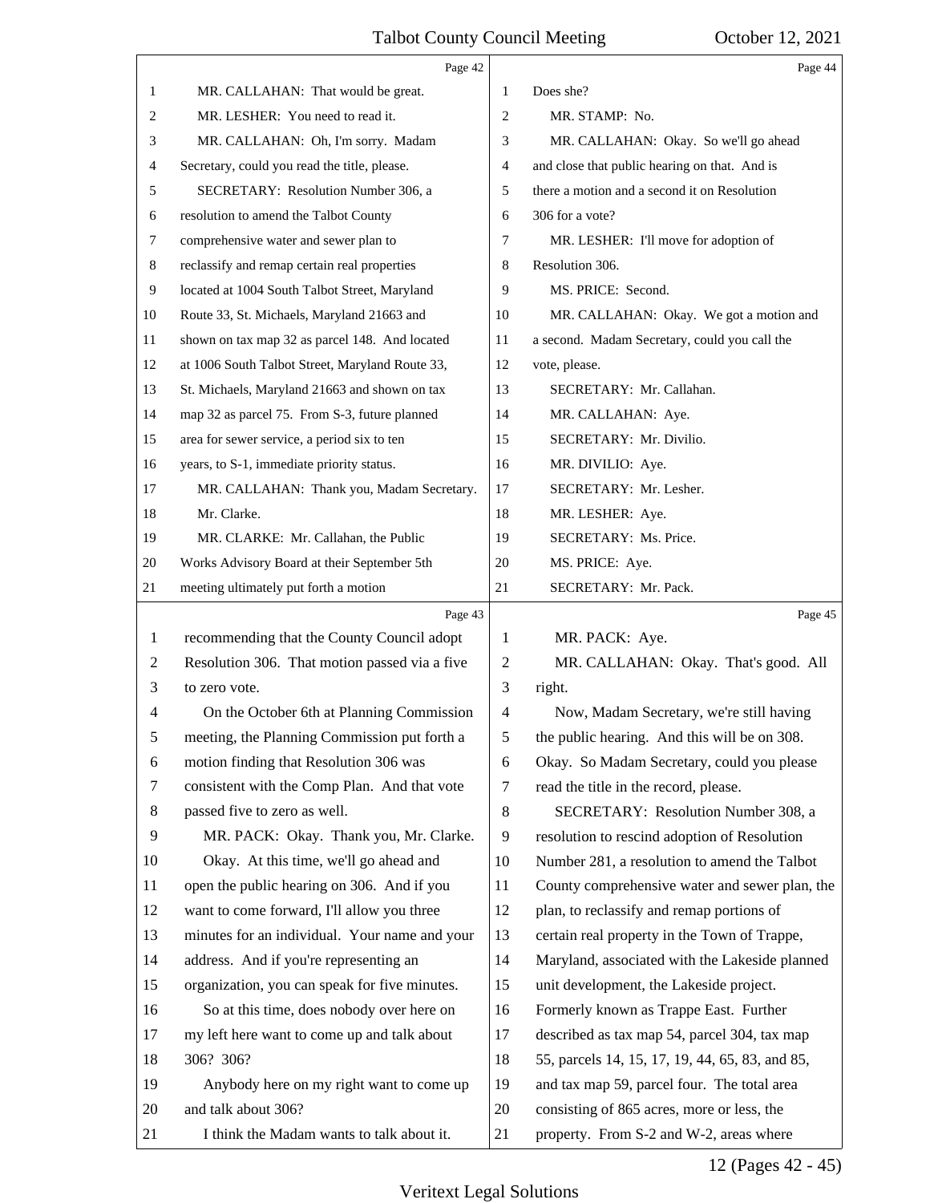Page 42

1 MR. CALLAHAN: That would be great.
2 MR. LESHER: You need to read it.
3 MR. CALLAHAN: Oh, I'm sorry. Madam
4 Secretary, could you read the title, please.
5 SECRETARY: Resolution Number 306, a
6 resolution to amend the Talbot County
7 comprehensive water and sewer plan to
8 reclassify and remap certain real properties
9 located at 1004 South Talbot Street, Maryland
10 Route 33, St. Michaels, Maryland 21663 and
11 shown on tax map 32 as parcel 148. And located
12 at 1006 South Talbot Street, Maryland Route 33,
13 St. Michaels, Maryland 21663 and shown on tax
14 map 32 as parcel 75. From S-3, future planned
15 area for sewer service, a period six to ten
16 years, to S-1, immediate priority status.
17 MR. CALLAHAN: Thank you, Madam Secretary.
18 Mr. Clarke.
19 MR. CLARKE: Mr. Callahan, the Public
20 Works Advisory Board at their September 5th
21 meeting ultimately put forth a motion

Page 43

1 recommending that the County Council adopt
2 Resolution 306. That motion passed via a five
3 to zero vote.
4 On the October 6th at Planning Commission
5 meeting, the Planning Commission put forth a
6 motion finding that Resolution 306 was
7 consistent with the Comp Plan. And that vote
8 passed five to zero as well.
9 MR. PACK: Okay. Thank you, Mr. Clarke.
10 Okay. At this time, we'll go ahead and
11 open the public hearing on 306. And if you
12 want to come forward, I'll allow you three
13 minutes for an individual. Your name and your
14 address. And if you're representing an
15 organization, you can speak for five minutes.
16 So at this time, does nobody over here on
17 my left here want to come up and talk about
18 306? 306?
19 Anybody here on my right want to come up
20 and talk about 306?
21 I think the Madam wants to talk about it.

Page 44

1 Does she?
2 MR. STAMP: No.
3 MR. CALLAHAN: Okay. So we'll go ahead
4 and close that public hearing on that. And is
5 there a motion and a second it on Resolution
6 306 for a vote?
7 MR. LESHER: I'll move for adoption of
8 Resolution 306.
9 MS. PRICE: Second.
10 MR. CALLAHAN: Okay. We got a motion and
11 a second. Madam Secretary, could you call the
12 vote, please.
13 SECRETARY: Mr. Callahan.
14 MR. CALLAHAN: Aye.
15 SECRETARY: Mr. Divilio.
16 MR. DIVILIO: Aye.
17 SECRETARY: Mr. Lesher.
18 MR. LESHER: Aye.
19 SECRETARY: Ms. Price.
20 MS. PRICE: Aye.
21 SECRETARY: Mr. Pack.

Page 45

1 MR. PACK: Aye.
2 MR. CALLAHAN: Okay. That's good. All
3 right.
4 Now, Madam Secretary, we're still having
5 the public hearing. And this will be on 308.
6 Okay. So Madam Secretary, could you please
7 read the title in the record, please.
8 SECRETARY: Resolution Number 308, a
9 resolution to rescind adoption of Resolution
10 Number 281, a resolution to amend the Talbot
11 County comprehensive water and sewer plan, the
12 plan, to reclassify and remap portions of
13 certain real property in the Town of Trappe,
14 Maryland, associated with the Lakeside planned
15 unit development, the Lakeside project.
16 Formerly known as Trappe East. Further
17 described as tax map 54, parcel 304, tax map
18 55, parcels 14, 15, 17, 19, 44, 65, 83, and 85,
19 and tax map 59, parcel four. The total area
20 consisting of 865 acres, more or less, the
21 property. From S-2 and W-2, areas where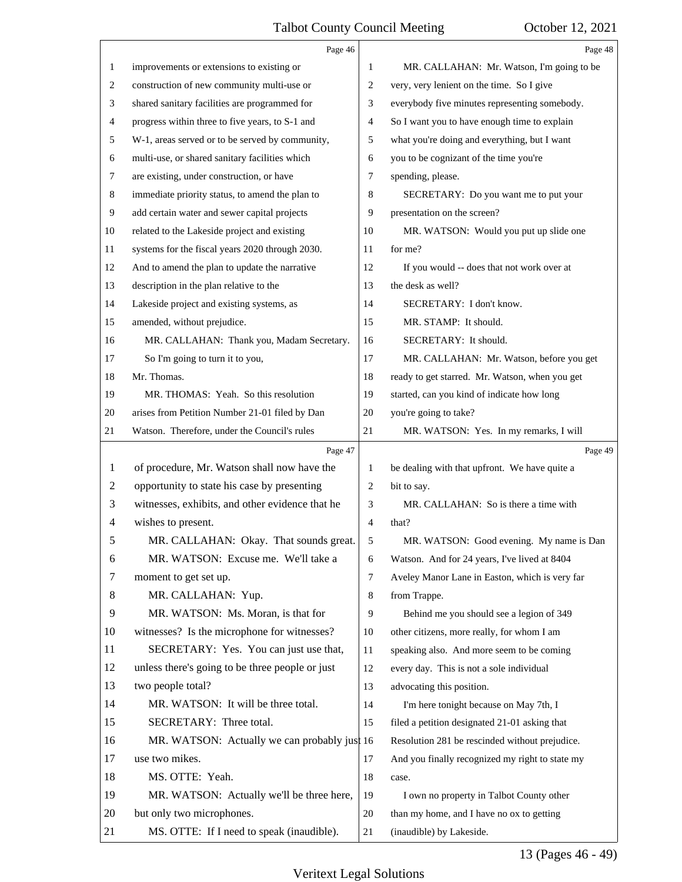Page 46

1 improvements or extensions to existing or
2 construction of new community multi-use or
3 shared sanitary facilities are programmed for
4 progress within three to five years, to S-1 and
5 W-1, areas served or to be served by community,
6 multi-use, or shared sanitary facilities which
7 are existing, under construction, or have
8 immediate priority status, to amend the plan to
9 add certain water and sewer capital projects
10 related to the Lakeside project and existing
11 systems for the fiscal years 2020 through 2030.
12 And to amend the plan to update the narrative
13 description in the plan relative to the
14 Lakeside project and existing systems, as
15 amended, without prejudice.
16 MR. CALLAHAN: Thank you, Madam Secretary.
17 So I'm going to turn it to you,
18 Mr. Thomas.
19 MR. THOMAS: Yeah. So this resolution
20 arises from Petition Number 21-01 filed by Dan
21 Watson. Therefore, under the Council's rules

Page 47

1 of procedure, Mr. Watson shall now have the
2 opportunity to state his case by presenting
3 witnesses, exhibits, and other evidence that he
4 wishes to present.
5 MR. CALLAHAN: Okay. That sounds great.
6 MR. WATSON: Excuse me. We'll take a
7 moment to get set up.
8 MR. CALLAHAN: Yup.
9 MR. WATSON: Ms. Moran, is that for
10 witnesses? Is the microphone for witnesses?
11 SECRETARY: Yes. You can just use that,
12 unless there's going to be three people or just
13 two people total?
14 MR. WATSON: It will be three total.
15 SECRETARY: Three total.
16 MR. WATSON: Actually we can probably just
17 use two mikes.
18 MS. OTTE: Yeah.
19 MR. WATSON: Actually we'll be three here,
20 but only two microphones.
21 MS. OTTE: If I need to speak (inaudible).

Page 48

1 MR. CALLAHAN: Mr. Watson, I'm going to be
2 very, very lenient on the time. So I give
3 everybody five minutes representing somebody.
4 So I want you to have enough time to explain
5 what you're doing and everything, but I want
6 you to be cognizant of the time you're
7 spending, please.
8 SECRETARY: Do you want me to put your
9 presentation on the screen?
10 MR. WATSON: Would you put up slide one
11 for me?
12 If you would -- does that not work over at
13 the desk as well?
14 SECRETARY: I don't know.
15 MR. STAMP: It should.
16 SECRETARY: It should.
17 MR. CALLAHAN: Mr. Watson, before you get
18 ready to get starred. Mr. Watson, when you get
19 started, can you kind of indicate how long
20 you're going to take?
21 MR. WATSON: Yes. In my remarks, I will

Page 49

1 be dealing with that upfront. We have quite a
2 bit to say.
3 MR. CALLAHAN: So is there a time with
4 that?
5 MR. WATSON: Good evening. My name is Dan
6 Watson. And for 24 years, I've lived at 8404
7 Aveley Manor Lane in Easton, which is very far
8 from Trappe.
9 Behind me you should see a legion of 349
10 other citizens, more really, for whom I am
11 speaking also. And more seem to be coming
12 every day. This is not a sole individual
13 advocating this position.
14 I'm here tonight because on May 7th, I
15 filed a petition designated 21-01 asking that
16 Resolution 281 be rescinded without prejudice.
17 And you finally recognized my right to state my
18 case.
19 I own no property in Talbot County other
20 than my home, and I have no ox to getting
21 (inaudible) by Lakeside.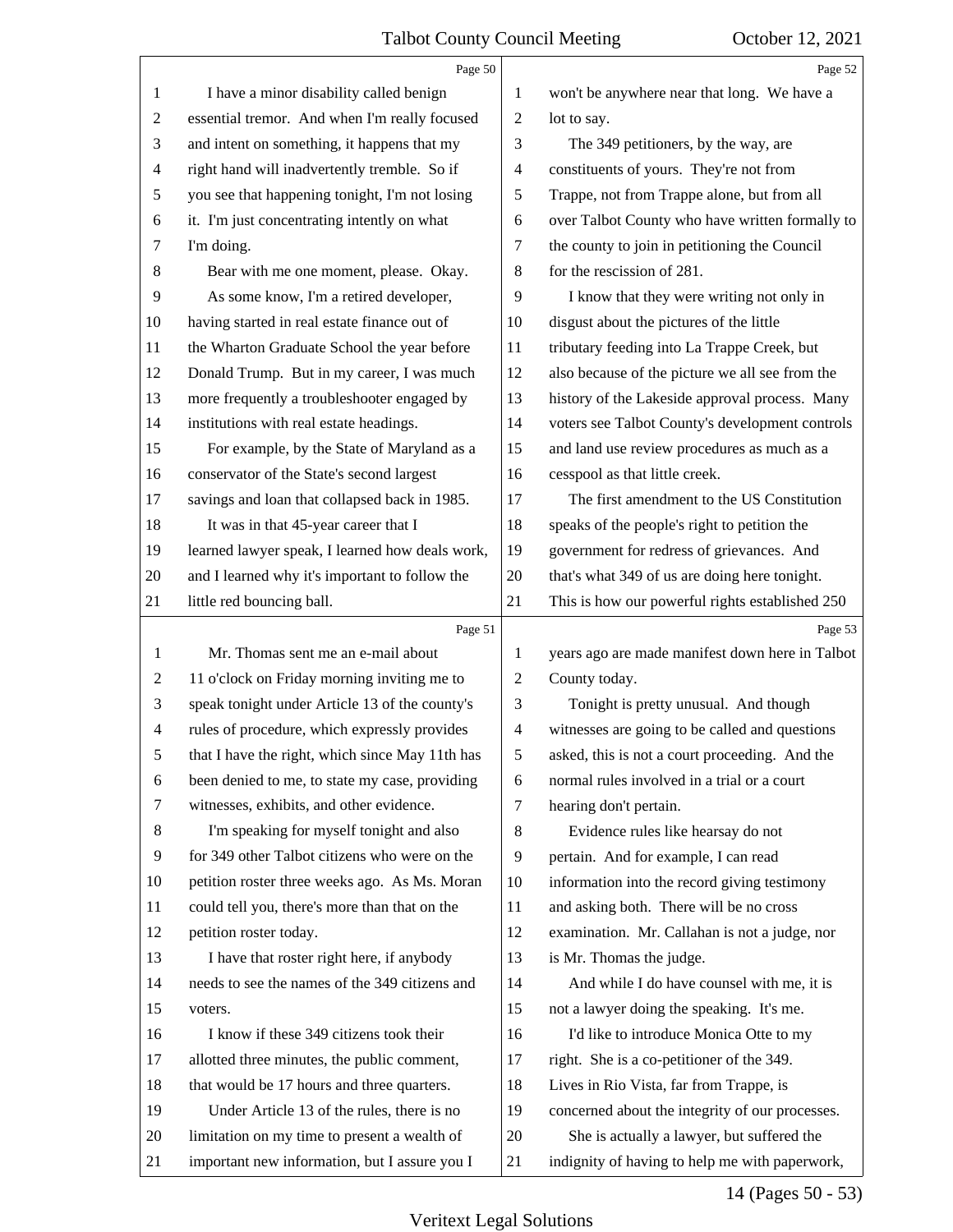Page 50

1 I have a minor disability called benign
2 essential tremor. And when I'm really focused
3 and intent on something, it happens that my
4 right hand will inadvertently tremble. So if
5 you see that happening tonight, I'm not losing
6 it. I'm just concentrating intently on what
7 I'm doing.
8 Bear with me one moment, please. Okay.
9 As some know, I'm a retired developer,
10 having started in real estate finance out of
11 the Wharton Graduate School the year before
12 Donald Trump. But in my career, I was much
13 more frequently a troubleshooter engaged by
14 institutions with real estate headings.
15 For example, by the State of Maryland as a
16 conservator of the State's second largest
17 savings and loan that collapsed back in 1985.
18 It was in that 45-year career that I
19 learned lawyer speak, I learned how deals work,
20 and I learned why it's important to follow the
21 little red bouncing ball.

Page 51

1 Mr. Thomas sent me an e-mail about
2 11 o'clock on Friday morning inviting me to
3 speak tonight under Article 13 of the county's
4 rules of procedure, which expressly provides
5 that I have the right, which since May 11th has
6 been denied to me, to state my case, providing
7 witnesses, exhibits, and other evidence.
8 I'm speaking for myself tonight and also
9 for 349 other Talbot citizens who were on the
10 petition roster three weeks ago. As Ms. Moran
11 could tell you, there's more than that on the
12 petition roster today.
13 I have that roster right here, if anybody
14 needs to see the names of the 349 citizens and
15 voters.
16 I know if these 349 citizens took their
17 allotted three minutes, the public comment,
18 that would be 17 hours and three quarters.
19 Under Article 13 of the rules, there is no
20 limitation on my time to present a wealth of
21 important new information, but I assure you I

Page 52

1 won't be anywhere near that long. We have a
2 lot to say.
3 The 349 petitioners, by the way, are
4 constituents of yours. They're not from
5 Trappe, not from Trappe alone, but from all
6 over Talbot County who have written formally to
7 the county to join in petitioning the Council
8 for the rescission of 281.
9 I know that they were writing not only in
10 disgust about the pictures of the little
11 tributary feeding into La Trappe Creek, but
12 also because of the picture we all see from the
13 history of the Lakeside approval process. Many
14 voters see Talbot County's development controls
15 and land use review procedures as much as a
16 cesspool as that little creek.
17 The first amendment to the US Constitution
18 speaks of the people's right to petition the
19 government for redress of grievances. And
20 that's what 349 of us are doing here tonight.
21 This is how our powerful rights established 250

Page 53

1 years ago are made manifest down here in Talbot
2 County today.
3 Tonight is pretty unusual. And though
4 witnesses are going to be called and questions
5 asked, this is not a court proceeding. And the
6 normal rules involved in a trial or a court
7 hearing don't pertain.
8 Evidence rules like hearsay do not
9 pertain. And for example, I can read
10 information into the record giving testimony
11 and asking both. There will be no cross
12 examination. Mr. Callahan is not a judge, nor
13 is Mr. Thomas the judge.
14 And while I do have counsel with me, it is
15 not a lawyer doing the speaking. It's me.
16 I'd like to introduce Monica Otte to my
17 right. She is a co-petitioner of the 349.
18 Lives in Rio Vista, far from Trappe, is
19 concerned about the integrity of our processes.
20 She is actually a lawyer, but suffered the
21 indignity of having to help me with paperwork,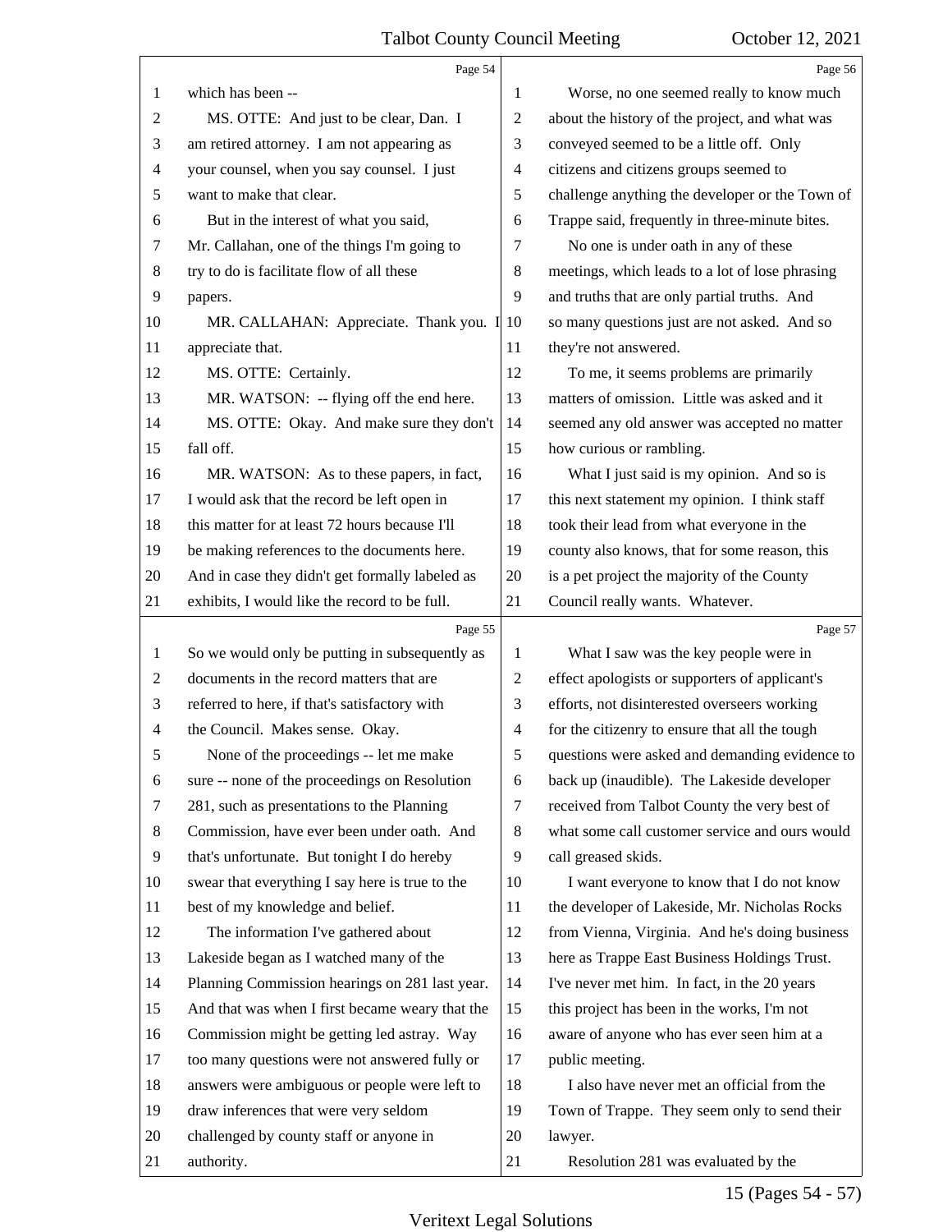Page 54

which has been --

MS. OTTE: And just to be clear, Dan. I am retired attorney. I am not appearing as your counsel, when you say counsel. I just want to make that clear.

But in the interest of what you said, Mr. Callahan, one of the things I'm going to try to do is facilitate flow of all these papers.

MR. CALLAHAN: Appreciate. Thank you. I appreciate that.

MS. OTTE: Certainly.

MR. WATSON: -- flying off the end here.

MS. OTTE: Okay. And make sure they don't fall off.

MR. WATSON: As to these papers, in fact, I would ask that the record be left open in this matter for at least 72 hours because I'll be making references to the documents here. And in case they didn't get formally labeled as exhibits, I would like the record to be full.

Page 55

So we would only be putting in subsequently as documents in the record matters that are referred to here, if that's satisfactory with the Council. Makes sense. Okay.

None of the proceedings -- let me make sure -- none of the proceedings on Resolution 281, such as presentations to the Planning Commission, have ever been under oath. And that's unfortunate. But tonight I do hereby swear that everything I say here is true to the best of my knowledge and belief.

The information I've gathered about Lakeside began as I watched many of the Planning Commission hearings on 281 last year. And that was when I first became weary that the Commission might be getting led astray. Way too many questions were not answered fully or answers were ambiguous or people were left to draw inferences that were very seldom challenged by county staff or anyone in authority.

Page 56

Worse, no one seemed really to know much about the history of the project, and what was conveyed seemed to be a little off. Only citizens and citizens groups seemed to challenge anything the developer or the Town of Trappe said, frequently in three-minute bites.

No one is under oath in any of these meetings, which leads to a lot of lose phrasing and truths that are only partial truths. And so many questions just are not asked. And so they're not answered.

To me, it seems problems are primarily matters of omission. Little was asked and it seemed any old answer was accepted no matter how curious or rambling.

What I just said is my opinion. And so is this next statement my opinion. I think staff took their lead from what everyone in the county also knows, that for some reason, this is a pet project the majority of the County Council really wants. Whatever.

Page 57

What I saw was the key people were in effect apologists or supporters of applicant's efforts, not disinterested overseers working for the citizenry to ensure that all the tough questions were asked and demanding evidence to back up (inaudible). The Lakeside developer received from Talbot County the very best of what some call customer service and ours would call greased skids.

I want everyone to know that I do not know the developer of Lakeside, Mr. Nicholas Rocks from Vienna, Virginia. And he's doing business here as Trappe East Business Holdings Trust. I've never met him. In fact, in the 20 years this project has been in the works, I'm not aware of anyone who has ever seen him at a public meeting.

I also have never met an official from the Town of Trappe. They seem only to send their lawyer.

Resolution 281 was evaluated by the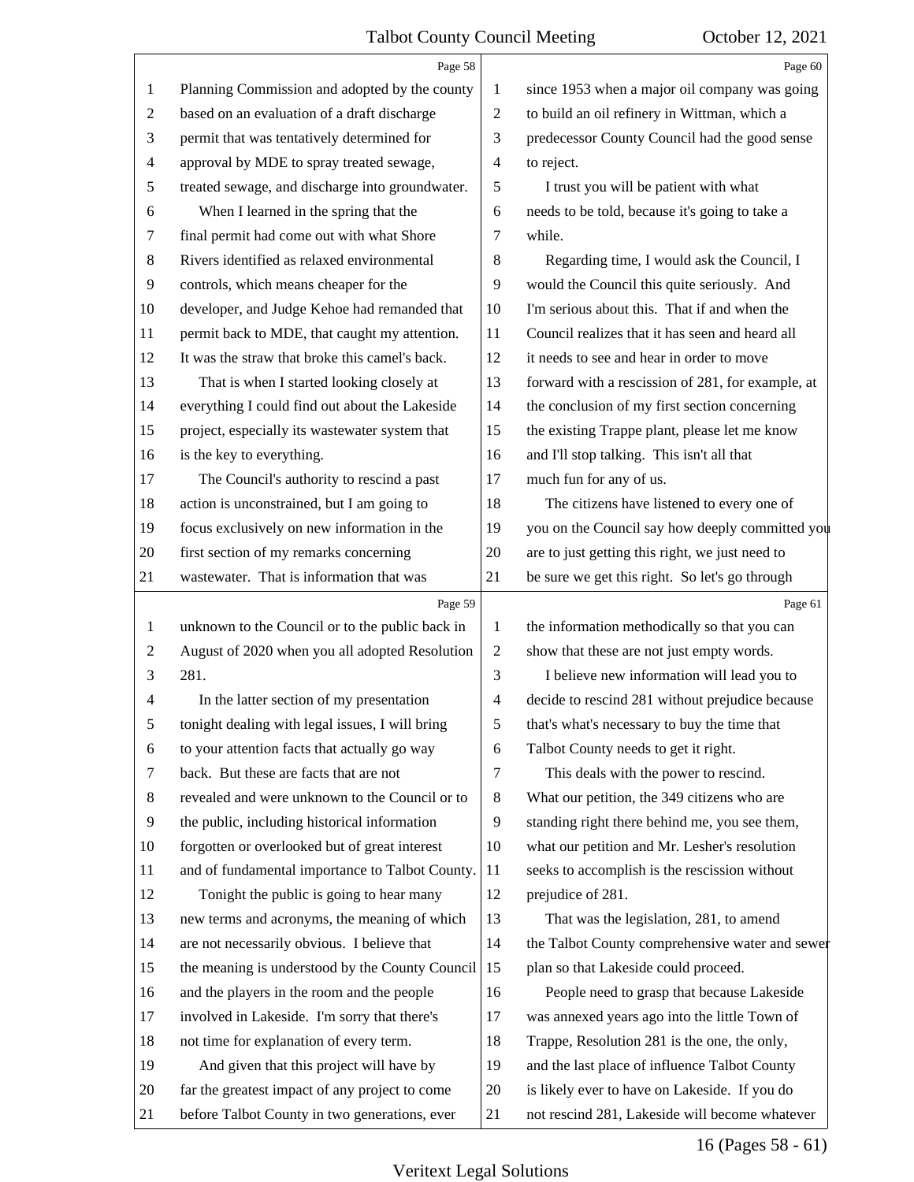Page 58

1 Planning Commission and adopted by the county
2 based on an evaluation of a draft discharge
3 permit that was tentatively determined for
4 approval by MDE to spray treated sewage,
5 treated sewage, and discharge into groundwater.
6 When I learned in the spring that the
7 final permit had come out with what Shore
8 Rivers identified as relaxed environmental
9 controls, which means cheaper for the
10 developer, and Judge Kehoe had remanded that
11 permit back to MDE, that caught my attention.
12 It was the straw that broke this camel's back.
13 That is when I started looking closely at
14 everything I could find out about the Lakeside
15 project, especially its wastewater system that
16 is the key to everything.
17 The Council's authority to rescind a past
18 action is unconstrained, but I am going to
19 focus exclusively on new information in the
20 first section of my remarks concerning
21 wastewater. That is information that was

Page 59

1 unknown to the Council or to the public back in
2 August of 2020 when you all adopted Resolution
3 281.
4 In the latter section of my presentation
5 tonight dealing with legal issues, I will bring
6 to your attention facts that actually go way
7 back. But these are facts that are not
8 revealed and were unknown to the Council or to
9 the public, including historical information
10 forgotten or overlooked but of great interest
11 and of fundamental importance to Talbot County.
12 Tonight the public is going to hear many
13 new terms and acronyms, the meaning of which
14 are not necessarily obvious. I believe that
15 the meaning is understood by the County Council
16 and the players in the room and the people
17 involved in Lakeside. I'm sorry that there's
18 not time for explanation of every term.
19 And given that this project will have by
20 far the greatest impact of any project to come
21 before Talbot County in two generations, ever

Page 60

1 since 1953 when a major oil company was going
2 to build an oil refinery in Wittman, which a
3 predecessor County Council had the good sense
4 to reject.
5 I trust you will be patient with what
6 needs to be told, because it's going to take a
7 while.
8 Regarding time, I would ask the Council, I
9 would the Council this quite seriously. And
10 I'm serious about this. That if and when the
11 Council realizes that it has seen and heard all
12 it needs to see and hear in order to move
13 forward with a rescission of 281, for example, at
14 the conclusion of my first section concerning
15 the existing Trappe plant, please let me know
16 and I'll stop talking. This isn't all that
17 much fun for any of us.
18 The citizens have listened to every one of
19 you on the Council say how deeply committed you
20 are to just getting this right, we just need to
21 be sure we get this right. So let's go through

Page 61

1 the information methodically so that you can
2 show that these are not just empty words.
3 I believe new information will lead you to
4 decide to rescind 281 without prejudice because
5 that's what's necessary to buy the time that
6 Talbot County needs to get it right.
7 This deals with the power to rescind.
8 What our petition, the 349 citizens who are
9 standing right there behind me, you see them,
10 what our petition and Mr. Lesher's resolution
11 seeks to accomplish is the rescission without
12 prejudice of 281.
13 That was the legislation, 281, to amend
14 the Talbot County comprehensive water and sewer
15 plan so that Lakeside could proceed.
16 People need to grasp that because Lakeside
17 was annexed years ago into the little Town of
18 Trappe, Resolution 281 is the one, the only,
19 and the last place of influence Talbot County
20 is likely ever to have on Lakeside. If you do
21 not rescind 281, Lakeside will become whatever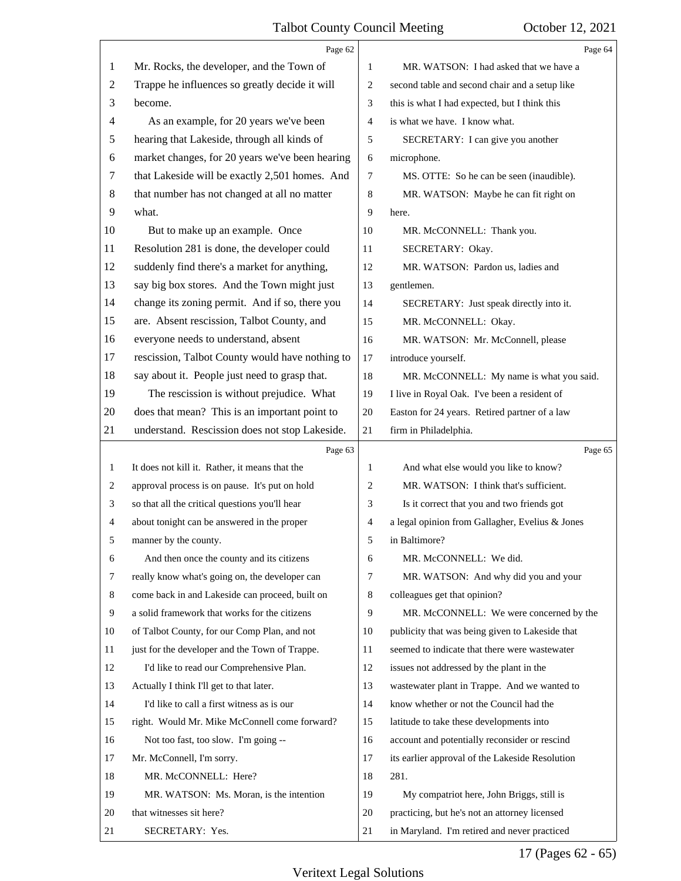Mr. Rocks, the developer, and the Town of Trappe he influences so greatly decide it will become.

As an example, for 20 years we've been hearing that Lakeside, through all kinds of market changes, for 20 years we've been hearing that Lakeside will be exactly 2,501 homes. And that number has not changed at all no matter what.

But to make up an example. Once Resolution 281 is done, the developer could suddenly find there's a market for anything, say big box stores. And the Town might just change its zoning permit. And if so, there you are. Absent rescission, Talbot County, and everyone needs to understand, absent rescission, Talbot County would have nothing to say about it. People just need to grasp that.

The rescission is without prejudice. What does that mean? This is an important point to understand. Rescission does not stop Lakeside. It does not kill it. Rather, it means that the approval process is on pause. It's put on hold so that all the critical questions you'll hear about tonight can be answered in the proper manner by the county.

And then once the county and its citizens really know what's going on, the developer can come back in and Lakeside can proceed, built on a solid framework that works for the citizens of Talbot County, for our Comp Plan, and not just for the developer and the Town of Trappe.

I'd like to read our Comprehensive Plan. Actually I think I'll get to that later.

I'd like to call a first witness as is our right. Would Mr. Mike McConnell come forward?

Not too fast, too slow. I'm going -- Mr. McConnell, I'm sorry.

MR. McCONNELL: Here?

MR. WATSON: Ms. Moran, is the intention that witnesses sit here?

SECRETARY: Yes.

MR. WATSON: I had asked that we have a second table and second chair and a setup like this is what I had expected, but I think this is what we have. I know what.

SECRETARY: I can give you another microphone.

MS. OTTE: So he can be seen (inaudible).

MR. WATSON: Maybe he can fit right on here.

MR. McCONNELL: Thank you.

SECRETARY: Okay.

MR. WATSON: Pardon us, ladies and gentlemen.

SECRETARY: Just speak directly into it.

MR. McCONNELL: Okay.

MR. WATSON: Mr. McConnell, please introduce yourself.

MR. McCONNELL: My name is what you said. I live in Royal Oak. I've been a resident of Easton for 24 years. Retired partner of a law firm in Philadelphia.

And what else would you like to know?

MR. WATSON: I think that's sufficient.

Is it correct that you and two friends got a legal opinion from Gallagher, Evelius & Jones in Baltimore?

MR. McCONNELL: We did.

MR. WATSON: And why did you and your colleagues get that opinion?

MR. McCONNELL: We were concerned by the publicity that was being given to Lakeside that seemed to indicate that there were wastewater issues not addressed by the plant in the wastewater plant in Trappe. And we wanted to know whether or not the Council had the latitude to take these developments into account and potentially reconsider or rescind its earlier approval of the Lakeside Resolution 281.

My compatriot here, John Briggs, still is practicing, but he's not an attorney licensed in Maryland. I'm retired and never practiced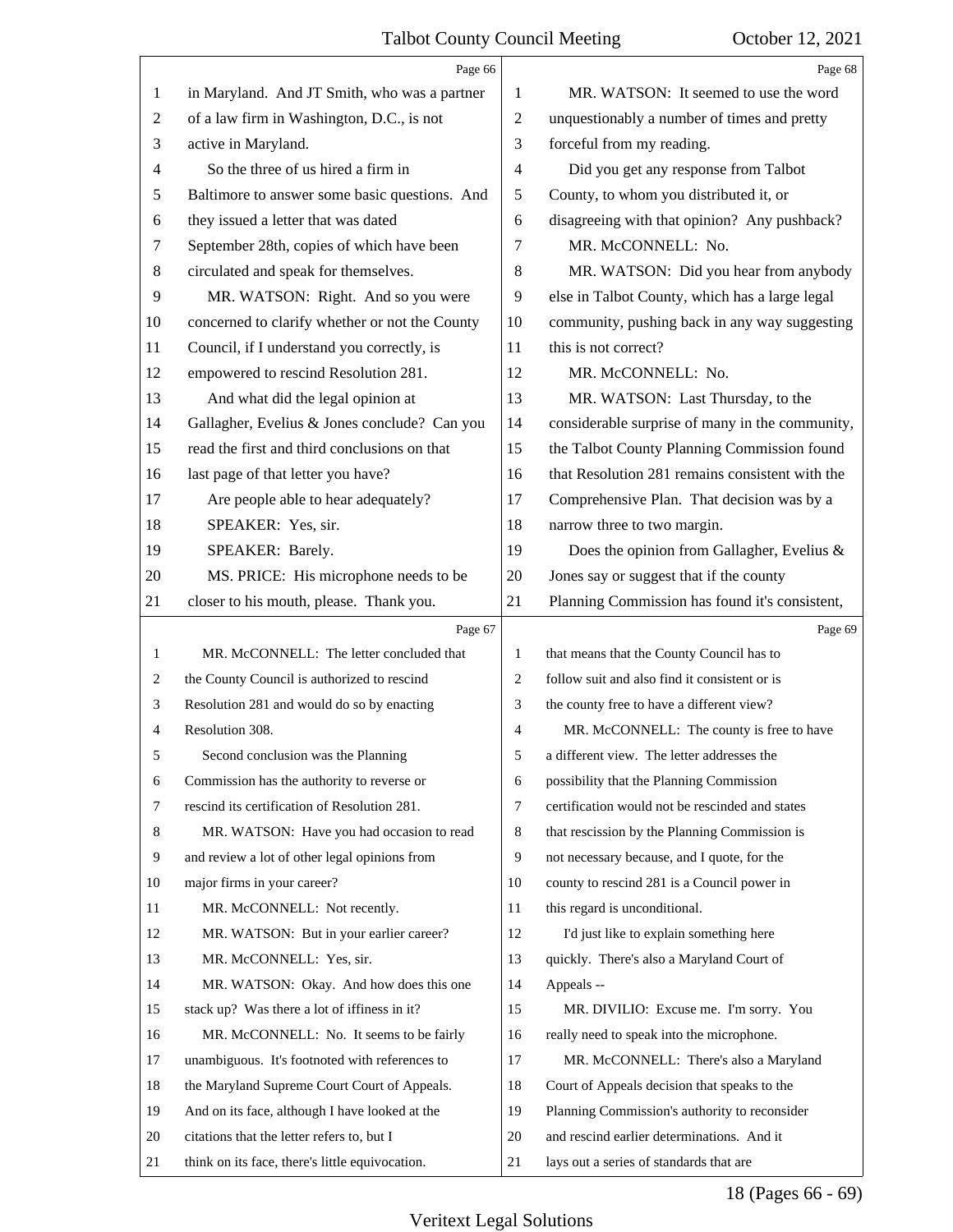in Maryland. And JT Smith, who was a partner of a law firm in Washington, D.C., is not active in Maryland.

So the three of us hired a firm in Baltimore to answer some basic questions. And they issued a letter that was dated September 28th, copies of which have been circulated and speak for themselves.

MR. WATSON: Right. And so you were concerned to clarify whether or not the County Council, if I understand you correctly, is empowered to rescind Resolution 281.

And what did the legal opinion at Gallagher, Evelius & Jones conclude? Can you read the first and third conclusions on that last page of that letter you have?

Are people able to hear adequately?

SPEAKER: Yes, sir.

SPEAKER: Barely.

MS. PRICE: His microphone needs to be closer to his mouth, please. Thank you.

MR. McCONNELL: The letter concluded that the County Council is authorized to rescind Resolution 281 and would do so by enacting Resolution 308.

Second conclusion was the Planning Commission has the authority to reverse or rescind its certification of Resolution 281.

MR. WATSON: Have you had occasion to read and review a lot of other legal opinions from major firms in your career?

MR. McCONNELL: Not recently.

MR. WATSON: But in your earlier career?

MR. McCONNELL: Yes, sir.

MR. WATSON: Okay. And how does this one stack up? Was there a lot of iffiness in it?

MR. McCONNELL: No. It seems to be fairly unambiguous. It's footnoted with references to the Maryland Supreme Court Court of Appeals. And on its face, although I have looked at the citations that the letter refers to, but I think on its face, there's little equivocation.

MR. WATSON: It seemed to use the word unquestionably a number of times and pretty forceful from my reading.

Did you get any response from Talbot County, to whom you distributed it, or disagreeing with that opinion? Any pushback?

MR. McCONNELL: No.

MR. WATSON: Did you hear from anybody else in Talbot County, which has a large legal community, pushing back in any way suggesting this is not correct?

MR. McCONNELL: No.

MR. WATSON: Last Thursday, to the considerable surprise of many in the community, the Talbot County Planning Commission found that Resolution 281 remains consistent with the Comprehensive Plan. That decision was by a narrow three to two margin.

Does the opinion from Gallagher, Evelius & Jones say or suggest that if the county Planning Commission has found it's consistent, that means that the County Council has to follow suit and also find it consistent or is the county free to have a different view?

MR. McCONNELL: The county is free to have a different view. The letter addresses the possibility that the Planning Commission certification would not be rescinded and states that rescission by the Planning Commission is not necessary because, and I quote, for the county to rescind 281 is a Council power in this regard is unconditional.

I'd just like to explain something here quickly. There's also a Maryland Court of Appeals --

MR. DIVILIO: Excuse me. I'm sorry. You really need to speak into the microphone.

MR. McCONNELL: There's also a Maryland Court of Appeals decision that speaks to the Planning Commission's authority to reconsider and rescind earlier determinations. And it lays out a series of standards that are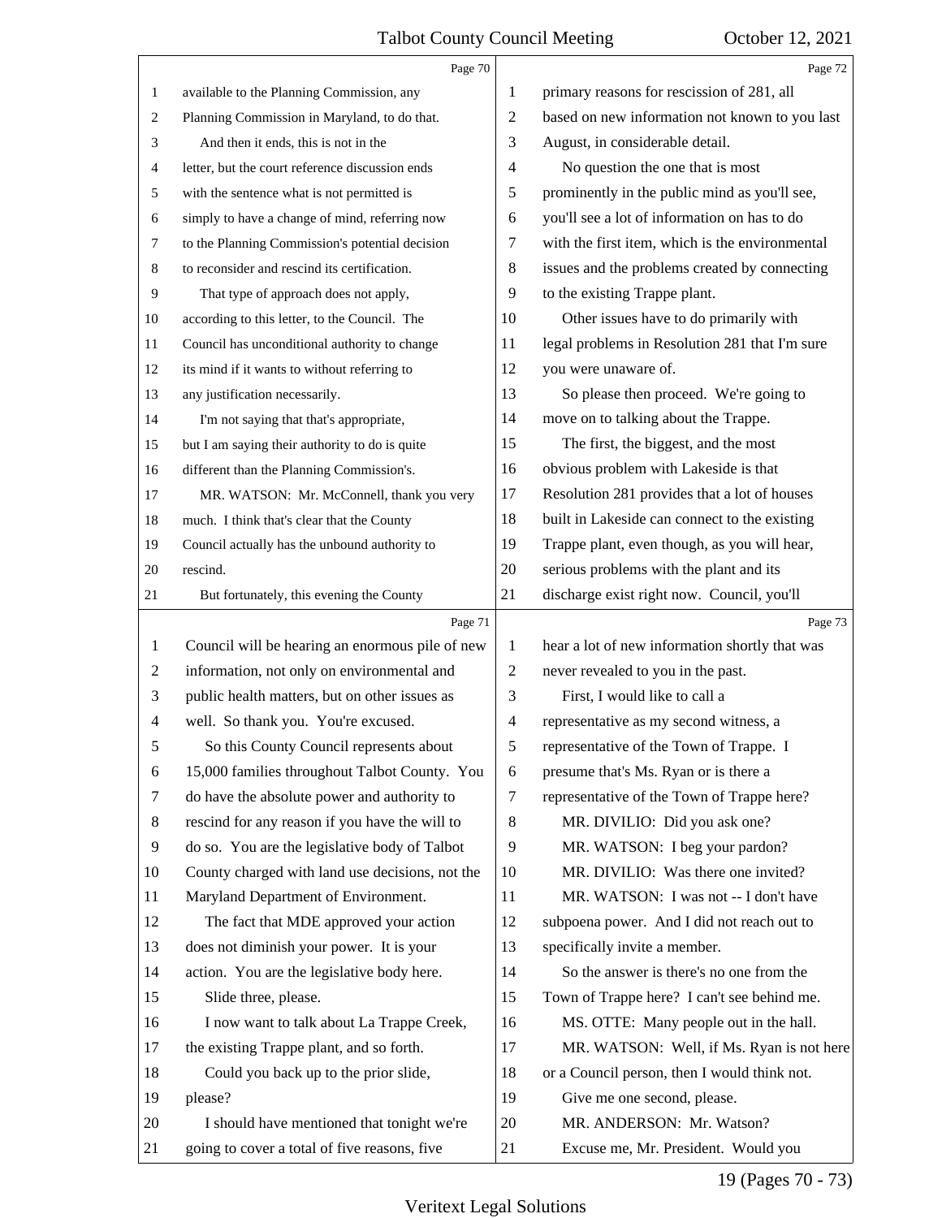available to the Planning Commission, any Planning Commission in Maryland, to do that.

And then it ends, this is not in the letter, but the court reference discussion ends with the sentence what is not permitted is simply to have a change of mind, referring now to the Planning Commission's potential decision to reconsider and rescind its certification.

That type of approach does not apply, according to this letter, to the Council. The Council has unconditional authority to change its mind if it wants to without referring to any justification necessarily.

I'm not saying that that's appropriate, but I am saying their authority to do is quite different than the Planning Commission's.

MR. WATSON: Mr. McConnell, thank you very much. I think that's clear that the County Council actually has the unbound authority to rescind.

But fortunately, this evening the County Council will be hearing an enormous pile of new information, not only on environmental and public health matters, but on other issues as well. So thank you. You're excused.

So this County Council represents about 15,000 families throughout Talbot County. You do have the absolute power and authority to rescind for any reason if you have the will to do so. You are the legislative body of Talbot County charged with land use decisions, not the Maryland Department of Environment.

The fact that MDE approved your action does not diminish your power. It is your action. You are the legislative body here.

Slide three, please.

I now want to talk about La Trappe Creek, the existing Trappe plant, and so forth.

Could you back up to the prior slide, please?

I should have mentioned that tonight we're going to cover a total of five reasons, five primary reasons for rescission of 281, all based on new information not known to you last August, in considerable detail.

No question the one that is most prominently in the public mind as you'll see, you'll see a lot of information on has to do with the first item, which is the environmental issues and the problems created by connecting to the existing Trappe plant.

Other issues have to do primarily with legal problems in Resolution 281 that I'm sure you were unaware of.

So please then proceed. We're going to move on to talking about the Trappe.

The first, the biggest, and the most obvious problem with Lakeside is that Resolution 281 provides that a lot of houses built in Lakeside can connect to the existing Trappe plant, even though, as you will hear, serious problems with the plant and its discharge exist right now. Council, you'll hear a lot of new information shortly that was never revealed to you in the past.

First, I would like to call a representative as my second witness, a representative of the Town of Trappe. I presume that's Ms. Ryan or is there a representative of the Town of Trappe here?

MR. DIVILIO: Did you ask one?

MR. WATSON: I beg your pardon?

MR. DIVILIO: Was there one invited?

MR. WATSON: I was not -- I don't have subpoena power. And I did not reach out to specifically invite a member.

So the answer is there's no one from the Town of Trappe here? I can't see behind me.

MS. OTTE: Many people out in the hall.

MR. WATSON: Well, if Ms. Ryan is not here or a Council person, then I would think not.

Give me one second, please.

MR. ANDERSON: Mr. Watson?

Excuse me, Mr. President. Would you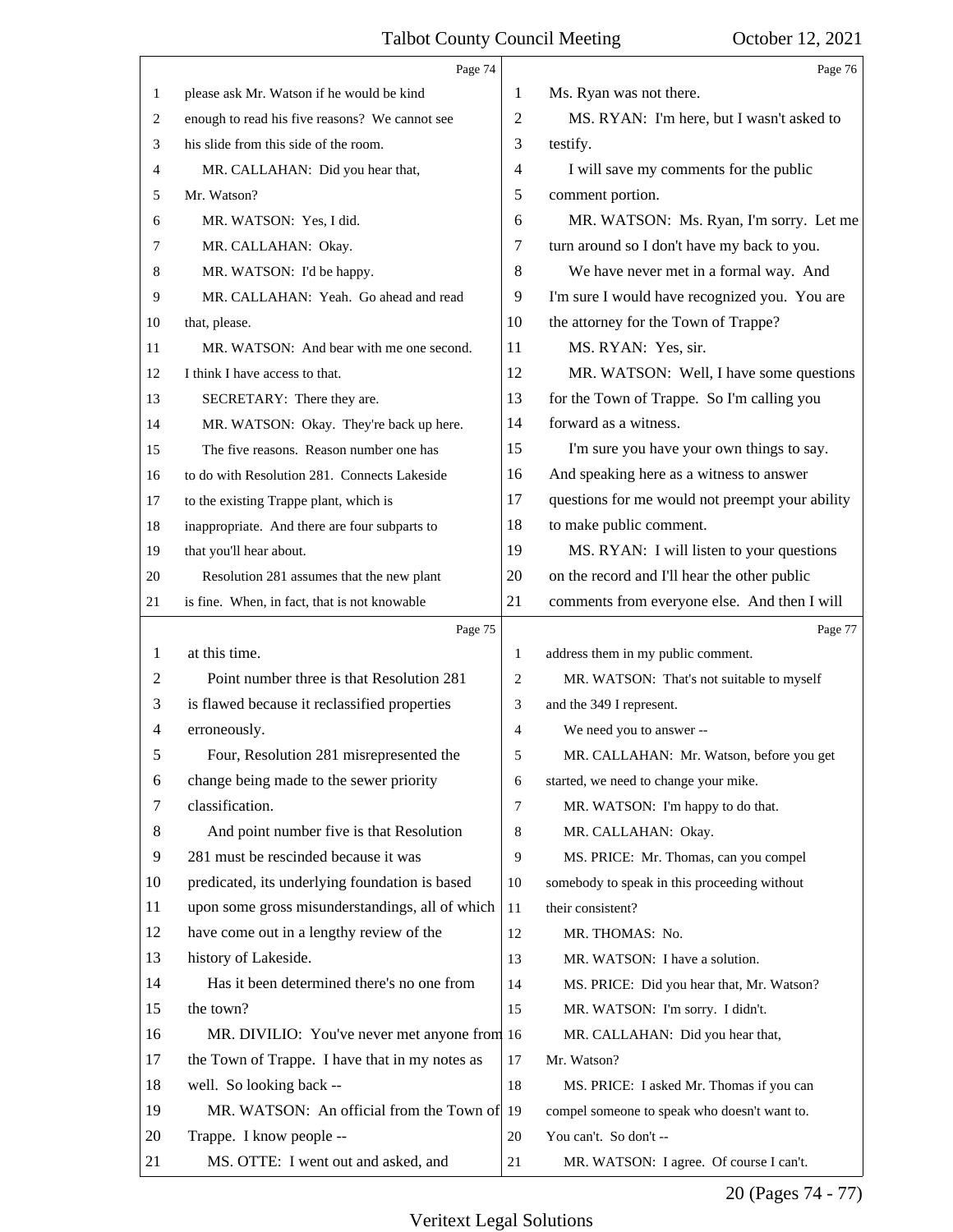Page 74

please ask Mr. Watson if he would be kind enough to read his five reasons? We cannot see his slide from this side of the room.

MR. CALLAHAN: Did you hear that, Mr. Watson?

MR. WATSON: Yes, I did.

MR. CALLAHAN: Okay.

MR. WATSON: I'd be happy.

MR. CALLAHAN: Yeah. Go ahead and read that, please.

MR. WATSON: And bear with me one second. I think I have access to that.

SECRETARY: There they are.

MR. WATSON: Okay. They're back up here.

The five reasons. Reason number one has to do with Resolution 281. Connects Lakeside to the existing Trappe plant, which is inappropriate. And there are four subparts to that you'll hear about.

Resolution 281 assumes that the new plant is fine. When, in fact, that is not knowable

Page 75

at this time.

Point number three is that Resolution 281 is flawed because it reclassified properties erroneously.

Four, Resolution 281 misrepresented the change being made to the sewer priority classification.

And point number five is that Resolution 281 must be rescinded because it was predicated, its underlying foundation is based upon some gross misunderstandings, all of which have come out in a lengthy review of the history of Lakeside.

Has it been determined there's no one from the town?

MR. DIVILIO: You've never met anyone from the Town of Trappe. I have that in my notes as well. So looking back --

MR. WATSON: An official from the Town of Trappe. I know people --

MS. OTTE: I went out and asked, and

Page 76

Ms. Ryan was not there.

MS. RYAN: I'm here, but I wasn't asked to testify.

I will save my comments for the public comment portion.

MR. WATSON: Ms. Ryan, I'm sorry. Let me turn around so I don't have my back to you.

We have never met in a formal way. And I'm sure I would have recognized you. You are the attorney for the Town of Trappe?

MS. RYAN: Yes, sir.

MR. WATSON: Well, I have some questions for the Town of Trappe. So I'm calling you forward as a witness.

I'm sure you have your own things to say. And speaking here as a witness to answer questions for me would not preempt your ability to make public comment.

MS. RYAN: I will listen to your questions on the record and I'll hear the other public comments from everyone else. And then I will

Page 77

address them in my public comment.

MR. WATSON: That's not suitable to myself and the 349 I represent.

We need you to answer --

MR. CALLAHAN: Mr. Watson, before you get started, we need to change your mike.

MR. WATSON: I'm happy to do that.

MR. CALLAHAN: Okay.

MS. PRICE: Mr. Thomas, can you compel somebody to speak in this proceeding without their consistent?

MR. THOMAS: No.

MR. WATSON: I have a solution.

MS. PRICE: Did you hear that, Mr. Watson?

MR. WATSON: I'm sorry. I didn't.

MR. CALLAHAN: Did you hear that, Mr. Watson?

MS. PRICE: I asked Mr. Thomas if you can compel someone to speak who doesn't want to. You can't. So don't --

MR. WATSON: I agree. Of course I can't.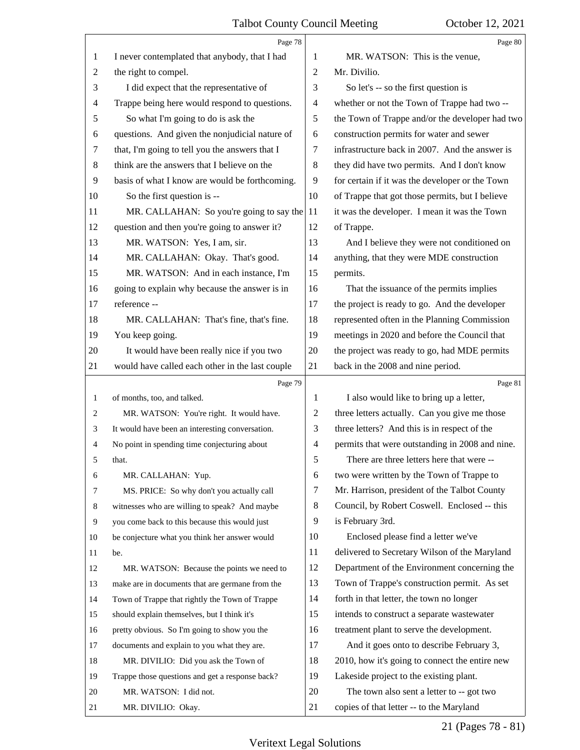Page 78

1 I never contemplated that anybody, that I had
2 the right to compel.
3 I did expect that the representative of
4 Trappe being here would respond to questions.
5 So what I'm going to do is ask the
6 questions. And given the nonjudicial nature of
7 that, I'm going to tell you the answers that I
8 think are the answers that I believe on the
9 basis of what I know are would be forthcoming.
10 So the first question is --
11 MR. CALLAHAN: So you're going to say the
12 question and then you're going to answer it?
13 MR. WATSON: Yes, I am, sir.
14 MR. CALLAHAN: Okay. That's good.
15 MR. WATSON: And in each instance, I'm
16 going to explain why because the answer is in
17 reference --
18 MR. CALLAHAN: That's fine, that's fine.
19 You keep going.
20 It would have been really nice if you two
21 would have called each other in the last couple

Page 79

1 of months, too, and talked.
2 MR. WATSON: You're right. It would have.
3 It would have been an interesting conversation.
4 No point in spending time conjecturing about
5 that.
6 MR. CALLAHAN: Yup.
7 MS. PRICE: So why don't you actually call
8 witnesses who are willing to speak? And maybe
9 you come back to this because this would just
10 be conjecture what you think her answer would
11 be.
12 MR. WATSON: Because the points we need to
13 make are in documents that are germane from the
14 Town of Trappe that rightly the Town of Trappe
15 should explain themselves, but I think it's
16 pretty obvious. So I'm going to show you the
17 documents and explain to you what they are.
18 MR. DIVILIO: Did you ask the Town of
19 Trappe those questions and get a response back?
20 MR. WATSON: I did not.
21 MR. DIVILIO: Okay.

Page 80

1 MR. WATSON: This is the venue,
2 Mr. Divilio.
3 So let's -- so the first question is
4 whether or not the Town of Trappe had two --
5 the Town of Trappe and/or the developer had two
6 construction permits for water and sewer
7 infrastructure back in 2007. And the answer is
8 they did have two permits. And I don't know
9 for certain if it was the developer or the Town
10 of Trappe that got those permits, but I believe
11 it was the developer. I mean it was the Town
12 of Trappe.
13 And I believe they were not conditioned on
14 anything, that they were MDE construction
15 permits.
16 That the issuance of the permits implies
17 the project is ready to go. And the developer
18 represented often in the Planning Commission
19 meetings in 2020 and before the Council that
20 the project was ready to go, had MDE permits
21 back in the 2008 and nine period.

Page 81

1 I also would like to bring up a letter,
2 three letters actually. Can you give me those
3 three letters? And this is in respect of the
4 permits that were outstanding in 2008 and nine.
5 There are three letters here that were --
6 two were written by the Town of Trappe to
7 Mr. Harrison, president of the Talbot County
8 Council, by Robert Coswell. Enclosed -- this
9 is February 3rd.
10 Enclosed please find a letter we've
11 delivered to Secretary Wilson of the Maryland
12 Department of the Environment concerning the
13 Town of Trappe's construction permit. As set
14 forth in that letter, the town no longer
15 intends to construct a separate wastewater
16 treatment plant to serve the development.
17 And it goes onto to describe February 3,
18 2010, how it's going to connect the entire new
19 Lakeside project to the existing plant.
20 The town also sent a letter to -- got two
21 copies of that letter -- to the Maryland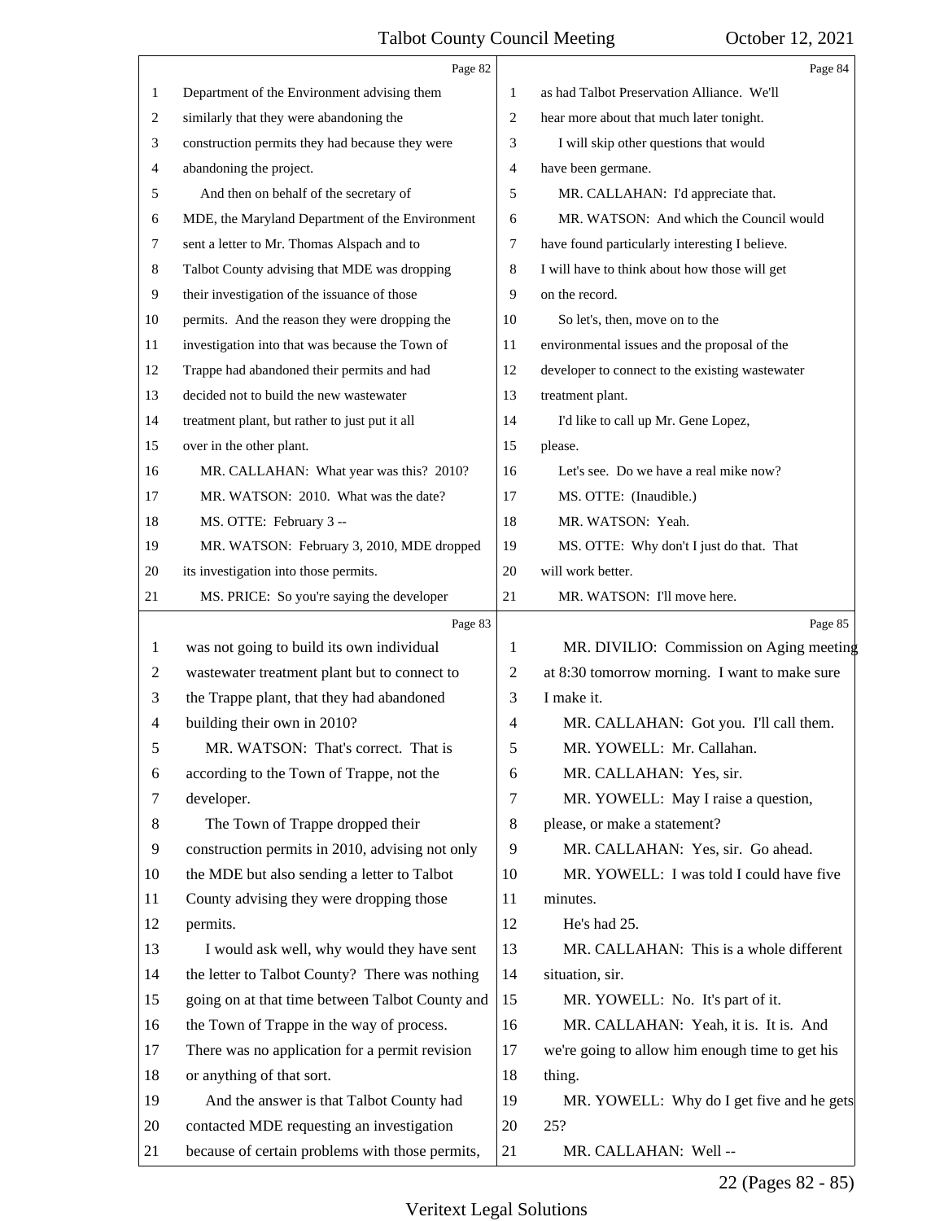Page 82

1 Department of the Environment advising them
2 similarly that they were abandoning the
3 construction permits they had because they were
4 abandoning the project.
5 And then on behalf of the secretary of
6 MDE, the Maryland Department of the Environment
7 sent a letter to Mr. Thomas Alspach and to
8 Talbot County advising that MDE was dropping
9 their investigation of the issuance of those
10 permits. And the reason they were dropping the
11 investigation into that was because the Town of
12 Trappe had abandoned their permits and had
13 decided not to build the new wastewater
14 treatment plant, but rather to just put it all
15 over in the other plant.
16 MR. CALLAHAN: What year was this? 2010?
17 MR. WATSON: 2010. What was the date?
18 MS. OTTE: February 3 --
19 MR. WATSON: February 3, 2010, MDE dropped
20 its investigation into those permits.
21 MS. PRICE: So you're saying the developer

Page 83

1 was not going to build its own individual
2 wastewater treatment plant but to connect to
3 the Trappe plant, that they had abandoned
4 building their own in 2010?
5 MR. WATSON: That's correct. That is
6 according to the Town of Trappe, not the
7 developer.
8 The Town of Trappe dropped their
9 construction permits in 2010, advising not only
10 the MDE but also sending a letter to Talbot
11 County advising they were dropping those
12 permits.
13 I would ask well, why would they have sent
14 the letter to Talbot County? There was nothing
15 going on at that time between Talbot County and
16 the Town of Trappe in the way of process.
17 There was no application for a permit revision
18 or anything of that sort.
19 And the answer is that Talbot County had
20 contacted MDE requesting an investigation
21 because of certain problems with those permits,

Page 84

1 as had Talbot Preservation Alliance. We'll
2 hear more about that much later tonight.
3 I will skip other questions that would
4 have been germane.
5 MR. CALLAHAN: I'd appreciate that.
6 MR. WATSON: And which the Council would
7 have found particularly interesting I believe.
8 I will have to think about how those will get
9 on the record.
10 So let's, then, move on to the
11 environmental issues and the proposal of the
12 developer to connect to the existing wastewater
13 treatment plant.
14 I'd like to call up Mr. Gene Lopez,
15 please.
16 Let's see. Do we have a real mike now?
17 MS. OTTE: (Inaudible.)
18 MR. WATSON: Yeah.
19 MS. OTTE: Why don't I just do that. That
20 will work better.
21 MR. WATSON: I'll move here.

Page 85

1 MR. DIVILIO: Commission on Aging meeting
2 at 8:30 tomorrow morning. I want to make sure
3 I make it.
4 MR. CALLAHAN: Got you. I'll call them.
5 MR. YOWELL: Mr. Callahan.
6 MR. CALLAHAN: Yes, sir.
7 MR. YOWELL: May I raise a question,
8 please, or make a statement?
9 MR. CALLAHAN: Yes, sir. Go ahead.
10 MR. YOWELL: I was told I could have five
11 minutes.
12 He's had 25.
13 MR. CALLAHAN: This is a whole different
14 situation, sir.
15 MR. YOWELL: No. It's part of it.
16 MR. CALLAHAN: Yeah, it is. It is. And
17 we're going to allow him enough time to get his
18 thing.
19 MR. YOWELL: Why do I get five and he gets
20 25?
21 MR. CALLAHAN: Well --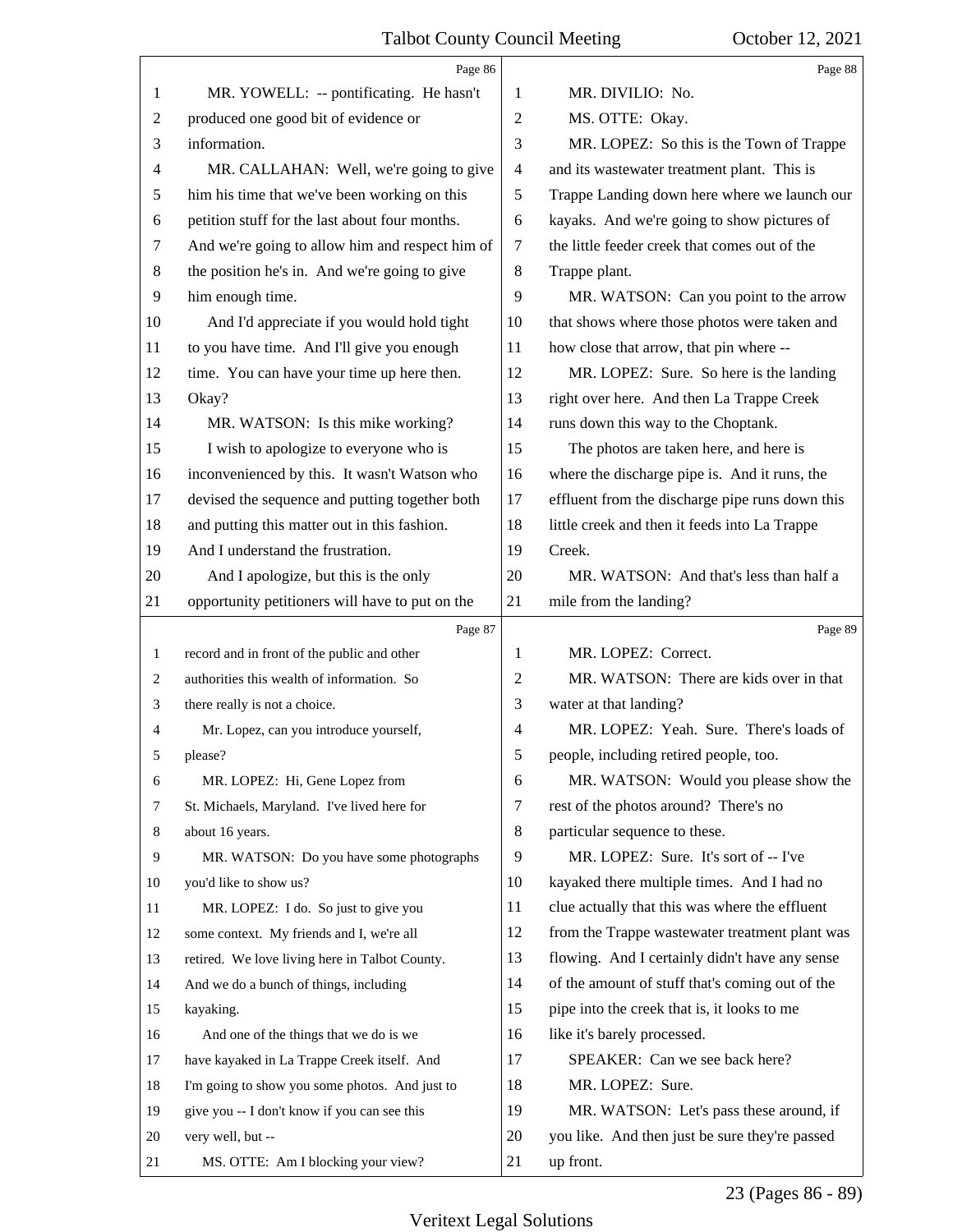Page 86

1 MR. YOWELL: -- pontificating. He hasn't
2 produced one good bit of evidence or
3 information.
4 MR. CALLAHAN: Well, we're going to give
5 him his time that we've been working on this
6 petition stuff for the last about four months.
7 And we're going to allow him and respect him of
8 the position he's in. And we're going to give
9 him enough time.
10 And I'd appreciate if you would hold tight
11 to you have time. And I'll give you enough
12 time. You can have your time up here then.
13 Okay?
14 MR. WATSON: Is this mike working?
15 I wish to apologize to everyone who is
16 inconvenienced by this. It wasn't Watson who
17 devised the sequence and putting together both
18 and putting this matter out in this fashion.
19 And I understand the frustration.
20 And I apologize, but this is the only
21 opportunity petitioners will have to put on the

Page 87

1 record and in front of the public and other
2 authorities this wealth of information. So
3 there really is not a choice.
4 Mr. Lopez, can you introduce yourself,
5 please?
6 MR. LOPEZ: Hi, Gene Lopez from
7 St. Michaels, Maryland. I've lived here for
8 about 16 years.
9 MR. WATSON: Do you have some photographs
10 you'd like to show us?
11 MR. LOPEZ: I do. So just to give you
12 some context. My friends and I, we're all
13 retired. We love living here in Talbot County.
14 And we do a bunch of things, including
15 kayaking.
16 And one of the things that we do is we
17 have kayaked in La Trappe Creek itself. And
18 I'm going to show you some photos. And just to
19 give you -- I don't know if you can see this
20 very well, but --
21 MS. OTTE: Am I blocking your view?

Page 88

1 MR. DIVILIO: No.
2 MS. OTTE: Okay.
3 MR. LOPEZ: So this is the Town of Trappe
4 and its wastewater treatment plant. This is
5 Trappe Landing down here where we launch our
6 kayaks. And we're going to show pictures of
7 the little feeder creek that comes out of the
8 Trappe plant.
9 MR. WATSON: Can you point to the arrow
10 that shows where those photos were taken and
11 how close that arrow, that pin where --
12 MR. LOPEZ: Sure. So here is the landing
13 right over here. And then La Trappe Creek
14 runs down this way to the Choptank.
15 The photos are taken here, and here is
16 where the discharge pipe is. And it runs, the
17 effluent from the discharge pipe runs down this
18 little creek and then it feeds into La Trappe
19 Creek.
20 MR. WATSON: And that's less than half a
21 mile from the landing?

Page 89

1 MR. LOPEZ: Correct.
2 MR. WATSON: There are kids over in that
3 water at that landing?
4 MR. LOPEZ: Yeah. Sure. There's loads of
5 people, including retired people, too.
6 MR. WATSON: Would you please show the
7 rest of the photos around? There's no
8 particular sequence to these.
9 MR. LOPEZ: Sure. It's sort of -- I've
10 kayaked there multiple times. And I had no
11 clue actually that this was where the effluent
12 from the Trappe wastewater treatment plant was
13 flowing. And I certainly didn't have any sense
14 of the amount of stuff that's coming out of the
15 pipe into the creek that is, it looks to me
16 like it's barely processed.
17 SPEAKER: Can we see back here?
18 MR. LOPEZ: Sure.
19 MR. WATSON: Let's pass these around, if
20 you like. And then just be sure they're passed
21 up front.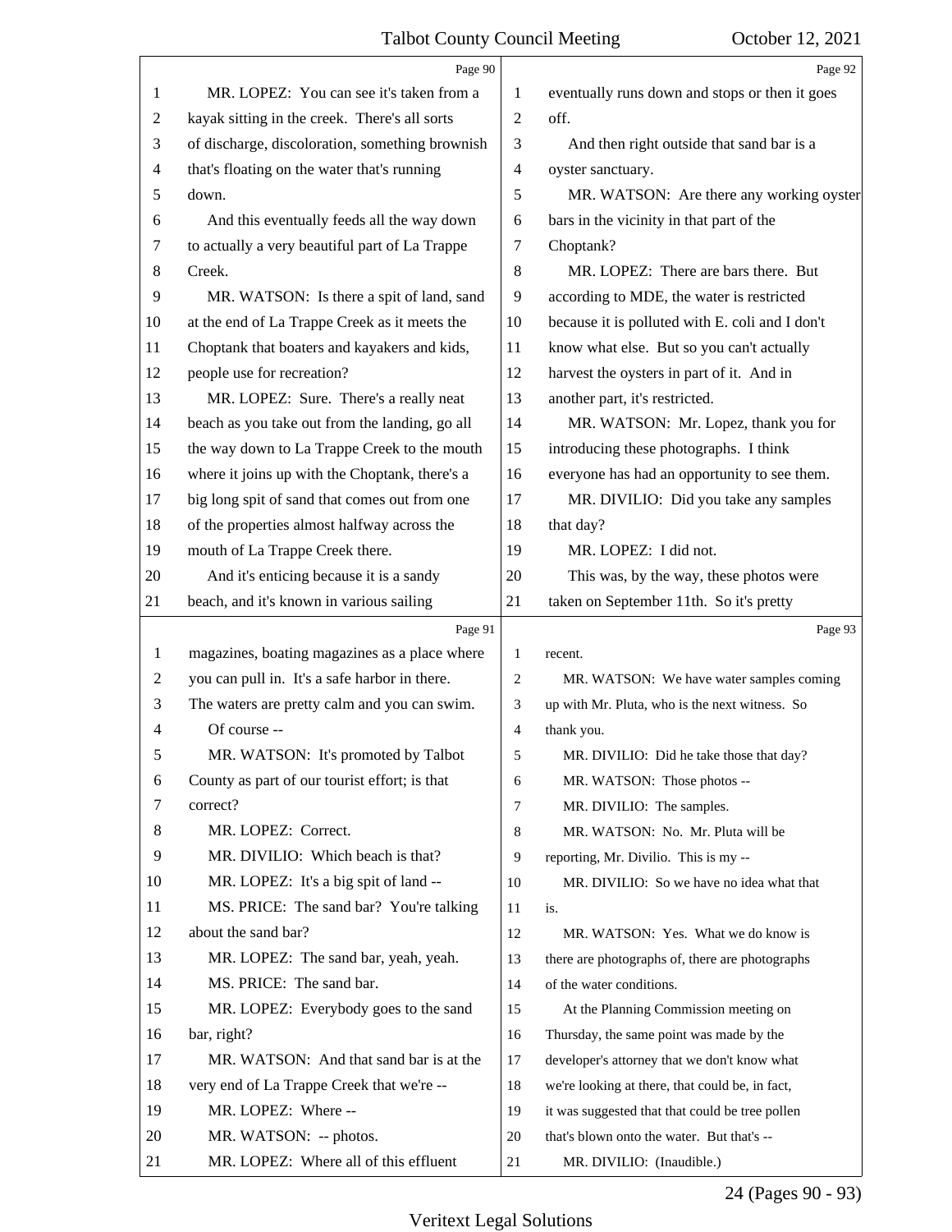MR. LOPEZ: You can see it's taken from a kayak sitting in the creek. There's all sorts of discharge, discoloration, something brownish that's floating on the water that's running down.

And this eventually feeds all the way down to actually a very beautiful part of La Trappe Creek.

MR. WATSON: Is there a spit of land, sand at the end of La Trappe Creek as it meets the Choptank that boaters and kayakers and kids, people use for recreation?

MR. LOPEZ: Sure. There's a really neat beach as you take out from the landing, go all the way down to La Trappe Creek to the mouth where it joins up with the Choptank, there's a big long spit of sand that comes out from one of the properties almost halfway across the mouth of La Trappe Creek there.

And it's enticing because it is a sandy beach, and it's known in various sailing magazines, boating magazines as a place where you can pull in. It's a safe harbor in there. The waters are pretty calm and you can swim.

Of course --

MR. WATSON: It's promoted by Talbot County as part of our tourist effort; is that correct?

MR. LOPEZ: Correct.

MR. DIVILIO: Which beach is that?

MR. LOPEZ: It's a big spit of land --

MS. PRICE: The sand bar? You're talking about the sand bar?

MR. LOPEZ: The sand bar, yeah, yeah.

MS. PRICE: The sand bar.

MR. LOPEZ: Everybody goes to the sand bar, right?

MR. WATSON: And that sand bar is at the very end of La Trappe Creek that we're --

MR. LOPEZ: Where --

MR. WATSON: -- photos.

MR. LOPEZ: Where all of this effluent eventually runs down and stops or then it goes off.

And then right outside that sand bar is a oyster sanctuary.

MR. WATSON: Are there any working oyster bars in the vicinity in that part of the Choptank?

MR. LOPEZ: There are bars there. But according to MDE, the water is restricted because it is polluted with E. coli and I don't know what else. But so you can't actually harvest the oysters in part of it. And in another part, it's restricted.

MR. WATSON: Mr. Lopez, thank you for introducing these photographs. I think everyone has had an opportunity to see them.

MR. DIVILIO: Did you take any samples that day?

MR. LOPEZ: I did not.

This was, by the way, these photos were taken on September 11th. So it's pretty recent.

MR. WATSON: We have water samples coming up with Mr. Pluta, who is the next witness. So thank you.

MR. DIVILIO: Did he take those that day?

MR. WATSON: Those photos --

MR. DIVILIO: The samples.

MR. WATSON: No. Mr. Pluta will be reporting, Mr. Divilio. This is my --

MR. DIVILIO: So we have no idea what that is.

MR. WATSON: Yes. What we do know is there are photographs of, there are photographs of the water conditions.

At the Planning Commission meeting on Thursday, the same point was made by the developer's attorney that we don't know what we're looking at there, that could be, in fact, it was suggested that that could be tree pollen that's blown onto the water. But that's --

MR. DIVILIO: (Inaudible.)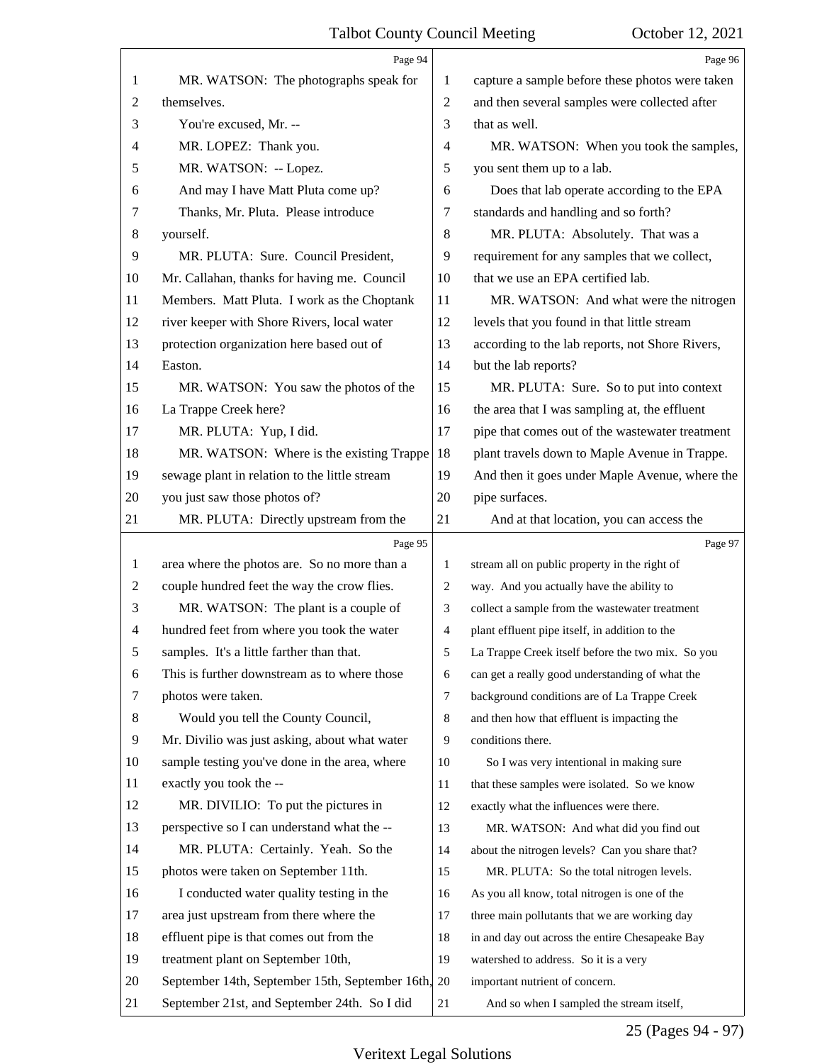Page 94

1 MR. WATSON: The photographs speak for
2 themselves.
3 You're excused, Mr. --
4 MR. LOPEZ: Thank you.
5 MR. WATSON: -- Lopez.
6 And may I have Matt Pluta come up?
7 Thanks, Mr. Pluta. Please introduce
8 yourself.
9 MR. PLUTA: Sure. Council President,
10 Mr. Callahan, thanks for having me. Council
11 Members. Matt Pluta. I work as the Choptank
12 river keeper with Shore Rivers, local water
13 protection organization here based out of
14 Easton.
15 MR. WATSON: You saw the photos of the
16 La Trappe Creek here?
17 MR. PLUTA: Yup, I did.
18 MR. WATSON: Where is the existing Trappe
19 sewage plant in relation to the little stream
20 you just saw those photos of?
21 MR. PLUTA: Directly upstream from the

Page 95

1 area where the photos are. So no more than a
2 couple hundred feet the way the crow flies.
3 MR. WATSON: The plant is a couple of
4 hundred feet from where you took the water
5 samples. It's a little farther than that.
6 This is further downstream as to where those
7 photos were taken.
8 Would you tell the County Council,
9 Mr. Divilio was just asking, about what water
10 sample testing you've done in the area, where
11 exactly you took the --
12 MR. DIVILIO: To put the pictures in
13 perspective so I can understand what the --
14 MR. PLUTA: Certainly. Yeah. So the
15 photos were taken on September 11th.
16 I conducted water quality testing in the
17 area just upstream from there where the
18 effluent pipe is that comes out from the
19 treatment plant on September 10th,
20 September 14th, September 15th, September 16th,
21 September 21st, and September 24th. So I did

Page 96

1 capture a sample before these photos were taken
2 and then several samples were collected after
3 that as well.
4 MR. WATSON: When you took the samples,
5 you sent them up to a lab.
6 Does that lab operate according to the EPA
7 standards and handling and so forth?
8 MR. PLUTA: Absolutely. That was a
9 requirement for any samples that we collect,
10 that we use an EPA certified lab.
11 MR. WATSON: And what were the nitrogen
12 levels that you found in that little stream
13 according to the lab reports, not Shore Rivers,
14 but the lab reports?
15 MR. PLUTA: Sure. So to put into context
16 the area that I was sampling at, the effluent
17 pipe that comes out of the wastewater treatment
18 plant travels down to Maple Avenue in Trappe.
19 And then it goes under Maple Avenue, where the
20 pipe surfaces.
21 And at that location, you can access the

Page 97

1 stream all on public property in the right of
2 way. And you actually have the ability to
3 collect a sample from the wastewater treatment
4 plant effluent pipe itself, in addition to the
5 La Trappe Creek itself before the two mix. So you
6 can get a really good understanding of what the
7 background conditions are of La Trappe Creek
8 and then how that effluent is impacting the
9 conditions there.
10 So I was very intentional in making sure
11 that these samples were isolated. So we know
12 exactly what the influences were there.
13 MR. WATSON: And what did you find out
14 about the nitrogen levels? Can you share that?
15 MR. PLUTA: So the total nitrogen levels.
16 As you all know, total nitrogen is one of the
17 three main pollutants that we are working day
18 in and day out across the entire Chesapeake Bay
19 watershed to address. So it is a very
20 important nutrient of concern.
21 And so when I sampled the stream itself,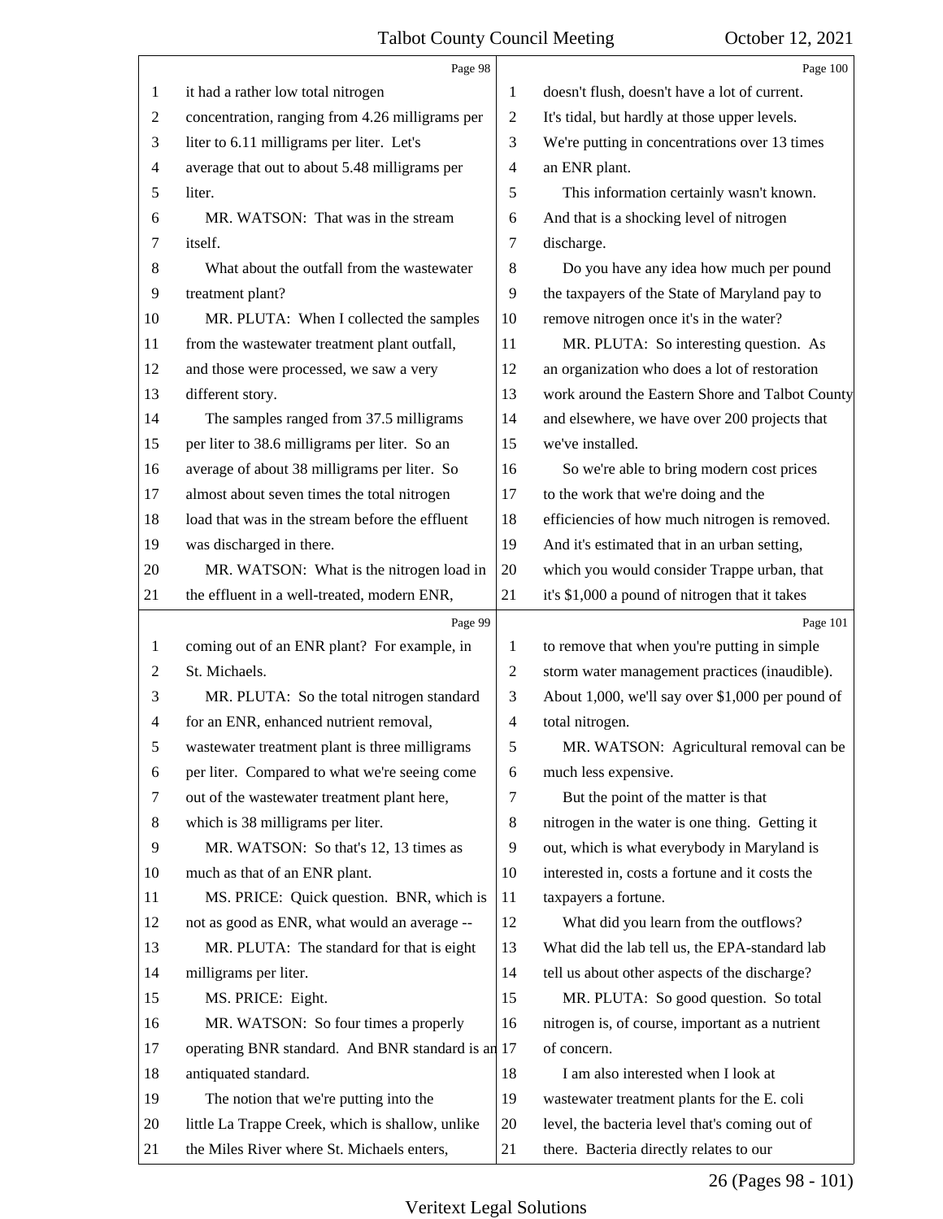Page 98

it had a rather low total nitrogen concentration, ranging from 4.26 milligrams per liter to 6.11 milligrams per liter. Let's average that out to about 5.48 milligrams per liter.

MR. WATSON: That was in the stream itself.

What about the outfall from the wastewater treatment plant?

MR. PLUTA: When I collected the samples from the wastewater treatment plant outfall, and those were processed, we saw a very different story.

The samples ranged from 37.5 milligrams per liter to 38.6 milligrams per liter. So an average of about 38 milligrams per liter. So almost about seven times the total nitrogen load that was in the stream before the effluent was discharged in there.

MR. WATSON: What is the nitrogen load in the effluent in a well-treated, modern ENR,

Page 99

coming out of an ENR plant? For example, in St. Michaels.

MR. PLUTA: So the total nitrogen standard for an ENR, enhanced nutrient removal, wastewater treatment plant is three milligrams per liter. Compared to what we're seeing come out of the wastewater treatment plant here, which is 38 milligrams per liter.

MR. WATSON: So that's 12, 13 times as much as that of an ENR plant.

MS. PRICE: Quick question. BNR, which is not as good as ENR, what would an average --

MR. PLUTA: The standard for that is eight milligrams per liter.

MS. PRICE: Eight.

MR. WATSON: So four times a properly operating BNR standard. And BNR standard is an antiquated standard.

The notion that we're putting into the little La Trappe Creek, which is shallow, unlike the Miles River where St. Michaels enters,

Page 100

doesn't flush, doesn't have a lot of current. It's tidal, but hardly at those upper levels. We're putting in concentrations over 13 times an ENR plant.

This information certainly wasn't known. And that is a shocking level of nitrogen discharge.

Do you have any idea how much per pound the taxpayers of the State of Maryland pay to remove nitrogen once it's in the water?

MR. PLUTA: So interesting question. As an organization who does a lot of restoration work around the Eastern Shore and Talbot County and elsewhere, we have over 200 projects that we've installed.

So we're able to bring modern cost prices to the work that we're doing and the efficiencies of how much nitrogen is removed. And it's estimated that in an urban setting, which you would consider Trappe urban, that it's $1,000 a pound of nitrogen that it takes

Page 101

to remove that when you're putting in simple storm water management practices (inaudible). About 1,000, we'll say over $1,000 per pound of total nitrogen.

MR. WATSON: Agricultural removal can be much less expensive.

But the point of the matter is that nitrogen in the water is one thing. Getting it out, which is what everybody in Maryland is interested in, costs a fortune and it costs the taxpayers a fortune.

What did you learn from the outflows? What did the lab tell us, the EPA-standard lab tell us about other aspects of the discharge?

MR. PLUTA: So good question. So total nitrogen is, of course, important as a nutrient of concern.

I am also interested when I look at wastewater treatment plants for the E. coli level, the bacteria level that's coming out of there. Bacteria directly relates to our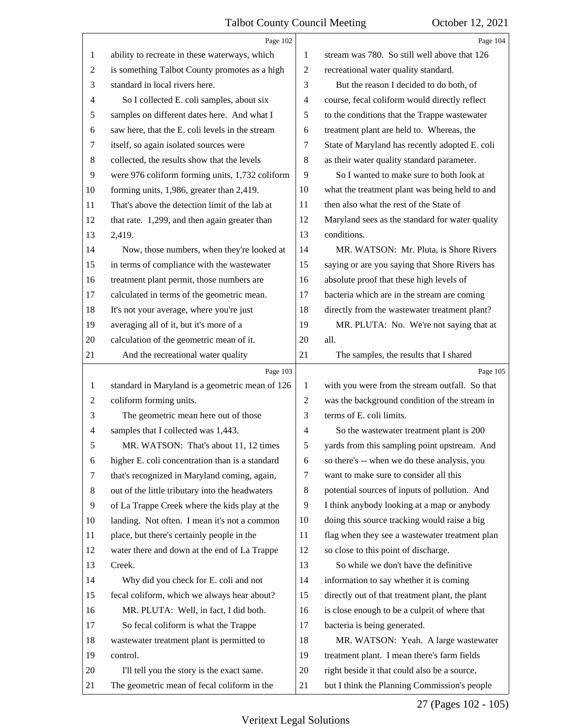Page 102

1 ability to recreate in these waterways, which
2 is something Talbot County promotes as a high
3 standard in local rivers here.
4 So I collected E. coli samples, about six
5 samples on different dates here. And what I
6 saw here, that the E. coli levels in the stream
7 itself, so again isolated sources were
8 collected, the results show that the levels
9 were 976 coliform forming units, 1,732 coliform
10 forming units, 1,986, greater than 2,419.
11 That's above the detection limit of the lab at
12 that rate. 1,299, and then again greater than
13 2,419.
14 Now, those numbers, when they're looked at
15 in terms of compliance with the wastewater
16 treatment plant permit, those numbers are
17 calculated in terms of the geometric mean.
18 It's not your average, where you're just
19 averaging all of it, but it's more of a
20 calculation of the geometric mean of it.
21 And the recreational water quality

Page 103

1 standard in Maryland is a geometric mean of 126
2 coliform forming units.
3 The geometric mean here out of those
4 samples that I collected was 1,443.
5 MR. WATSON: That's about 11, 12 times
6 higher E. coli concentration than is a standard
7 that's recognized in Maryland coming, again,
8 out of the little tributary into the headwaters
9 of La Trappe Creek where the kids play at the
10 landing. Not often. I mean it's not a common
11 place, but there's certainly people in the
12 water there and down at the end of La Trappe
13 Creek.
14 Why did you check for E. coli and not
15 fecal coliform, which we always hear about?
16 MR. PLUTA: Well, in fact, I did both.
17 So fecal coliform is what the Trappe
18 wastewater treatment plant is permitted to
19 control.
20 I'll tell you the story is the exact same.
21 The geometric mean of fecal coliform in the

Page 104

1 stream was 780. So still well above that 126
2 recreational water quality standard.
3 But the reason I decided to do both, of
4 course, fecal coliform would directly reflect
5 to the conditions that the Trappe wastewater
6 treatment plant are held to. Whereas, the
7 State of Maryland has recently adopted E. coli
8 as their water quality standard parameter.
9 So I wanted to make sure to both look at
10 what the treatment plant was being held to and
11 then also what the rest of the State of
12 Maryland sees as the standard for water quality
13 conditions.
14 MR. WATSON: Mr. Pluta, is Shore Rivers
15 saying or are you saying that Shore Rivers has
16 absolute proof that these high levels of
17 bacteria which are in the stream are coming
18 directly from the wastewater treatment plant?
19 MR. PLUTA: No. We're not saying that at
20 all.
21 The samples, the results that I shared

Page 105

1 with you were from the stream outfall. So that
2 was the background condition of the stream in
3 terms of E. coli limits.
4 So the wastewater treatment plant is 200
5 yards from this sampling point upstream. And
6 so there's -- when we do these analysis, you
7 want to make sure to consider all this
8 potential sources of inputs of pollution. And
9 I think anybody looking at a map or anybody
10 doing this source tracking would raise a big
11 flag when they see a wastewater treatment plan
12 so close to this point of discharge.
13 So while we don't have the definitive
14 information to say whether it is coming
15 directly out of that treatment plant, the plant
16 is close enough to be a culprit of where that
17 bacteria is being generated.
18 MR. WATSON: Yeah. A large wastewater
19 treatment plant. I mean there's farm fields
20 right beside it that could also be a source,
21 but I think the Planning Commission's people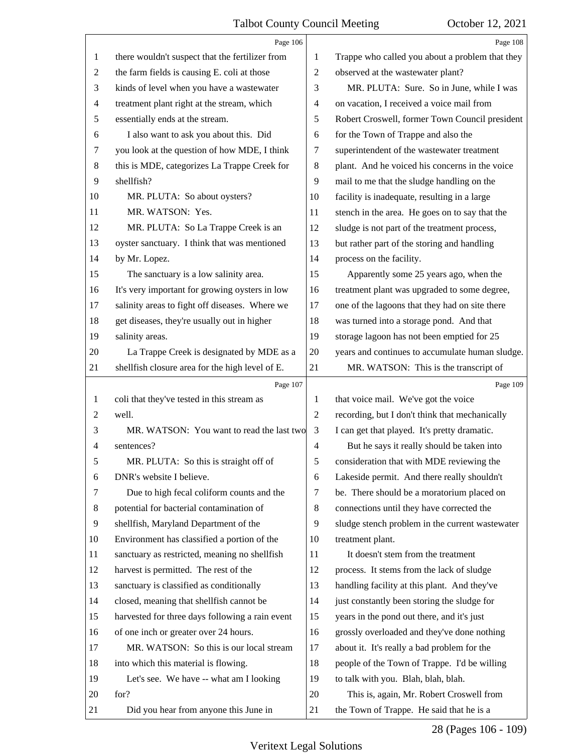Page 106

1 there wouldn't suspect that the fertilizer from
2 the farm fields is causing E. coli at those
3 kinds of level when you have a wastewater
4 treatment plant right at the stream, which
5 essentially ends at the stream.
6 I also want to ask you about this. Did
7 you look at the question of how MDE, I think
8 this is MDE, categorizes La Trappe Creek for
9 shellfish?
10 MR. PLUTA: So about oysters?
11 MR. WATSON: Yes.
12 MR. PLUTA: So La Trappe Creek is an
13 oyster sanctuary. I think that was mentioned
14 by Mr. Lopez.
15 The sanctuary is a low salinity area.
16 It's very important for growing oysters in low
17 salinity areas to fight off diseases. Where we
18 get diseases, they're usually out in higher
19 salinity areas.
20 La Trappe Creek is designated by MDE as a
21 shellfish closure area for the high level of E.

Page 107

1 coli that they've tested in this stream as
2 well.
3 MR. WATSON: You want to read the last two
4 sentences?
5 MR. PLUTA: So this is straight off of
6 DNR's website I believe.
7 Due to high fecal coliform counts and the
8 potential for bacterial contamination of
9 shellfish, Maryland Department of the
10 Environment has classified a portion of the
11 sanctuary as restricted, meaning no shellfish
12 harvest is permitted. The rest of the
13 sanctuary is classified as conditionally
14 closed, meaning that shellfish cannot be
15 harvested for three days following a rain event
16 of one inch or greater over 24 hours.
17 MR. WATSON: So this is our local stream
18 into which this material is flowing.
19 Let's see. We have -- what am I looking
20 for?
21 Did you hear from anyone this June in

Page 108

1 Trappe who called you about a problem that they
2 observed at the wastewater plant?
3 MR. PLUTA: Sure. So in June, while I was
4 on vacation, I received a voice mail from
5 Robert Croswell, former Town Council president
6 for the Town of Trappe and also the
7 superintendent of the wastewater treatment
8 plant. And he voiced his concerns in the voice
9 mail to me that the sludge handling on the
10 facility is inadequate, resulting in a large
11 stench in the area. He goes on to say that the
12 sludge is not part of the treatment process,
13 but rather part of the storing and handling
14 process on the facility.
15 Apparently some 25 years ago, when the
16 treatment plant was upgraded to some degree,
17 one of the lagoons that they had on site there
18 was turned into a storage pond. And that
19 storage lagoon has not been emptied for 25
20 years and continues to accumulate human sludge.
21 MR. WATSON: This is the transcript of

Page 109

1 that voice mail. We've got the voice
2 recording, but I don't think that mechanically
3 I can get that played. It's pretty dramatic.
4 But he says it really should be taken into
5 consideration that with MDE reviewing the
6 Lakeside permit. And there really shouldn't
7 be. There should be a moratorium placed on
8 connections until they have corrected the
9 sludge stench problem in the current wastewater
10 treatment plant.
11 It doesn't stem from the treatment
12 process. It stems from the lack of sludge
13 handling facility at this plant. And they've
14 just constantly been storing the sludge for
15 years in the pond out there, and it's just
16 grossly overloaded and they've done nothing
17 about it. It's really a bad problem for the
18 people of the Town of Trappe. I'd be willing
19 to talk with you. Blah, blah, blah.
20 This is, again, Mr. Robert Croswell from
21 the Town of Trappe. He said that he is a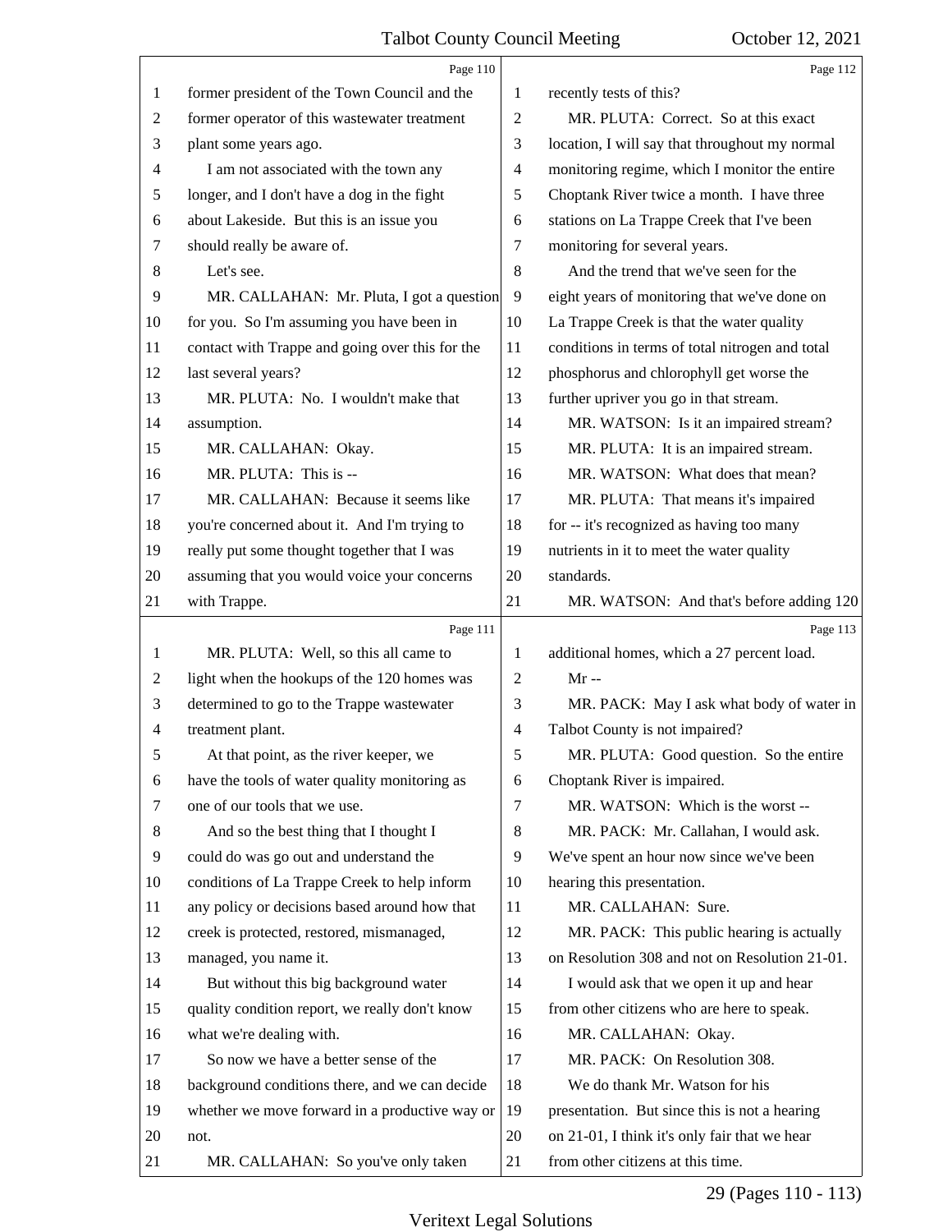Page 110

1 former president of the Town Council and the
2 former operator of this wastewater treatment
3 plant some years ago.
4 I am not associated with the town any
5 longer, and I don't have a dog in the fight
6 about Lakeside. But this is an issue you
7 should really be aware of.
8 Let's see.
9 MR. CALLAHAN: Mr. Pluta, I got a question
10 for you. So I'm assuming you have been in
11 contact with Trappe and going over this for the
12 last several years?
13 MR. PLUTA: No. I wouldn't make that
14 assumption.
15 MR. CALLAHAN: Okay.
16 MR. PLUTA: This is --
17 MR. CALLAHAN: Because it seems like
18 you're concerned about it. And I'm trying to
19 really put some thought together that I was
20 assuming that you would voice your concerns
21 with Trappe.

Page 111

1 MR. PLUTA: Well, so this all came to
2 light when the hookups of the 120 homes was
3 determined to go to the Trappe wastewater
4 treatment plant.
5 At that point, as the river keeper, we
6 have the tools of water quality monitoring as
7 one of our tools that we use.
8 And so the best thing that I thought I
9 could do was go out and understand the
10 conditions of La Trappe Creek to help inform
11 any policy or decisions based around how that
12 creek is protected, restored, mismanaged,
13 managed, you name it.
14 But without this big background water
15 quality condition report, we really don't know
16 what we're dealing with.
17 So now we have a better sense of the
18 background conditions there, and we can decide
19 whether we move forward in a productive way or
20 not.
21 MR. CALLAHAN: So you've only taken

Page 112

1 recently tests of this?
2 MR. PLUTA: Correct. So at this exact
3 location, I will say that throughout my normal
4 monitoring regime, which I monitor the entire
5 Choptank River twice a month. I have three
6 stations on La Trappe Creek that I've been
7 monitoring for several years.
8 And the trend that we've seen for the
9 eight years of monitoring that we've done on
10 La Trappe Creek is that the water quality
11 conditions in terms of total nitrogen and total
12 phosphorus and chlorophyll get worse the
13 further upriver you go in that stream.
14 MR. WATSON: Is it an impaired stream?
15 MR. PLUTA: It is an impaired stream.
16 MR. WATSON: What does that mean?
17 MR. PLUTA: That means it's impaired
18 for -- it's recognized as having too many
19 nutrients in it to meet the water quality
20 standards.
21 MR. WATSON: And that's before adding 120

Page 113

1 additional homes, which a 27 percent load.
2 Mr --
3 MR. PACK: May I ask what body of water in
4 Talbot County is not impaired?
5 MR. PLUTA: Good question. So the entire
6 Choptank River is impaired.
7 MR. WATSON: Which is the worst --
8 MR. PACK: Mr. Callahan, I would ask.
9 We've spent an hour now since we've been
10 hearing this presentation.
11 MR. CALLAHAN: Sure.
12 MR. PACK: This public hearing is actually
13 on Resolution 308 and not on Resolution 21-01.
14 I would ask that we open it up and hear
15 from other citizens who are here to speak.
16 MR. CALLAHAN: Okay.
17 MR. PACK: On Resolution 308.
18 We do thank Mr. Watson for his
19 presentation. But since this is not a hearing
20 on 21-01, I think it's only fair that we hear
21 from other citizens at this time.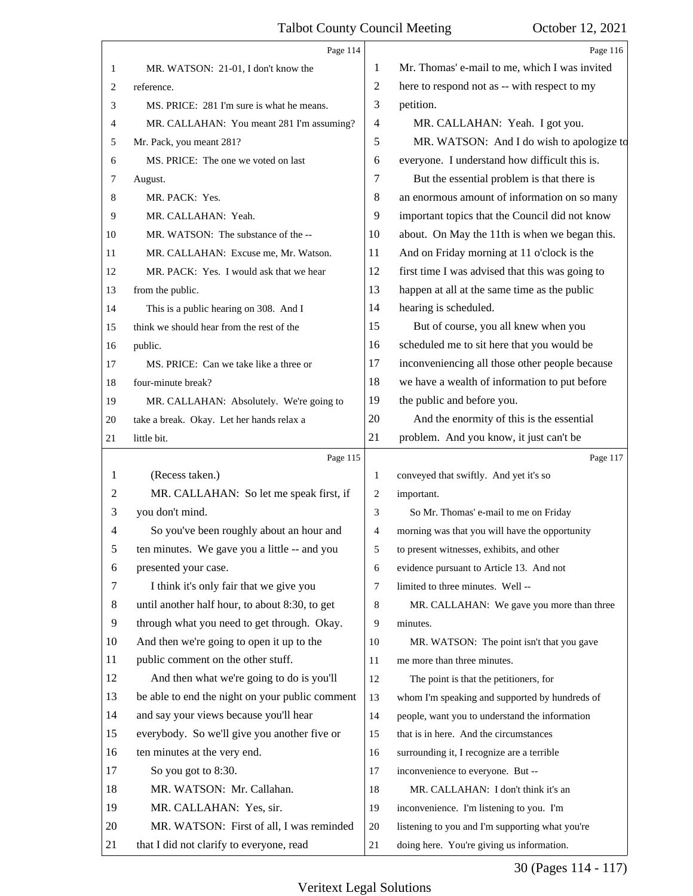Page 114

1 MR. WATSON: 21-01, I don't know the
2 reference.
3 MS. PRICE: 281 I'm sure is what he means.
4 MR. CALLAHAN: You meant 281 I'm assuming?
5 Mr. Pack, you meant 281?
6 MS. PRICE: The one we voted on last
7 August.
8 MR. PACK: Yes.
9 MR. CALLAHAN: Yeah.
10 MR. WATSON: The substance of the --
11 MR. CALLAHAN: Excuse me, Mr. Watson.
12 MR. PACK: Yes. I would ask that we hear
13 from the public.
14 This is a public hearing on 308. And I
15 think we should hear from the rest of the
16 public.
17 MS. PRICE: Can we take like a three or
18 four-minute break?
19 MR. CALLAHAN: Absolutely. We're going to
20 take a break. Okay. Let her hands relax a
21 little bit.

Page 115

1 (Recess taken.)
2 MR. CALLAHAN: So let me speak first, if
3 you don't mind.
4 So you've been roughly about an hour and
5 ten minutes. We gave you a little -- and you
6 presented your case.
7 I think it's only fair that we give you
8 until another half hour, to about 8:30, to get
9 through what you need to get through. Okay.
10 And then we're going to open it up to the
11 public comment on the other stuff.
12 And then what we're going to do is you'll
13 be able to end the night on your public comment
14 and say your views because you'll hear
15 everybody. So we'll give you another five or
16 ten minutes at the very end.
17 So you got to 8:30.
18 MR. WATSON: Mr. Callahan.
19 MR. CALLAHAN: Yes, sir.
20 MR. WATSON: First of all, I was reminded
21 that I did not clarify to everyone, read

Page 116

1 Mr. Thomas' e-mail to me, which I was invited
2 here to respond not as -- with respect to my
3 petition.
4 MR. CALLAHAN: Yeah. I got you.
5 MR. WATSON: And I do wish to apologize to
6 everyone. I understand how difficult this is.
7 But the essential problem is that there is
8 an enormous amount of information on so many
9 important topics that the Council did not know
10 about. On May the 11th is when we began this.
11 And on Friday morning at 11 o'clock is the
12 first time I was advised that this was going to
13 happen at all at the same time as the public
14 hearing is scheduled.
15 But of course, you all knew when you
16 scheduled me to sit here that you would be
17 inconveniencing all those other people because
18 we have a wealth of information to put before
19 the public and before you.
20 And the enormity of this is the essential
21 problem. And you know, it just can't be

Page 117

1 conveyed that swiftly. And yet it's so
2 important.
3 So Mr. Thomas' e-mail to me on Friday
4 morning was that you will have the opportunity
5 to present witnesses, exhibits, and other
6 evidence pursuant to Article 13. And not
7 limited to three minutes. Well --
8 MR. CALLAHAN: We gave you more than three
9 minutes.
10 MR. WATSON: The point isn't that you gave
11 me more than three minutes.
12 The point is that the petitioners, for
13 whom I'm speaking and supported by hundreds of
14 people, want you to understand the information
15 that is in here. And the circumstances
16 surrounding it, I recognize are a terrible
17 inconvenience to everyone. But --
18 MR. CALLAHAN: I don't think it's an
19 inconvenience. I'm listening to you. I'm
20 listening to you and I'm supporting what you're
21 doing here. You're giving us information.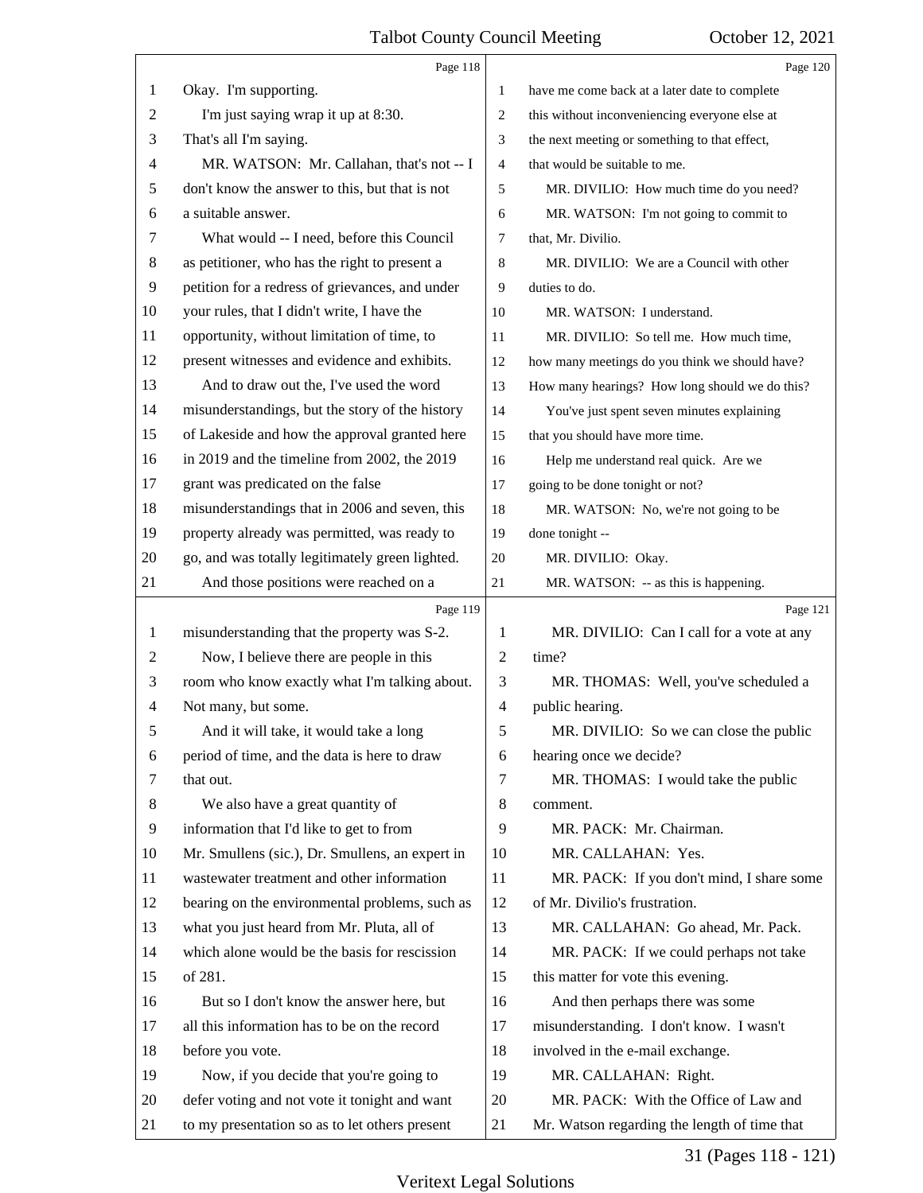Page 118

1 Okay. I'm supporting.
2 I'm just saying wrap it up at 8:30.
3 That's all I'm saying.
4 MR. WATSON: Mr. Callahan, that's not -- I
5 don't know the answer to this, but that is not
6 a suitable answer.
7 What would -- I need, before this Council
8 as petitioner, who has the right to present a
9 petition for a redress of grievances, and under
10 your rules, that I didn't write, I have the
11 opportunity, without limitation of time, to
12 present witnesses and evidence and exhibits.
13 And to draw out the, I've used the word
14 misunderstandings, but the story of the history
15 of Lakeside and how the approval granted here
16 in 2019 and the timeline from 2002, the 2019
17 grant was predicated on the false
18 misunderstandings that in 2006 and seven, this
19 property already was permitted, was ready to
20 go, and was totally legitimately green lighted.
21 And those positions were reached on a

Page 119

1 misunderstanding that the property was S-2.
2 Now, I believe there are people in this
3 room who know exactly what I'm talking about.
4 Not many, but some.
5 And it will take, it would take a long
6 period of time, and the data is here to draw
7 that out.
8 We also have a great quantity of
9 information that I'd like to get to from
10 Mr. Smullens (sic.), Dr. Smullens, an expert in
11 wastewater treatment and other information
12 bearing on the environmental problems, such as
13 what you just heard from Mr. Pluta, all of
14 which alone would be the basis for rescission
15 of 281.
16 But so I don't know the answer here, but
17 all this information has to be on the record
18 before you vote.
19 Now, if you decide that you're going to
20 defer voting and not vote it tonight and want
21 to my presentation so as to let others present

Page 120

1 have me come back at a later date to complete
2 this without inconveniencing everyone else at
3 the next meeting or something to that effect,
4 that would be suitable to me.
5 MR. DIVILIO: How much time do you need?
6 MR. WATSON: I'm not going to commit to
7 that, Mr. Divilio.
8 MR. DIVILIO: We are a Council with other
9 duties to do.
10 MR. WATSON: I understand.
11 MR. DIVILIO: So tell me. How much time,
12 how many meetings do you think we should have?
13 How many hearings? How long should we do this?
14 You've just spent seven minutes explaining
15 that you should have more time.
16 Help me understand real quick. Are we
17 going to be done tonight or not?
18 MR. WATSON: No, we're not going to be
19 done tonight --
20 MR. DIVILIO: Okay.
21 MR. WATSON: -- as this is happening.

Page 121

1 MR. DIVILIO: Can I call for a vote at any
2 time?
3 MR. THOMAS: Well, you've scheduled a
4 public hearing.
5 MR. DIVILIO: So we can close the public
6 hearing once we decide?
7 MR. THOMAS: I would take the public
8 comment.
9 MR. PACK: Mr. Chairman.
10 MR. CALLAHAN: Yes.
11 MR. PACK: If you don't mind, I share some
12 of Mr. Divilio's frustration.
13 MR. CALLAHAN: Go ahead, Mr. Pack.
14 MR. PACK: If we could perhaps not take
15 this matter for vote this evening.
16 And then perhaps there was some
17 misunderstanding. I don't know. I wasn't
18 involved in the e-mail exchange.
19 MR. CALLAHAN: Right.
20 MR. PACK: With the Office of Law and
21 Mr. Watson regarding the length of time that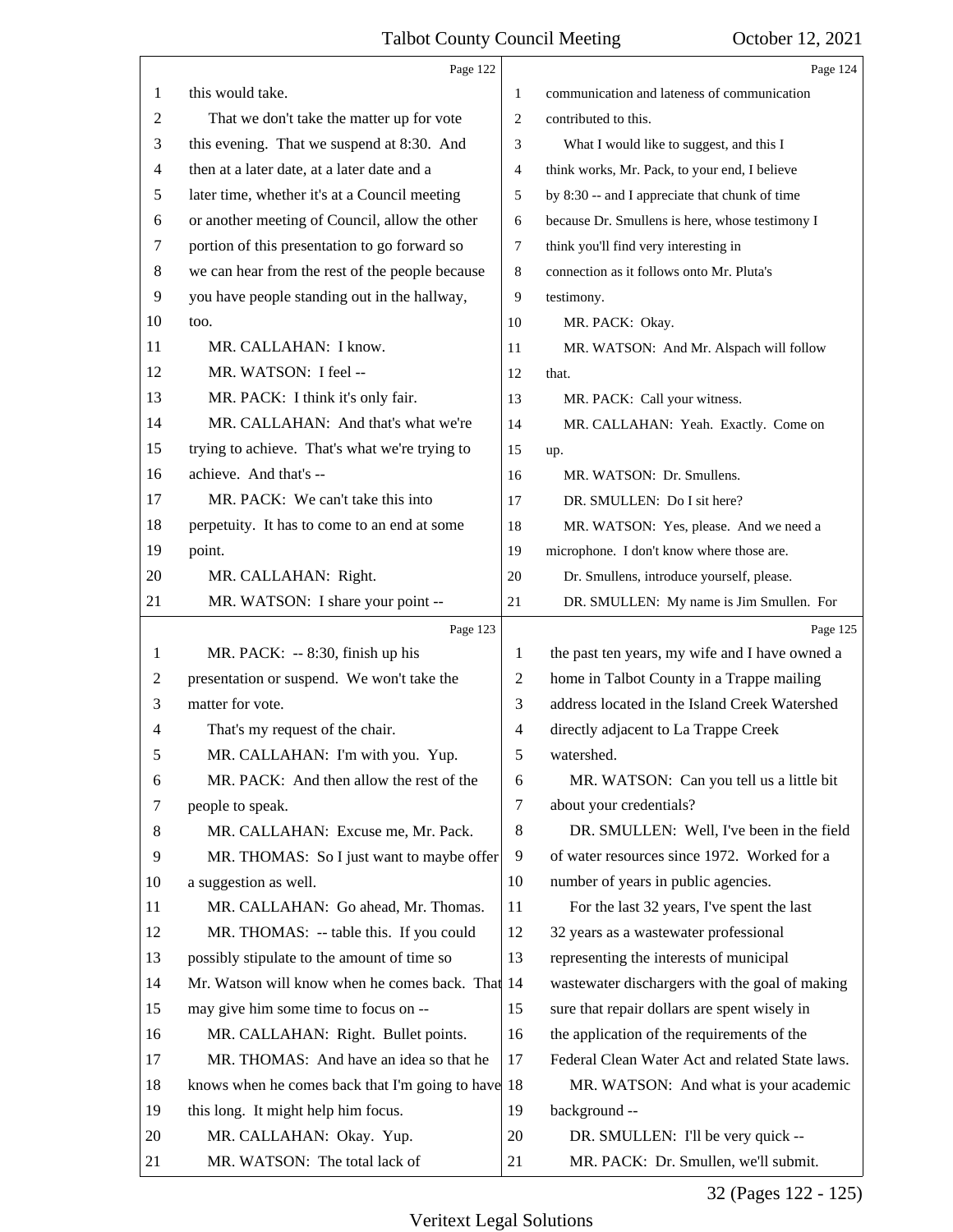Page 122

1 this would take.
2 That we don't take the matter up for vote
3 this evening. That we suspend at 8:30. And
4 then at a later date, at a later date and a
5 later time, whether it's at a Council meeting
6 or another meeting of Council, allow the other
7 portion of this presentation to go forward so
8 we can hear from the rest of the people because
9 you have people standing out in the hallway,
10 too.
11 MR. CALLAHAN: I know.
12 MR. WATSON: I feel --
13 MR. PACK: I think it's only fair.
14 MR. CALLAHAN: And that's what we're
15 trying to achieve. That's what we're trying to
16 achieve. And that's --
17 MR. PACK: We can't take this into
18 perpetuity. It has to come to an end at some
19 point.
20 MR. CALLAHAN: Right.
21 MR. WATSON: I share your point --

Page 123

1 MR. PACK: -- 8:30, finish up his
2 presentation or suspend. We won't take the
3 matter for vote.
4 That's my request of the chair.
5 MR. CALLAHAN: I'm with you. Yup.
6 MR. PACK: And then allow the rest of the
7 people to speak.
8 MR. CALLAHAN: Excuse me, Mr. Pack.
9 MR. THOMAS: So I just want to maybe offer
10 a suggestion as well.
11 MR. CALLAHAN: Go ahead, Mr. Thomas.
12 MR. THOMAS: -- table this. If you could
13 possibly stipulate to the amount of time so
14 Mr. Watson will know when he comes back. That
15 may give him some time to focus on --
16 MR. CALLAHAN: Right. Bullet points.
17 MR. THOMAS: And have an idea so that he
18 knows when he comes back that I'm going to have
19 this long. It might help him focus.
20 MR. CALLAHAN: Okay. Yup.
21 MR. WATSON: The total lack of

Page 124

1 communication and lateness of communication
2 contributed to this.
3 What I would like to suggest, and this I
4 think works, Mr. Pack, to your end, I believe
5 by 8:30 -- and I appreciate that chunk of time
6 because Dr. Smullens is here, whose testimony I
7 think you'll find very interesting in
8 connection as it follows onto Mr. Pluta's
9 testimony.
10 MR. PACK: Okay.
11 MR. WATSON: And Mr. Alspach will follow
12 that.
13 MR. PACK: Call your witness.
14 MR. CALLAHAN: Yeah. Exactly. Come on
15 up.
16 MR. WATSON: Dr. Smullens.
17 DR. SMULLEN: Do I sit here?
18 MR. WATSON: Yes, please. And we need a
19 microphone. I don't know where those are.
20 Dr. Smullens, introduce yourself, please.
21 DR. SMULLEN: My name is Jim Smullen. For

Page 125

1 the past ten years, my wife and I have owned a
2 home in Talbot County in a Trappe mailing
3 address located in the Island Creek Watershed
4 directly adjacent to La Trappe Creek
5 watershed.
6 MR. WATSON: Can you tell us a little bit
7 about your credentials?
8 DR. SMULLEN: Well, I've been in the field
9 of water resources since 1972. Worked for a
10 number of years in public agencies.
11 For the last 32 years, I've spent the last
12 32 years as a wastewater professional
13 representing the interests of municipal
14 wastewater dischargers with the goal of making
15 sure that repair dollars are spent wisely in
16 the application of the requirements of the
17 Federal Clean Water Act and related State laws.
18 MR. WATSON: And what is your academic
19 background --
20 DR. SMULLEN: I'll be very quick --
21 MR. PACK: Dr. Smullen, we'll submit.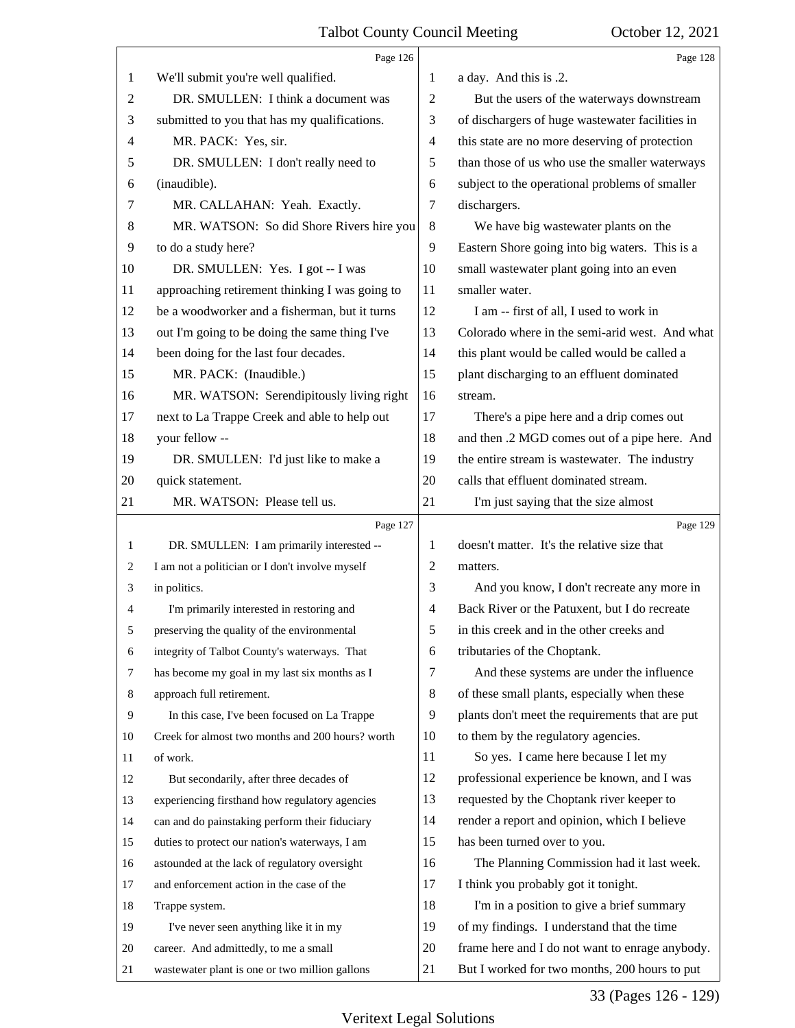Page 126

1 We'll submit you're well qualified.
2 DR. SMULLEN: I think a document was
3 submitted to you that has my qualifications.
4 MR. PACK: Yes, sir.
5 DR. SMULLEN: I don't really need to
6 (inaudible).
7 MR. CALLAHAN: Yeah. Exactly.
8 MR. WATSON: So did Shore Rivers hire you
9 to do a study here?
10 DR. SMULLEN: Yes. I got -- I was
11 approaching retirement thinking I was going to
12 be a woodworker and a fisherman, but it turns
13 out I'm going to be doing the same thing I've
14 been doing for the last four decades.
15 MR. PACK: (Inaudible.)
16 MR. WATSON: Serendipitously living right
17 next to La Trappe Creek and able to help out
18 your fellow --
19 DR. SMULLEN: I'd just like to make a
20 quick statement.
21 MR. WATSON: Please tell us.

Page 127

1 DR. SMULLEN: I am primarily interested --
2 I am not a politician or I don't involve myself
3 in politics.
4 I'm primarily interested in restoring and
5 preserving the quality of the environmental
6 integrity of Talbot County's waterways. That
7 has become my goal in my last six months as I
8 approach full retirement.
9 In this case, I've been focused on La Trappe
10 Creek for almost two months and 200 hours? worth
11 of work.
12 But secondarily, after three decades of
13 experiencing firsthand how regulatory agencies
14 can and do painstaking perform their fiduciary
15 duties to protect our nation's waterways, I am
16 astounded at the lack of regulatory oversight
17 and enforcement action in the case of the
18 Trappe system.
19 I've never seen anything like it in my
20 career. And admittedly, to me a small
21 wastewater plant is one or two million gallons

Page 128

1 a day. And this is .2.
2 But the users of the waterways downstream
3 of dischargers of huge wastewater facilities in
4 this state are no more deserving of protection
5 than those of us who use the smaller waterways
6 subject to the operational problems of smaller
7 dischargers.
8 We have big wastewater plants on the
9 Eastern Shore going into big waters. This is a
10 small wastewater plant going into an even
11 smaller water.
12 I am -- first of all, I used to work in
13 Colorado where in the semi-arid west. And what
14 this plant would be called would be called a
15 plant discharging to an effluent dominated
16 stream.
17 There's a pipe here and a drip comes out
18 and then .2 MGD comes out of a pipe here. And
19 the entire stream is wastewater. The industry
20 calls that effluent dominated stream.
21 I'm just saying that the size almost

Page 129

1 doesn't matter. It's the relative size that
2 matters.
3 And you know, I don't recreate any more in
4 Back River or the Patuxent, but I do recreate
5 in this creek and in the other creeks and
6 tributaries of the Choptank.
7 And these systems are under the influence
8 of these small plants, especially when these
9 plants don't meet the requirements that are put
10 to them by the regulatory agencies.
11 So yes. I came here because I let my
12 professional experience be known, and I was
13 requested by the Choptank river keeper to
14 render a report and opinion, which I believe
15 has been turned over to you.
16 The Planning Commission had it last week.
17 I think you probably got it tonight.
18 I'm in a position to give a brief summary
19 of my findings. I understand that the time
20 frame here and I do not want to enrage anybody.
21 But I worked for two months, 200 hours to put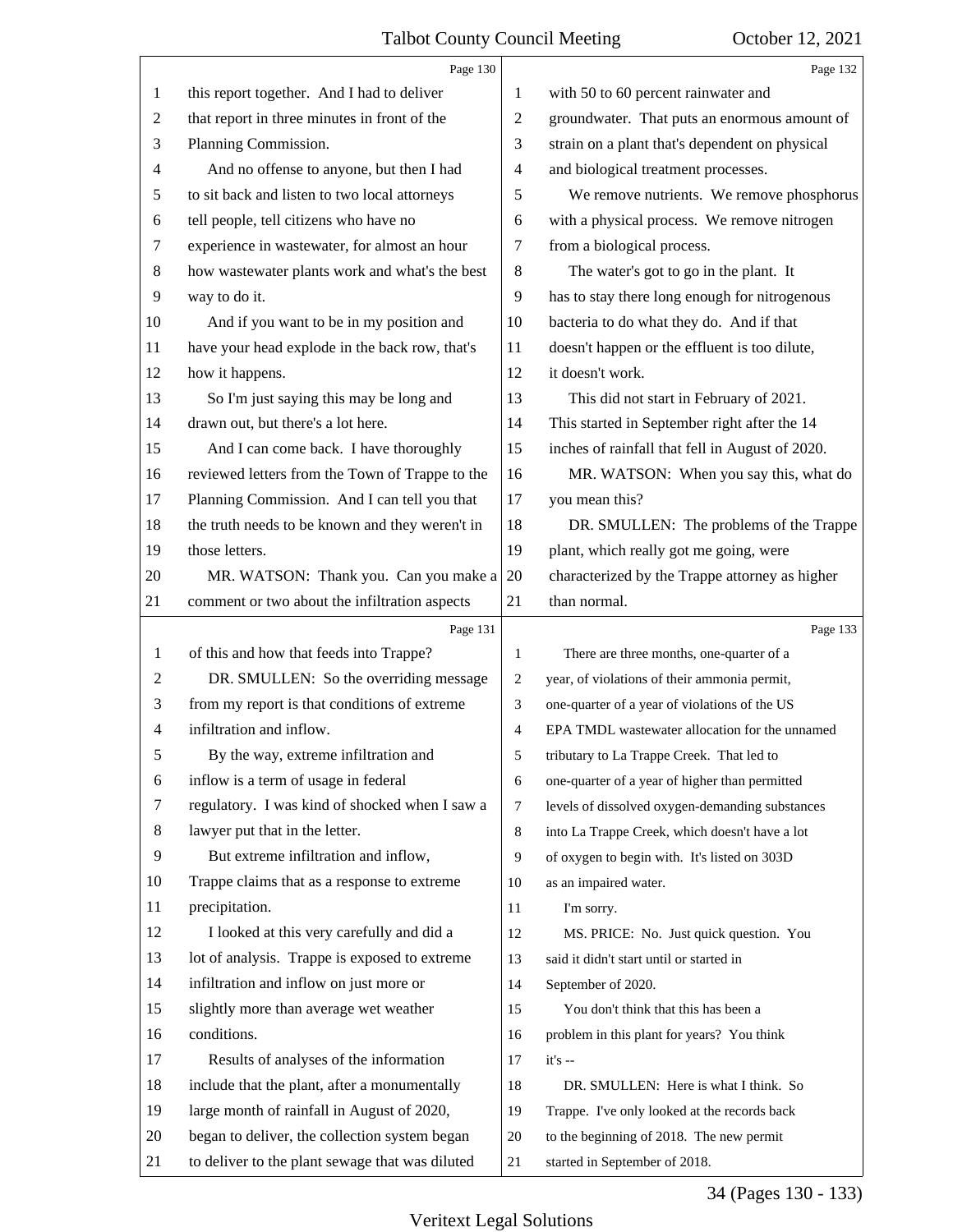this report together. And I had to deliver that report in three minutes in front of the Planning Commission.

And no offense to anyone, but then I had to sit back and listen to two local attorneys tell people, tell citizens who have no experience in wastewater, for almost an hour how wastewater plants work and what's the best way to do it.

And if you want to be in my position and have your head explode in the back row, that's how it happens.

So I'm just saying this may be long and drawn out, but there's a lot here.

And I can come back. I have thoroughly reviewed letters from the Town of Trappe to the Planning Commission. And I can tell you that the truth needs to be known and they weren't in those letters.

MR. WATSON: Thank you. Can you make a comment or two about the infiltration aspects of this and how that feeds into Trappe?

DR. SMULLEN: So the overriding message from my report is that conditions of extreme infiltration and inflow.

By the way, extreme infiltration and inflow is a term of usage in federal regulatory. I was kind of shocked when I saw a lawyer put that in the letter.

But extreme infiltration and inflow, Trappe claims that as a response to extreme precipitation.

I looked at this very carefully and did a lot of analysis. Trappe is exposed to extreme infiltration and inflow on just more or slightly more than average wet weather conditions.

Results of analyses of the information include that the plant, after a monumentally large month of rainfall in August of 2020, began to deliver, the collection system began to deliver to the plant sewage that was diluted with 50 to 60 percent rainwater and groundwater. That puts an enormous amount of strain on a plant that's dependent on physical and biological treatment processes.

We remove nutrients. We remove phosphorus with a physical process. We remove nitrogen from a biological process.

The water's got to go in the plant. It has to stay there long enough for nitrogenous bacteria to do what they do. And if that doesn't happen or the effluent is too dilute, it doesn't work.

This did not start in February of 2021. This started in September right after the 14 inches of rainfall that fell in August of 2020.

MR. WATSON: When you say this, what do you mean this?

DR. SMULLEN: The problems of the Trappe plant, which really got me going, were characterized by the Trappe attorney as higher than normal.

There are three months, one-quarter of a year, of violations of their ammonia permit, one-quarter of a year of violations of the US EPA TMDL wastewater allocation for the unnamed tributary to La Trappe Creek. That led to one-quarter of a year of higher than permitted levels of dissolved oxygen-demanding substances into La Trappe Creek, which doesn't have a lot of oxygen to begin with. It's listed on 303D as an impaired water.

I'm sorry.

MS. PRICE: No. Just quick question. You said it didn't start until or started in September of 2020.

You don't think that this has been a problem in this plant for years? You think it's --

DR. SMULLEN: Here is what I think. So Trappe. I've only looked at the records back to the beginning of 2018. The new permit started in September of 2018.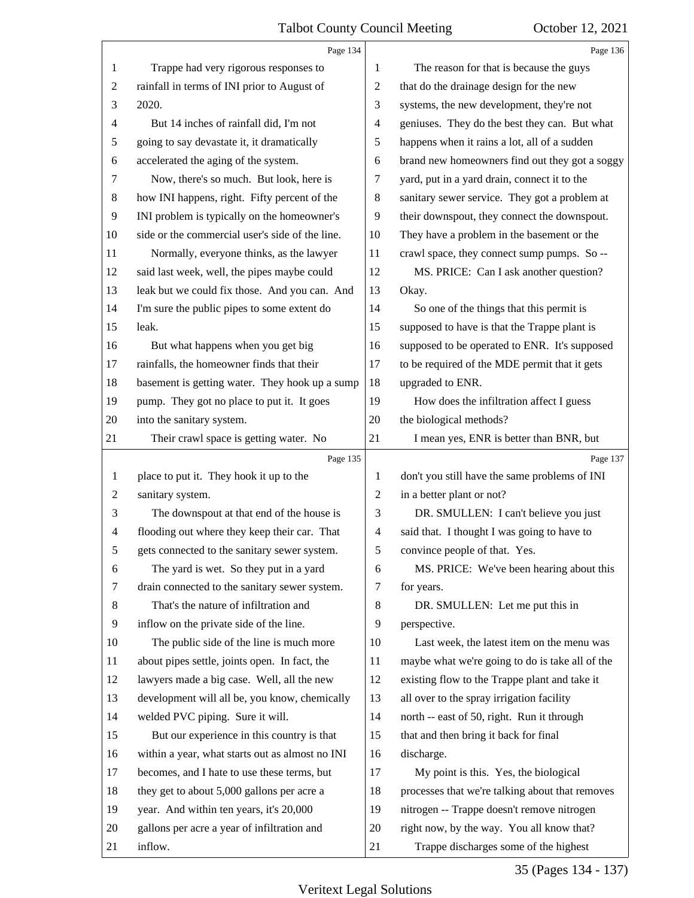Page 134

Trappe had very rigorous responses to rainfall in terms of INI prior to August of 2020.

But 14 inches of rainfall did, I'm not going to say devastate it, it dramatically accelerated the aging of the system.

Now, there's so much. But look, here is how INI happens, right. Fifty percent of the INI problem is typically on the homeowner's side or the commercial user's side of the line.

Normally, everyone thinks, as the lawyer said last week, well, the pipes maybe could leak but we could fix those. And you can. And I'm sure the public pipes to some extent do leak.

But what happens when you get big rainfalls, the homeowner finds that their basement is getting water. They hook up a sump pump. They got no place to put it. It goes into the sanitary system.

Their crawl space is getting water. No

Page 135

place to put it. They hook it up to the sanitary system.

The downspout at that end of the house is flooding out where they keep their car. That gets connected to the sanitary sewer system.

The yard is wet. So they put in a yard drain connected to the sanitary sewer system.

That's the nature of infiltration and inflow on the private side of the line.

The public side of the line is much more about pipes settle, joints open. In fact, the lawyers made a big case. Well, all the new development will all be, you know, chemically welded PVC piping. Sure it will.

But our experience in this country is that within a year, what starts out as almost no INI becomes, and I hate to use these terms, but they get to about 5,000 gallons per acre a year. And within ten years, it's 20,000 gallons per acre a year of infiltration and inflow.

Page 136

The reason for that is because the guys that do the drainage design for the new systems, the new development, they're not geniuses. They do the best they can. But what happens when it rains a lot, all of a sudden brand new homeowners find out they got a soggy yard, put in a yard drain, connect it to the sanitary sewer service. They got a problem at their downspout, they connect the downspout. They have a problem in the basement or the crawl space, they connect sump pumps. So --

MS. PRICE: Can I ask another question? Okay.

So one of the things that this permit is supposed to have is that the Trappe plant is supposed to be operated to ENR. It's supposed to be required of the MDE permit that it gets upgraded to ENR.

How does the infiltration affect I guess the biological methods?

I mean yes, ENR is better than BNR, but

Page 137

don't you still have the same problems of INI in a better plant or not?

DR. SMULLEN: I can't believe you just said that. I thought I was going to have to convince people of that. Yes.

MS. PRICE: We've been hearing about this for years.

DR. SMULLEN: Let me put this in perspective.

Last week, the latest item on the menu was maybe what we're going to do is take all of the existing flow to the Trappe plant and take it all over to the spray irrigation facility north -- east of 50, right. Run it through that and then bring it back for final discharge.

My point is this. Yes, the biological processes that we're talking about that removes nitrogen -- Trappe doesn't remove nitrogen right now, by the way. You all know that?

Trappe discharges some of the highest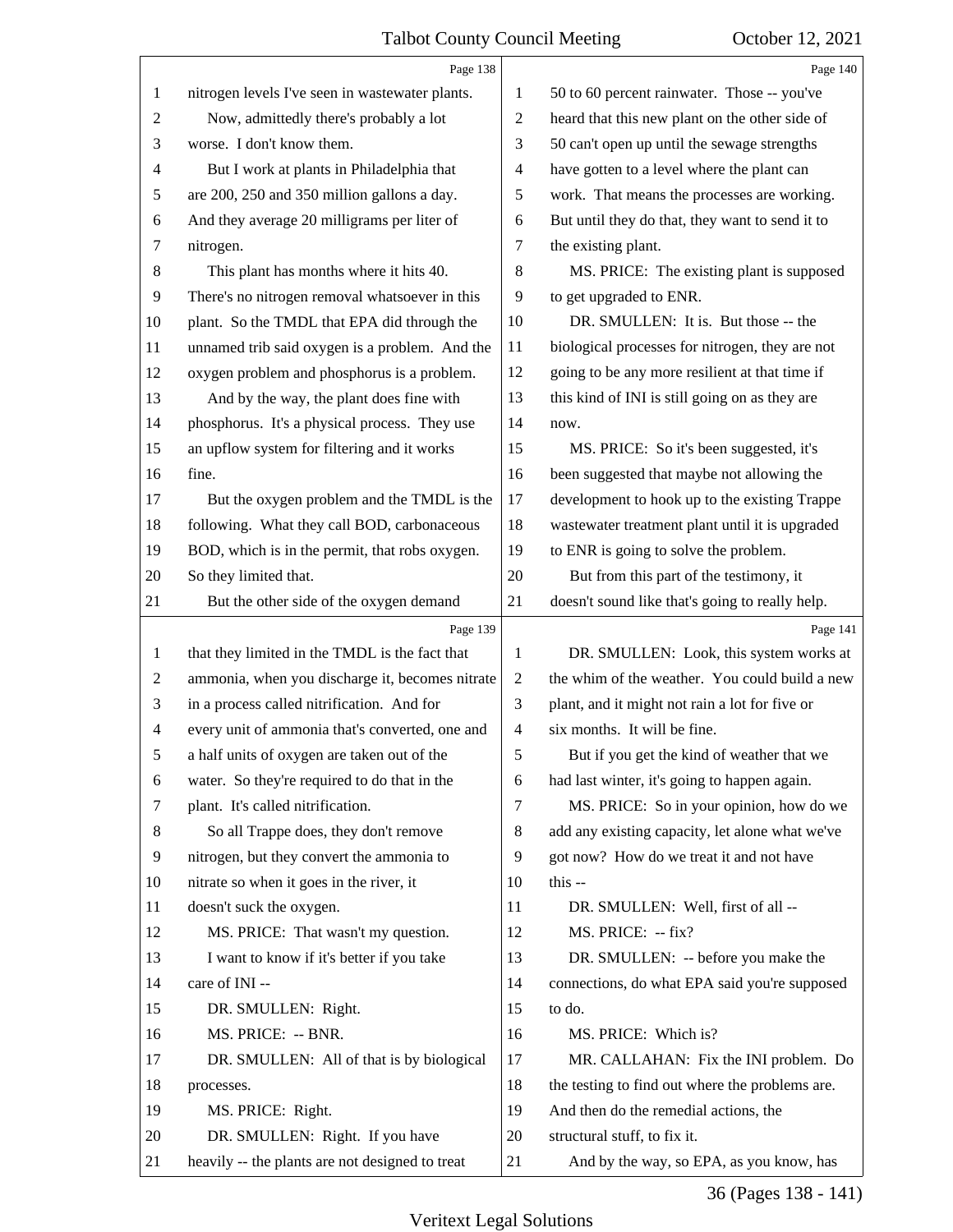Page 138

nitrogen levels I've seen in wastewater plants.

Now, admittedly there's probably a lot worse. I don't know them.

But I work at plants in Philadelphia that are 200, 250 and 350 million gallons a day. And they average 20 milligrams per liter of nitrogen.

This plant has months where it hits 40. There's no nitrogen removal whatsoever in this plant. So the TMDL that EPA did through the unnamed trib said oxygen is a problem. And the oxygen problem and phosphorus is a problem.

And by the way, the plant does fine with phosphorus. It's a physical process. They use an upflow system for filtering and it works fine.

But the oxygen problem and the TMDL is the following. What they call BOD, carbonaceous BOD, which is in the permit, that robs oxygen. So they limited that.

But the other side of the oxygen demand

Page 139

that they limited in the TMDL is the fact that ammonia, when you discharge it, becomes nitrate in a process called nitrification. And for every unit of ammonia that's converted, one and a half units of oxygen are taken out of the water. So they're required to do that in the plant. It's called nitrification.

So all Trappe does, they don't remove nitrogen, but they convert the ammonia to nitrate so when it goes in the river, it doesn't suck the oxygen.

MS. PRICE: That wasn't my question.

I want to know if it's better if you take care of INI --

DR. SMULLEN: Right.

MS. PRICE: -- BNR.

DR. SMULLEN: All of that is by biological processes.

MS. PRICE: Right.

DR. SMULLEN: Right. If you have heavily -- the plants are not designed to treat

Page 140

50 to 60 percent rainwater. Those -- you've heard that this new plant on the other side of 50 can't open up until the sewage strengths have gotten to a level where the plant can work. That means the processes are working. But until they do that, they want to send it to the existing plant.

MS. PRICE: The existing plant is supposed to get upgraded to ENR.

DR. SMULLEN: It is. But those -- the biological processes for nitrogen, they are not going to be any more resilient at that time if this kind of INI is still going on as they are now.

MS. PRICE: So it's been suggested, it's been suggested that maybe not allowing the development to hook up to the existing Trappe wastewater treatment plant until it is upgraded to ENR is going to solve the problem.

But from this part of the testimony, it doesn't sound like that's going to really help.

Page 141

DR. SMULLEN: Look, this system works at the whim of the weather. You could build a new plant, and it might not rain a lot for five or six months. It will be fine.

But if you get the kind of weather that we had last winter, it's going to happen again.

MS. PRICE: So in your opinion, how do we add any existing capacity, let alone what we've got now? How do we treat it and not have this --

DR. SMULLEN: Well, first of all --

MS. PRICE: -- fix?

DR. SMULLEN: -- before you make the connections, do what EPA said you're supposed to do.

MS. PRICE: Which is?

MR. CALLAHAN: Fix the INI problem. Do the testing to find out where the problems are. And then do the remedial actions, the structural stuff, to fix it.

And by the way, so EPA, as you know, has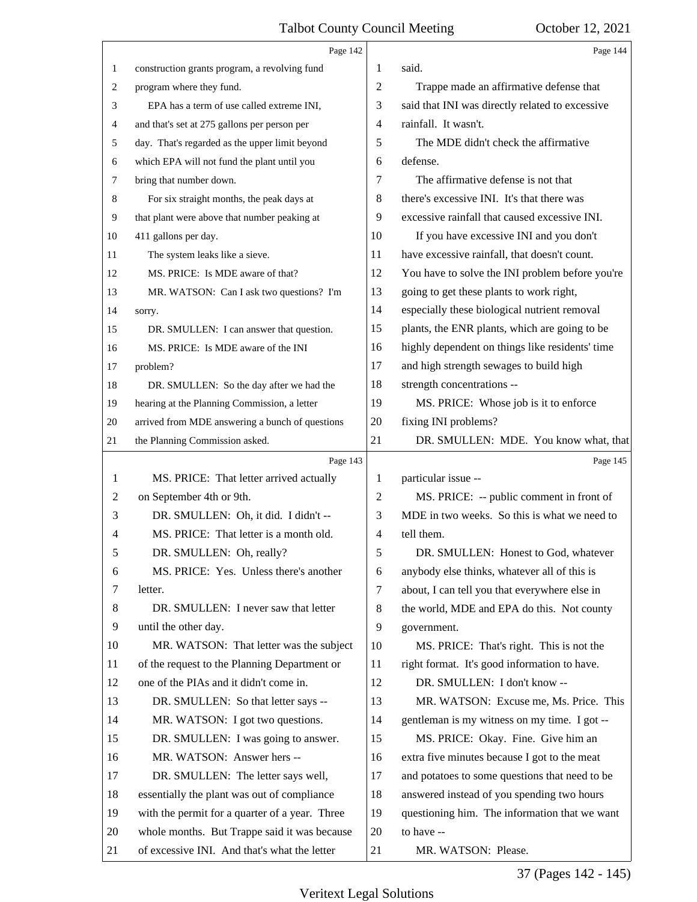Page 142

1 construction grants program, a revolving fund
2 program where they fund.
3 EPA has a term of use called extreme INI,
4 and that's set at 275 gallons per person per
5 day. That's regarded as the upper limit beyond
6 which EPA will not fund the plant until you
7 bring that number down.
8 For six straight months, the peak days at
9 that plant were above that number peaking at
10 411 gallons per day.
11 The system leaks like a sieve.
12 MS. PRICE: Is MDE aware of that?
13 MR. WATSON: Can I ask two questions? I'm
14 sorry.
15 DR. SMULLEN: I can answer that question.
16 MS. PRICE: Is MDE aware of the INI
17 problem?
18 DR. SMULLEN: So the day after we had the
19 hearing at the Planning Commission, a letter
20 arrived from MDE answering a bunch of questions
21 the Planning Commission asked.

Page 143

1 MS. PRICE: That letter arrived actually
2 on September 4th or 9th.
3 DR. SMULLEN: Oh, it did. I didn't --
4 MS. PRICE: That letter is a month old.
5 DR. SMULLEN: Oh, really?
6 MS. PRICE: Yes. Unless there's another
7 letter.
8 DR. SMULLEN: I never saw that letter
9 until the other day.
10 MR. WATSON: That letter was the subject
11 of the request to the Planning Department or
12 one of the PIAs and it didn't come in.
13 DR. SMULLEN: So that letter says --
14 MR. WATSON: I got two questions.
15 DR. SMULLEN: I was going to answer.
16 MR. WATSON: Answer hers --
17 DR. SMULLEN: The letter says well,
18 essentially the plant was out of compliance
19 with the permit for a quarter of a year. Three
20 whole months. But Trappe said it was because
21 of excessive INI. And that's what the letter

Page 144

1 said.
2 Trappe made an affirmative defense that
3 said that INI was directly related to excessive
4 rainfall. It wasn't.
5 The MDE didn't check the affirmative
6 defense.
7 The affirmative defense is not that
8 there's excessive INI. It's that there was
9 excessive rainfall that caused excessive INI.
10 If you have excessive INI and you don't
11 have excessive rainfall, that doesn't count.
12 You have to solve the INI problem before you're
13 going to get these plants to work right,
14 especially these biological nutrient removal
15 plants, the ENR plants, which are going to be
16 highly dependent on things like residents' time
17 and high strength sewages to build high
18 strength concentrations --
19 MS. PRICE: Whose job is it to enforce
20 fixing INI problems?
21 DR. SMULLEN: MDE. You know what, that

Page 145

1 particular issue --
2 MS. PRICE: -- public comment in front of
3 MDE in two weeks. So this is what we need to
4 tell them.
5 DR. SMULLEN: Honest to God, whatever
6 anybody else thinks, whatever all of this is
7 about, I can tell you that everywhere else in
8 the world, MDE and EPA do this. Not county
9 government.
10 MS. PRICE: That's right. This is not the
11 right format. It's good information to have.
12 DR. SMULLEN: I don't know --
13 MR. WATSON: Excuse me, Ms. Price. This
14 gentleman is my witness on my time. I got --
15 MS. PRICE: Okay. Fine. Give him an
16 extra five minutes because I got to the meat
17 and potatoes to some questions that need to be
18 answered instead of you spending two hours
19 questioning him. The information that we want
20 to have --
21 MR. WATSON: Please.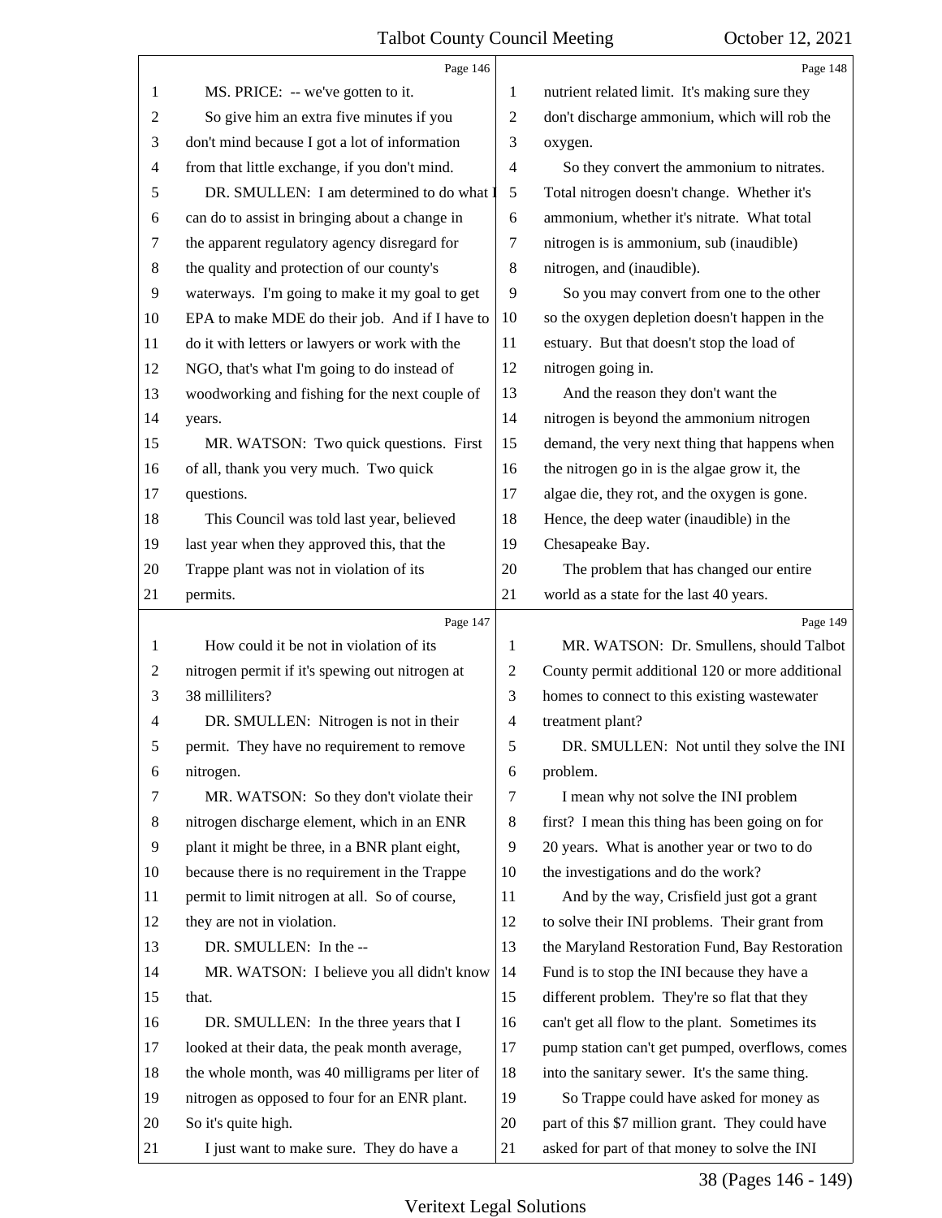Page 146

MS. PRICE: -- we've gotten to it.

So give him an extra five minutes if you don't mind because I got a lot of information from that little exchange, if you don't mind.

DR. SMULLEN: I am determined to do what I can do to assist in bringing about a change in the apparent regulatory agency disregard for the quality and protection of our county's waterways. I'm going to make it my goal to get EPA to make MDE do their job. And if I have to do it with letters or lawyers or work with the NGO, that's what I'm going to do instead of woodworking and fishing for the next couple of years.

MR. WATSON: Two quick questions. First of all, thank you very much. Two quick questions.

This Council was told last year, believed last year when they approved this, that the Trappe plant was not in violation of its permits.

Page 147

How could it be not in violation of its nitrogen permit if it's spewing out nitrogen at 38 milliliters?

DR. SMULLEN: Nitrogen is not in their permit. They have no requirement to remove nitrogen.

MR. WATSON: So they don't violate their nitrogen discharge element, which in an ENR plant it might be three, in a BNR plant eight, because there is no requirement in the Trappe permit to limit nitrogen at all. So of course, they are not in violation.

DR. SMULLEN: In the --

MR. WATSON: I believe you all didn't know that.

DR. SMULLEN: In the three years that I looked at their data, the peak month average, the whole month, was 40 milligrams per liter of nitrogen as opposed to four for an ENR plant. So it's quite high.

I just want to make sure. They do have a

Page 148

nutrient related limit. It's making sure they don't discharge ammonium, which will rob the oxygen.

So they convert the ammonium to nitrates. Total nitrogen doesn't change. Whether it's ammonium, whether it's nitrate. What total nitrogen is is ammonium, sub (inaudible) nitrogen, and (inaudible).

So you may convert from one to the other so the oxygen depletion doesn't happen in the estuary. But that doesn't stop the load of nitrogen going in.

And the reason they don't want the nitrogen is beyond the ammonium nitrogen demand, the very next thing that happens when the nitrogen go in is the algae grow it, the algae die, they rot, and the oxygen is gone. Hence, the deep water (inaudible) in the Chesapeake Bay.

The problem that has changed our entire world as a state for the last 40 years.

Page 149

MR. WATSON: Dr. Smullens, should Talbot County permit additional 120 or more additional homes to connect to this existing wastewater treatment plant?

DR. SMULLEN: Not until they solve the INI problem.

I mean why not solve the INI problem first? I mean this thing has been going on for 20 years. What is another year or two to do the investigations and do the work?

And by the way, Crisfield just got a grant to solve their INI problems. Their grant from the Maryland Restoration Fund, Bay Restoration Fund is to stop the INI because they have a different problem. They're so flat that they can't get all flow to the plant. Sometimes its pump station can't get pumped, overflows, comes into the sanitary sewer. It's the same thing.

So Trappe could have asked for money as part of this $7 million grant. They could have asked for part of that money to solve the INI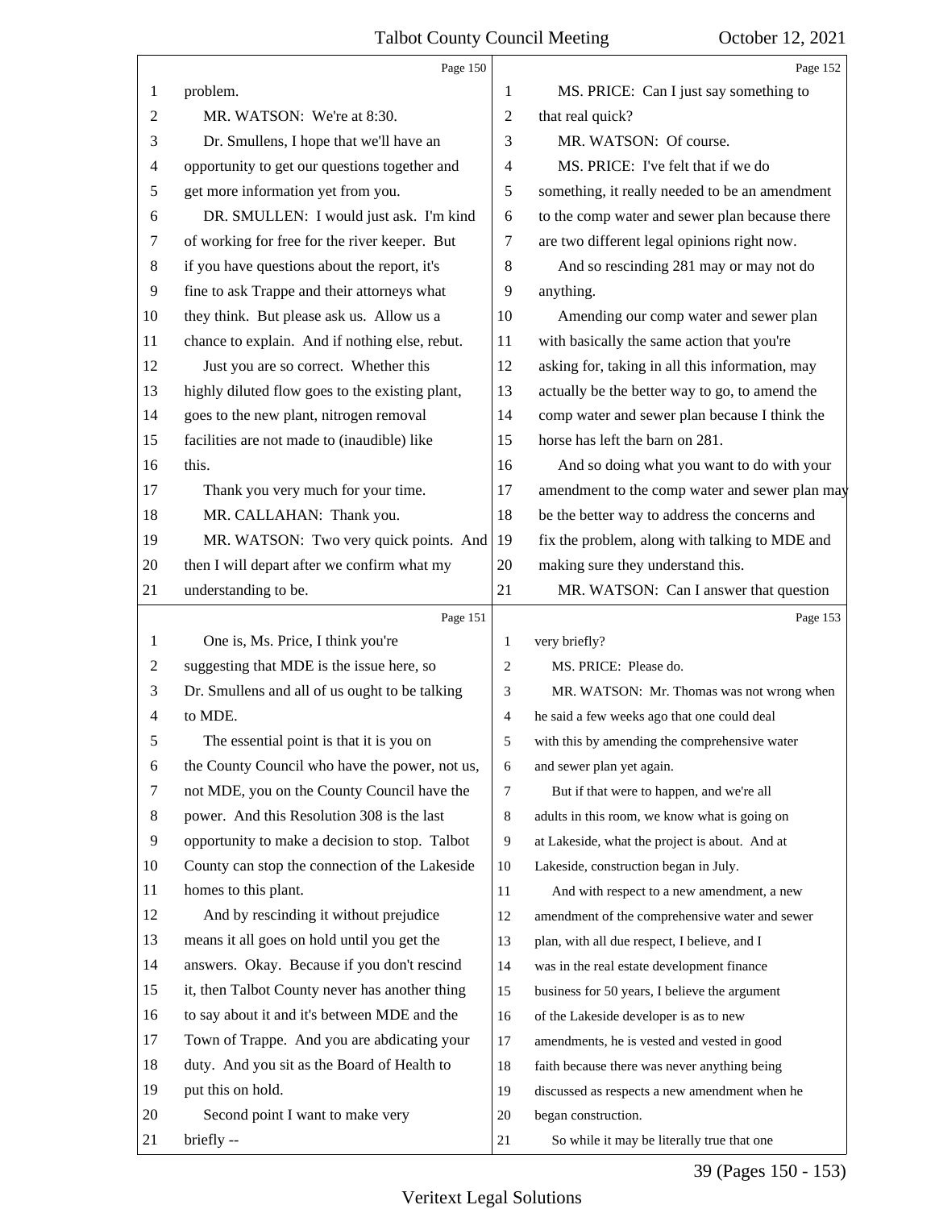Page 150

problem.

MR. WATSON: We're at 8:30.

Dr. Smullens, I hope that we'll have an opportunity to get our questions together and get more information yet from you.

DR. SMULLEN: I would just ask. I'm kind of working for free for the river keeper. But if you have questions about the report, it's fine to ask Trappe and their attorneys what they think. But please ask us. Allow us a chance to explain. And if nothing else, rebut.

Just you are so correct. Whether this highly diluted flow goes to the existing plant, goes to the new plant, nitrogen removal facilities are not made to (inaudible) like this.

Thank you very much for your time.

MR. CALLAHAN: Thank you.

MR. WATSON: Two very quick points. And then I will depart after we confirm what my understanding to be.

Page 151

One is, Ms. Price, I think you're suggesting that MDE is the issue here, so Dr. Smullens and all of us ought to be talking to MDE.

The essential point is that it is you on the County Council who have the power, not us, not MDE, you on the County Council have the power. And this Resolution 308 is the last opportunity to make a decision to stop. Talbot County can stop the connection of the Lakeside homes to this plant.

And by rescinding it without prejudice means it all goes on hold until you get the answers. Okay. Because if you don't rescind it, then Talbot County never has another thing to say about it and it's between MDE and the Town of Trappe. And you are abdicating your duty. And you sit as the Board of Health to put this on hold.

Second point I want to make very briefly --

Page 152

MS. PRICE: Can I just say something to that real quick?

MR. WATSON: Of course.

MS. PRICE: I've felt that if we do something, it really needed to be an amendment to the comp water and sewer plan because there are two different legal opinions right now.

And so rescinding 281 may or may not do anything.

Amending our comp water and sewer plan with basically the same action that you're asking for, taking in all this information, may actually be the better way to go, to amend the comp water and sewer plan because I think the horse has left the barn on 281.

And so doing what you want to do with your amendment to the comp water and sewer plan may be the better way to address the concerns and fix the problem, along with talking to MDE and making sure they understand this.

MR. WATSON: Can I answer that question

Page 153

very briefly?

MS. PRICE: Please do.

MR. WATSON: Mr. Thomas was not wrong when he said a few weeks ago that one could deal with this by amending the comprehensive water and sewer plan yet again.

But if that were to happen, and we're all adults in this room, we know what is going on at Lakeside, what the project is about. And at Lakeside, construction began in July.

And with respect to a new amendment, a new amendment of the comprehensive water and sewer plan, with all due respect, I believe, and I was in the real estate development finance business for 50 years, I believe the argument of the Lakeside developer is as to new amendments, he is vested and vested in good faith because there was never anything being discussed as respects a new amendment when he began construction.

So while it may be literally true that one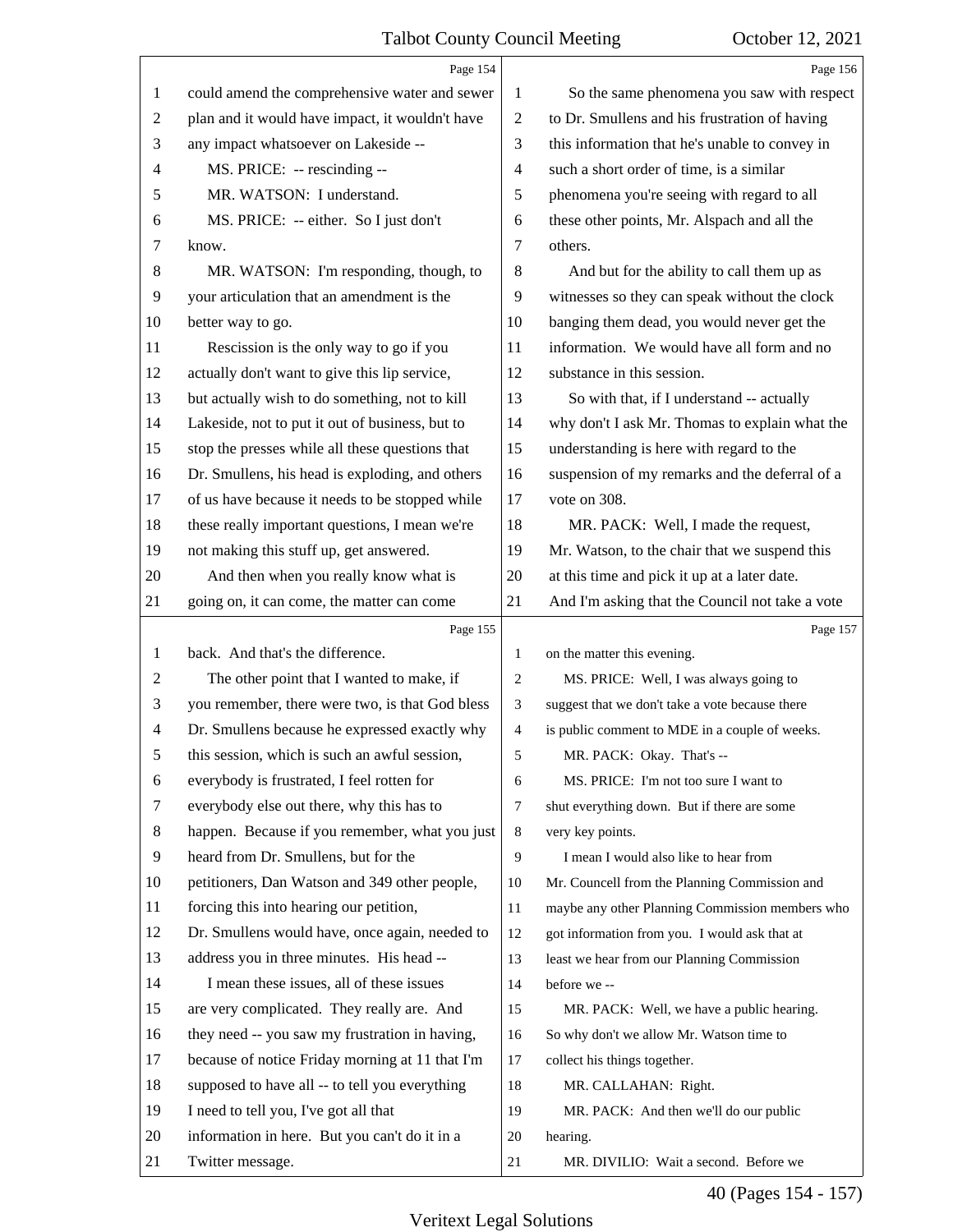Page 154

1 could amend the comprehensive water and sewer
2 plan and it would have impact, it wouldn't have
3 any impact whatsoever on Lakeside --
4 MS. PRICE: -- rescinding --
5 MR. WATSON: I understand.
6 MS. PRICE: -- either. So I just don't
7 know.
8 MR. WATSON: I'm responding, though, to
9 your articulation that an amendment is the
10 better way to go.
11 Rescission is the only way to go if you
12 actually don't want to give this lip service,
13 but actually wish to do something, not to kill
14 Lakeside, not to put it out of business, but to
15 stop the presses while all these questions that
16 Dr. Smullens, his head is exploding, and others
17 of us have because it needs to be stopped while
18 these really important questions, I mean we're
19 not making this stuff up, get answered.
20 And then when you really know what is
21 going on, it can come, the matter can come

Page 155

1 back. And that's the difference.
2 The other point that I wanted to make, if
3 you remember, there were two, is that God bless
4 Dr. Smullens because he expressed exactly why
5 this session, which is such an awful session,
6 everybody is frustrated, I feel rotten for
7 everybody else out there, why this has to
8 happen. Because if you remember, what you just
9 heard from Dr. Smullens, but for the
10 petitioners, Dan Watson and 349 other people,
11 forcing this into hearing our petition,
12 Dr. Smullens would have, once again, needed to
13 address you in three minutes. His head --
14 I mean these issues, all of these issues
15 are very complicated. They really are. And
16 they need -- you saw my frustration in having,
17 because of notice Friday morning at 11 that I'm
18 supposed to have all -- to tell you everything
19 I need to tell you, I've got all that
20 information in here. But you can't do it in a
21 Twitter message.

Page 156

1 So the same phenomena you saw with respect
2 to Dr. Smullens and his frustration of having
3 this information that he's unable to convey in
4 such a short order of time, is a similar
5 phenomena you're seeing with regard to all
6 these other points, Mr. Alspach and all the
7 others.
8 And but for the ability to call them up as
9 witnesses so they can speak without the clock
10 banging them dead, you would never get the
11 information. We would have all form and no
12 substance in this session.
13 So with that, if I understand -- actually
14 why don't I ask Mr. Thomas to explain what the
15 understanding is here with regard to the
16 suspension of my remarks and the deferral of a
17 vote on 308.
18 MR. PACK: Well, I made the request,
19 Mr. Watson, to the chair that we suspend this
20 at this time and pick it up at a later date.
21 And I'm asking that the Council not take a vote

Page 157

1 on the matter this evening.
2 MS. PRICE: Well, I was always going to
3 suggest that we don't take a vote because there
4 is public comment to MDE in a couple of weeks.
5 MR. PACK: Okay. That's --
6 MS. PRICE: I'm not too sure I want to
7 shut everything down. But if there are some
8 very key points.
9 I mean I would also like to hear from
10 Mr. Councell from the Planning Commission and
11 maybe any other Planning Commission members who
12 got information from you. I would ask that at
13 least we hear from our Planning Commission
14 before we --
15 MR. PACK: Well, we have a public hearing.
16 So why don't we allow Mr. Watson time to
17 collect his things together.
18 MR. CALLAHAN: Right.
19 MR. PACK: And then we'll do our public
20 hearing.
21 MR. DIVILIO: Wait a second. Before we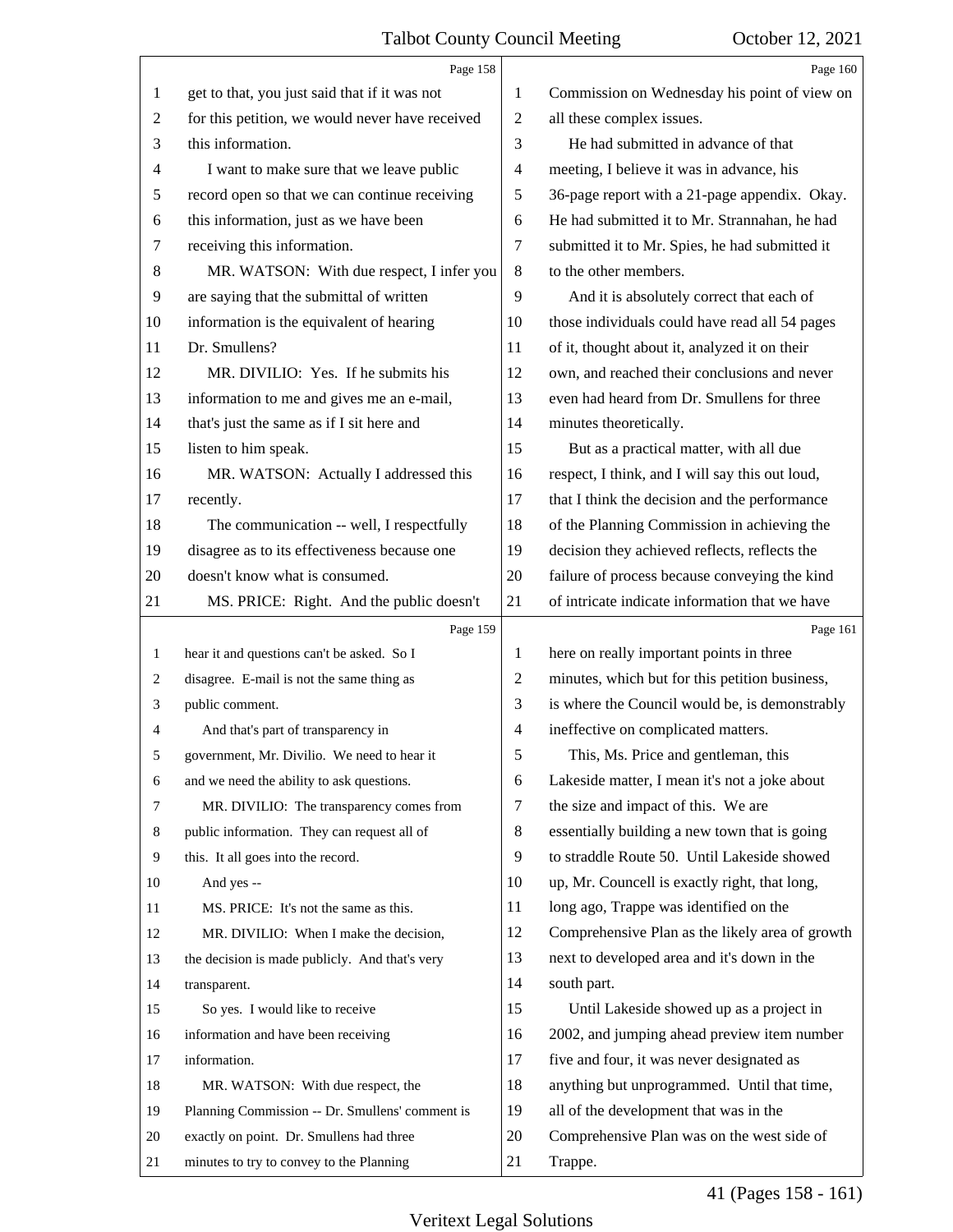Page 158

1 get to that, you just said that if it was not
2 for this petition, we would never have received
3 this information.
4 I want to make sure that we leave public
5 record open so that we can continue receiving
6 this information, just as we have been
7 receiving this information.
8 MR. WATSON: With due respect, I infer you
9 are saying that the submittal of written
10 information is the equivalent of hearing
11 Dr. Smullens?
12 MR. DIVILIO: Yes. If he submits his
13 information to me and gives me an e-mail,
14 that's just the same as if I sit here and
15 listen to him speak.
16 MR. WATSON: Actually I addressed this
17 recently.
18 The communication -- well, I respectfully
19 disagree as to its effectiveness because one
20 doesn't know what is consumed.
21 MS. PRICE: Right. And the public doesn't

Page 159

1 hear it and questions can't be asked. So I
2 disagree. E-mail is not the same thing as
3 public comment.
4 And that's part of transparency in
5 government, Mr. Divilio. We need to hear it
6 and we need the ability to ask questions.
7 MR. DIVILIO: The transparency comes from
8 public information. They can request all of
9 this. It all goes into the record.
10 And yes --
11 MS. PRICE: It's not the same as this.
12 MR. DIVILIO: When I make the decision,
13 the decision is made publicly. And that's very
14 transparent.
15 So yes. I would like to receive
16 information and have been receiving
17 information.
18 MR. WATSON: With due respect, the
19 Planning Commission -- Dr. Smullens' comment is
20 exactly on point. Dr. Smullens had three
21 minutes to try to convey to the Planning

Page 160

1 Commission on Wednesday his point of view on
2 all these complex issues.
3 He had submitted in advance of that
4 meeting, I believe it was in advance, his
5 36-page report with a 21-page appendix. Okay.
6 He had submitted it to Mr. Strannahan, he had
7 submitted it to Mr. Spies, he had submitted it
8 to the other members.
9 And it is absolutely correct that each of
10 those individuals could have read all 54 pages
11 of it, thought about it, analyzed it on their
12 own, and reached their conclusions and never
13 even had heard from Dr. Smullens for three
14 minutes theoretically.
15 But as a practical matter, with all due
16 respect, I think, and I will say this out loud,
17 that I think the decision and the performance
18 of the Planning Commission in achieving the
19 decision they achieved reflects, reflects the
20 failure of process because conveying the kind
21 of intricate indicate information that we have

Page 161

1 here on really important points in three
2 minutes, which but for this petition business,
3 is where the Council would be, is demonstrably
4 ineffective on complicated matters.
5 This, Ms. Price and gentleman, this
6 Lakeside matter, I mean it's not a joke about
7 the size and impact of this. We are
8 essentially building a new town that is going
9 to straddle Route 50. Until Lakeside showed
10 up, Mr. Councell is exactly right, that long,
11 long ago, Trappe was identified on the
12 Comprehensive Plan as the likely area of growth
13 next to developed area and it's down in the
14 south part.
15 Until Lakeside showed up as a project in
16 2002, and jumping ahead preview item number
17 five and four, it was never designated as
18 anything but unprogrammed. Until that time,
19 all of the development that was in the
20 Comprehensive Plan was on the west side of
21 Trappe.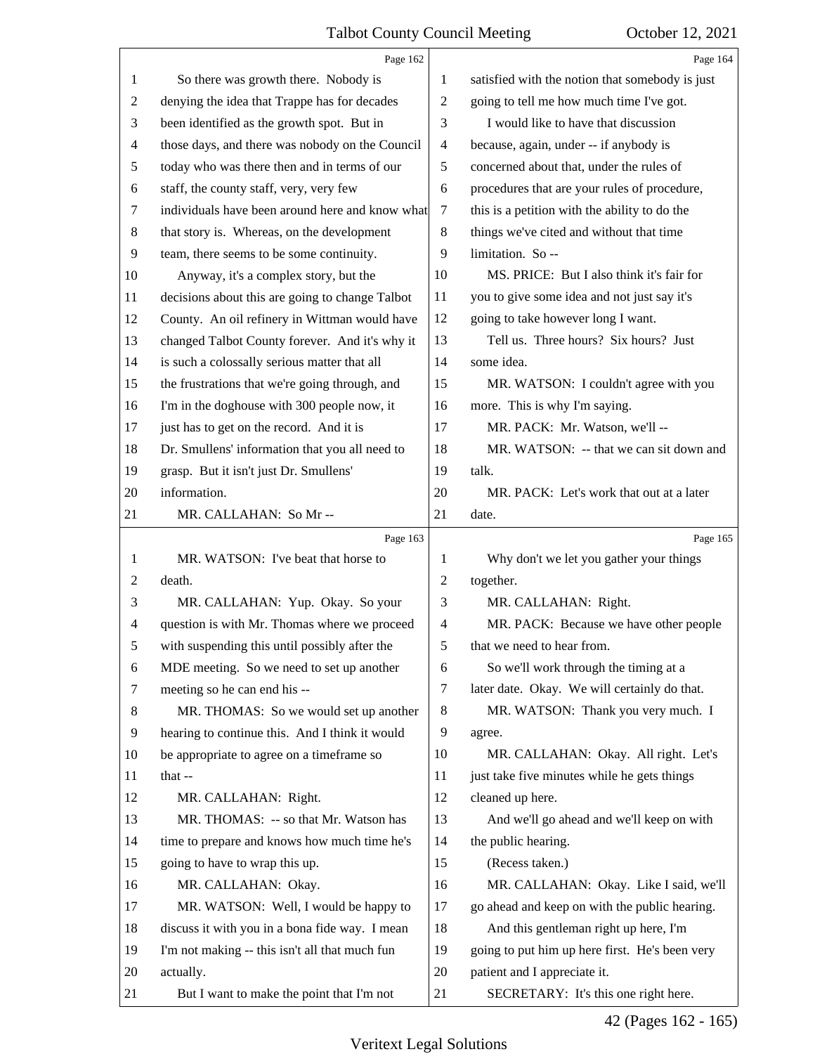Page 162

1 So there was growth there. Nobody is
2 denying the idea that Trappe has for decades
3 been identified as the growth spot. But in
4 those days, and there was nobody on the Council
5 today who was there then and in terms of our
6 staff, the county staff, very, very few
7 individuals have been around here and know what
8 that story is. Whereas, on the development
9 team, there seems to be some continuity.
10 Anyway, it's a complex story, but the
11 decisions about this are going to change Talbot
12 County. An oil refinery in Wittman would have
13 changed Talbot County forever. And it's why it
14 is such a colossally serious matter that all
15 the frustrations that we're going through, and
16 I'm in the doghouse with 300 people now, it
17 just has to get on the record. And it is
18 Dr. Smullens' information that you all need to
19 grasp. But it isn't just Dr. Smullens'
20 information.
21 MR. CALLAHAN: So Mr --

Page 163

1 MR. WATSON: I've beat that horse to
2 death.
3 MR. CALLAHAN: Yup. Okay. So your
4 question is with Mr. Thomas where we proceed
5 with suspending this until possibly after the
6 MDE meeting. So we need to set up another
7 meeting so he can end his --
8 MR. THOMAS: So we would set up another
9 hearing to continue this. And I think it would
10 be appropriate to agree on a timeframe so
11 that --
12 MR. CALLAHAN: Right.
13 MR. THOMAS: -- so that Mr. Watson has
14 time to prepare and knows how much time he's
15 going to have to wrap this up.
16 MR. CALLAHAN: Okay.
17 MR. WATSON: Well, I would be happy to
18 discuss it with you in a bona fide way. I mean
19 I'm not making -- this isn't all that much fun
20 actually.
21 But I want to make the point that I'm not

Page 164

1 satisfied with the notion that somebody is just
2 going to tell me how much time I've got.
3 I would like to have that discussion
4 because, again, under -- if anybody is
5 concerned about that, under the rules of
6 procedures that are your rules of procedure,
7 this is a petition with the ability to do the
8 things we've cited and without that time
9 limitation. So --
10 MS. PRICE: But I also think it's fair for
11 you to give some idea and not just say it's
12 going to take however long I want.
13 Tell us. Three hours? Six hours? Just
14 some idea.
15 MR. WATSON: I couldn't agree with you
16 more. This is why I'm saying.
17 MR. PACK: Mr. Watson, we'll --
18 MR. WATSON: -- that we can sit down and
19 talk.
20 MR. PACK: Let's work that out at a later
21 date.

Page 165

1 Why don't we let you gather your things
2 together.
3 MR. CALLAHAN: Right.
4 MR. PACK: Because we have other people
5 that we need to hear from.
6 So we'll work through the timing at a
7 later date. Okay. We will certainly do that.
8 MR. WATSON: Thank you very much. I
9 agree.
10 MR. CALLAHAN: Okay. All right. Let's
11 just take five minutes while he gets things
12 cleaned up here.
13 And we'll go ahead and we'll keep on with
14 the public hearing.
15 (Recess taken.)
16 MR. CALLAHAN: Okay. Like I said, we'll
17 go ahead and keep on with the public hearing.
18 And this gentleman right up here, I'm
19 going to put him up here first. He's been very
20 patient and I appreciate it.
21 SECRETARY: It's this one right here.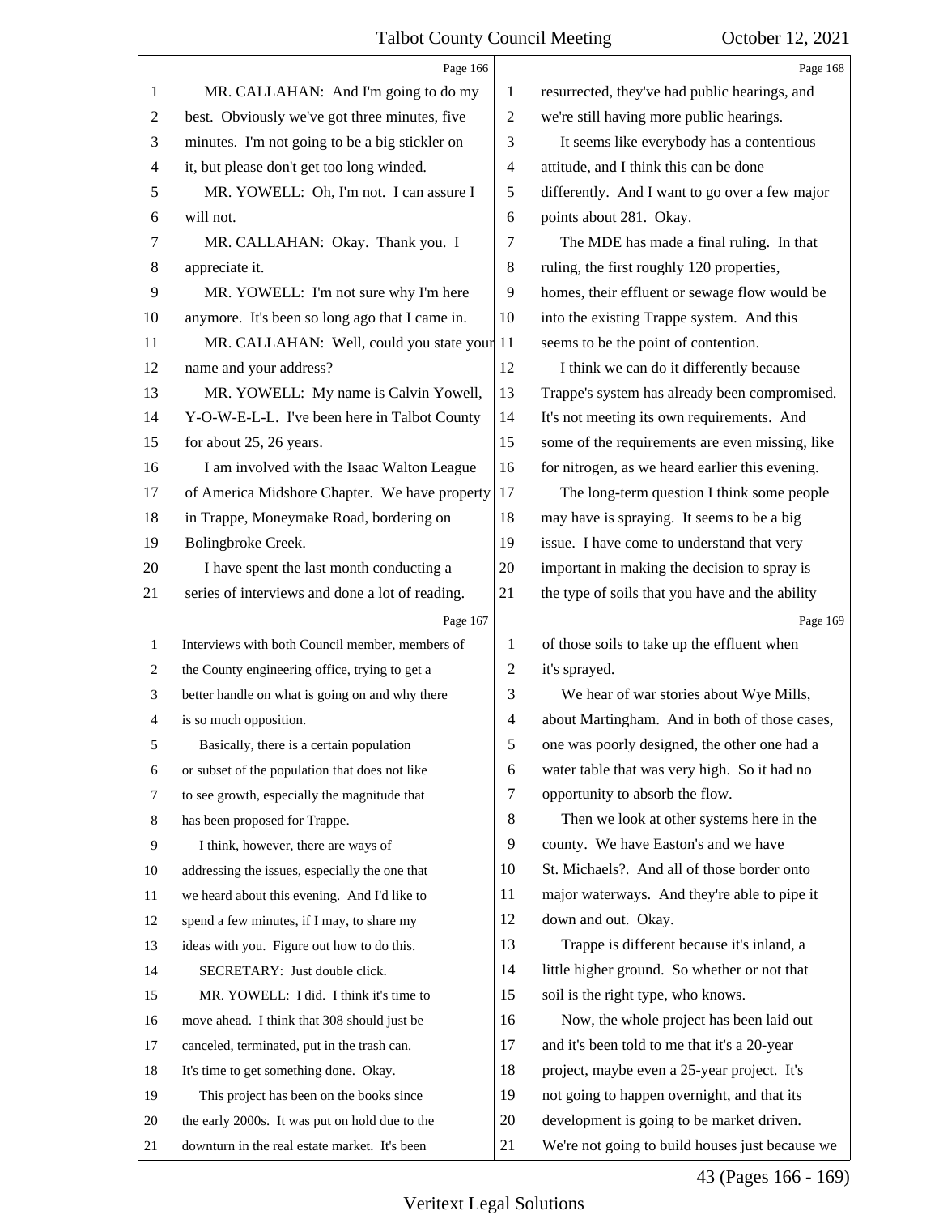MR. CALLAHAN: And I'm going to do my best. Obviously we've got three minutes, five minutes. I'm not going to be a big stickler on it, but please don't get too long winded.

MR. YOWELL: Oh, I'm not. I can assure I will not.

MR. CALLAHAN: Okay. Thank you. I appreciate it.

MR. YOWELL: I'm not sure why I'm here anymore. It's been so long ago that I came in.

MR. CALLAHAN: Well, could you state your name and your address?

MR. YOWELL: My name is Calvin Yowell, Y-O-W-E-L-L. I've been here in Talbot County for about 25, 26 years.

I am involved with the Isaac Walton League of America Midshore Chapter. We have property in Trappe, Moneymake Road, bordering on Bolingbroke Creek.

I have spent the last month conducting a series of interviews and done a lot of reading. Interviews with both Council member, members of the County engineering office, trying to get a better handle on what is going on and why there is so much opposition.

Basically, there is a certain population or subset of the population that does not like to see growth, especially the magnitude that has been proposed for Trappe.

I think, however, there are ways of addressing the issues, especially the one that we heard about this evening. And I'd like to spend a few minutes, if I may, to share my ideas with you. Figure out how to do this.

SECRETARY: Just double click.

MR. YOWELL: I did. I think it's time to move ahead. I think that 308 should just be canceled, terminated, put in the trash can. It's time to get something done. Okay.

This project has been on the books since the early 2000s. It was put on hold due to the downturn in the real estate market. It's been resurrected, they've had public hearings, and we're still having more public hearings.

It seems like everybody has a contentious attitude, and I think this can be done differently. And I want to go over a few major points about 281. Okay.

The MDE has made a final ruling. In that ruling, the first roughly 120 properties, homes, their effluent or sewage flow would be into the existing Trappe system. And this seems to be the point of contention.

I think we can do it differently because Trappe's system has already been compromised. It's not meeting its own requirements. And some of the requirements are even missing, like for nitrogen, as we heard earlier this evening.

The long-term question I think some people may have is spraying. It seems to be a big issue. I have come to understand that very important in making the decision to spray is the type of soils that you have and the ability of those soils to take up the effluent when it's sprayed.

We hear of war stories about Wye Mills, about Martingham. And in both of those cases, one was poorly designed, the other one had a water table that was very high. So it had no opportunity to absorb the flow.

Then we look at other systems here in the county. We have Easton's and we have St. Michaels?. And all of those border onto major waterways. And they're able to pipe it down and out. Okay.

Trappe is different because it's inland, a little higher ground. So whether or not that soil is the right type, who knows.

Now, the whole project has been laid out and it's been told to me that it's a 20-year project, maybe even a 25-year project. It's not going to happen overnight, and that its development is going to be market driven. We're not going to build houses just because we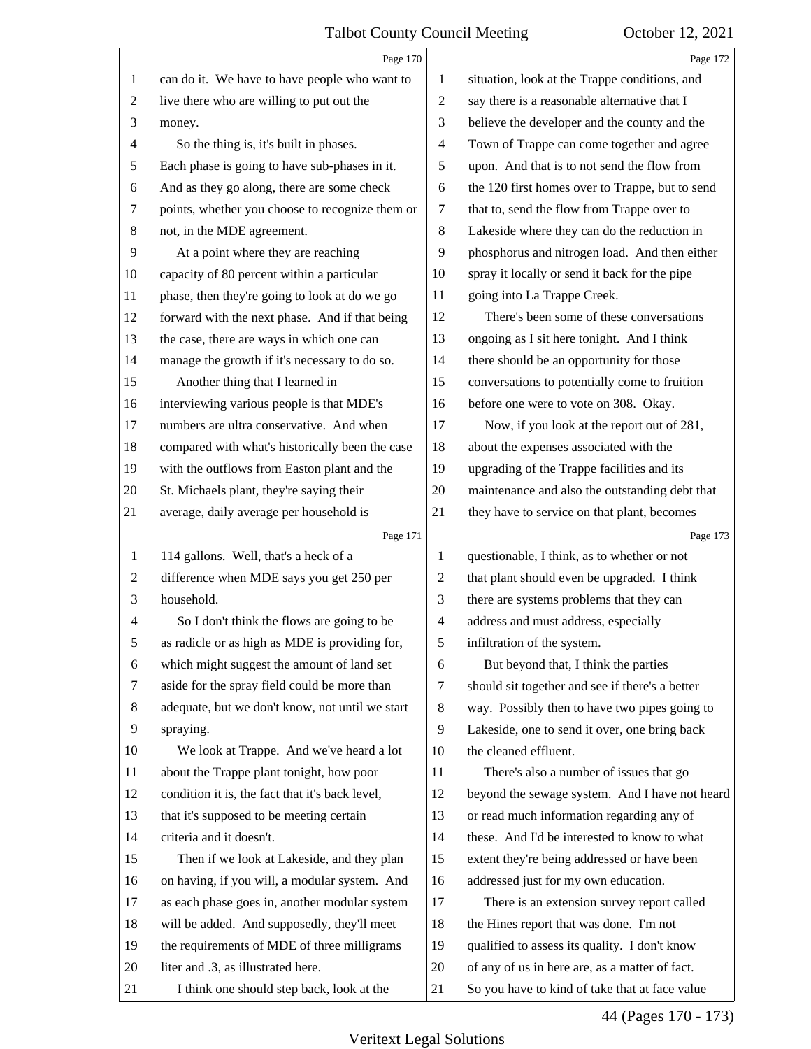Page 170

1 can do it. We have to have people who want to
2 live there who are willing to put out the
3 money.
4 So the thing is, it's built in phases.
5 Each phase is going to have sub-phases in it.
6 And as they go along, there are some check
7 points, whether you choose to recognize them or
8 not, in the MDE agreement.
9 At a point where they are reaching
10 capacity of 80 percent within a particular
11 phase, then they're going to look at do we go
12 forward with the next phase. And if that being
13 the case, there are ways in which one can
14 manage the growth if it's necessary to do so.
15 Another thing that I learned in
16 interviewing various people is that MDE's
17 numbers are ultra conservative. And when
18 compared with what's historically been the case
19 with the outflows from Easton plant and the
20 St. Michaels plant, they're saying their
21 average, daily average per household is

Page 171

1 114 gallons. Well, that's a heck of a
2 difference when MDE says you get 250 per
3 household.
4 So I don't think the flows are going to be
5 as radicle or as high as MDE is providing for,
6 which might suggest the amount of land set
7 aside for the spray field could be more than
8 adequate, but we don't know, not until we start
9 spraying.
10 We look at Trappe. And we've heard a lot
11 about the Trappe plant tonight, how poor
12 condition it is, the fact that it's back level,
13 that it's supposed to be meeting certain
14 criteria and it doesn't.
15 Then if we look at Lakeside, and they plan
16 on having, if you will, a modular system. And
17 as each phase goes in, another modular system
18 will be added. And supposedly, they'll meet
19 the requirements of MDE of three milligrams
20 liter and .3, as illustrated here.
21 I think one should step back, look at the

Page 172

1 situation, look at the Trappe conditions, and
2 say there is a reasonable alternative that I
3 believe the developer and the county and the
4 Town of Trappe can come together and agree
5 upon. And that is to not send the flow from
6 the 120 first homes over to Trappe, but to send
7 that to, send the flow from Trappe over to
8 Lakeside where they can do the reduction in
9 phosphorus and nitrogen load. And then either
10 spray it locally or send it back for the pipe
11 going into La Trappe Creek.
12 There's been some of these conversations
13 ongoing as I sit here tonight. And I think
14 there should be an opportunity for those
15 conversations to potentially come to fruition
16 before one were to vote on 308. Okay.
17 Now, if you look at the report out of 281,
18 about the expenses associated with the
19 upgrading of the Trappe facilities and its
20 maintenance and also the outstanding debt that
21 they have to service on that plant, becomes

Page 173

1 questionable, I think, as to whether or not
2 that plant should even be upgraded. I think
3 there are systems problems that they can
4 address and must address, especially
5 infiltration of the system.
6 But beyond that, I think the parties
7 should sit together and see if there's a better
8 way. Possibly then to have two pipes going to
9 Lakeside, one to send it over, one bring back
10 the cleaned effluent.
11 There's also a number of issues that go
12 beyond the sewage system. And I have not heard
13 or read much information regarding any of
14 these. And I'd be interested to know to what
15 extent they're being addressed or have been
16 addressed just for my own education.
17 There is an extension survey report called
18 the Hines report that was done. I'm not
19 qualified to assess its quality. I don't know
20 of any of us in here are, as a matter of fact.
21 So you have to kind of take that at face value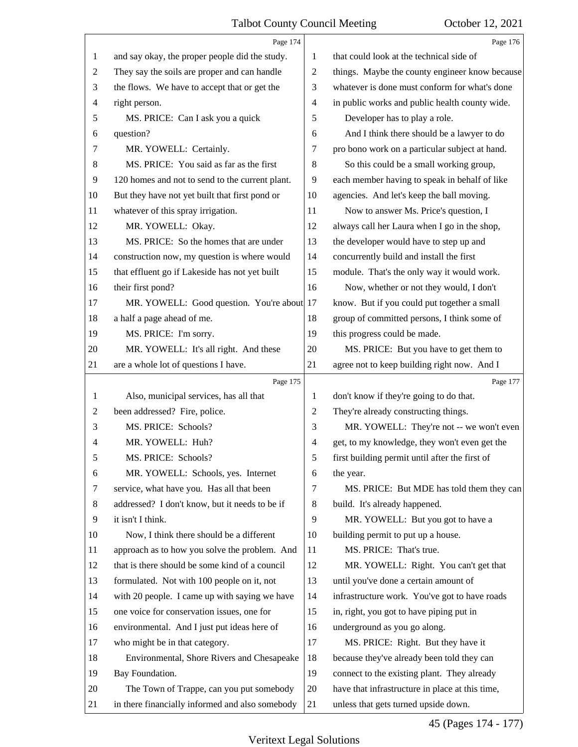Page 174

1 and say okay, the proper people did the study.
2 They say the soils are proper and can handle
3 the flows. We have to accept that or get the
4 right person.
5 MS. PRICE: Can I ask you a quick
6 question?
7 MR. YOWELL: Certainly.
8 MS. PRICE: You said as far as the first
9 120 homes and not to send to the current plant.
10 But they have not yet built that first pond or
11 whatever of this spray irrigation.
12 MR. YOWELL: Okay.
13 MS. PRICE: So the homes that are under
14 construction now, my question is where would
15 that effluent go if Lakeside has not yet built
16 their first pond?
17 MR. YOWELL: Good question. You're about
18 a half a page ahead of me.
19 MS. PRICE: I'm sorry.
20 MR. YOWELL: It's all right. And these
21 are a whole lot of questions I have.

Page 175

1 Also, municipal services, has all that
2 been addressed? Fire, police.
3 MS. PRICE: Schools?
4 MR. YOWELL: Huh?
5 MS. PRICE: Schools?
6 MR. YOWELL: Schools, yes. Internet
7 service, what have you. Has all that been
8 addressed? I don't know, but it needs to be if
9 it isn't I think.
10 Now, I think there should be a different
11 approach as to how you solve the problem. And
12 that is there should be some kind of a council
13 formulated. Not with 100 people on it, not
14 with 20 people. I came up with saying we have
15 one voice for conservation issues, one for
16 environmental. And I just put ideas here of
17 who might be in that category.
18 Environmental, Shore Rivers and Chesapeake
19 Bay Foundation.
20 The Town of Trappe, can you put somebody
21 in there financially informed and also somebody

Page 176

1 that could look at the technical side of
2 things. Maybe the county engineer know because
3 whatever is done must conform for what's done
4 in public works and public health county wide.
5 Developer has to play a role.
6 And I think there should be a lawyer to do
7 pro bono work on a particular subject at hand.
8 So this could be a small working group,
9 each member having to speak in behalf of like
10 agencies. And let's keep the ball moving.
11 Now to answer Ms. Price's question, I
12 always call her Laura when I go in the shop,
13 the developer would have to step up and
14 concurrently build and install the first
15 module. That's the only way it would work.
16 Now, whether or not they would, I don't
17 know. But if you could put together a small
18 group of committed persons, I think some of
19 this progress could be made.
20 MS. PRICE: But you have to get them to
21 agree not to keep building right now. And I

Page 177

1 don't know if they're going to do that.
2 They're already constructing things.
3 MR. YOWELL: They're not -- we won't even
4 get, to my knowledge, they won't even get the
5 first building permit until after the first of
6 the year.
7 MS. PRICE: But MDE has told them they can
8 build. It's already happened.
9 MR. YOWELL: But you got to have a
10 building permit to put up a house.
11 MS. PRICE: That's true.
12 MR. YOWELL: Right. You can't get that
13 until you've done a certain amount of
14 infrastructure work. You've got to have roads
15 in, right, you got to have piping put in
16 underground as you go along.
17 MS. PRICE: Right. But they have it
18 because they've already been told they can
19 connect to the existing plant. They already
20 have that infrastructure in place at this time,
21 unless that gets turned upside down.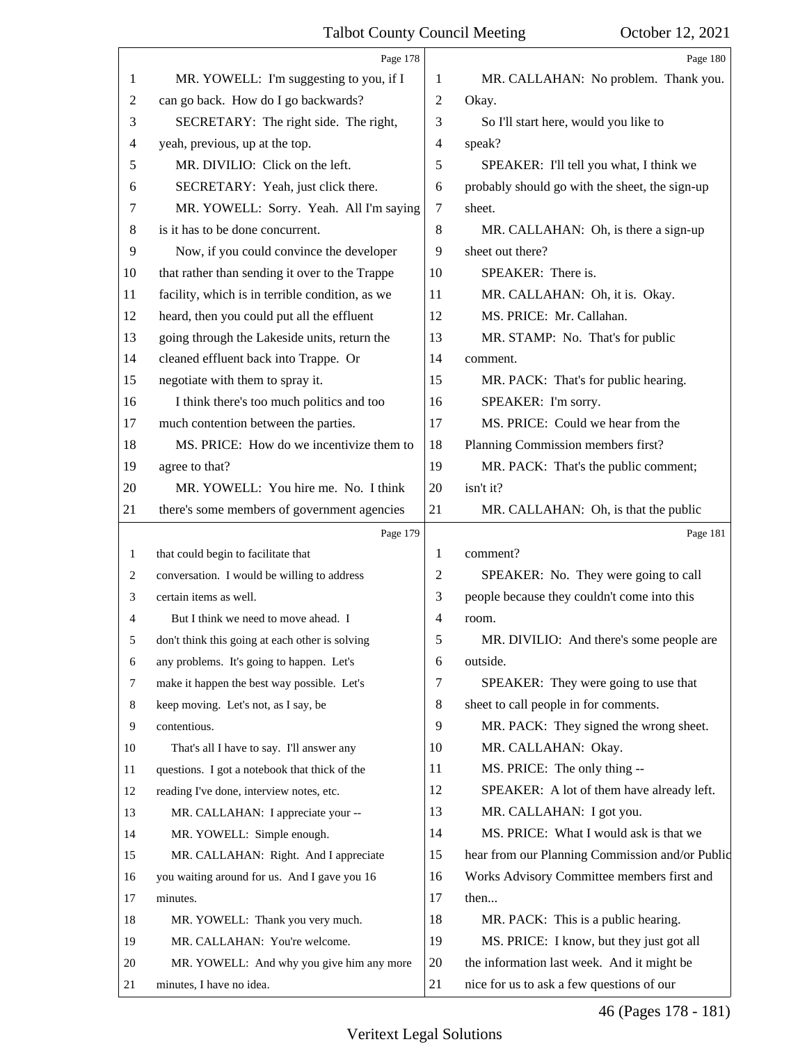Page 178

1 MR. YOWELL: I'm suggesting to you, if I
2 can go back. How do I go backwards?
3 SECRETARY: The right side. The right,
4 yeah, previous, up at the top.
5 MR. DIVILIO: Click on the left.
6 SECRETARY: Yeah, just click there.
7 MR. YOWELL: Sorry. Yeah. All I'm saying
8 is it has to be done concurrent.
9 Now, if you could convince the developer
10 that rather than sending it over to the Trappe
11 facility, which is in terrible condition, as we
12 heard, then you could put all the effluent
13 going through the Lakeside units, return the
14 cleaned effluent back into Trappe. Or
15 negotiate with them to spray it.
16 I think there's too much politics and too
17 much contention between the parties.
18 MS. PRICE: How do we incentivize them to
19 agree to that?
20 MR. YOWELL: You hire me. No. I think
21 there's some members of government agencies

Page 179

1 that could begin to facilitate that
2 conversation. I would be willing to address
3 certain items as well.
4 But I think we need to move ahead. I
5 don't think this going at each other is solving
6 any problems. It's going to happen. Let's
7 make it happen the best way possible. Let's
8 keep moving. Let's not, as I say, be
9 contentious.
10 That's all I have to say. I'll answer any
11 questions. I got a notebook that thick of the
12 reading I've done, interview notes, etc.
13 MR. CALLAHAN: I appreciate your --
14 MR. YOWELL: Simple enough.
15 MR. CALLAHAN: Right. And I appreciate
16 you waiting around for us. And I gave you 16
17 minutes.
18 MR. YOWELL: Thank you very much.
19 MR. CALLAHAN: You're welcome.
20 MR. YOWELL: And why you give him any more
21 minutes, I have no idea.

Page 180

1 MR. CALLAHAN: No problem. Thank you.
2 Okay.
3 So I'll start here, would you like to
4 speak?
5 SPEAKER: I'll tell you what, I think we
6 probably should go with the sheet, the sign-up
7 sheet.
8 MR. CALLAHAN: Oh, is there a sign-up
9 sheet out there?
10 SPEAKER: There is.
11 MR. CALLAHAN: Oh, it is. Okay.
12 MS. PRICE: Mr. Callahan.
13 MR. STAMP: No. That's for public
14 comment.
15 MR. PACK: That's for public hearing.
16 SPEAKER: I'm sorry.
17 MS. PRICE: Could we hear from the
18 Planning Commission members first?
19 MR. PACK: That's the public comment;
20 isn't it?
21 MR. CALLAHAN: Oh, is that the public

Page 181

1 comment?
2 SPEAKER: No. They were going to call
3 people because they couldn't come into this
4 room.
5 MR. DIVILIO: And there's some people are
6 outside.
7 SPEAKER: They were going to use that
8 sheet to call people in for comments.
9 MR. PACK: They signed the wrong sheet.
10 MR. CALLAHAN: Okay.
11 MS. PRICE: The only thing --
12 SPEAKER: A lot of them have already left.
13 MR. CALLAHAN: I got you.
14 MS. PRICE: What I would ask is that we
15 hear from our Planning Commission and/or Public
16 Works Advisory Committee members first and
17 then...
18 MR. PACK: This is a public hearing.
19 MS. PRICE: I know, but they just got all
20 the information last week. And it might be
21 nice for us to ask a few questions of our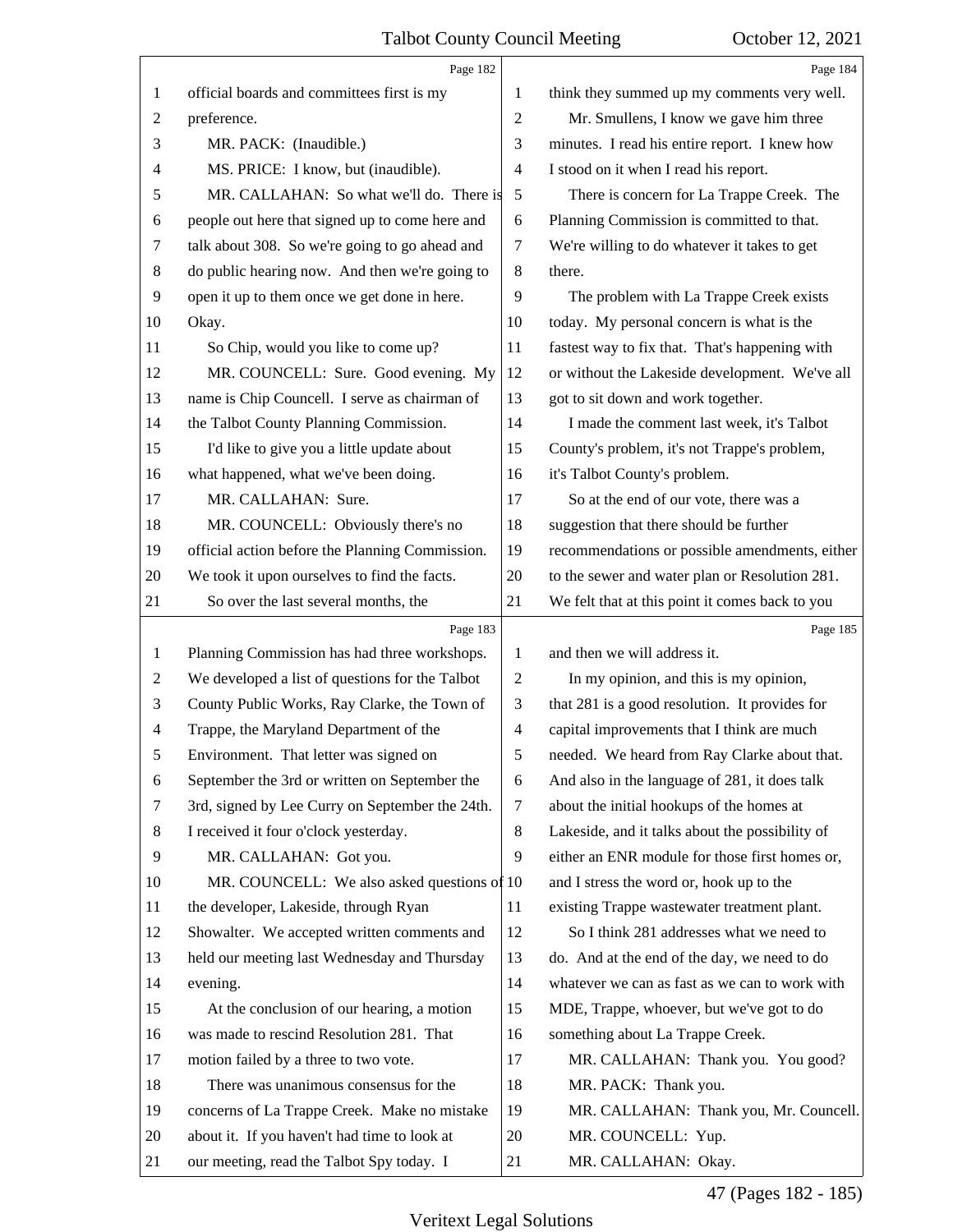Page 182

1 official boards and committees first is my
2 preference.
3 MR. PACK: (Inaudible.)
4 MS. PRICE: I know, but (inaudible).
5 MR. CALLAHAN: So what we'll do. There is
6 people out here that signed up to come here and
7 talk about 308. So we're going to go ahead and
8 do public hearing now. And then we're going to
9 open it up to them once we get done in here.
10 Okay.
11 So Chip, would you like to come up?
12 MR. COUNCELL: Sure. Good evening. My
13 name is Chip Councell. I serve as chairman of
14 the Talbot County Planning Commission.
15 I'd like to give you a little update about
16 what happened, what we've been doing.
17 MR. CALLAHAN: Sure.
18 MR. COUNCELL: Obviously there's no
19 official action before the Planning Commission.
20 We took it upon ourselves to find the facts.
21 So over the last several months, the

Page 183

1 Planning Commission has had three workshops.
2 We developed a list of questions for the Talbot
3 County Public Works, Ray Clarke, the Town of
4 Trappe, the Maryland Department of the
5 Environment. That letter was signed on
6 September the 3rd or written on September the
7 3rd, signed by Lee Curry on September the 24th.
8 I received it four o'clock yesterday.
9 MR. CALLAHAN: Got you.
10 MR. COUNCELL: We also asked questions of
11 the developer, Lakeside, through Ryan
12 Showalter. We accepted written comments and
13 held our meeting last Wednesday and Thursday
14 evening.
15 At the conclusion of our hearing, a motion
16 was made to rescind Resolution 281. That
17 motion failed by a three to two vote.
18 There was unanimous consensus for the
19 concerns of La Trappe Creek. Make no mistake
20 about it. If you haven't had time to look at
21 our meeting, read the Talbot Spy today. I

Page 184

1 think they summed up my comments very well.
2 Mr. Smullens, I know we gave him three
3 minutes. I read his entire report. I knew how
4 I stood on it when I read his report.
5 There is concern for La Trappe Creek. The
6 Planning Commission is committed to that.
7 We're willing to do whatever it takes to get
8 there.
9 The problem with La Trappe Creek exists
10 today. My personal concern is what is the
11 fastest way to fix that. That's happening with
12 or without the Lakeside development. We've all
13 got to sit down and work together.
14 I made the comment last week, it's Talbot
15 County's problem, it's not Trappe's problem,
16 it's Talbot County's problem.
17 So at the end of our vote, there was a
18 suggestion that there should be further
19 recommendations or possible amendments, either
20 to the sewer and water plan or Resolution 281.
21 We felt that at this point it comes back to you

Page 185

1 and then we will address it.
2 In my opinion, and this is my opinion,
3 that 281 is a good resolution. It provides for
4 capital improvements that I think are much
5 needed. We heard from Ray Clarke about that.
6 And also in the language of 281, it does talk
7 about the initial hookups of the homes at
8 Lakeside, and it talks about the possibility of
9 either an ENR module for those first homes or,
10 and I stress the word or, hook up to the
11 existing Trappe wastewater treatment plant.
12 So I think 281 addresses what we need to
13 do. And at the end of the day, we need to do
14 whatever we can as fast as we can to work with
15 MDE, Trappe, whoever, but we've got to do
16 something about La Trappe Creek.
17 MR. CALLAHAN: Thank you. You good?
18 MR. PACK: Thank you.
19 MR. CALLAHAN: Thank you, Mr. Councell.
20 MR. COUNCELL: Yup.
21 MR. CALLAHAN: Okay.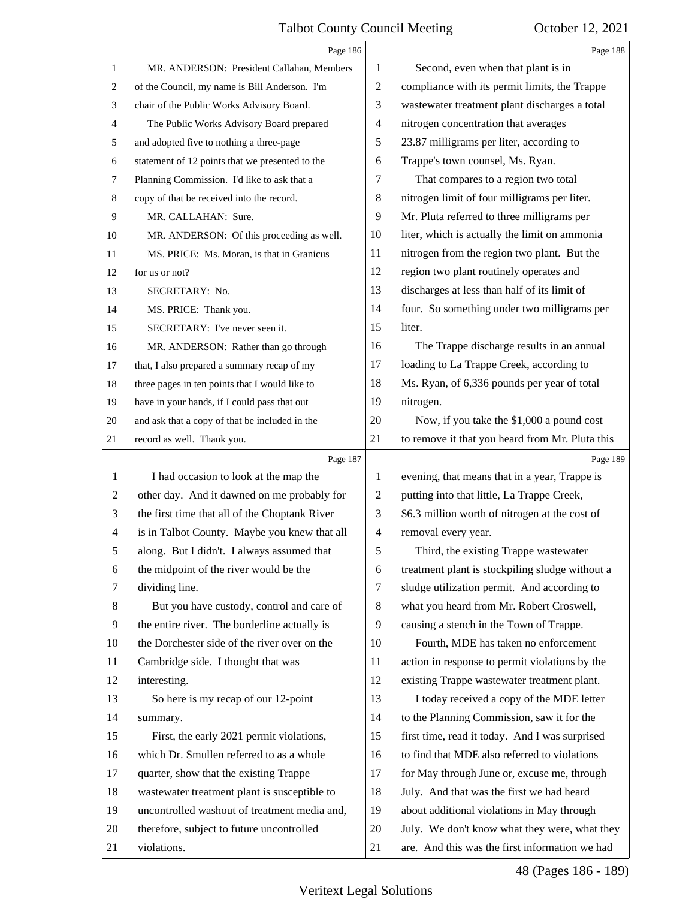Page 186

MR. ANDERSON: President Callahan, Members of the Council, my name is Bill Anderson. I'm chair of the Public Works Advisory Board.

The Public Works Advisory Board prepared and adopted five to nothing a three-page statement of 12 points that we presented to the Planning Commission. I'd like to ask that a copy of that be received into the record.

MR. CALLAHAN: Sure.

MR. ANDERSON: Of this proceeding as well.

MS. PRICE: Ms. Moran, is that in Granicus for us or not?

SECRETARY: No.

MS. PRICE: Thank you.

SECRETARY: I've never seen it.

MR. ANDERSON: Rather than go through that, I also prepared a summary recap of my three pages in ten points that I would like to have in your hands, if I could pass that out and ask that a copy of that be included in the record as well. Thank you.

Page 187

I had occasion to look at the map the other day. And it dawned on me probably for the first time that all of the Choptank River is in Talbot County. Maybe you knew that all along. But I didn't. I always assumed that the midpoint of the river would be the dividing line.

But you have custody, control and care of the entire river. The borderline actually is the Dorchester side of the river over on the Cambridge side. I thought that was interesting.

So here is my recap of our 12-point summary.

First, the early 2021 permit violations, which Dr. Smullen referred to as a whole quarter, show that the existing Trappe wastewater treatment plant is susceptible to uncontrolled washout of treatment media and, therefore, subject to future uncontrolled violations.

Page 188

Second, even when that plant is in compliance with its permit limits, the Trappe wastewater treatment plant discharges a total nitrogen concentration that averages 23.87 milligrams per liter, according to Trappe's town counsel, Ms. Ryan.

That compares to a region two total nitrogen limit of four milligrams per liter. Mr. Pluta referred to three milligrams per liter, which is actually the limit on ammonia nitrogen from the region two plant. But the region two plant routinely operates and discharges at less than half of its limit of four. So something under two milligrams per liter.

The Trappe discharge results in an annual loading to La Trappe Creek, according to Ms. Ryan, of 6,336 pounds per year of total nitrogen.

Now, if you take the $1,000 a pound cost to remove it that you heard from Mr. Pluta this

Page 189

evening, that means that in a year, Trappe is putting into that little, La Trappe Creek, $6.3 million worth of nitrogen at the cost of removal every year.

Third, the existing Trappe wastewater treatment plant is stockpiling sludge without a sludge utilization permit. And according to what you heard from Mr. Robert Croswell, causing a stench in the Town of Trappe.

Fourth, MDE has taken no enforcement action in response to permit violations by the existing Trappe wastewater treatment plant.

I today received a copy of the MDE letter to the Planning Commission, saw it for the first time, read it today. And I was surprised to find that MDE also referred to violations for May through June or, excuse me, through July. And that was the first we had heard about additional violations in May through July. We don't know what they were, what they are. And this was the first information we had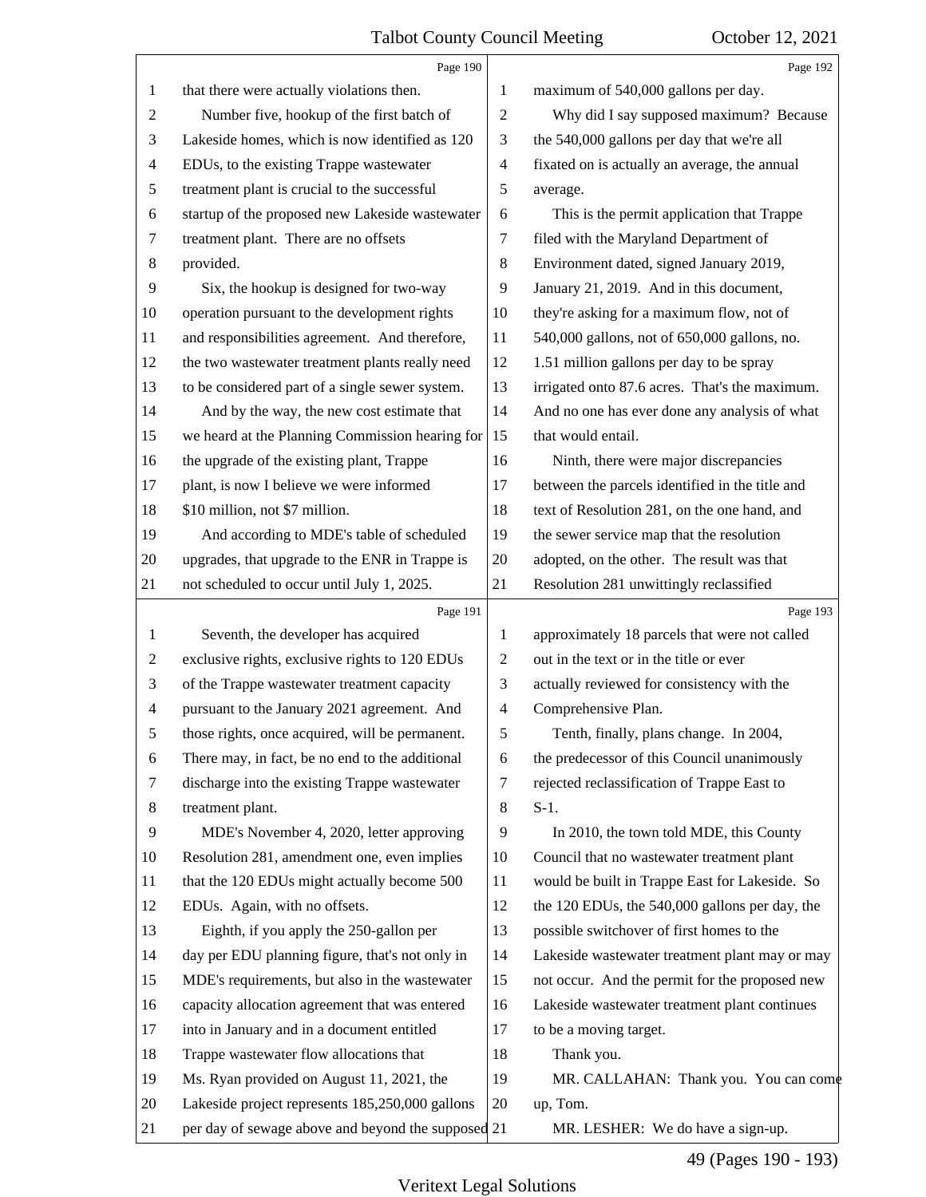Page 190

1 that there were actually violations then.
2 Number five, hookup of the first batch of
3 Lakeside homes, which is now identified as 120
4 EDUs, to the existing Trappe wastewater
5 treatment plant is crucial to the successful
6 startup of the proposed new Lakeside wastewater
7 treatment plant. There are no offsets
8 provided.
9 Six, the hookup is designed for two-way
10 operation pursuant to the development rights
11 and responsibilities agreement. And therefore,
12 the two wastewater treatment plants really need
13 to be considered part of a single sewer system.
14 And by the way, the new cost estimate that
15 we heard at the Planning Commission hearing for
16 the upgrade of the existing plant, Trappe
17 plant, is now I believe we were informed
18 $10 million, not $7 million.
19 And according to MDE's table of scheduled
20 upgrades, that upgrade to the ENR in Trappe is
21 not scheduled to occur until July 1, 2025.

Page 191

1 Seventh, the developer has acquired
2 exclusive rights, exclusive rights to 120 EDUs
3 of the Trappe wastewater treatment capacity
4 pursuant to the January 2021 agreement. And
5 those rights, once acquired, will be permanent.
6 There may, in fact, be no end to the additional
7 discharge into the existing Trappe wastewater
8 treatment plant.
9 MDE's November 4, 2020, letter approving
10 Resolution 281, amendment one, even implies
11 that the 120 EDUs might actually become 500
12 EDUs. Again, with no offsets.
13 Eighth, if you apply the 250-gallon per
14 day per EDU planning figure, that's not only in
15 MDE's requirements, but also in the wastewater
16 capacity allocation agreement that was entered
17 into in January and in a document entitled
18 Trappe wastewater flow allocations that
19 Ms. Ryan provided on August 11, 2021, the
20 Lakeside project represents 185,250,000 gallons
21 per day of sewage above and beyond the supposed

Page 192

1 maximum of 540,000 gallons per day.
2 Why did I say supposed maximum? Because
3 the 540,000 gallons per day that we're all
4 fixated on is actually an average, the annual
5 average.
6 This is the permit application that Trappe
7 filed with the Maryland Department of
8 Environment dated, signed January 2019,
9 January 21, 2019. And in this document,
10 they're asking for a maximum flow, not of
11 540,000 gallons, not of 650,000 gallons, no.
12 1.51 million gallons per day to be spray
13 irrigated onto 87.6 acres. That's the maximum.
14 And no one has ever done any analysis of what
15 that would entail.
16 Ninth, there were major discrepancies
17 between the parcels identified in the title and
18 text of Resolution 281, on the one hand, and
19 the sewer service map that the resolution
20 adopted, on the other. The result was that
21 Resolution 281 unwittingly reclassified

Page 193

1 approximately 18 parcels that were not called
2 out in the text or in the title or ever
3 actually reviewed for consistency with the
4 Comprehensive Plan.
5 Tenth, finally, plans change. In 2004,
6 the predecessor of this Council unanimously
7 rejected reclassification of Trappe East to
8 S-1.
9 In 2010, the town told MDE, this County
10 Council that no wastewater treatment plant
11 would be built in Trappe East for Lakeside. So
12 the 120 EDUs, the 540,000 gallons per day, the
13 possible switchover of first homes to the
14 Lakeside wastewater treatment plant may or may
15 not occur. And the permit for the proposed new
16 Lakeside wastewater treatment plant continues
17 to be a moving target.
18 Thank you.
19 MR. CALLAHAN: Thank you. You can come
20 up, Tom.
21 MR. LESHER: We do have a sign-up.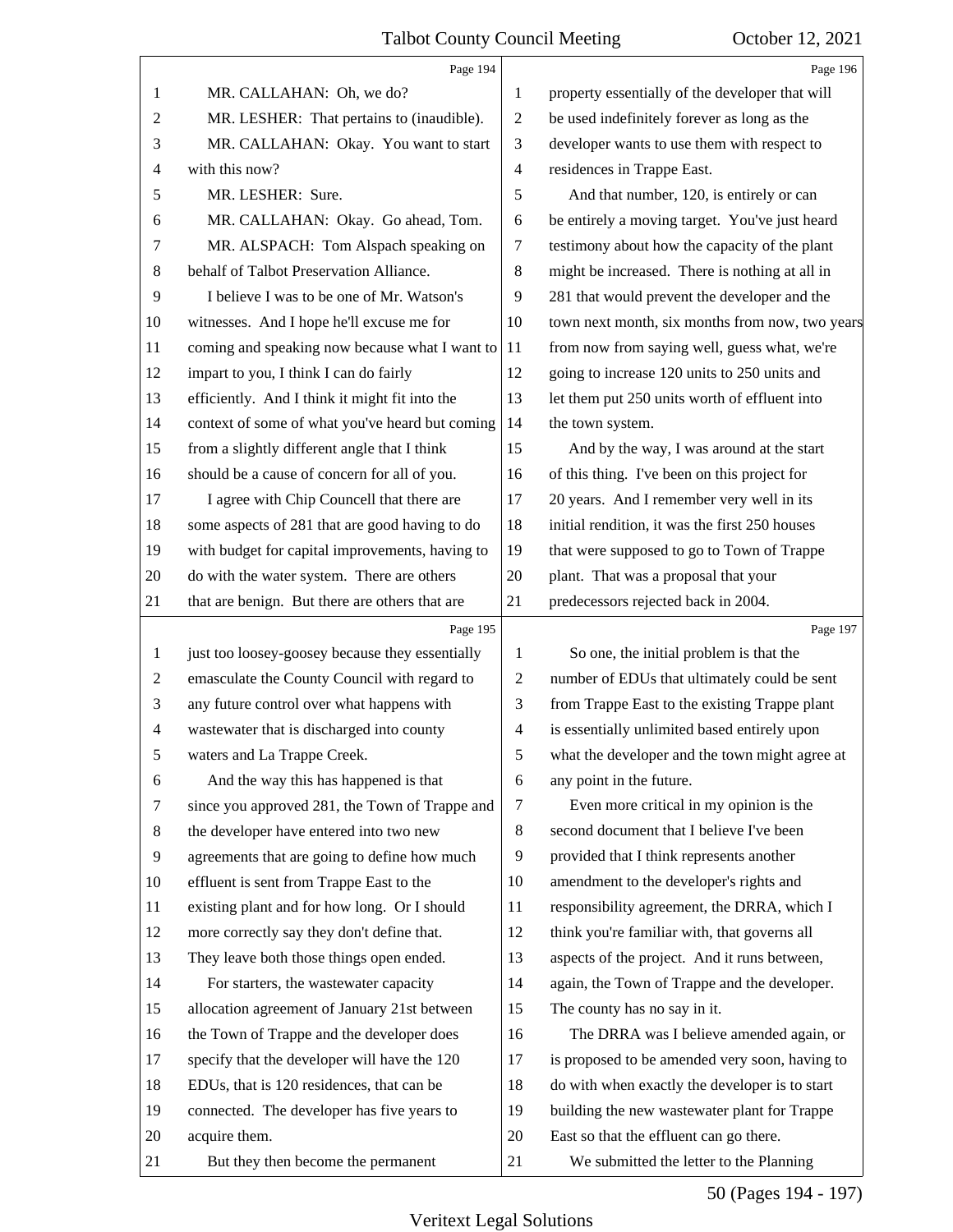Page 194

1 MR. CALLAHAN: Oh, we do?
2 MR. LESHER: That pertains to (inaudible).
3 MR. CALLAHAN: Okay. You want to start
4 with this now?
5 MR. LESHER: Sure.
6 MR. CALLAHAN: Okay. Go ahead, Tom.
7 MR. ALSPACH: Tom Alspach speaking on
8 behalf of Talbot Preservation Alliance.
9 I believe I was to be one of Mr. Watson's
10 witnesses. And I hope he'll excuse me for
11 coming and speaking now because what I want to
12 impart to you, I think I can do fairly
13 efficiently. And I think it might fit into the
14 context of some of what you've heard but coming
15 from a slightly different angle that I think
16 should be a cause of concern for all of you.
17 I agree with Chip Councell that there are
18 some aspects of 281 that are good having to do
19 with budget for capital improvements, having to
20 do with the water system. There are others
21 that are benign. But there are others that are

Page 195

1 just too loosey-goosey because they essentially
2 emasculate the County Council with regard to
3 any future control over what happens with
4 wastewater that is discharged into county
5 waters and La Trappe Creek.
6 And the way this has happened is that
7 since you approved 281, the Town of Trappe and
8 the developer have entered into two new
9 agreements that are going to define how much
10 effluent is sent from Trappe East to the
11 existing plant and for how long. Or I should
12 more correctly say they don't define that.
13 They leave both those things open ended.
14 For starters, the wastewater capacity
15 allocation agreement of January 21st between
16 the Town of Trappe and the developer does
17 specify that the developer will have the 120
18 EDUs, that is 120 residences, that can be
19 connected. The developer has five years to
20 acquire them.
21 But they then become the permanent

Page 196

1 property essentially of the developer that will
2 be used indefinitely forever as long as the
3 developer wants to use them with respect to
4 residences in Trappe East.
5 And that number, 120, is entirely or can
6 be entirely a moving target. You've just heard
7 testimony about how the capacity of the plant
8 might be increased. There is nothing at all in
9 281 that would prevent the developer and the
10 town next month, six months from now, two years
11 from now from saying well, guess what, we're
12 going to increase 120 units to 250 units and
13 let them put 250 units worth of effluent into
14 the town system.
15 And by the way, I was around at the start
16 of this thing. I've been on this project for
17 20 years. And I remember very well in its
18 initial rendition, it was the first 250 houses
19 that were supposed to go to Town of Trappe
20 plant. That was a proposal that your
21 predecessors rejected back in 2004.

Page 197

1 So one, the initial problem is that the
2 number of EDUs that ultimately could be sent
3 from Trappe East to the existing Trappe plant
4 is essentially unlimited based entirely upon
5 what the developer and the town might agree at
6 any point in the future.
7 Even more critical in my opinion is the
8 second document that I believe I've been
9 provided that I think represents another
10 amendment to the developer's rights and
11 responsibility agreement, the DRRA, which I
12 think you're familiar with, that governs all
13 aspects of the project. And it runs between,
14 again, the Town of Trappe and the developer.
15 The county has no say in it.
16 The DRRA was I believe amended again, or
17 is proposed to be amended very soon, having to
18 do with when exactly the developer is to start
19 building the new wastewater plant for Trappe
20 East so that the effluent can go there.
21 We submitted the letter to the Planning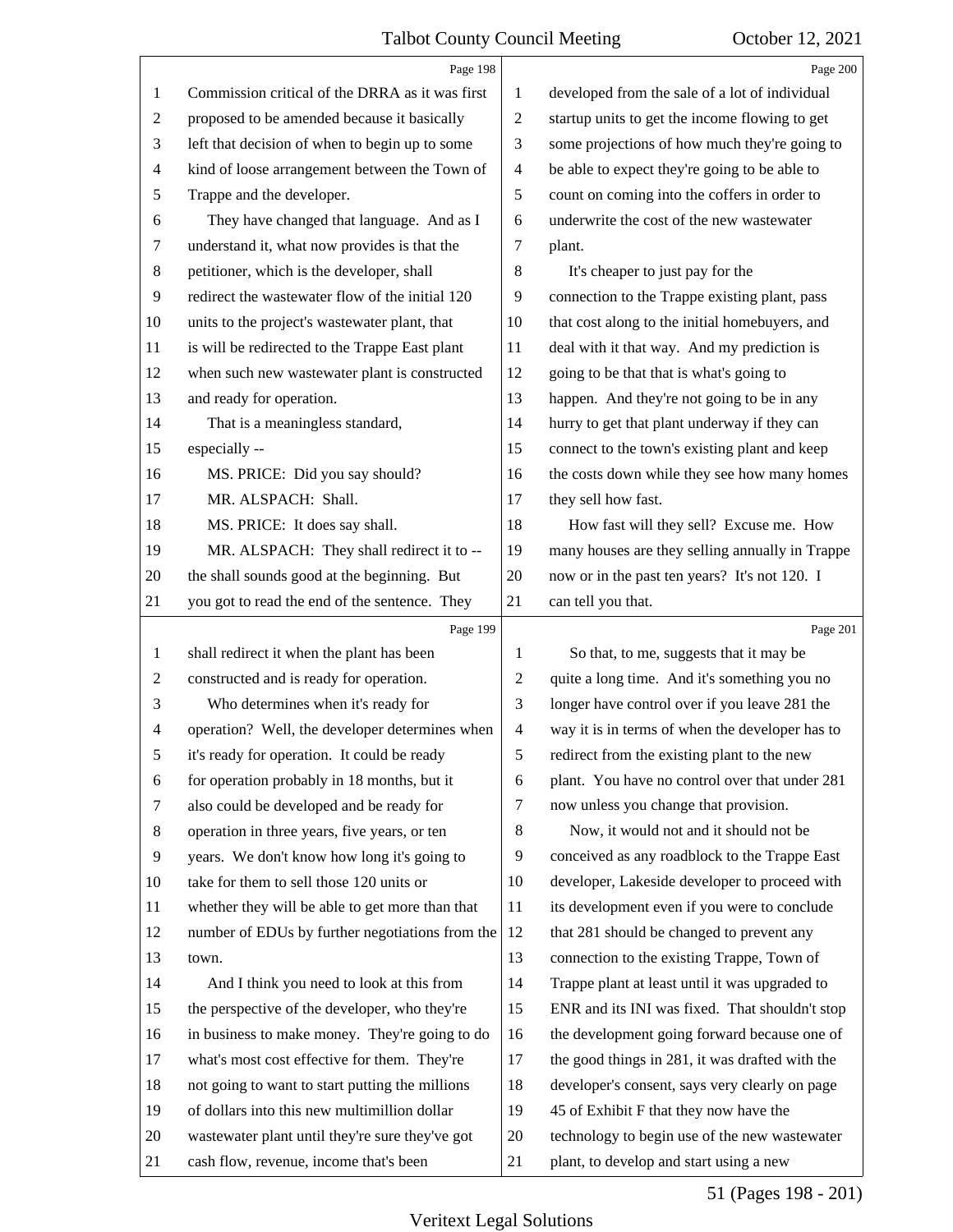Page 198

1 Commission critical of the DRRA as it was first
2 proposed to be amended because it basically
3 left that decision of when to begin up to some
4 kind of loose arrangement between the Town of
5 Trappe and the developer.
6 They have changed that language. And as I
7 understand it, what now provides is that the
8 petitioner, which is the developer, shall
9 redirect the wastewater flow of the initial 120
10 units to the project's wastewater plant, that
11 is will be redirected to the Trappe East plant
12 when such new wastewater plant is constructed
13 and ready for operation.
14 That is a meaningless standard,
15 especially --
16 MS. PRICE: Did you say should?
17 MR. ALSPACH: Shall.
18 MS. PRICE: It does say shall.
19 MR. ALSPACH: They shall redirect it to --
20 the shall sounds good at the beginning. But
21 you got to read the end of the sentence. They

Page 199

1 shall redirect it when the plant has been
2 constructed and is ready for operation.
3 Who determines when it's ready for
4 operation? Well, the developer determines when
5 it's ready for operation. It could be ready
6 for operation probably in 18 months, but it
7 also could be developed and be ready for
8 operation in three years, five years, or ten
9 years. We don't know how long it's going to
10 take for them to sell those 120 units or
11 whether they will be able to get more than that
12 number of EDUs by further negotiations from the
13 town.
14 And I think you need to look at this from
15 the perspective of the developer, who they're
16 in business to make money. They're going to do
17 what's most cost effective for them. They're
18 not going to want to start putting the millions
19 of dollars into this new multimillion dollar
20 wastewater plant until they're sure they've got
21 cash flow, revenue, income that's been

Page 200

1 developed from the sale of a lot of individual
2 startup units to get the income flowing to get
3 some projections of how much they're going to
4 be able to expect they're going to be able to
5 count on coming into the coffers in order to
6 underwrite the cost of the new wastewater
7 plant.
8 It's cheaper to just pay for the
9 connection to the Trappe existing plant, pass
10 that cost along to the initial homebuyers, and
11 deal with it that way. And my prediction is
12 going to be that that is what's going to
13 happen. And they're not going to be in any
14 hurry to get that plant underway if they can
15 connect to the town's existing plant and keep
16 the costs down while they see how many homes
17 they sell how fast.
18 How fast will they sell? Excuse me. How
19 many houses are they selling annually in Trappe
20 now or in the past ten years? It's not 120. I
21 can tell you that.

Page 201

1 So that, to me, suggests that it may be
2 quite a long time. And it's something you no
3 longer have control over if you leave 281 the
4 way it is in terms of when the developer has to
5 redirect from the existing plant to the new
6 plant. You have no control over that under 281
7 now unless you change that provision.
8 Now, it would not and it should not be
9 conceived as any roadblock to the Trappe East
10 developer, Lakeside developer to proceed with
11 its development even if you were to conclude
12 that 281 should be changed to prevent any
13 connection to the existing Trappe, Town of
14 Trappe plant at least until it was upgraded to
15 ENR and its INI was fixed. That shouldn't stop
16 the development going forward because one of
17 the good things in 281, it was drafted with the
18 developer's consent, says very clearly on page
19 45 of Exhibit F that they now have the
20 technology to begin use of the new wastewater
21 plant, to develop and start using a new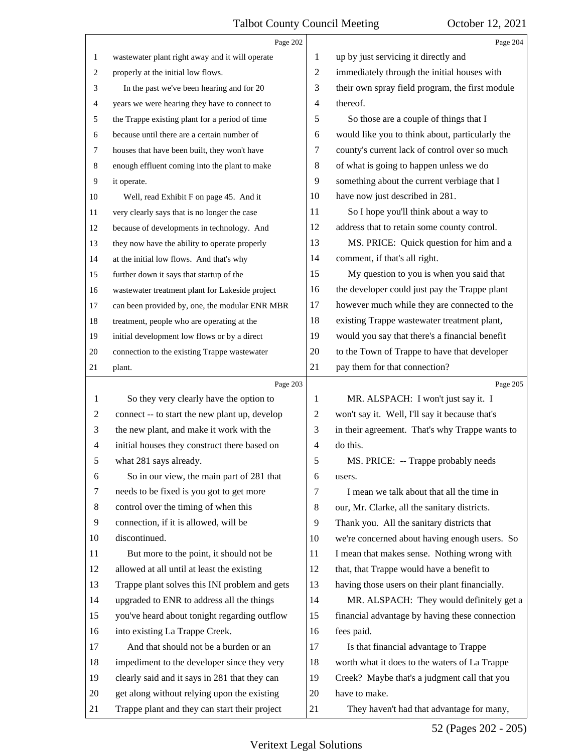Page 202

wastewater plant right away and it will operate properly at the initial low flows.

In the past we've been hearing and for 20 years we were hearing they have to connect to the Trappe existing plant for a period of time because until there are a certain number of houses that have been built, they won't have enough effluent coming into the plant to make it operate.

Well, read Exhibit F on page 45. And it very clearly says that is no longer the case because of developments in technology. And they now have the ability to operate properly at the initial low flows. And that's why further down it says that startup of the wastewater treatment plant for Lakeside project can been provided by, one, the modular ENR MBR treatment, people who are operating at the initial development low flows or by a direct connection to the existing Trappe wastewater plant.

Page 203

So they very clearly have the option to connect -- to start the new plant up, develop the new plant, and make it work with the initial houses they construct there based on what 281 says already.

So in our view, the main part of 281 that needs to be fixed is you got to get more control over the timing of when this connection, if it is allowed, will be discontinued.

But more to the point, it should not be allowed at all until at least the existing Trappe plant solves this INI problem and gets upgraded to ENR to address all the things you've heard about tonight regarding outflow into existing La Trappe Creek.

And that should not be a burden or an impediment to the developer since they very clearly said and it says in 281 that they can get along without relying upon the existing Trappe plant and they can start their project

Page 204

up by just servicing it directly and immediately through the initial houses with their own spray field program, the first module thereof.

So those are a couple of things that I would like you to think about, particularly the county's current lack of control over so much of what is going to happen unless we do something about the current verbiage that I have now just described in 281.

So I hope you'll think about a way to address that to retain some county control.

MS. PRICE: Quick question for him and a comment, if that's all right.

My question to you is when you said that the developer could just pay the Trappe plant however much while they are connected to the existing Trappe wastewater treatment plant, would you say that there's a financial benefit to the Town of Trappe to have that developer pay them for that connection?

Page 205

MR. ALSPACH: I won't just say it. I won't say it. Well, I'll say it because that's in their agreement. That's why Trappe wants to do this.

MS. PRICE: -- Trappe probably needs users.

I mean we talk about that all the time in our, Mr. Clarke, all the sanitary districts. Thank you. All the sanitary districts that we're concerned about having enough users. So I mean that makes sense. Nothing wrong with that, that Trappe would have a benefit to having those users on their plant financially.

MR. ALSPACH: They would definitely get a financial advantage by having these connection fees paid.

Is that financial advantage to Trappe worth what it does to the waters of La Trappe Creek? Maybe that's a judgment call that you have to make.

They haven't had that advantage for many,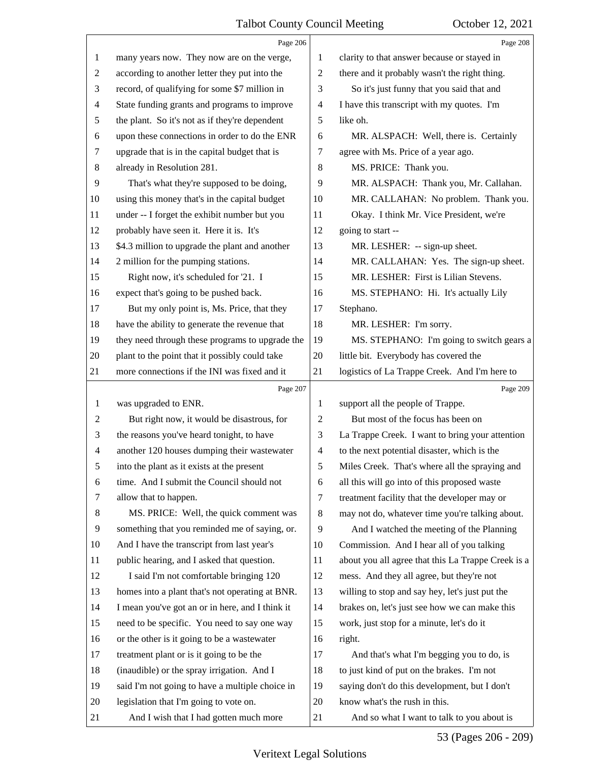many years now. They now are on the verge, according to another letter they put into the record, of qualifying for some $7 million in State funding grants and programs to improve the plant. So it's not as if they're dependent upon these connections in order to do the ENR upgrade that is in the capital budget that is already in Resolution 281.

That's what they're supposed to be doing, using this money that's in the capital budget under -- I forget the exhibit number but you probably have seen it. Here it is. It's $4.3 million to upgrade the plant and another 2 million for the pumping stations.

Right now, it's scheduled for '21. I expect that's going to be pushed back.

But my only point is, Ms. Price, that they have the ability to generate the revenue that they need through these programs to upgrade the plant to the point that it possibly could take more connections if the INI was fixed and it was upgraded to ENR.

But right now, it would be disastrous, for the reasons you've heard tonight, to have another 120 houses dumping their wastewater into the plant as it exists at the present time. And I submit the Council should not allow that to happen.

MS. PRICE: Well, the quick comment was something that you reminded me of saying, or. And I have the transcript from last year's public hearing, and I asked that question.

I said I'm not comfortable bringing 120 homes into a plant that's not operating at BNR. I mean you've got an or in here, and I think it need to be specific. You need to say one way or the other is it going to be a wastewater treatment plant or is it going to be the (inaudible) or the spray irrigation. And I said I'm not going to have a multiple choice in legislation that I'm going to vote on.

And I wish that I had gotten much more clarity to that answer because or stayed in there and it probably wasn't the right thing.

So it's just funny that you said that and I have this transcript with my quotes. I'm like oh.

MR. ALSPACH: Well, there is. Certainly agree with Ms. Price of a year ago.

MS. PRICE: Thank you.

MR. ALSPACH: Thank you, Mr. Callahan.

MR. CALLAHAN: No problem. Thank you.

Okay. I think Mr. Vice President, we're going to start --

MR. LESHER: -- sign-up sheet.

MR. CALLAHAN: Yes. The sign-up sheet.

MR. LESHER: First is Lilian Stevens.

MS. STEPHANO: Hi. It's actually Lily Stephano.

MR. LESHER: I'm sorry.

MS. STEPHANO: I'm going to switch gears a little bit. Everybody has covered the logistics of La Trappe Creek. And I'm here to support all the people of Trappe.

But most of the focus has been on La Trappe Creek. I want to bring your attention to the next potential disaster, which is the Miles Creek. That's where all the spraying and all this will go into of this proposed waste treatment facility that the developer may or may not do, whatever time you're talking about.

And I watched the meeting of the Planning Commission. And I hear all of you talking about you all agree that this La Trappe Creek is a mess. And they all agree, but they're not willing to stop and say hey, let's just put the brakes on, let's just see how we can make this work, just stop for a minute, let's do it right.

And that's what I'm begging you to do, is to just kind of put on the brakes. I'm not saying don't do this development, but I don't know what's the rush in this.

And so what I want to talk to you about is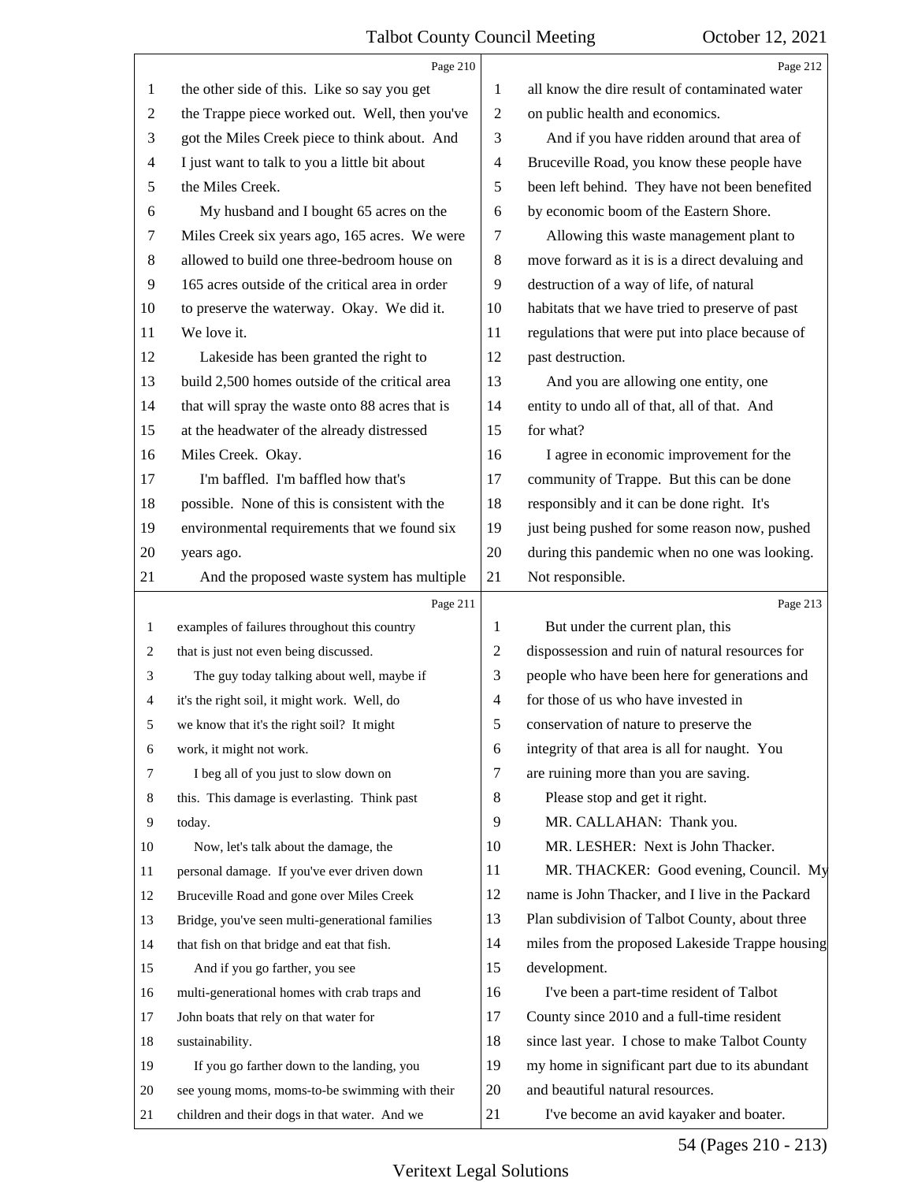the other side of this. Like so say you get the Trappe piece worked out. Well, then you've got the Miles Creek piece to think about. And I just want to talk to you a little bit about the Miles Creek.

My husband and I bought 65 acres on the Miles Creek six years ago, 165 acres. We were allowed to build one three-bedroom house on 165 acres outside of the critical area in order to preserve the waterway. Okay. We did it. We love it.

Lakeside has been granted the right to build 2,500 homes outside of the critical area that will spray the waste onto 88 acres that is at the headwater of the already distressed Miles Creek. Okay.

I'm baffled. I'm baffled how that's possible. None of this is consistent with the environmental requirements that we found six years ago.

And the proposed waste system has multiple examples of failures throughout this country that is just not even being discussed.

The guy today talking about well, maybe if it's the right soil, it might work. Well, do we know that it's the right soil? It might work, it might not work.

I beg all of you just to slow down on this. This damage is everlasting. Think past today.

Now, let's talk about the damage, the personal damage. If you've ever driven down Bruceville Road and gone over Miles Creek Bridge, you've seen multi-generational families that fish on that bridge and eat that fish.

And if you go farther, you see multi-generational homes with crab traps and John boats that rely on that water for sustainability.

If you go farther down to the landing, you see young moms, moms-to-be swimming with their children and their dogs in that water. And we all know the dire result of contaminated water on public health and economics.

And if you have ridden around that area of Bruceville Road, you know these people have been left behind. They have not been benefited by economic boom of the Eastern Shore.

Allowing this waste management plant to move forward as it is is a direct devaluing and destruction of a way of life, of natural habitats that we have tried to preserve of past regulations that were put into place because of past destruction.

And you are allowing one entity, one entity to undo all of that, all of that. And for what?

I agree in economic improvement for the community of Trappe. But this can be done responsibly and it can be done right. It's just being pushed for some reason now, pushed during this pandemic when no one was looking. Not responsible.

But under the current plan, this dispossession and ruin of natural resources for people who have been here for generations and for those of us who have invested in conservation of nature to preserve the integrity of that area is all for naught. You are ruining more than you are saving.

Please stop and get it right.

MR. CALLAHAN: Thank you.

MR. LESHER: Next is John Thacker.

MR. THACKER: Good evening, Council. My name is John Thacker, and I live in the Packard Plan subdivision of Talbot County, about three miles from the proposed Lakeside Trappe housing development.

I've been a part-time resident of Talbot County since 2010 and a full-time resident since last year. I chose to make Talbot County my home in significant part due to its abundant and beautiful natural resources.

I've become an avid kayaker and boater.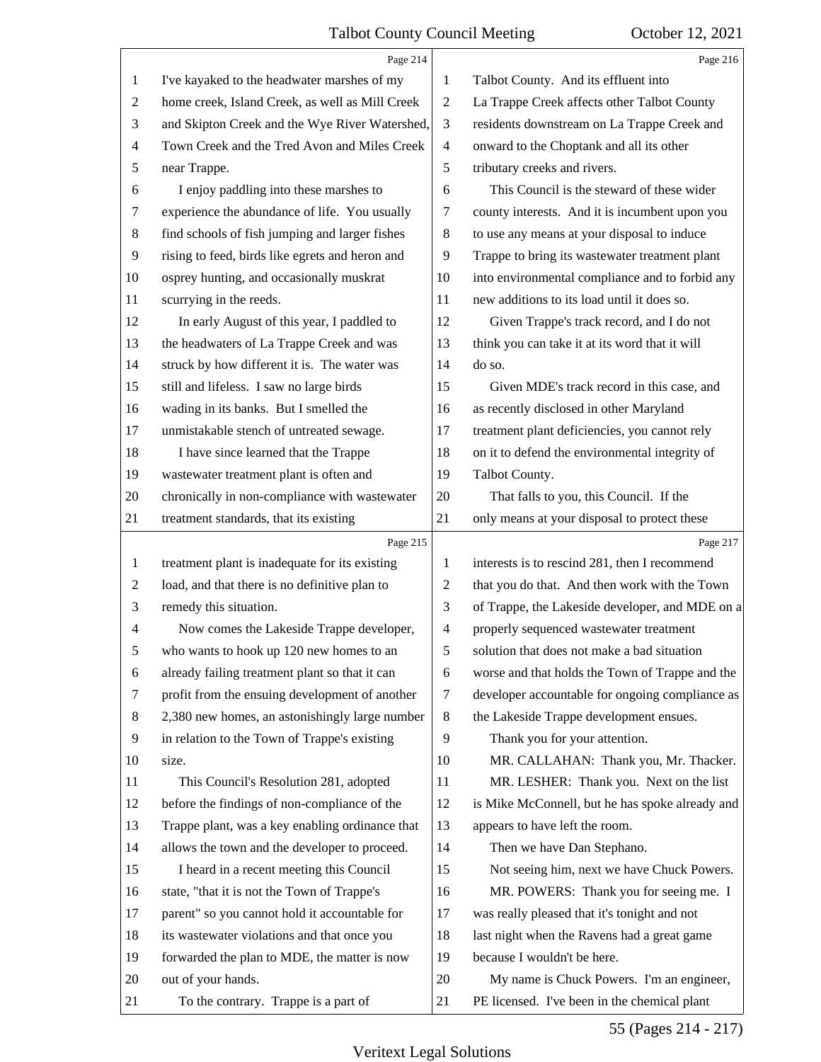Page 214

I've kayaked to the headwater marshes of my home creek, Island Creek, as well as Mill Creek and Skipton Creek and the Wye River Watershed, Town Creek and the Tred Avon and Miles Creek near Trappe.

I enjoy paddling into these marshes to experience the abundance of life. You usually find schools of fish jumping and larger fishes rising to feed, birds like egrets and heron and osprey hunting, and occasionally muskrat scurrying in the reeds.

In early August of this year, I paddled to the headwaters of La Trappe Creek and was struck by how different it is. The water was still and lifeless. I saw no large birds wading in its banks. But I smelled the unmistakable stench of untreated sewage.

I have since learned that the Trappe wastewater treatment plant is often and chronically in non-compliance with wastewater treatment standards, that its existing

Page 215

treatment plant is inadequate for its existing load, and that there is no definitive plan to remedy this situation.

Now comes the Lakeside Trappe developer, who wants to hook up 120 new homes to an already failing treatment plant so that it can profit from the ensuing development of another 2,380 new homes, an astonishingly large number in relation to the Town of Trappe's existing size.

This Council's Resolution 281, adopted before the findings of non-compliance of the Trappe plant, was a key enabling ordinance that allows the town and the developer to proceed.

I heard in a recent meeting this Council state, "that it is not the Town of Trappe's parent" so you cannot hold it accountable for its wastewater violations and that once you forwarded the plan to MDE, the matter is now out of your hands.

To the contrary. Trappe is a part of

Page 216

Talbot County. And its effluent into La Trappe Creek affects other Talbot County residents downstream on La Trappe Creek and onward to the Choptank and all its other tributary creeks and rivers.

This Council is the steward of these wider county interests. And it is incumbent upon you to use any means at your disposal to induce Trappe to bring its wastewater treatment plant into environmental compliance and to forbid any new additions to its load until it does so.

Given Trappe's track record, and I do not think you can take it at its word that it will do so.

Given MDE's track record in this case, and as recently disclosed in other Maryland treatment plant deficiencies, you cannot rely on it to defend the environmental integrity of Talbot County.

That falls to you, this Council. If the only means at your disposal to protect these

Page 217

interests is to rescind 281, then I recommend that you do that. And then work with the Town of Trappe, the Lakeside developer, and MDE on a properly sequenced wastewater treatment solution that does not make a bad situation worse and that holds the Town of Trappe and the developer accountable for ongoing compliance as the Lakeside Trappe development ensues.

Thank you for your attention.

MR. CALLAHAN: Thank you, Mr. Thacker.

MR. LESHER: Thank you. Next on the list is Mike McConnell, but he has spoke already and appears to have left the room.

Then we have Dan Stephano.

Not seeing him, next we have Chuck Powers.

MR. POWERS: Thank you for seeing me. I was really pleased that it's tonight and not last night when the Ravens had a great game because I wouldn't be here.

My name is Chuck Powers. I'm an engineer, PE licensed. I've been in the chemical plant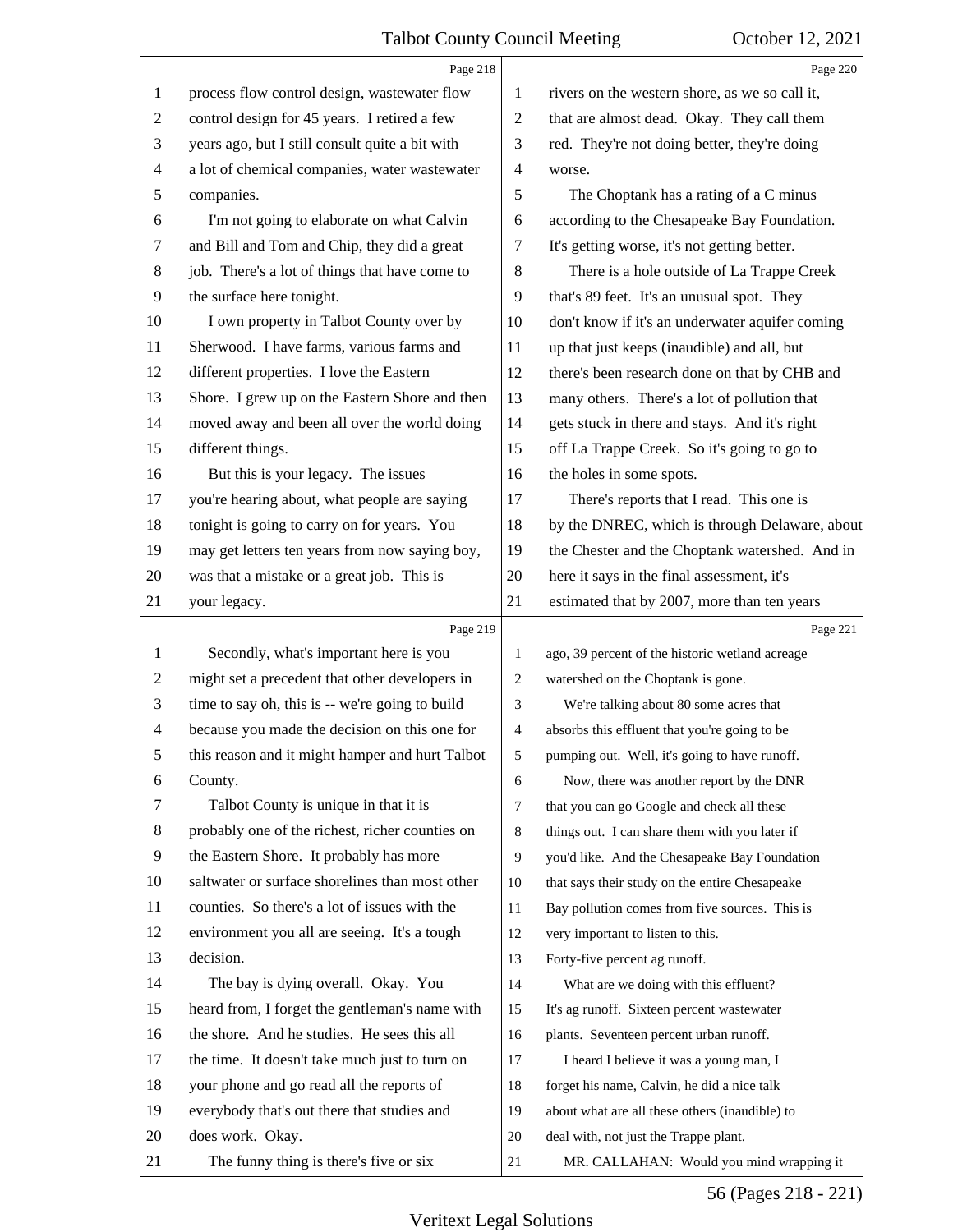Page 218

1 process flow control design, wastewater flow
2 control design for 45 years. I retired a few
3 years ago, but I still consult quite a bit with
4 a lot of chemical companies, water wastewater
5 companies.
6 I'm not going to elaborate on what Calvin
7 and Bill and Tom and Chip, they did a great
8 job. There's a lot of things that have come to
9 the surface here tonight.
10 I own property in Talbot County over by
11 Sherwood. I have farms, various farms and
12 different properties. I love the Eastern
13 Shore. I grew up on the Eastern Shore and then
14 moved away and been all over the world doing
15 different things.
16 But this is your legacy. The issues
17 you're hearing about, what people are saying
18 tonight is going to carry on for years. You
19 may get letters ten years from now saying boy,
20 was that a mistake or a great job. This is
21 your legacy.

Page 219

1 Secondly, what's important here is you
2 might set a precedent that other developers in
3 time to say oh, this is -- we're going to build
4 because you made the decision on this one for
5 this reason and it might hamper and hurt Talbot
6 County.
7 Talbot County is unique in that it is
8 probably one of the richest, richer counties on
9 the Eastern Shore. It probably has more
10 saltwater or surface shorelines than most other
11 counties. So there's a lot of issues with the
12 environment you all are seeing. It's a tough
13 decision.
14 The bay is dying overall. Okay. You
15 heard from, I forget the gentleman's name with
16 the shore. And he studies. He sees this all
17 the time. It doesn't take much just to turn on
18 your phone and go read all the reports of
19 everybody that's out there that studies and
20 does work. Okay.
21 The funny thing is there's five or six

Page 220

1 rivers on the western shore, as we so call it,
2 that are almost dead. Okay. They call them
3 red. They're not doing better, they're doing
4 worse.
5 The Choptank has a rating of a C minus
6 according to the Chesapeake Bay Foundation.
7 It's getting worse, it's not getting better.
8 There is a hole outside of La Trappe Creek
9 that's 89 feet. It's an unusual spot. They
10 don't know if it's an underwater aquifer coming
11 up that just keeps (inaudible) and all, but
12 there's been research done on that by CHB and
13 many others. There's a lot of pollution that
14 gets stuck in there and stays. And it's right
15 off La Trappe Creek. So it's going to go to
16 the holes in some spots.
17 There's reports that I read. This one is
18 by the DNREC, which is through Delaware, about
19 the Chester and the Choptank watershed. And in
20 here it says in the final assessment, it's
21 estimated that by 2007, more than ten years

Page 221

1 ago, 39 percent of the historic wetland acreage
2 watershed on the Choptank is gone.
3 We're talking about 80 some acres that
4 absorbs this effluent that you're going to be
5 pumping out. Well, it's going to have runoff.
6 Now, there was another report by the DNR
7 that you can go Google and check all these
8 things out. I can share them with you later if
9 you'd like. And the Chesapeake Bay Foundation
10 that says their study on the entire Chesapeake
11 Bay pollution comes from five sources. This is
12 very important to listen to this.
13 Forty-five percent ag runoff.
14 What are we doing with this effluent?
15 It's ag runoff. Sixteen percent wastewater
16 plants. Seventeen percent urban runoff.
17 I heard I believe it was a young man, I
18 forget his name, Calvin, he did a nice talk
19 about what are all these others (inaudible) to
20 deal with, not just the Trappe plant.
21 MR. CALLAHAN: Would you mind wrapping it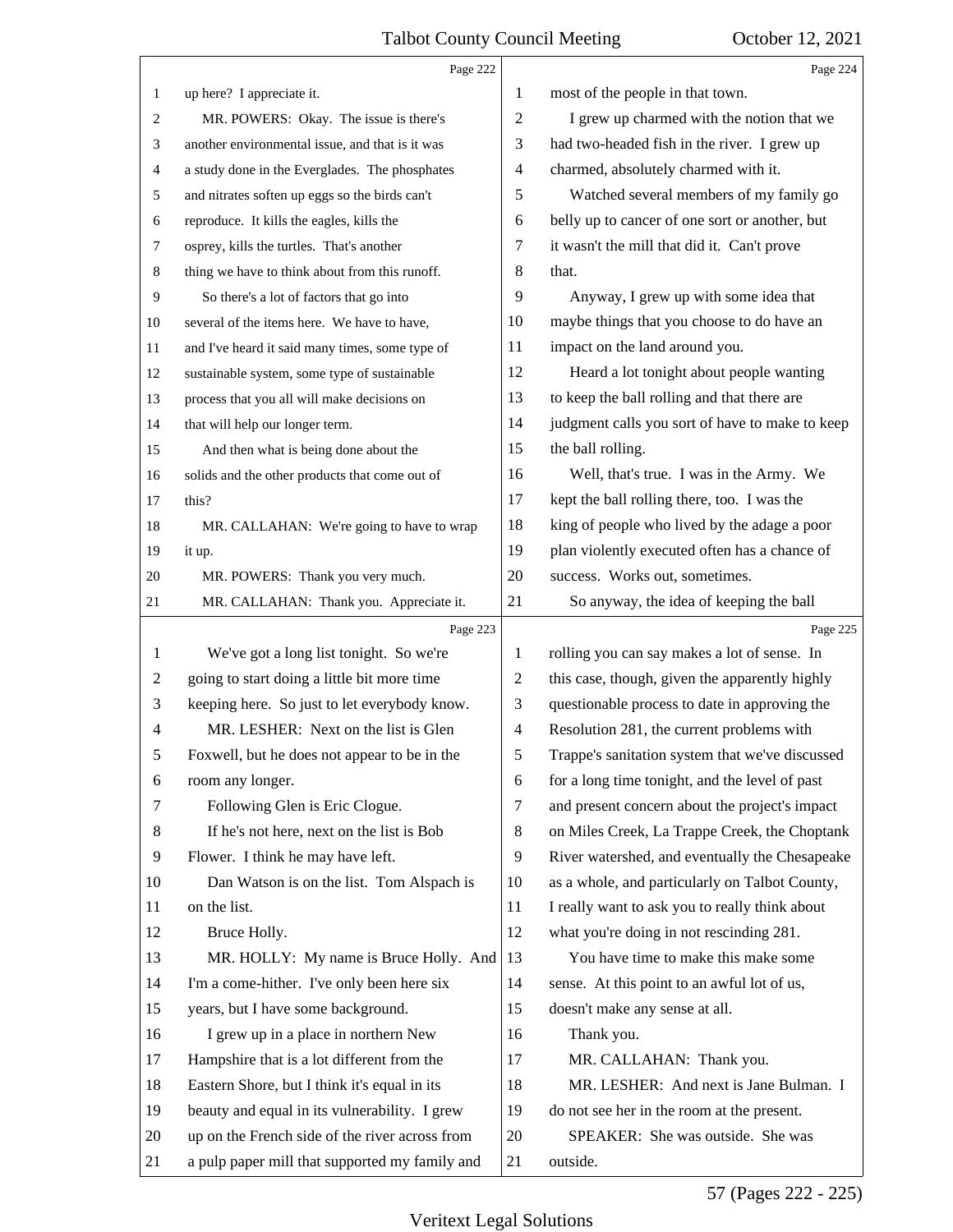Page 222

1 up here? I appreciate it.
2 MR. POWERS: Okay. The issue is there's
3 another environmental issue, and that is it was
4 a study done in the Everglades. The phosphates
5 and nitrates soften up eggs so the birds can't
6 reproduce. It kills the eagles, kills the
7 osprey, kills the turtles. That's another
8 thing we have to think about from this runoff.
9 So there's a lot of factors that go into
10 several of the items here. We have to have,
11 and I've heard it said many times, some type of
12 sustainable system, some type of sustainable
13 process that you all will make decisions on
14 that will help our longer term.
15 And then what is being done about the
16 solids and the other products that come out of
17 this?
18 MR. CALLAHAN: We're going to have to wrap
19 it up.
20 MR. POWERS: Thank you very much.
21 MR. CALLAHAN: Thank you. Appreciate it.

Page 223

1 We've got a long list tonight. So we're
2 going to start doing a little bit more time
3 keeping here. So just to let everybody know.
4 MR. LESHER: Next on the list is Glen
5 Foxwell, but he does not appear to be in the
6 room any longer.
7 Following Glen is Eric Clogue.
8 If he's not here, next on the list is Bob
9 Flower. I think he may have left.
10 Dan Watson is on the list. Tom Alspach is
11 on the list.
12 Bruce Holly.
13 MR. HOLLY: My name is Bruce Holly. And
14 I'm a come-hither. I've only been here six
15 years, but I have some background.
16 I grew up in a place in northern New
17 Hampshire that is a lot different from the
18 Eastern Shore, but I think it's equal in its
19 beauty and equal in its vulnerability. I grew
20 up on the French side of the river across from
21 a pulp paper mill that supported my family and

Page 224

1 most of the people in that town.
2 I grew up charmed with the notion that we
3 had two-headed fish in the river. I grew up
4 charmed, absolutely charmed with it.
5 Watched several members of my family go
6 belly up to cancer of one sort or another, but
7 it wasn't the mill that did it. Can't prove
8 that.
9 Anyway, I grew up with some idea that
10 maybe things that you choose to do have an
11 impact on the land around you.
12 Heard a lot tonight about people wanting
13 to keep the ball rolling and that there are
14 judgment calls you sort of have to make to keep
15 the ball rolling.
16 Well, that's true. I was in the Army. We
17 kept the ball rolling there, too. I was the
18 king of people who lived by the adage a poor
19 plan violently executed often has a chance of
20 success. Works out, sometimes.
21 So anyway, the idea of keeping the ball

Page 225

1 rolling you can say makes a lot of sense. In
2 this case, though, given the apparently highly
3 questionable process to date in approving the
4 Resolution 281, the current problems with
5 Trappe's sanitation system that we've discussed
6 for a long time tonight, and the level of past
7 and present concern about the project's impact
8 on Miles Creek, La Trappe Creek, the Choptank
9 River watershed, and eventually the Chesapeake
10 as a whole, and particularly on Talbot County,
11 I really want to ask you to really think about
12 what you're doing in not rescinding 281.
13 You have time to make this make some
14 sense. At this point to an awful lot of us,
15 doesn't make any sense at all.
16 Thank you.
17 MR. CALLAHAN: Thank you.
18 MR. LESHER: And next is Jane Bulman. I
19 do not see her in the room at the present.
20 SPEAKER: She was outside. She was
21 outside.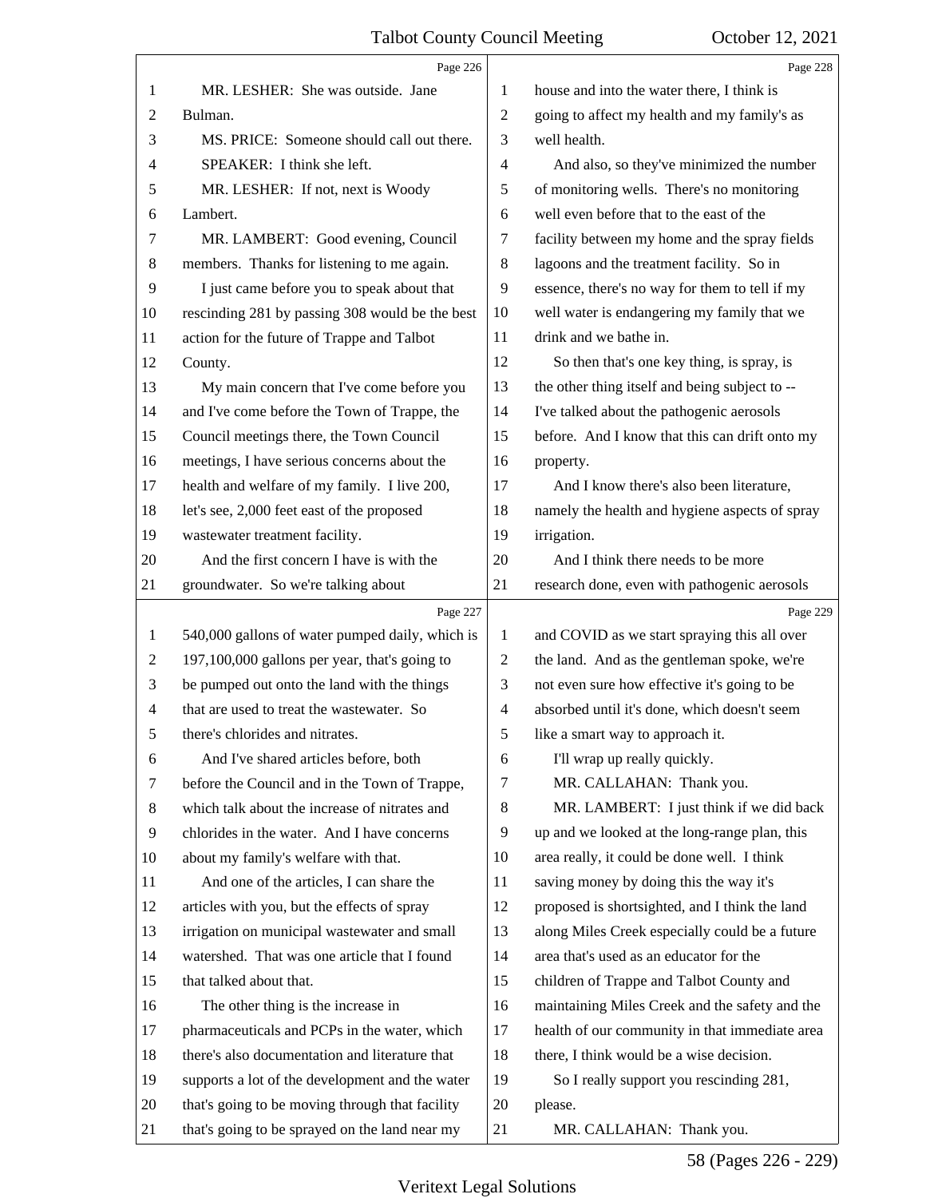MR. LESHER: She was outside. Jane Bulman.

MS. PRICE: Someone should call out there.

SPEAKER: I think she left.

MR. LESHER: If not, next is Woody Lambert.

MR. LAMBERT: Good evening, Council members. Thanks for listening to me again.

I just came before you to speak about that rescinding 281 by passing 308 would be the best action for the future of Trappe and Talbot County.

My main concern that I've come before you and I've come before the Town of Trappe, the Council meetings there, the Town Council meetings, I have serious concerns about the health and welfare of my family. I live 200, let's see, 2,000 feet east of the proposed wastewater treatment facility.

And the first concern I have is with the groundwater. So we're talking about 540,000 gallons of water pumped daily, which is 197,100,000 gallons per year, that's going to be pumped out onto the land with the things that are used to treat the wastewater. So there's chlorides and nitrates.

And I've shared articles before, both before the Council and in the Town of Trappe, which talk about the increase of nitrates and chlorides in the water. And I have concerns about my family's welfare with that.

And one of the articles, I can share the articles with you, but the effects of spray irrigation on municipal wastewater and small watershed. That was one article that I found that talked about that.

The other thing is the increase in pharmaceuticals and PCPs in the water, which there's also documentation and literature that supports a lot of the development and the water that's going to be moving through that facility that's going to be sprayed on the land near my house and into the water there, I think is going to affect my health and my family's as well health.

And also, so they've minimized the number of monitoring wells. There's no monitoring well even before that to the east of the facility between my home and the spray fields lagoons and the treatment facility. So in essence, there's no way for them to tell if my well water is endangering my family that we drink and we bathe in.

So then that's one key thing, is spray, is the other thing itself and being subject to -- I've talked about the pathogenic aerosols before. And I know that this can drift onto my property.

And I know there's also been literature, namely the health and hygiene aspects of spray irrigation.

And I think there needs to be more research done, even with pathogenic aerosols and COVID as we start spraying this all over the land. And as the gentleman spoke, we're not even sure how effective it's going to be absorbed until it's done, which doesn't seem like a smart way to approach it.

I'll wrap up really quickly.

MR. CALLAHAN: Thank you.

MR. LAMBERT: I just think if we did back up and we looked at the long-range plan, this area really, it could be done well. I think saving money by doing this the way it's proposed is shortsighted, and I think the land along Miles Creek especially could be a future area that's used as an educator for the children of Trappe and Talbot County and maintaining Miles Creek and the safety and the health of our community in that immediate area there, I think would be a wise decision.

So I really support you rescinding 281, please.

MR. CALLAHAN: Thank you.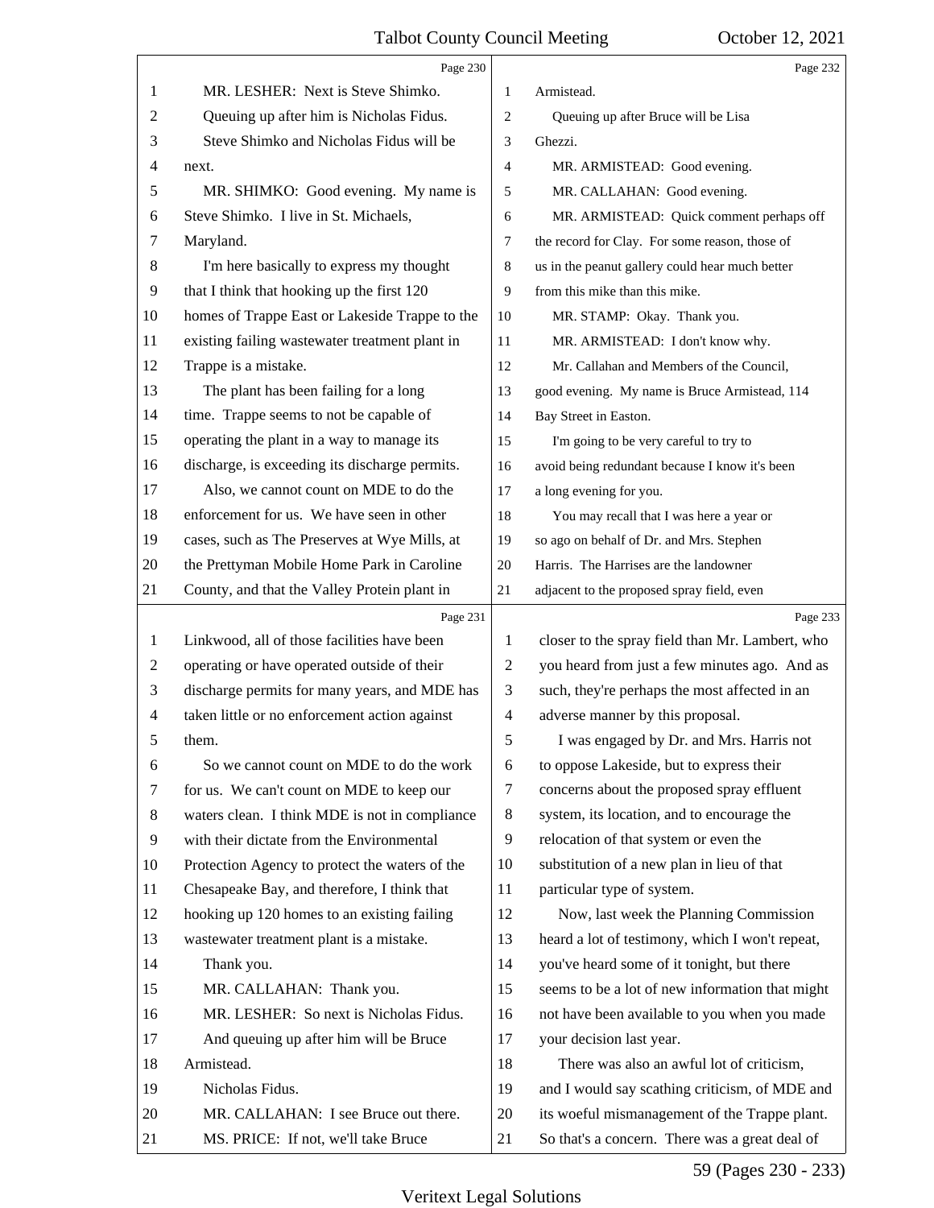Page 230

1 MR. LESHER: Next is Steve Shimko.
2 Queuing up after him is Nicholas Fidus.
3 Steve Shimko and Nicholas Fidus will be
4 next.
5 MR. SHIMKO: Good evening. My name is
6 Steve Shimko. I live in St. Michaels,
7 Maryland.
8 I'm here basically to express my thought
9 that I think that hooking up the first 120
10 homes of Trappe East or Lakeside Trappe to the
11 existing failing wastewater treatment plant in
12 Trappe is a mistake.
13 The plant has been failing for a long
14 time. Trappe seems to not be capable of
15 operating the plant in a way to manage its
16 discharge, is exceeding its discharge permits.
17 Also, we cannot count on MDE to do the
18 enforcement for us. We have seen in other
19 cases, such as The Preserves at Wye Mills, at
20 the Prettyman Mobile Home Park in Caroline
21 County, and that the Valley Protein plant in

Page 231

1 Linkwood, all of those facilities have been
2 operating or have operated outside of their
3 discharge permits for many years, and MDE has
4 taken little or no enforcement action against
5 them.
6 So we cannot count on MDE to do the work
7 for us. We can't count on MDE to keep our
8 waters clean. I think MDE is not in compliance
9 with their dictate from the Environmental
10 Protection Agency to protect the waters of the
11 Chesapeake Bay, and therefore, I think that
12 hooking up 120 homes to an existing failing
13 wastewater treatment plant is a mistake.
14 Thank you.
15 MR. CALLAHAN: Thank you.
16 MR. LESHER: So next is Nicholas Fidus.
17 And queuing up after him will be Bruce
18 Armistead.
19 Nicholas Fidus.
20 MR. CALLAHAN: I see Bruce out there.
21 MS. PRICE: If not, we'll take Bruce

Page 232

1 Armistead.
2 Queuing up after Bruce will be Lisa
3 Ghezzi.
4 MR. ARMISTEAD: Good evening.
5 MR. CALLAHAN: Good evening.
6 MR. ARMISTEAD: Quick comment perhaps off
7 the record for Clay. For some reason, those of
8 us in the peanut gallery could hear much better
9 from this mike than this mike.
10 MR. STAMP: Okay. Thank you.
11 MR. ARMISTEAD: I don't know why.
12 Mr. Callahan and Members of the Council,
13 good evening. My name is Bruce Armistead, 114
14 Bay Street in Easton.
15 I'm going to be very careful to try to
16 avoid being redundant because I know it's been
17 a long evening for you.
18 You may recall that I was here a year or
19 so ago on behalf of Dr. and Mrs. Stephen
20 Harris. The Harrises are the landowner
21 adjacent to the proposed spray field, even

Page 233

1 closer to the spray field than Mr. Lambert, who
2 you heard from just a few minutes ago. And as
3 such, they're perhaps the most affected in an
4 adverse manner by this proposal.
5 I was engaged by Dr. and Mrs. Harris not
6 to oppose Lakeside, but to express their
7 concerns about the proposed spray effluent
8 system, its location, and to encourage the
9 relocation of that system or even the
10 substitution of a new plan in lieu of that
11 particular type of system.
12 Now, last week the Planning Commission
13 heard a lot of testimony, which I won't repeat,
14 you've heard some of it tonight, but there
15 seems to be a lot of new information that might
16 not have been available to you when you made
17 your decision last year.
18 There was also an awful lot of criticism,
19 and I would say scathing criticism, of MDE and
20 its woeful mismanagement of the Trappe plant.
21 So that's a concern. There was a great deal of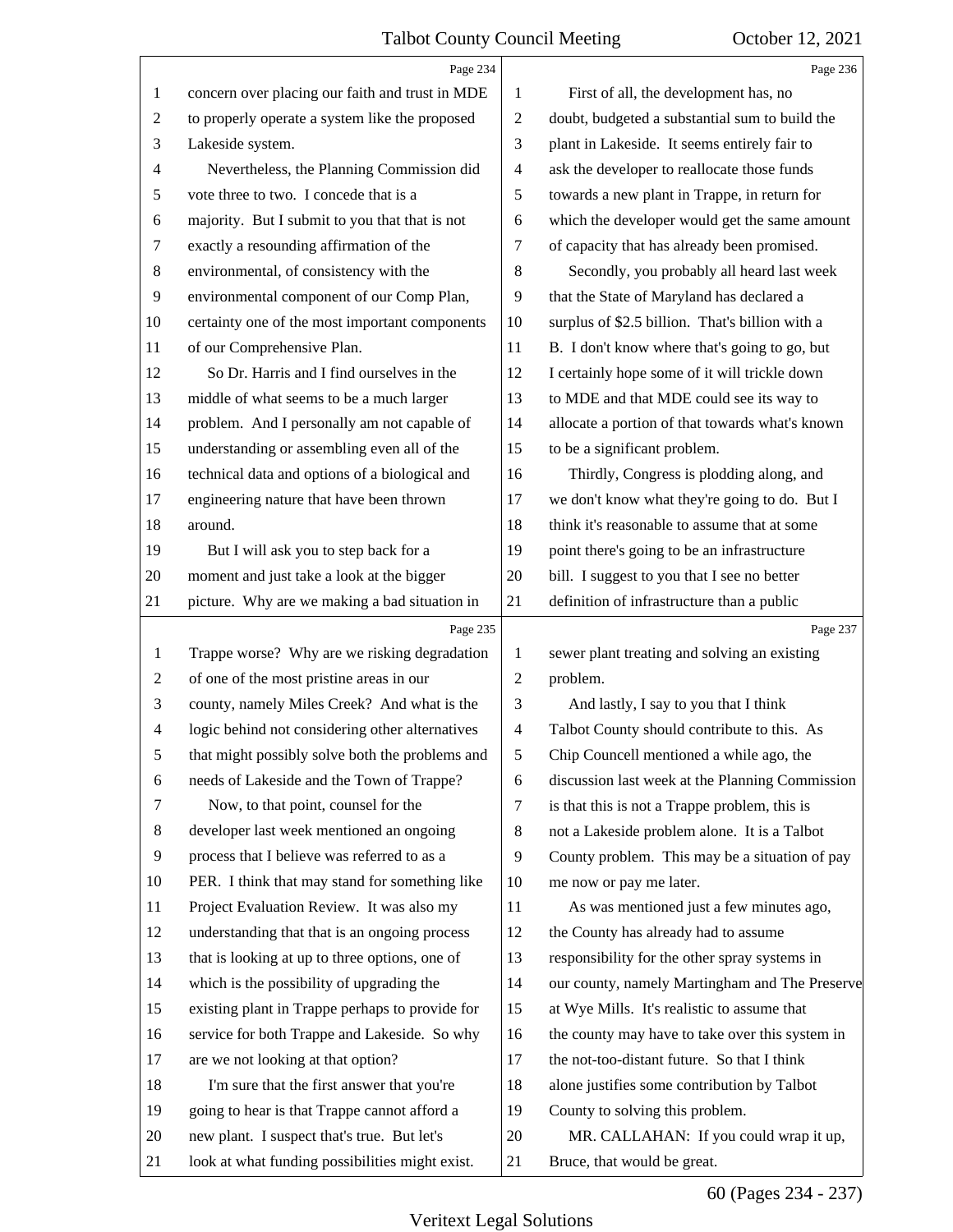Page 234

concern over placing our faith and trust in MDE to properly operate a system like the proposed Lakeside system.

Nevertheless, the Planning Commission did vote three to two. I concede that is a majority. But I submit to you that that is not exactly a resounding affirmation of the environmental, of consistency with the environmental component of our Comp Plan, certainty one of the most important components of our Comprehensive Plan.

So Dr. Harris and I find ourselves in the middle of what seems to be a much larger problem. And I personally am not capable of understanding or assembling even all of the technical data and options of a biological and engineering nature that have been thrown around.

But I will ask you to step back for a moment and just take a look at the bigger picture. Why are we making a bad situation in

Page 235

Trappe worse? Why are we risking degradation of one of the most pristine areas in our county, namely Miles Creek? And what is the logic behind not considering other alternatives that might possibly solve both the problems and needs of Lakeside and the Town of Trappe?

Now, to that point, counsel for the developer last week mentioned an ongoing process that I believe was referred to as a PER. I think that may stand for something like Project Evaluation Review. It was also my understanding that that is an ongoing process that is looking at up to three options, one of which is the possibility of upgrading the existing plant in Trappe perhaps to provide for service for both Trappe and Lakeside. So why are we not looking at that option?

I'm sure that the first answer that you're going to hear is that Trappe cannot afford a new plant. I suspect that's true. But let's look at what funding possibilities might exist.

Page 236

First of all, the development has, no doubt, budgeted a substantial sum to build the plant in Lakeside. It seems entirely fair to ask the developer to reallocate those funds towards a new plant in Trappe, in return for which the developer would get the same amount of capacity that has already been promised.

Secondly, you probably all heard last week that the State of Maryland has declared a surplus of $2.5 billion. That's billion with a B. I don't know where that's going to go, but I certainly hope some of it will trickle down to MDE and that MDE could see its way to allocate a portion of that towards what's known to be a significant problem.

Thirdly, Congress is plodding along, and we don't know what they're going to do. But I think it's reasonable to assume that at some point there's going to be an infrastructure bill. I suggest to you that I see no better definition of infrastructure than a public

Page 237

sewer plant treating and solving an existing problem.

And lastly, I say to you that I think Talbot County should contribute to this. As Chip Councell mentioned a while ago, the discussion last week at the Planning Commission is that this is not a Trappe problem, this is not a Lakeside problem alone. It is a Talbot County problem. This may be a situation of pay me now or pay me later.

As was mentioned just a few minutes ago, the County has already had to assume responsibility for the other spray systems in our county, namely Martingham and The Preserve at Wye Mills. It's realistic to assume that the county may have to take over this system in the not-too-distant future. So that I think alone justifies some contribution by Talbot County to solving this problem.

MR. CALLAHAN: If you could wrap it up, Bruce, that would be great.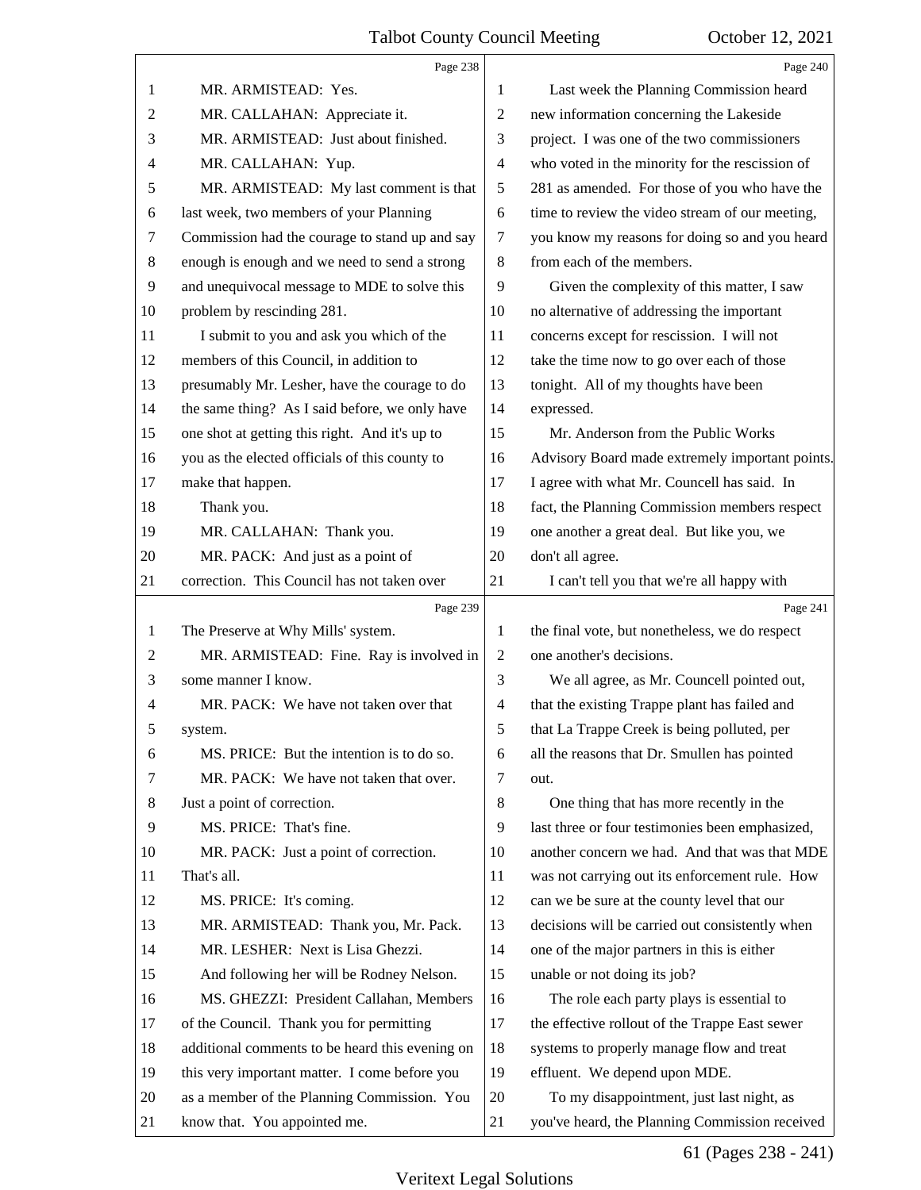Page 238

1 MR. ARMISTEAD: Yes.
2 MR. CALLAHAN: Appreciate it.
3 MR. ARMISTEAD: Just about finished.
4 MR. CALLAHAN: Yup.
5 MR. ARMISTEAD: My last comment is that
6 last week, two members of your Planning
7 Commission had the courage to stand up and say
8 enough is enough and we need to send a strong
9 and unequivocal message to MDE to solve this
10 problem by rescinding 281.
11 I submit to you and ask you which of the
12 members of this Council, in addition to
13 presumably Mr. Lesher, have the courage to do
14 the same thing? As I said before, we only have
15 one shot at getting this right. And it's up to
16 you as the elected officials of this county to
17 make that happen.
18 Thank you.
19 MR. CALLAHAN: Thank you.
20 MR. PACK: And just as a point of
21 correction. This Council has not taken over

Page 239

1 The Preserve at Why Mills' system.
2 MR. ARMISTEAD: Fine. Ray is involved in
3 some manner I know.
4 MR. PACK: We have not taken over that
5 system.
6 MS. PRICE: But the intention is to do so.
7 MR. PACK: We have not taken that over.
8 Just a point of correction.
9 MS. PRICE: That's fine.
10 MR. PACK: Just a point of correction.
11 That's all.
12 MS. PRICE: It's coming.
13 MR. ARMISTEAD: Thank you, Mr. Pack.
14 MR. LESHER: Next is Lisa Ghezzi.
15 And following her will be Rodney Nelson.
16 MS. GHEZZI: President Callahan, Members
17 of the Council. Thank you for permitting
18 additional comments to be heard this evening on
19 this very important matter. I come before you
20 as a member of the Planning Commission. You
21 know that. You appointed me.

Page 240

1 Last week the Planning Commission heard
2 new information concerning the Lakeside
3 project. I was one of the two commissioners
4 who voted in the minority for the rescission of
5 281 as amended. For those of you who have the
6 time to review the video stream of our meeting,
7 you know my reasons for doing so and you heard
8 from each of the members.
9 Given the complexity of this matter, I saw
10 no alternative of addressing the important
11 concerns except for rescission. I will not
12 take the time now to go over each of those
13 tonight. All of my thoughts have been
14 expressed.
15 Mr. Anderson from the Public Works
16 Advisory Board made extremely important points.
17 I agree with what Mr. Councell has said. In
18 fact, the Planning Commission members respect
19 one another a great deal. But like you, we
20 don't all agree.
21 I can't tell you that we're all happy with

Page 241

1 the final vote, but nonetheless, we do respect
2 one another's decisions.
3 We all agree, as Mr. Councell pointed out,
4 that the existing Trappe plant has failed and
5 that La Trappe Creek is being polluted, per
6 all the reasons that Dr. Smullen has pointed
7 out.
8 One thing that has more recently in the
9 last three or four testimonies been emphasized,
10 another concern we had. And that was that MDE
11 was not carrying out its enforcement rule. How
12 can we be sure at the county level that our
13 decisions will be carried out consistently when
14 one of the major partners in this is either
15 unable or not doing its job?
16 The role each party plays is essential to
17 the effective rollout of the Trappe East sewer
18 systems to properly manage flow and treat
19 effluent. We depend upon MDE.
20 To my disappointment, just last night, as
21 you've heard, the Planning Commission received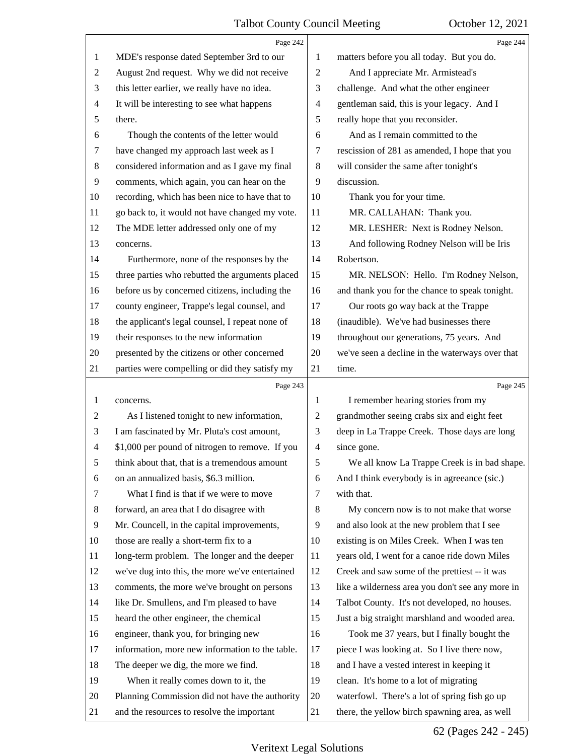Page 242

1 MDE's response dated September 3rd to our
2 August 2nd request. Why we did not receive
3 this letter earlier, we really have no idea.
4 It will be interesting to see what happens
5 there.
6 Though the contents of the letter would
7 have changed my approach last week as I
8 considered information and as I gave my final
9 comments, which again, you can hear on the
10 recording, which has been nice to have that to
11 go back to, it would not have changed my vote.
12 The MDE letter addressed only one of my
13 concerns.
14 Furthermore, none of the responses by the
15 three parties who rebutted the arguments placed
16 before us by concerned citizens, including the
17 county engineer, Trappe's legal counsel, and
18 the applicant's legal counsel, I repeat none of
19 their responses to the new information
20 presented by the citizens or other concerned
21 parties were compelling or did they satisfy my

Page 243

1 concerns.
2 As I listened tonight to new information,
3 I am fascinated by Mr. Pluta's cost amount,
4 $1,000 per pound of nitrogen to remove. If you
5 think about that, that is a tremendous amount
6 on an annualized basis, $6.3 million.
7 What I find is that if we were to move
8 forward, an area that I do disagree with
9 Mr. Councell, in the capital improvements,
10 those are really a short-term fix to a
11 long-term problem. The longer and the deeper
12 we've dug into this, the more we've entertained
13 comments, the more we've brought on persons
14 like Dr. Smullens, and I'm pleased to have
15 heard the other engineer, the chemical
16 engineer, thank you, for bringing new
17 information, more new information to the table.
18 The deeper we dig, the more we find.
19 When it really comes down to it, the
20 Planning Commission did not have the authority
21 and the resources to resolve the important

Page 244

1 matters before you all today. But you do.
2 And I appreciate Mr. Armistead's
3 challenge. And what the other engineer
4 gentleman said, this is your legacy. And I
5 really hope that you reconsider.
6 And as I remain committed to the
7 rescission of 281 as amended, I hope that you
8 will consider the same after tonight's
9 discussion.
10 Thank you for your time.
11 MR. CALLAHAN: Thank you.
12 MR. LESHER: Next is Rodney Nelson.
13 And following Rodney Nelson will be Iris
14 Robertson.
15 MR. NELSON: Hello. I'm Rodney Nelson,
16 and thank you for the chance to speak tonight.
17 Our roots go way back at the Trappe
18 (inaudible). We've had businesses there
19 throughout our generations, 75 years. And
20 we've seen a decline in the waterways over that
21 time.

Page 245

1 I remember hearing stories from my
2 grandmother seeing crabs six and eight feet
3 deep in La Trappe Creek. Those days are long
4 since gone.
5 We all know La Trappe Creek is in bad shape.
6 And I think everybody is in agreeance (sic.)
7 with that.
8 My concern now is to not make that worse
9 and also look at the new problem that I see
10 existing is on Miles Creek. When I was ten
11 years old, I went for a canoe ride down Miles
12 Creek and saw some of the prettiest -- it was
13 like a wilderness area you don't see any more in
14 Talbot County. It's not developed, no houses.
15 Just a big straight marshland and wooded area.
16 Took me 37 years, but I finally bought the
17 piece I was looking at. So I live there now,
18 and I have a vested interest in keeping it
19 clean. It's home to a lot of migrating
20 waterfowl. There's a lot of spring fish go up
21 there, the yellow birch spawning area, as well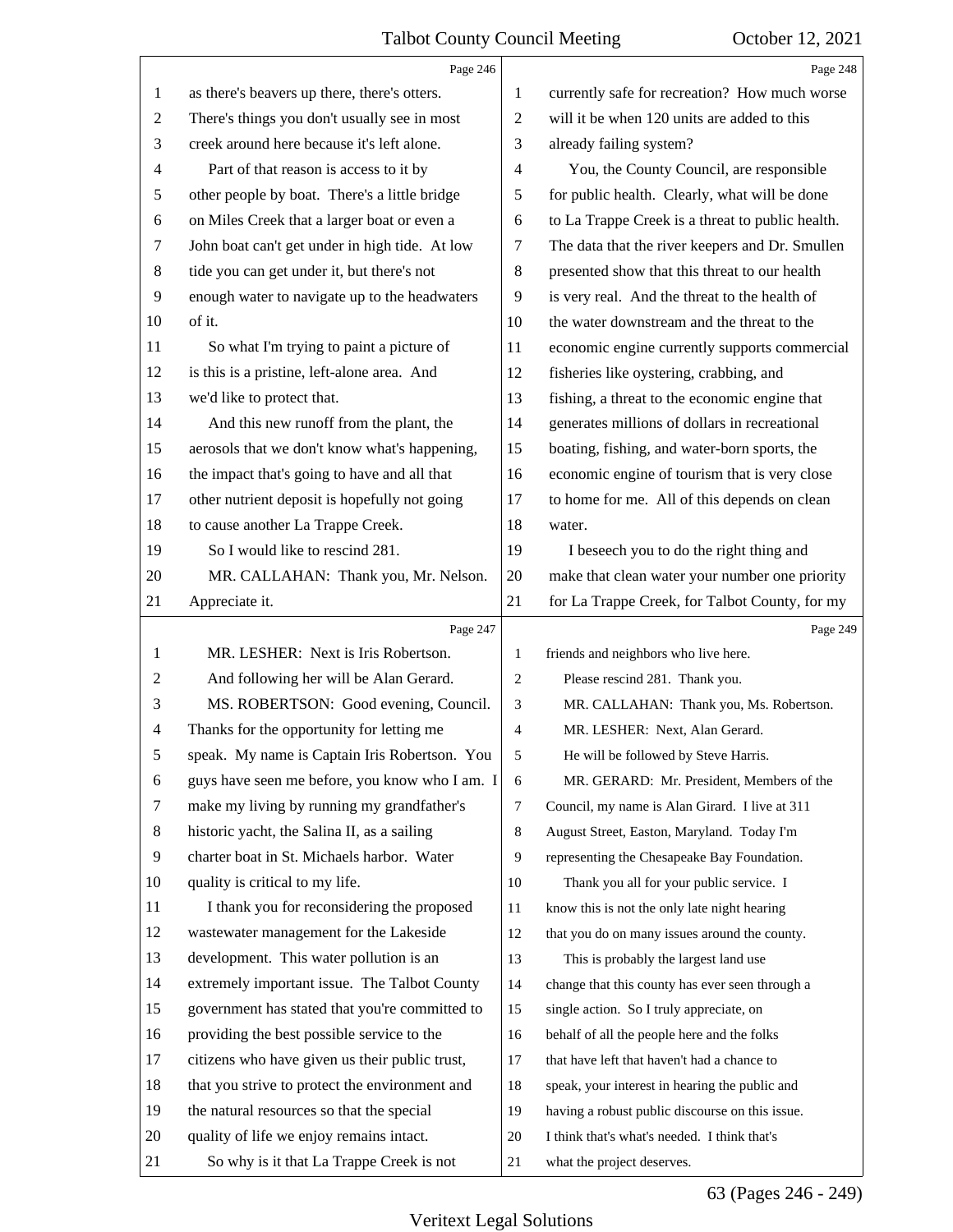as there's beavers up there, there's otters. There's things you don't usually see in most creek around here because it's left alone.

Part of that reason is access to it by other people by boat. There's a little bridge on Miles Creek that a larger boat or even a John boat can't get under in high tide. At low tide you can get under it, but there's not enough water to navigate up to the headwaters of it.

So what I'm trying to paint a picture of is this is a pristine, left-alone area. And we'd like to protect that.

And this new runoff from the plant, the aerosols that we don't know what's happening, the impact that's going to have and all that other nutrient deposit is hopefully not going to cause another La Trappe Creek.

So I would like to rescind 281.

MR. CALLAHAN: Thank you, Mr. Nelson. Appreciate it.

MR. LESHER: Next is Iris Robertson. And following her will be Alan Gerard.

MS. ROBERTSON: Good evening, Council. Thanks for the opportunity for letting me speak. My name is Captain Iris Robertson. You guys have seen me before, you know who I am. I make my living by running my grandfather's historic yacht, the Salina II, as a sailing charter boat in St. Michaels harbor. Water quality is critical to my life.

I thank you for reconsidering the proposed wastewater management for the Lakeside development. This water pollution is an extremely important issue. The Talbot County government has stated that you're committed to providing the best possible service to the citizens who have given us their public trust, that you strive to protect the environment and the natural resources so that the special quality of life we enjoy remains intact.

So why is it that La Trappe Creek is not currently safe for recreation? How much worse will it be when 120 units are added to this already failing system?

You, the County Council, are responsible for public health. Clearly, what will be done to La Trappe Creek is a threat to public health. The data that the river keepers and Dr. Smullen presented show that this threat to our health is very real. And the threat to the health of the water downstream and the threat to the economic engine currently supports commercial fisheries like oystering, crabbing, and fishing, a threat to the economic engine that generates millions of dollars in recreational boating, fishing, and water-born sports, the economic engine of tourism that is very close to home for me. All of this depends on clean water.

I beseech you to do the right thing and make that clean water your number one priority for La Trappe Creek, for Talbot County, for my friends and neighbors who live here.

Please rescind 281. Thank you.

MR. CALLAHAN: Thank you, Ms. Robertson.

MR. LESHER: Next, Alan Gerard. He will be followed by Steve Harris.

MR. GERARD: Mr. President, Members of the Council, my name is Alan Girard. I live at 311 August Street, Easton, Maryland. Today I'm representing the Chesapeake Bay Foundation.

Thank you all for your public service. I know this is not the only late night hearing that you do on many issues around the county.

This is probably the largest land use change that this county has ever seen through a single action. So I truly appreciate, on behalf of all the people here and the folks that have left that haven't had a chance to speak, your interest in hearing the public and having a robust public discourse on this issue. I think that's what's needed. I think that's what the project deserves.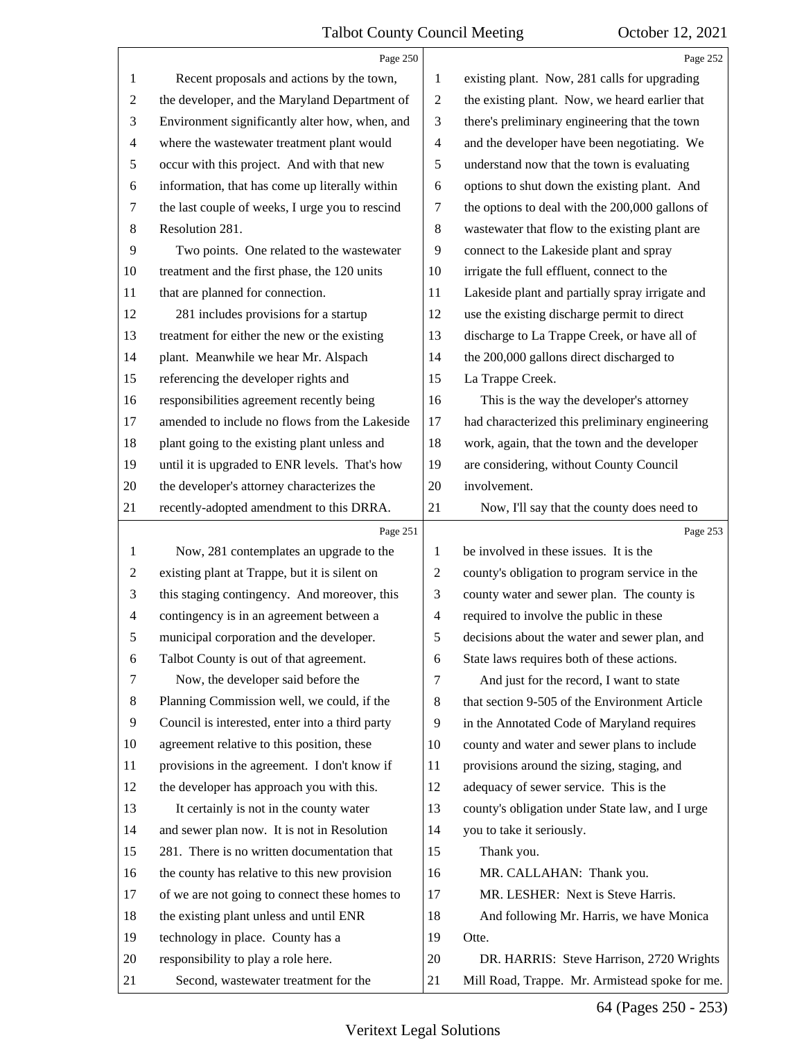Recent proposals and actions by the town, the developer, and the Maryland Department of Environment significantly alter how, when, and where the wastewater treatment plant would occur with this project. And with that new information, that has come up literally within the last couple of weeks, I urge you to rescind Resolution 281.

Two points. One related to the wastewater treatment and the first phase, the 120 units that are planned for connection.

281 includes provisions for a startup treatment for either the new or the existing plant. Meanwhile we hear Mr. Alspach referencing the developer rights and responsibilities agreement recently being amended to include no flows from the Lakeside plant going to the existing plant unless and until it is upgraded to ENR levels. That's how the developer's attorney characterizes the recently-adopted amendment to this DRRA.

Now, 281 contemplates an upgrade to the existing plant at Trappe, but it is silent on this staging contingency. And moreover, this contingency is in an agreement between a municipal corporation and the developer. Talbot County is out of that agreement.

Now, the developer said before the Planning Commission well, we could, if the Council is interested, enter into a third party agreement relative to this position, these provisions in the agreement. I don't know if the developer has approach you with this.

It certainly is not in the county water and sewer plan now. It is not in Resolution 281. There is no written documentation that the county has relative to this new provision of we are not going to connect these homes to the existing plant unless and until ENR technology in place. County has a responsibility to play a role here.

Second, wastewater treatment for the existing plant. Now, 281 calls for upgrading the existing plant. Now, we heard earlier that there's preliminary engineering that the town and the developer have been negotiating. We understand now that the town is evaluating options to shut down the existing plant. And the options to deal with the 200,000 gallons of wastewater that flow to the existing plant are connect to the Lakeside plant and spray irrigate the full effluent, connect to the Lakeside plant and partially spray irrigate and use the existing discharge permit to direct discharge to La Trappe Creek, or have all of the 200,000 gallons direct discharged to La Trappe Creek.

This is the way the developer's attorney had characterized this preliminary engineering work, again, that the town and the developer are considering, without County Council involvement.

Now, I'll say that the county does need to be involved in these issues. It is the county's obligation to program service in the county water and sewer plan. The county is required to involve the public in these decisions about the water and sewer plan, and State laws requires both of these actions.

And just for the record, I want to state that section 9-505 of the Environment Article in the Annotated Code of Maryland requires county and water and sewer plans to include provisions around the sizing, staging, and adequacy of sewer service. This is the county's obligation under State law, and I urge you to take it seriously.

Thank you.

MR. CALLAHAN: Thank you.

MR. LESHER: Next is Steve Harris.

And following Mr. Harris, we have Monica Otte.

DR. HARRIS: Steve Harrison, 2720 Wrights Mill Road, Trappe. Mr. Armistead spoke for me.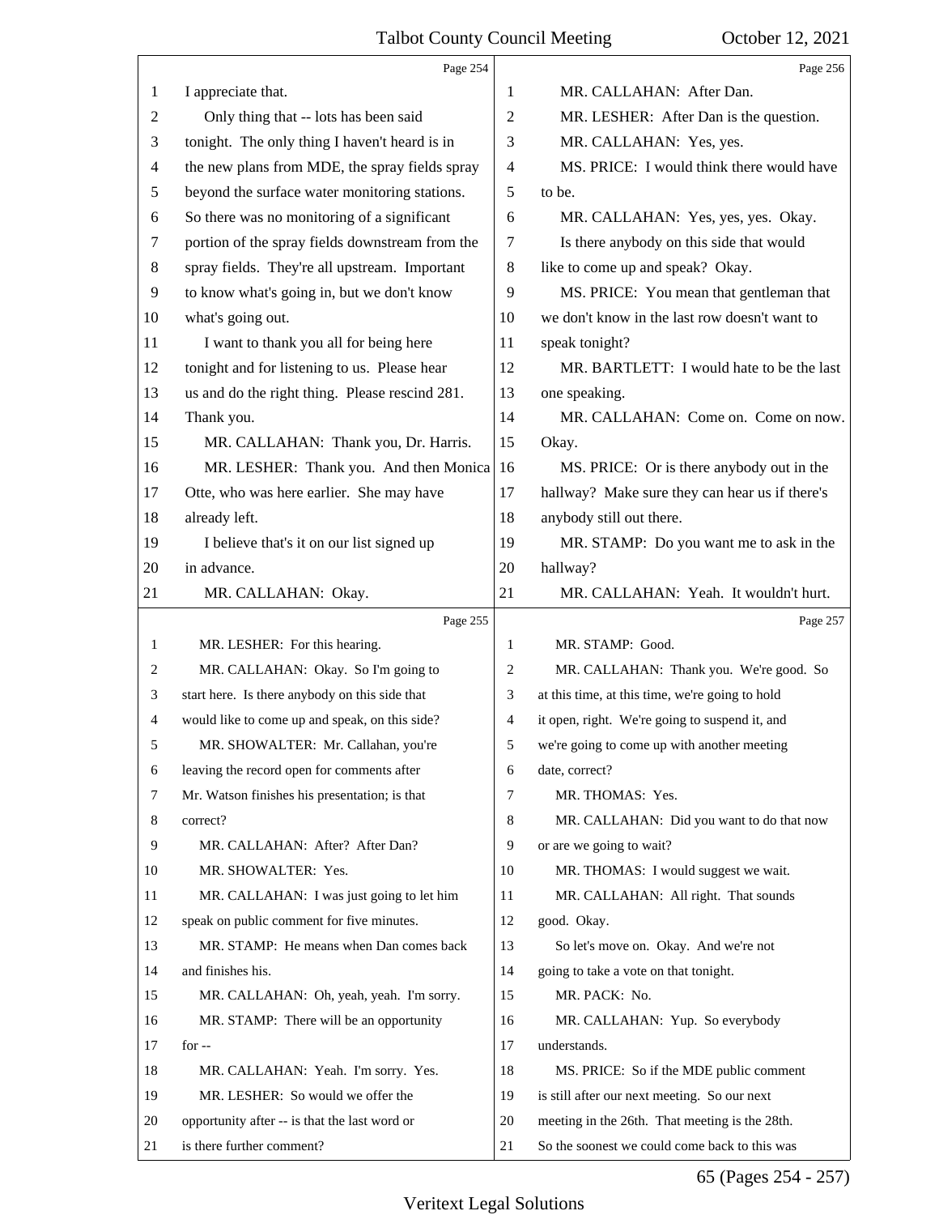Page 254

1 I appreciate that.
2 Only thing that -- lots has been said
3 tonight. The only thing I haven't heard is in
4 the new plans from MDE, the spray fields spray
5 beyond the surface water monitoring stations.
6 So there was no monitoring of a significant
7 portion of the spray fields downstream from the
8 spray fields. They're all upstream. Important
9 to know what's going in, but we don't know
10 what's going out.
11 I want to thank you all for being here
12 tonight and for listening to us. Please hear
13 us and do the right thing. Please rescind 281.
14 Thank you.
15 MR. CALLAHAN: Thank you, Dr. Harris.
16 MR. LESHER: Thank you. And then Monica
17 Otte, who was here earlier. She may have
18 already left.
19 I believe that's it on our list signed up
20 in advance.
21 MR. CALLAHAN: Okay.

Page 255

1 MR. LESHER: For this hearing.
2 MR. CALLAHAN: Okay. So I'm going to
3 start here. Is there anybody on this side that
4 would like to come up and speak, on this side?
5 MR. SHOWALTER: Mr. Callahan, you're
6 leaving the record open for comments after
7 Mr. Watson finishes his presentation; is that
8 correct?
9 MR. CALLAHAN: After? After Dan?
10 MR. SHOWALTER: Yes.
11 MR. CALLAHAN: I was just going to let him
12 speak on public comment for five minutes.
13 MR. STAMP: He means when Dan comes back
14 and finishes his.
15 MR. CALLAHAN: Oh, yeah, yeah. I'm sorry.
16 MR. STAMP: There will be an opportunity
17 for --
18 MR. CALLAHAN: Yeah. I'm sorry. Yes.
19 MR. LESHER: So would we offer the
20 opportunity after -- is that the last word or
21 is there further comment?

Page 256

1 MR. CALLAHAN: After Dan.
2 MR. LESHER: After Dan is the question.
3 MR. CALLAHAN: Yes, yes.
4 MS. PRICE: I would think there would have
5 to be.
6 MR. CALLAHAN: Yes, yes, yes. Okay.
7 Is there anybody on this side that would
8 like to come up and speak? Okay.
9 MS. PRICE: You mean that gentleman that
10 we don't know in the last row doesn't want to
11 speak tonight?
12 MR. BARTLETT: I would hate to be the last
13 one speaking.
14 MR. CALLAHAN: Come on. Come on now.
15 Okay.
16 MS. PRICE: Or is there anybody out in the
17 hallway? Make sure they can hear us if there's
18 anybody still out there.
19 MR. STAMP: Do you want me to ask in the
20 hallway?
21 MR. CALLAHAN: Yeah. It wouldn't hurt.

Page 257

1 MR. STAMP: Good.
2 MR. CALLAHAN: Thank you. We're good. So
3 at this time, at this time, we're going to hold
4 it open, right. We're going to suspend it, and
5 we're going to come up with another meeting
6 date, correct?
7 MR. THOMAS: Yes.
8 MR. CALLAHAN: Did you want to do that now
9 or are we going to wait?
10 MR. THOMAS: I would suggest we wait.
11 MR. CALLAHAN: All right. That sounds
12 good. Okay.
13 So let's move on. Okay. And we're not
14 going to take a vote on that tonight.
15 MR. PACK: No.
16 MR. CALLAHAN: Yup. So everybody
17 understands.
18 MS. PRICE: So if the MDE public comment
19 is still after our next meeting. So our next
20 meeting in the 26th. That meeting is the 28th.
21 So the soonest we could come back to this was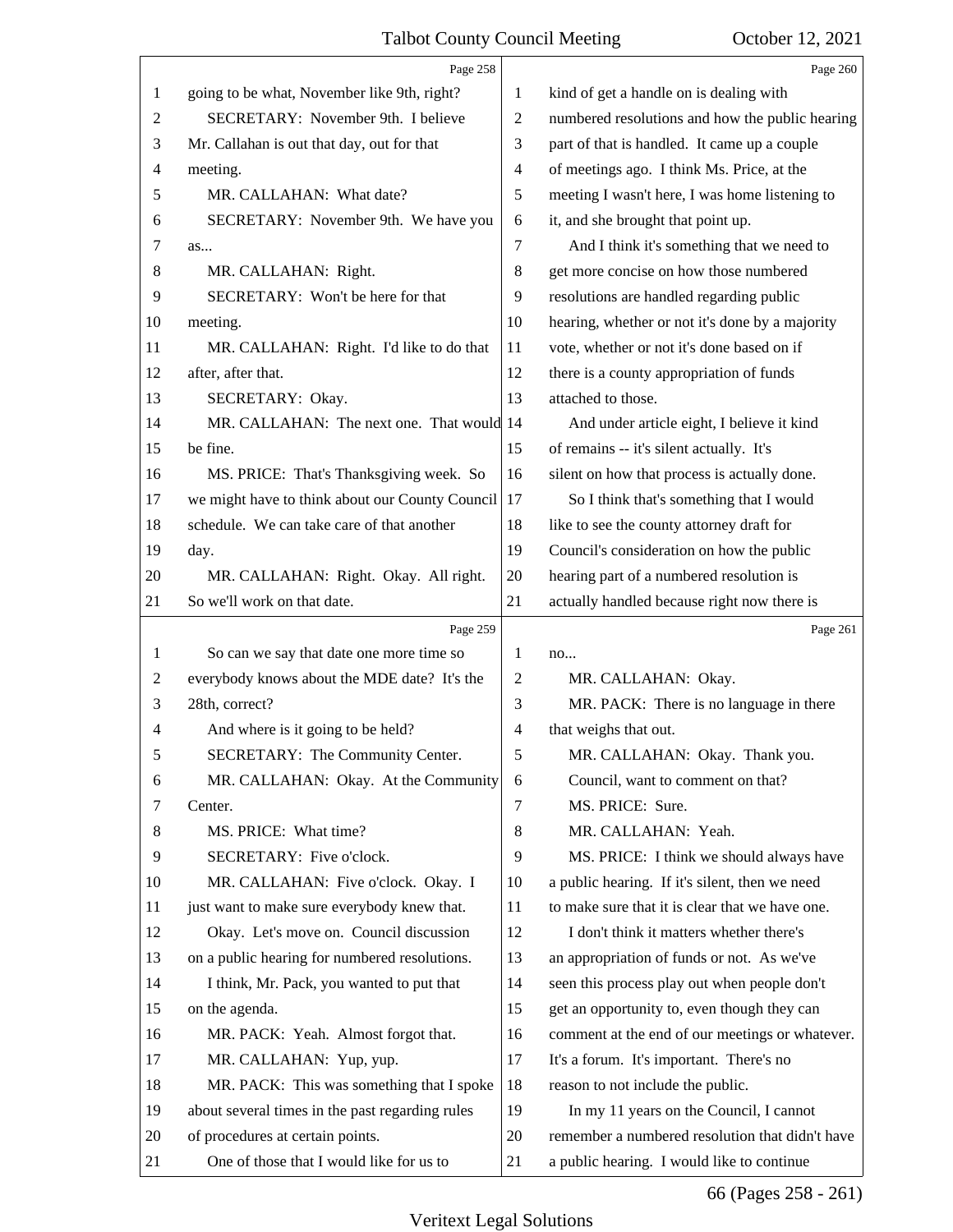Page 258

1 going to be what, November like 9th, right?
2 SECRETARY: November 9th. I believe
3 Mr. Callahan is out that day, out for that
4 meeting.
5 MR. CALLAHAN: What date?
6 SECRETARY: November 9th. We have you
7 as...
8 MR. CALLAHAN: Right.
9 SECRETARY: Won't be here for that
10 meeting.
11 MR. CALLAHAN: Right. I'd like to do that
12 after, after that.
13 SECRETARY: Okay.
14 MR. CALLAHAN: The next one. That would
15 be fine.
16 MS. PRICE: That's Thanksgiving week. So
17 we might have to think about our County Council
18 schedule. We can take care of that another
19 day.
20 MR. CALLAHAN: Right. Okay. All right.
21 So we'll work on that date.

Page 259

1 So can we say that date one more time so
2 everybody knows about the MDE date? It's the
3 28th, correct?
4 And where is it going to be held?
5 SECRETARY: The Community Center.
6 MR. CALLAHAN: Okay. At the Community
7 Center.
8 MS. PRICE: What time?
9 SECRETARY: Five o'clock.
10 MR. CALLAHAN: Five o'clock. Okay. I
11 just want to make sure everybody knew that.
12 Okay. Let's move on. Council discussion
13 on a public hearing for numbered resolutions.
14 I think, Mr. Pack, you wanted to put that
15 on the agenda.
16 MR. PACK: Yeah. Almost forgot that.
17 MR. CALLAHAN: Yup, yup.
18 MR. PACK: This was something that I spoke
19 about several times in the past regarding rules
20 of procedures at certain points.
21 One of those that I would like for us to

Page 260

1 kind of get a handle on is dealing with
2 numbered resolutions and how the public hearing
3 part of that is handled. It came up a couple
4 of meetings ago. I think Ms. Price, at the
5 meeting I wasn't here, I was home listening to
6 it, and she brought that point up.
7 And I think it's something that we need to
8 get more concise on how those numbered
9 resolutions are handled regarding public
10 hearing, whether or not it's done by a majority
11 vote, whether or not it's done based on if
12 there is a county appropriation of funds
13 attached to those.
14 And under article eight, I believe it kind
15 of remains -- it's silent actually. It's
16 silent on how that process is actually done.
17 So I think that's something that I would
18 like to see the county attorney draft for
19 Council's consideration on how the public
20 hearing part of a numbered resolution is
21 actually handled because right now there is

Page 261

1 no...
2 MR. CALLAHAN: Okay.
3 MR. PACK: There is no language in there
4 that weighs that out.
5 MR. CALLAHAN: Okay. Thank you.
6 Council, want to comment on that?
7 MS. PRICE: Sure.
8 MR. CALLAHAN: Yeah.
9 MS. PRICE: I think we should always have
10 a public hearing. If it's silent, then we need
11 to make sure that it is clear that we have one.
12 I don't think it matters whether there's
13 an appropriation of funds or not. As we've
14 seen this process play out when people don't
15 get an opportunity to, even though they can
16 comment at the end of our meetings or whatever.
17 It's a forum. It's important. There's no
18 reason to not include the public.
19 In my 11 years on the Council, I cannot
20 remember a numbered resolution that didn't have
21 a public hearing. I would like to continue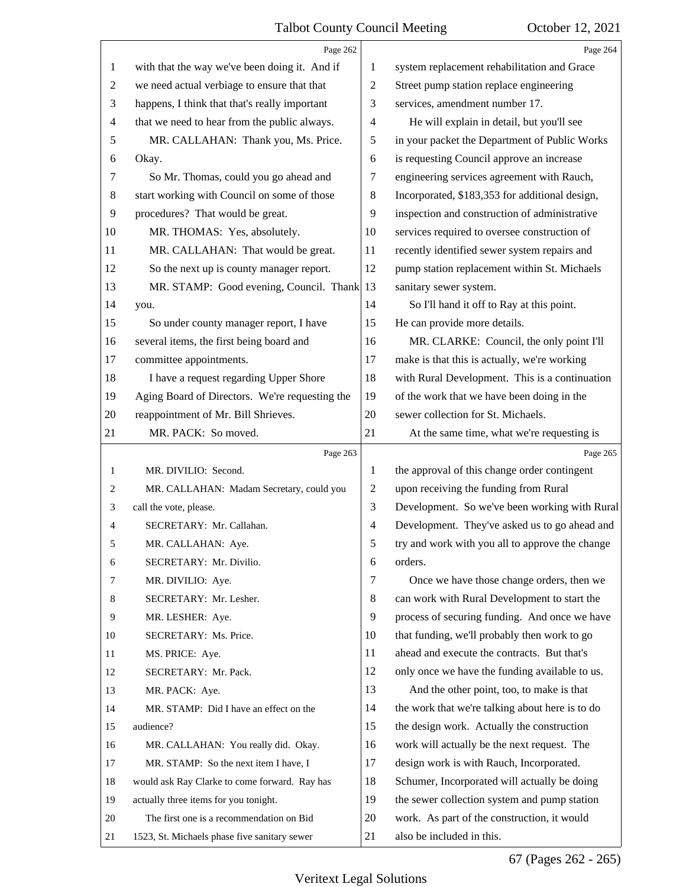Page 262

1 with that the way we've been doing it. And if
2 we need actual verbiage to ensure that that
3 happens, I think that that's really important
4 that we need to hear from the public always.
5 MR. CALLAHAN: Thank you, Ms. Price.
6 Okay.
7 So Mr. Thomas, could you go ahead and
8 start working with Council on some of those
9 procedures? That would be great.
10 MR. THOMAS: Yes, absolutely.
11 MR. CALLAHAN: That would be great.
12 So the next up is county manager report.
13 MR. STAMP: Good evening, Council. Thank
14 you.
15 So under county manager report, I have
16 several items, the first being board and
17 committee appointments.
18 I have a request regarding Upper Shore
19 Aging Board of Directors. We're requesting the
20 reappointment of Mr. Bill Shrieves.
21 MR. PACK: So moved.

Page 263

1 MR. DIVILIO: Second.
2 MR. CALLAHAN: Madam Secretary, could you
3 call the vote, please.
4 SECRETARY: Mr. Callahan.
5 MR. CALLAHAN: Aye.
6 SECRETARY: Mr. Divilio.
7 MR. DIVILIO: Aye.
8 SECRETARY: Mr. Lesher.
9 MR. LESHER: Aye.
10 SECRETARY: Ms. Price.
11 MS. PRICE: Aye.
12 SECRETARY: Mr. Pack.
13 MR. PACK: Aye.
14 MR. STAMP: Did I have an effect on the
15 audience?
16 MR. CALLAHAN: You really did. Okay.
17 MR. STAMP: So the next item I have, I
18 would ask Ray Clarke to come forward. Ray has
19 actually three items for you tonight.
20 The first one is a recommendation on Bid
21 1523, St. Michaels phase five sanitary sewer

Page 264

1 system replacement rehabilitation and Grace
2 Street pump station replace engineering
3 services, amendment number 17.
4 He will explain in detail, but you'll see
5 in your packet the Department of Public Works
6 is requesting Council approve an increase
7 engineering services agreement with Rauch,
8 Incorporated, $183,353 for additional design,
9 inspection and construction of administrative
10 services required to oversee construction of
11 recently identified sewer system repairs and
12 pump station replacement within St. Michaels
13 sanitary sewer system.
14 So I'll hand it off to Ray at this point.
15 He can provide more details.
16 MR. CLARKE: Council, the only point I'll
17 make is that this is actually, we're working
18 with Rural Development. This is a continuation
19 of the work that we have been doing in the
20 sewer collection for St. Michaels.
21 At the same time, what we're requesting is

Page 265

1 the approval of this change order contingent
2 upon receiving the funding from Rural
3 Development. So we've been working with Rural
4 Development. They've asked us to go ahead and
5 try and work with you all to approve the change
6 orders.
7 Once we have those change orders, then we
8 can work with Rural Development to start the
9 process of securing funding. And once we have
10 that funding, we'll probably then work to go
11 ahead and execute the contracts. But that's
12 only once we have the funding available to us.
13 And the other point, too, to make is that
14 the work that we're talking about here is to do
15 the design work. Actually the construction
16 work will actually be the next request. The
17 design work is with Rauch, Incorporated.
18 Schumer, Incorporated will actually be doing
19 the sewer collection system and pump station
20 work. As part of the construction, it would
21 also be included in this.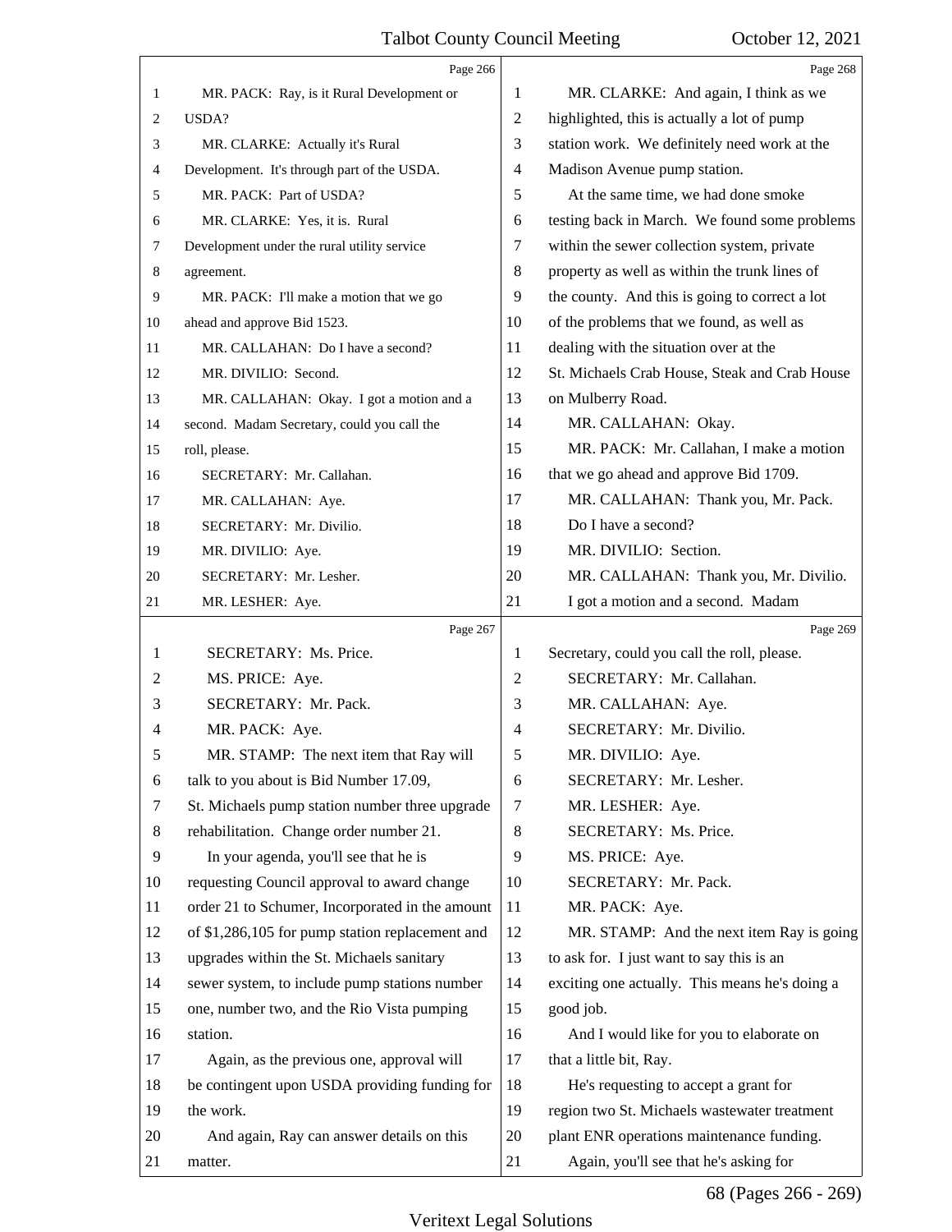MR. PACK: Ray, is it Rural Development or USDA?

MR. CLARKE: Actually it's Rural Development. It's through part of the USDA.

MR. PACK: Part of USDA?

MR. CLARKE: Yes, it is. Rural Development under the rural utility service agreement.

MR. PACK: I'll make a motion that we go ahead and approve Bid 1523.

MR. CALLAHAN: Do I have a second?

MR. DIVILIO: Second.

MR. CALLAHAN: Okay. I got a motion and a second. Madam Secretary, could you call the roll, please.

SECRETARY: Mr. Callahan.

MR. CALLAHAN: Aye.

SECRETARY: Mr. Divilio.

MR. DIVILIO: Aye.

SECRETARY: Mr. Lesher.

MR. LESHER: Aye.

SECRETARY: Ms. Price.

MS. PRICE: Aye.

SECRETARY: Mr. Pack.

MR. PACK: Aye.

MR. STAMP: The next item that Ray will talk to you about is Bid Number 17.09, St. Michaels pump station number three upgrade rehabilitation. Change order number 21.

In your agenda, you'll see that he is requesting Council approval to award change order 21 to Schumer, Incorporated in the amount of $1,286,105 for pump station replacement and upgrades within the St. Michaels sanitary sewer system, to include pump stations number one, number two, and the Rio Vista pumping station.

Again, as the previous one, approval will be contingent upon USDA providing funding for the work.

And again, Ray can answer details on this matter.

MR. CLARKE: And again, I think as we highlighted, this is actually a lot of pump station work. We definitely need work at the Madison Avenue pump station.

At the same time, we had done smoke testing back in March. We found some problems within the sewer collection system, private property as well as within the trunk lines of the county. And this is going to correct a lot of the problems that we found, as well as dealing with the situation over at the St. Michaels Crab House, Steak and Crab House on Mulberry Road.

MR. CALLAHAN: Okay.

MR. PACK: Mr. Callahan, I make a motion that we go ahead and approve Bid 1709.

MR. CALLAHAN: Thank you, Mr. Pack.

Do I have a second?

MR. DIVILIO: Section.

MR. CALLAHAN: Thank you, Mr. Divilio.

I got a motion and a second. Madam Secretary, could you call the roll, please.

SECRETARY: Mr. Callahan.

MR. CALLAHAN: Aye.

SECRETARY: Mr. Divilio.

MR. DIVILIO: Aye.

SECRETARY: Mr. Lesher.

MR. LESHER: Aye.

SECRETARY: Ms. Price.

MS. PRICE: Aye.

SECRETARY: Mr. Pack.

MR. PACK: Aye.

MR. STAMP: And the next item Ray is going to ask for. I just want to say this is an exciting one actually. This means he's doing a good job.

And I would like for you to elaborate on that a little bit, Ray.

He's requesting to accept a grant for region two St. Michaels wastewater treatment plant ENR operations maintenance funding.

Again, you'll see that he's asking for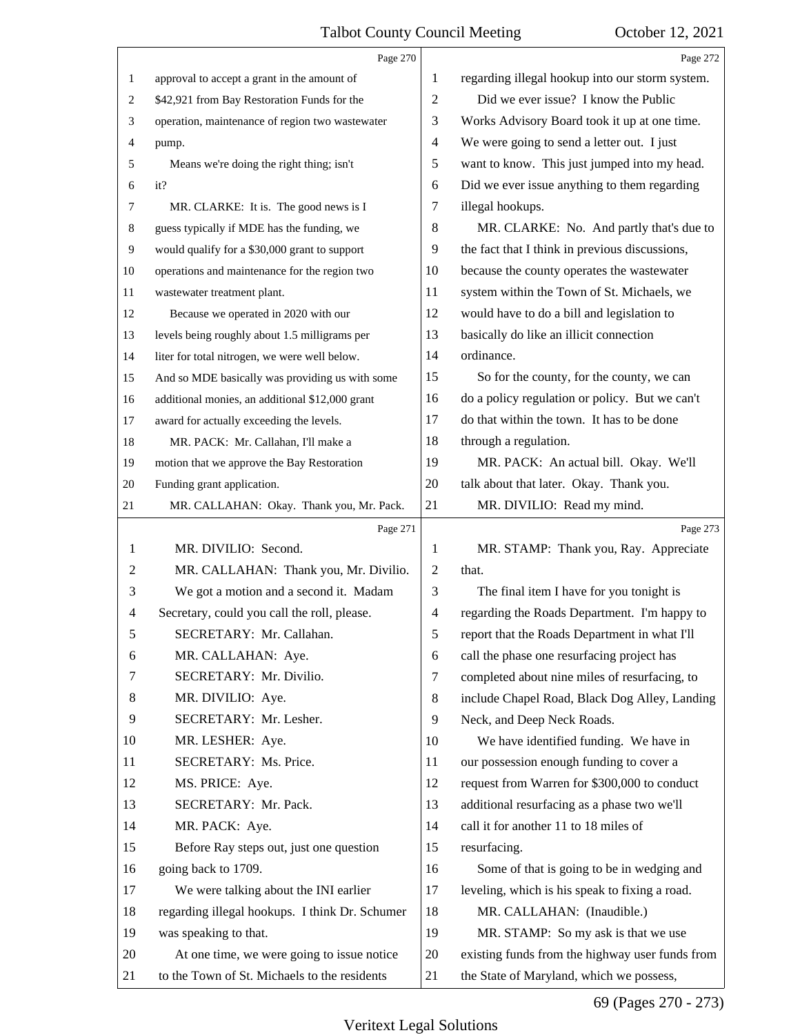Page 270

1 approval to accept a grant in the amount of
2 $42,921 from Bay Restoration Funds for the
3 operation, maintenance of region two wastewater
4 pump.
5 Means we're doing the right thing; isn't
6 it?
7 MR. CLARKE: It is. The good news is I
8 guess typically if MDE has the funding, we
9 would qualify for a $30,000 grant to support
10 operations and maintenance for the region two
11 wastewater treatment plant.
12 Because we operated in 2020 with our
13 levels being roughly about 1.5 milligrams per
14 liter for total nitrogen, we were well below.
15 And so MDE basically was providing us with some
16 additional monies, an additional $12,000 grant
17 award for actually exceeding the levels.
18 MR. PACK: Mr. Callahan, I'll make a
19 motion that we approve the Bay Restoration
20 Funding grant application.
21 MR. CALLAHAN: Okay. Thank you, Mr. Pack.

Page 271

1 MR. DIVILIO: Second.
2 MR. CALLAHAN: Thank you, Mr. Divilio.
3 We got a motion and a second it. Madam
4 Secretary, could you call the roll, please.
5 SECRETARY: Mr. Callahan.
6 MR. CALLAHAN: Aye.
7 SECRETARY: Mr. Divilio.
8 MR. DIVILIO: Aye.
9 SECRETARY: Mr. Lesher.
10 MR. LESHER: Aye.
11 SECRETARY: Ms. Price.
12 MS. PRICE: Aye.
13 SECRETARY: Mr. Pack.
14 MR. PACK: Aye.
15 Before Ray steps out, just one question
16 going back to 1709.
17 We were talking about the INI earlier
18 regarding illegal hookups. I think Dr. Schumer
19 was speaking to that.
20 At one time, we were going to issue notice
21 to the Town of St. Michaels to the residents

Page 272

1 regarding illegal hookup into our storm system.
2 Did we ever issue? I know the Public
3 Works Advisory Board took it up at one time.
4 We were going to send a letter out. I just
5 want to know. This just jumped into my head.
6 Did we ever issue anything to them regarding
7 illegal hookups.
8 MR. CLARKE: No. And partly that's due to
9 the fact that I think in previous discussions,
10 because the county operates the wastewater
11 system within the Town of St. Michaels, we
12 would have to do a bill and legislation to
13 basically do like an illicit connection
14 ordinance.
15 So for the county, for the county, we can
16 do a policy regulation or policy. But we can't
17 do that within the town. It has to be done
18 through a regulation.
19 MR. PACK: An actual bill. Okay. We'll
20 talk about that later. Okay. Thank you.
21 MR. DIVILIO: Read my mind.

Page 273

1 MR. STAMP: Thank you, Ray. Appreciate
2 that.
3 The final item I have for you tonight is
4 regarding the Roads Department. I'm happy to
5 report that the Roads Department in what I'll
6 call the phase one resurfacing project has
7 completed about nine miles of resurfacing, to
8 include Chapel Road, Black Dog Alley, Landing
9 Neck, and Deep Neck Roads.
10 We have identified funding. We have in
11 our possession enough funding to cover a
12 request from Warren for $300,000 to conduct
13 additional resurfacing as a phase two we'll
14 call it for another 11 to 18 miles of
15 resurfacing.
16 Some of that is going to be in wedging and
17 leveling, which is his speak to fixing a road.
18 MR. CALLAHAN: (Inaudible.)
19 MR. STAMP: So my ask is that we use
20 existing funds from the highway user funds from
21 the State of Maryland, which we possess,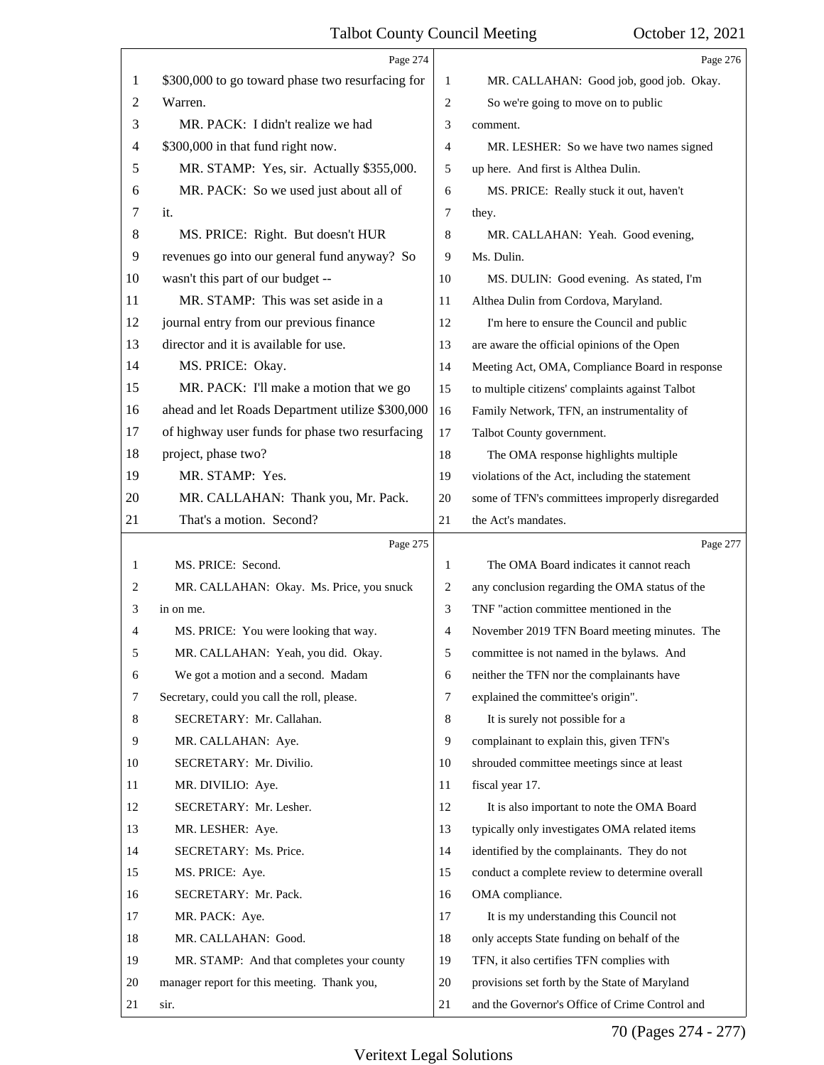Page 274

1 $300,000 to go toward phase two resurfacing for
2 Warren.
3 MR. PACK: I didn't realize we had
4 $300,000 in that fund right now.
5 MR. STAMP: Yes, sir. Actually $355,000.
6 MR. PACK: So we used just about all of
7 it.
8 MS. PRICE: Right. But doesn't HUR
9 revenues go into our general fund anyway? So
10 wasn't this part of our budget --
11 MR. STAMP: This was set aside in a
12 journal entry from our previous finance
13 director and it is available for use.
14 MS. PRICE: Okay.
15 MR. PACK: I'll make a motion that we go
16 ahead and let Roads Department utilize $300,000
17 of highway user funds for phase two resurfacing
18 project, phase two?
19 MR. STAMP: Yes.
20 MR. CALLAHAN: Thank you, Mr. Pack.
21 That's a motion. Second?

Page 275

1 MS. PRICE: Second.
2 MR. CALLAHAN: Okay. Ms. Price, you snuck
3 in on me.
4 MS. PRICE: You were looking that way.
5 MR. CALLAHAN: Yeah, you did. Okay.
6 We got a motion and a second. Madam
7 Secretary, could you call the roll, please.
8 SECRETARY: Mr. Callahan.
9 MR. CALLAHAN: Aye.
10 SECRETARY: Mr. Divilio.
11 MR. DIVILIO: Aye.
12 SECRETARY: Mr. Lesher.
13 MR. LESHER: Aye.
14 SECRETARY: Ms. Price.
15 MS. PRICE: Aye.
16 SECRETARY: Mr. Pack.
17 MR. PACK: Aye.
18 MR. CALLAHAN: Good.
19 MR. STAMP: And that completes your county
20 manager report for this meeting. Thank you,
21 sir.

Page 276

1 MR. CALLAHAN: Good job, good job. Okay.
2 So we're going to move on to public
3 comment.
4 MR. LESHER: So we have two names signed
5 up here. And first is Althea Dulin.
6 MS. PRICE: Really stuck it out, haven't
7 they.
8 MR. CALLAHAN: Yeah. Good evening,
9 Ms. Dulin.
10 MS. DULIN: Good evening. As stated, I'm
11 Althea Dulin from Cordova, Maryland.
12 I'm here to ensure the Council and public
13 are aware the official opinions of the Open
14 Meeting Act, OMA, Compliance Board in response
15 to multiple citizens' complaints against Talbot
16 Family Network, TFN, an instrumentality of
17 Talbot County government.
18 The OMA response highlights multiple
19 violations of the Act, including the statement
20 some of TFN's committees improperly disregarded
21 the Act's mandates.

Page 277

1 The OMA Board indicates it cannot reach
2 any conclusion regarding the OMA status of the
3 TNF "action committee mentioned in the
4 November 2019 TFN Board meeting minutes. The
5 committee is not named in the bylaws. And
6 neither the TFN nor the complainants have
7 explained the committee's origin".
8 It is surely not possible for a
9 complainant to explain this, given TFN's
10 shrouded committee meetings since at least
11 fiscal year 17.
12 It is also important to note the OMA Board
13 typically only investigates OMA related items
14 identified by the complainants. They do not
15 conduct a complete review to determine overall
16 OMA compliance.
17 It is my understanding this Council not
18 only accepts State funding on behalf of the
19 TFN, it also certifies TFN complies with
20 provisions set forth by the State of Maryland
21 and the Governor's Office of Crime Control and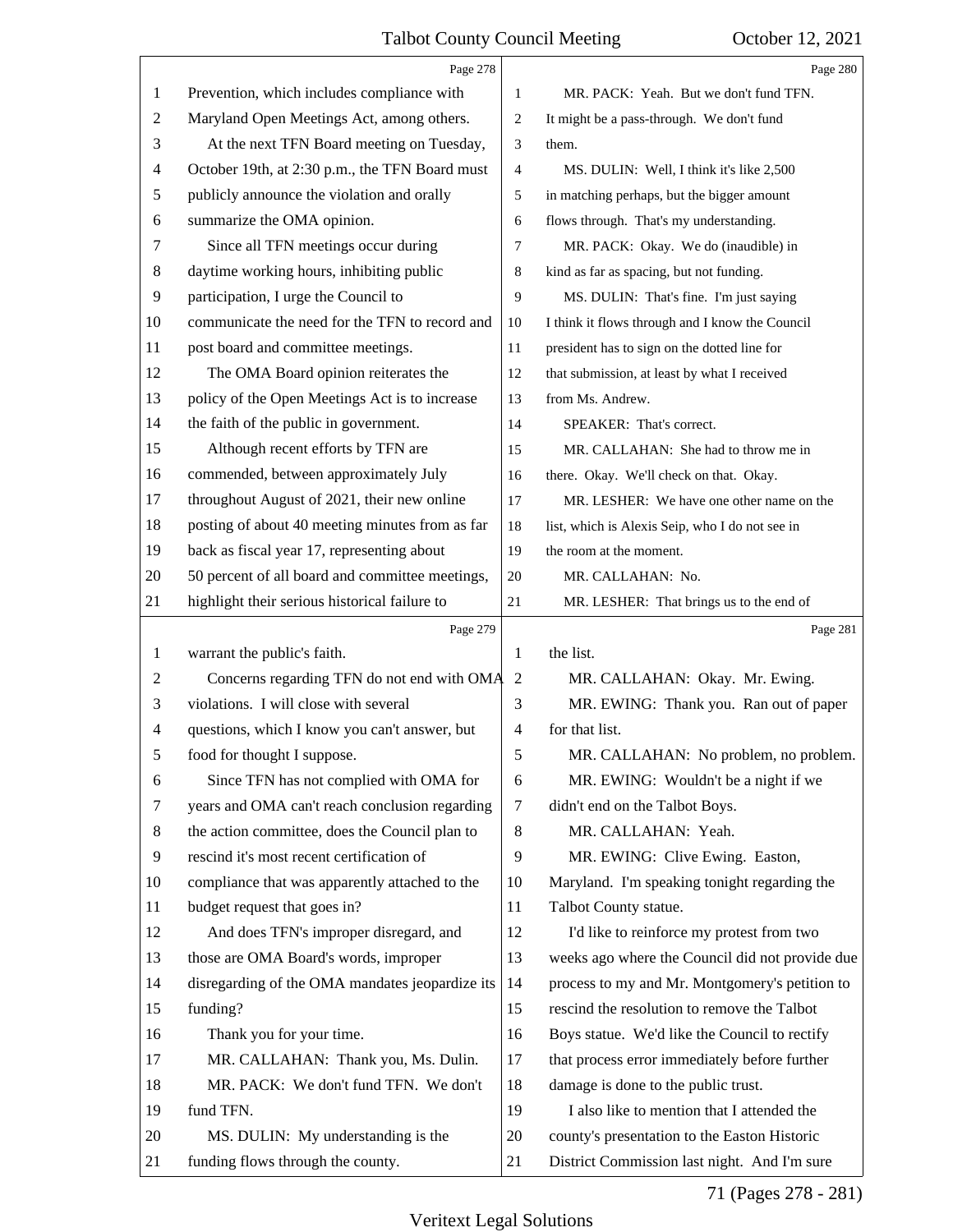Page 278

1 Prevention, which includes compliance with
2 Maryland Open Meetings Act, among others.
3 At the next TFN Board meeting on Tuesday,
4 October 19th, at 2:30 p.m., the TFN Board must
5 publicly announce the violation and orally
6 summarize the OMA opinion.
7 Since all TFN meetings occur during
8 daytime working hours, inhibiting public
9 participation, I urge the Council to
10 communicate the need for the TFN to record and
11 post board and committee meetings.
12 The OMA Board opinion reiterates the
13 policy of the Open Meetings Act is to increase
14 the faith of the public in government.
15 Although recent efforts by TFN are
16 commended, between approximately July
17 throughout August of 2021, their new online
18 posting of about 40 meeting minutes from as far
19 back as fiscal year 17, representing about
20 50 percent of all board and committee meetings,
21 highlight their serious historical failure to

Page 279

1 warrant the public's faith.
2 Concerns regarding TFN do not end with OMA
3 violations. I will close with several
4 questions, which I know you can't answer, but
5 food for thought I suppose.
6 Since TFN has not complied with OMA for
7 years and OMA can't reach conclusion regarding
8 the action committee, does the Council plan to
9 rescind it's most recent certification of
10 compliance that was apparently attached to the
11 budget request that goes in?
12 And does TFN's improper disregard, and
13 those are OMA Board's words, improper
14 disregarding of the OMA mandates jeopardize its
15 funding?
16 Thank you for your time.
17 MR. CALLAHAN: Thank you, Ms. Dulin.
18 MR. PACK: We don't fund TFN. We don't
19 fund TFN.
20 MS. DULIN: My understanding is the
21 funding flows through the county.

Page 280

1 MR. PACK: Yeah. But we don't fund TFN.
2 It might be a pass-through. We don't fund
3 them.
4 MS. DULIN: Well, I think it's like 2,500
5 in matching perhaps, but the bigger amount
6 flows through. That's my understanding.
7 MR. PACK: Okay. We do (inaudible) in
8 kind as far as spacing, but not funding.
9 MS. DULIN: That's fine. I'm just saying
10 I think it flows through and I know the Council
11 president has to sign on the dotted line for
12 that submission, at least by what I received
13 from Ms. Andrew.
14 SPEAKER: That's correct.
15 MR. CALLAHAN: She had to throw me in
16 there. Okay. We'll check on that. Okay.
17 MR. LESHER: We have one other name on the
18 list, which is Alexis Seip, who I do not see in
19 the room at the moment.
20 MR. CALLAHAN: No.
21 MR. LESHER: That brings us to the end of

Page 281

1 the list.
2 MR. CALLAHAN: Okay. Mr. Ewing.
3 MR. EWING: Thank you. Ran out of paper
4 for that list.
5 MR. CALLAHAN: No problem, no problem.
6 MR. EWING: Wouldn't be a night if we
7 didn't end on the Talbot Boys.
8 MR. CALLAHAN: Yeah.
9 MR. EWING: Clive Ewing. Easton,
10 Maryland. I'm speaking tonight regarding the
11 Talbot County statue.
12 I'd like to reinforce my protest from two
13 weeks ago where the Council did not provide due
14 process to my and Mr. Montgomery's petition to
15 rescind the resolution to remove the Talbot
16 Boys statue. We'd like the Council to rectify
17 that process error immediately before further
18 damage is done to the public trust.
19 I also like to mention that I attended the
20 county's presentation to the Easton Historic
21 District Commission last night. And I'm sure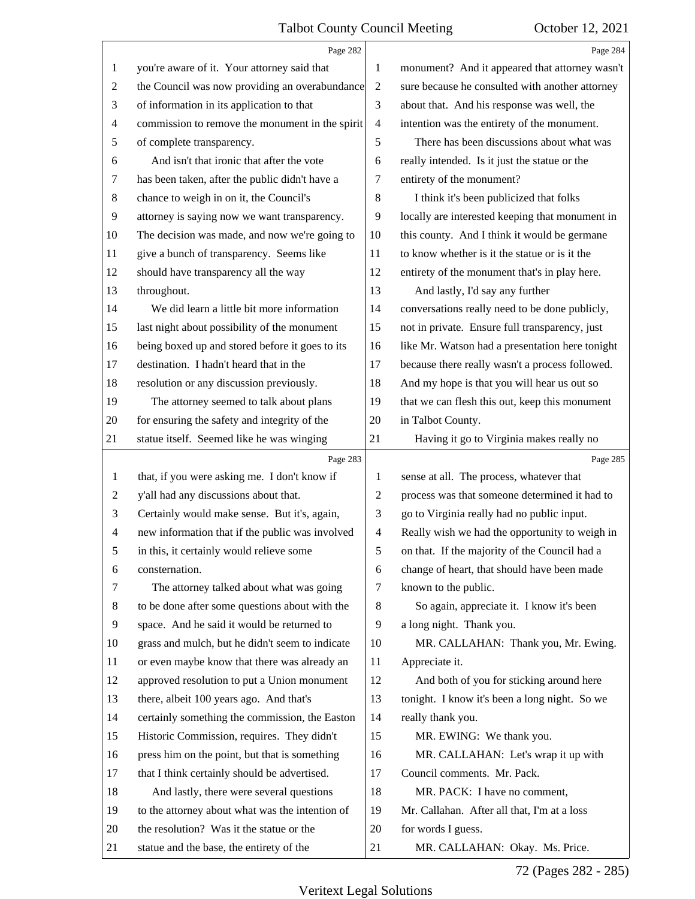Page 282

you're aware of it. Your attorney said that the Council was now providing an overabundance of information in its application to that commission to remove the monument in the spirit of complete transparency.

And isn't that ironic that after the vote has been taken, after the public didn't have a chance to weigh in on it, the Council's attorney is saying now we want transparency. The decision was made, and now we're going to give a bunch of transparency. Seems like should have transparency all the way throughout.

We did learn a little bit more information last night about possibility of the monument being boxed up and stored before it goes to its destination. I hadn't heard that in the resolution or any discussion previously.

The attorney seemed to talk about plans for ensuring the safety and integrity of the statue itself. Seemed like he was winging

Page 283

that, if you were asking me. I don't know if y'all had any discussions about that. Certainly would make sense. But it's, again, new information that if the public was involved in this, it certainly would relieve some consternation.

The attorney talked about what was going to be done after some questions about with the space. And he said it would be returned to grass and mulch, but he didn't seem to indicate or even maybe know that there was already an approved resolution to put a Union monument there, albeit 100 years ago. And that's certainly something the commission, the Easton Historic Commission, requires. They didn't press him on the point, but that is something that I think certainly should be advertised.

And lastly, there were several questions to the attorney about what was the intention of the resolution? Was it the statue or the statue and the base, the entirety of the

Page 284

monument? And it appeared that attorney wasn't sure because he consulted with another attorney about that. And his response was well, the intention was the entirety of the monument.

There has been discussions about what was really intended. Is it just the statue or the entirety of the monument?

I think it's been publicized that folks locally are interested keeping that monument in this county. And I think it would be germane to know whether is it the statue or is it the entirety of the monument that's in play here.

And lastly, I'd say any further conversations really need to be done publicly, not in private. Ensure full transparency, just like Mr. Watson had a presentation here tonight because there really wasn't a process followed. And my hope is that you will hear us out so that we can flesh this out, keep this monument in Talbot County.

Having it go to Virginia makes really no

Page 285

sense at all. The process, whatever that process was that someone determined it had to go to Virginia really had no public input. Really wish we had the opportunity to weigh in on that. If the majority of the Council had a change of heart, that should have been made known to the public.

So again, appreciate it. I know it's been a long night. Thank you.

MR. CALLAHAN: Thank you, Mr. Ewing. Appreciate it.

And both of you for sticking around here tonight. I know it's been a long night. So we really thank you.

MR. EWING: We thank you.

MR. CALLAHAN: Let's wrap it up with Council comments. Mr. Pack.

MR. PACK: I have no comment, Mr. Callahan. After all that, I'm at a loss for words I guess.

MR. CALLAHAN: Okay. Ms. Price.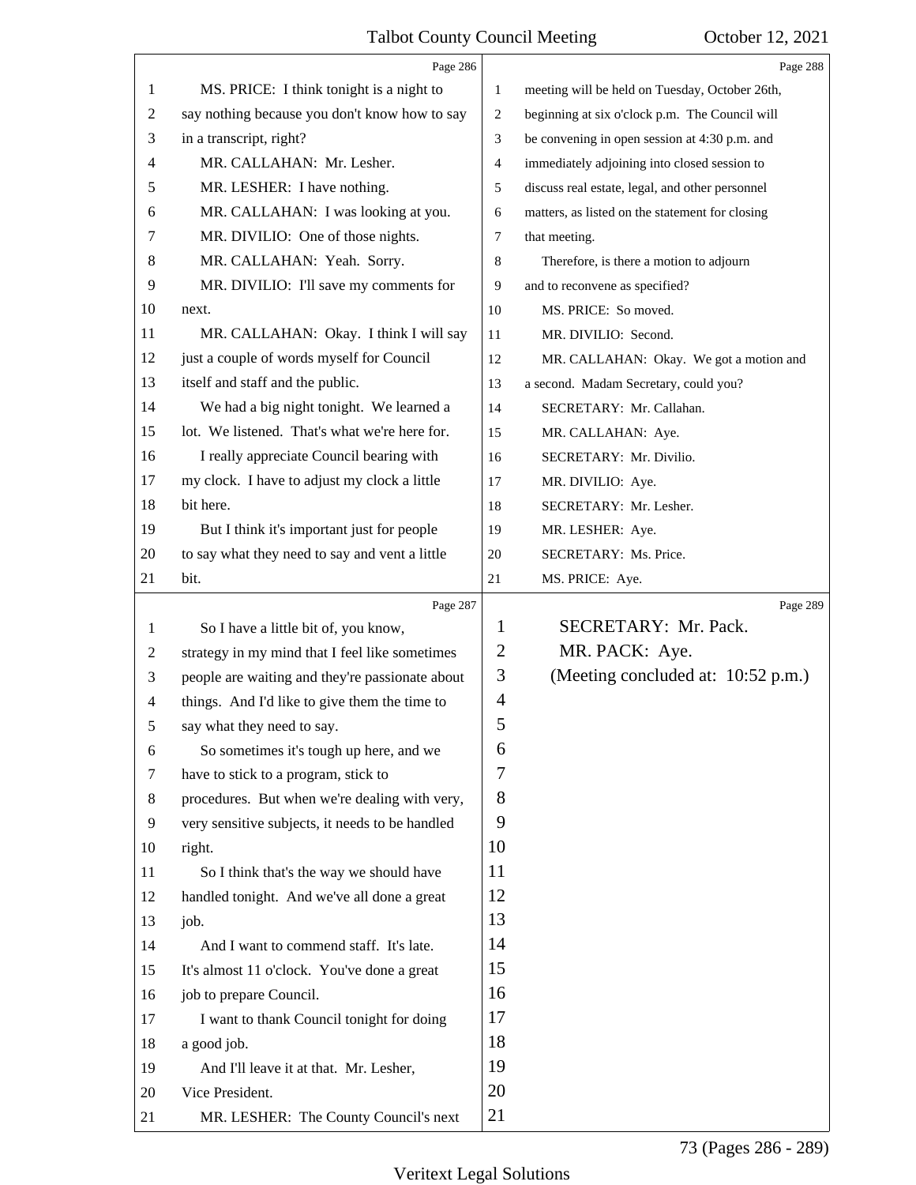Page 286

1 MS. PRICE: I think tonight is a night to
2 say nothing because you don't know how to say
3 in a transcript, right?
4 MR. CALLAHAN: Mr. Lesher.
5 MR. LESHER: I have nothing.
6 MR. CALLAHAN: I was looking at you.
7 MR. DIVILIO: One of those nights.
8 MR. CALLAHAN: Yeah. Sorry.
9 MR. DIVILIO: I'll save my comments for
10 next.
11 MR. CALLAHAN: Okay. I think I will say
12 just a couple of words myself for Council
13 itself and staff and the public.
14 We had a big night tonight. We learned a
15 lot. We listened. That's what we're here for.
16 I really appreciate Council bearing with
17 my clock. I have to adjust my clock a little
18 bit here.
19 But I think it's important just for people
20 to say what they need to say and vent a little
21 bit.

Page 287

1 So I have a little bit of, you know,
2 strategy in my mind that I feel like sometimes
3 people are waiting and they're passionate about
4 things. And I'd like to give them the time to
5 say what they need to say.
6 So sometimes it's tough up here, and we
7 have to stick to a program, stick to
8 procedures. But when we're dealing with very,
9 very sensitive subjects, it needs to be handled
10 right.
11 So I think that's the way we should have
12 handled tonight. And we've all done a great
13 job.
14 And I want to commend staff. It's late.
15 It's almost 11 o'clock. You've done a great
16 job to prepare Council.
17 I want to thank Council tonight for doing
18 a good job.
19 And I'll leave it at that. Mr. Lesher,
20 Vice President.
21 MR. LESHER: The County Council's next

Page 288

1 meeting will be held on Tuesday, October 26th,
2 beginning at six o'clock p.m. The Council will
3 be convening in open session at 4:30 p.m. and
4 immediately adjoining into closed session to
5 discuss real estate, legal, and other personnel
6 matters, as listed on the statement for closing
7 that meeting.
8 Therefore, is there a motion to adjourn
9 and to reconvene as specified?
10 MS. PRICE: So moved.
11 MR. DIVILIO: Second.
12 MR. CALLAHAN: Okay. We got a motion and
13 a second. Madam Secretary, could you?
14 SECRETARY: Mr. Callahan.
15 MR. CALLAHAN: Aye.
16 SECRETARY: Mr. Divilio.
17 MR. DIVILIO: Aye.
18 SECRETARY: Mr. Lesher.
19 MR. LESHER: Aye.
20 SECRETARY: Ms. Price.
21 MS. PRICE: Aye.

Page 289

1 SECRETARY: Mr. Pack.
2 MR. PACK: Aye.
3 (Meeting concluded at: 10:52 p.m.)
4
5
6
7
8
9
10
11
12
13
14
15
16
17
18
19
20
21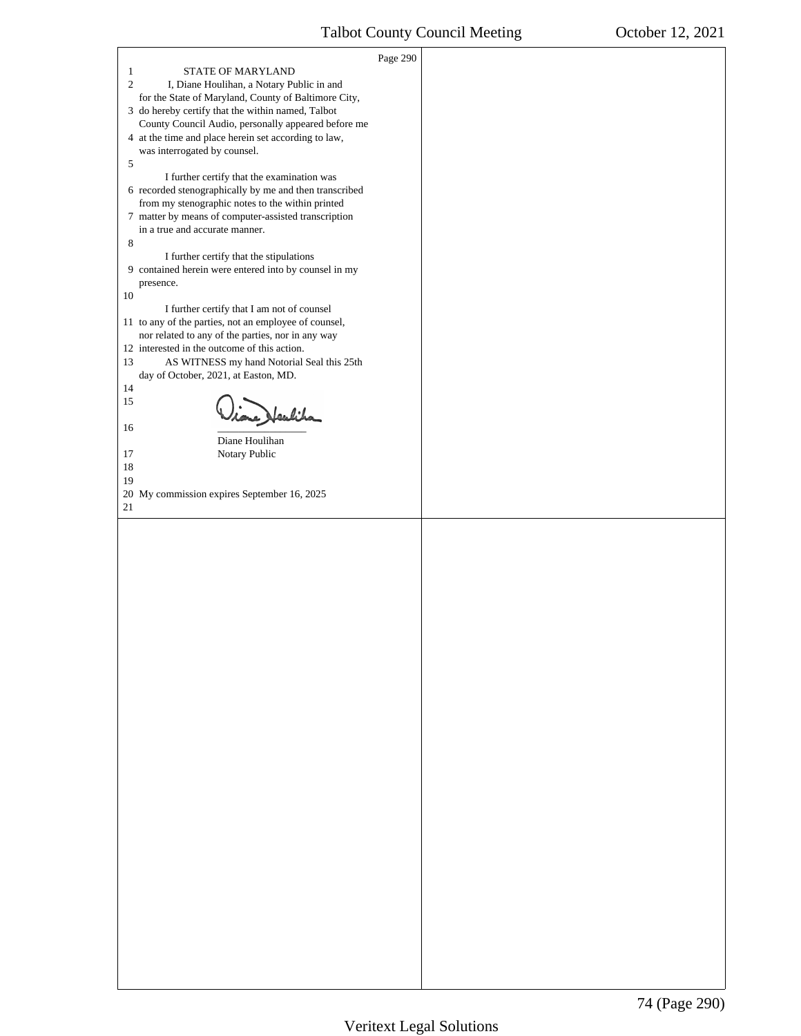STATE OF MARYLAND

I, Diane Houlihan, a Notary Public in and for the State of Maryland, County of Baltimore City, do hereby certify that the within named, Talbot County Council Audio, personally appeared before me at the time and place herein set according to law, was interrogated by counsel.

I further certify that the examination was recorded stenographically by me and then transcribed from my stenographic notes to the within printed matter by means of computer-assisted transcription in a true and accurate manner.

I further certify that the stipulations contained herein were entered into by counsel in my presence.

I further certify that I am not of counsel to any of the parties, not an employee of counsel, nor related to any of the parties, nor in any way interested in the outcome of this action.

AS WITNESS my hand Notorial Seal this 25th day of October, 2021, at Easton, MD.

Diane Houlihan

Notary Public

My commission expires September 16, 2025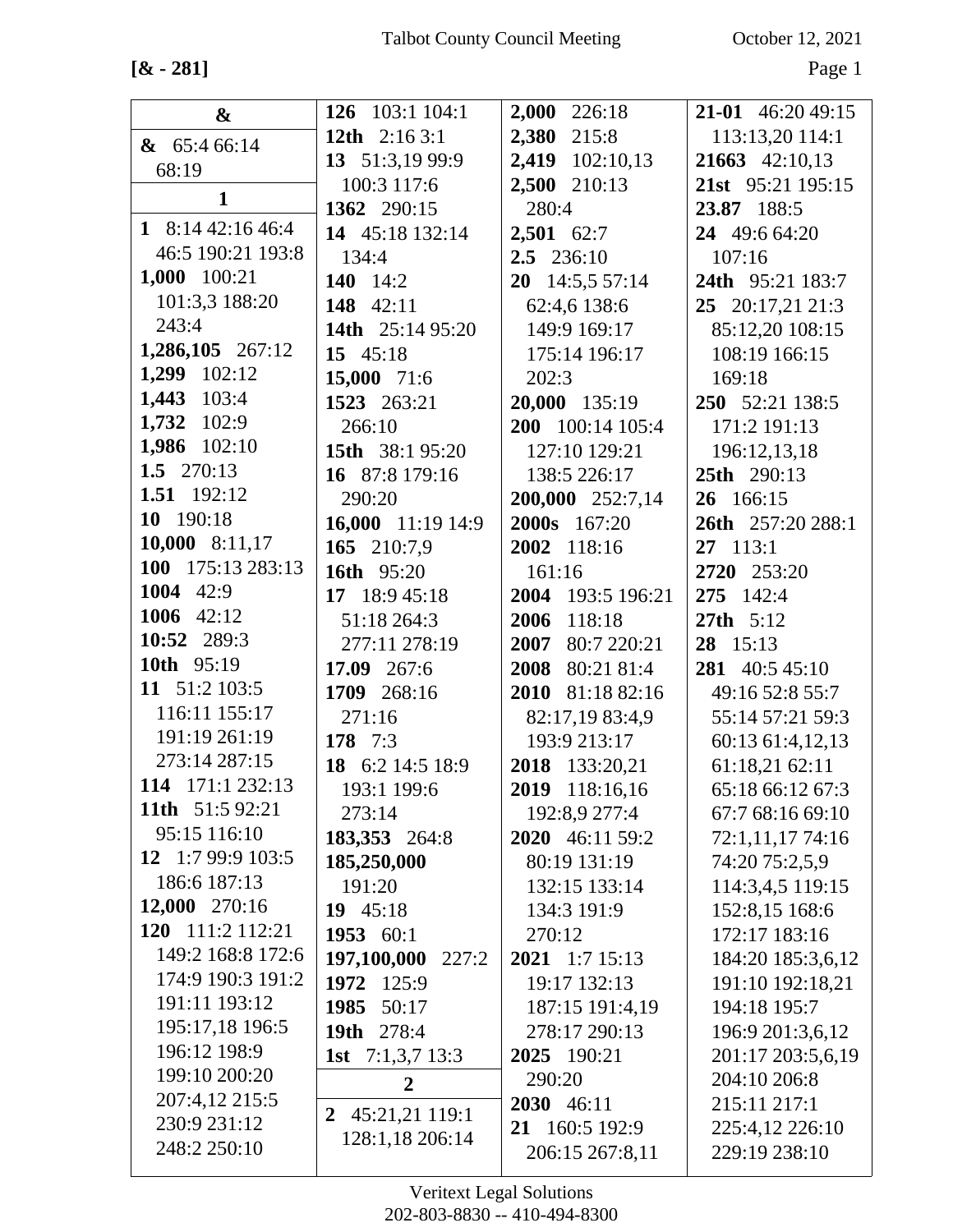**[& - 281]**

**&**

**&** 65:4 66:14 68:19

**1**

**1** 8:14 42:16 46:4 46:5 190:21 193:8
**1,000** 100:21 101:3,3 188:20 243:4
**1,286,105** 267:12
**1,299** 102:12
**1,443** 103:4
**1,732** 102:9
**1,986** 102:10
**1.5** 270:13
**1.51** 192:12
**10** 190:18
**10,000** 8:11,17
**100** 175:13 283:13
**1004** 42:9
**1006** 42:12
**10:52** 289:3
**10th** 95:19
**11** 51:2 103:5 116:11 155:17 191:19 261:19 273:14 287:15
**114** 171:1 232:13
**11th** 51:5 92:21 95:15 116:10
**12** 1:7 99:9 103:5 186:6 187:13
**12,000** 270:16
**120** 111:2 112:21 149:2 168:8 172:6 174:9 190:3 191:2 191:11 193:12 195:17,18 196:5 196:12 198:9 199:10 200:20 207:4,12 215:5 230:9 231:12 248:2 250:10
**126** 103:1 104:1
**12th** 2:16 3:1
**13** 51:3,19 99:9 100:3 117:6
**1362** 290:15
**14** 45:18 132:14 134:4
**140** 14:2
**148** 42:11
**14th** 25:14 95:20
**15** 45:18
**15,000** 71:6
**1523** 263:21 266:10
**15th** 38:1 95:20
**16** 87:8 179:16 290:20
**16,000** 11:19 14:9
**165** 210:7,9
**16th** 95:20
**17** 18:9 45:18 51:18 264:3 277:11 278:19
**17.09** 267:6
**1709** 268:16 271:16
**178** 7:3
**18** 6:2 14:5 18:9 193:1 199:6 273:14
**183,353** 264:8
**185,250,000** 191:20
**19** 45:18
**1953** 60:1
**197,100,000** 227:2
**1972** 125:9
**1985** 50:17
**19th** 278:4
**1st** 7:1,3,7 13:3

**2**

**2** 45:21,21 119:1 128:1,18 206:14
**2,000** 226:18
**2,380** 215:8
**2,419** 102:10,13
**2,500** 210:13 280:4
**2,501** 62:7
**2.5** 236:10
**20** 14:5,5 57:14 62:4,6 138:6 149:9 169:17 175:14 196:17 202:3
**20,000** 135:19
**200** 100:14 105:4 127:10 129:21 138:5 226:17
**200,000** 252:7,14
**2000s** 167:20
**2002** 118:16 161:16
**2004** 193:5 196:21
**2006** 118:18
**2007** 80:7 220:21
**2008** 80:21 81:4
**2010** 81:18 82:16 82:17,19 83:4,9 193:9 213:17
**2018** 133:20,21
**2019** 118:16,16 192:8,9 277:4
**2020** 46:11 59:2 80:19 131:19 132:15 133:14 134:3 191:9 270:12
**2021** 1:7 15:13 19:17 132:13 187:15 191:4,19 278:17 290:13
**2025** 190:21 290:20
**2030** 46:11
**21** 160:5 192:9 206:15 267:8,11
**21-01** 46:20 49:15 113:13,20 114:1
**21663** 42:10,13
**21st** 95:21 195:15
**23.87** 188:5
**24** 49:6 64:20 107:16
**24th** 95:21 183:7
**25** 20:17,21 21:3 85:12,20 108:15 108:19 166:15 169:18
**250** 52:21 138:5 171:2 191:13 196:12,13,18
**25th** 290:13
**26** 166:15
**26th** 257:20 288:1
**27** 113:1
**2720** 253:20
**275** 142:4
**27th** 5:12
**28** 15:13
**281** 40:5 45:10 49:16 52:8 55:7 55:14 57:21 59:3 60:13 61:4,12,13 61:18,21 62:11 65:18 66:12 67:3 67:7 68:16 69:10 72:1,11,17 74:16 74:20 75:2,5,9 114:3,4,5 119:15 152:8,15 168:6 172:17 183:16 184:20 185:3,6,12 191:10 192:18,21 194:18 195:7 196:9 201:3,6,12 201:17 203:5,6,19 204:10 206:8 215:11 217:1 225:4,12 226:10 229:19 238:10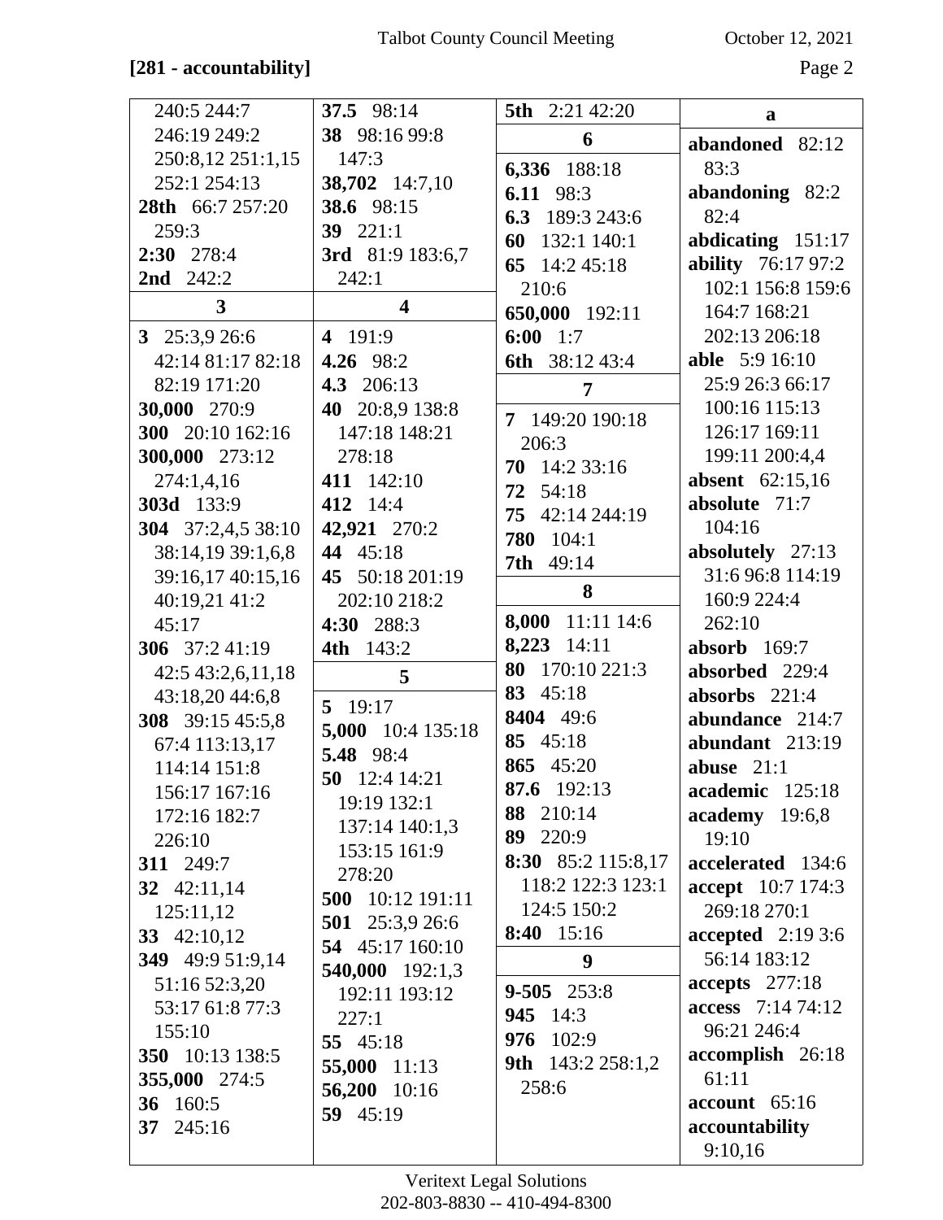[281 - accountability]

240:5 244:7
246:19 249:2
250:8,12 251:1,15
252:1 254:13
**28th** 66:7 257:20
259:3
**2:30** 278:4
**2nd** 242:2

**3**

**3** 25:3,9 26:6
42:14 81:17 82:18
82:19 171:20
**30,000** 270:9
**300** 20:10 162:16
**300,000** 273:12
274:1,4,16
**303d** 133:9
**304** 37:2,4,5 38:10
38:14,19 39:1,6,8
39:16,17 40:15,16
40:19,21 41:2
45:17
**306** 37:2 41:19
42:5 43:2,6,11,18
43:18,20 44:6,8
**308** 39:15 45:5,8
67:4 113:13,17
114:14 151:8
156:17 167:16
172:16 182:7
226:10
**311** 249:7
**32** 42:11,14
125:11,12
**33** 42:10,12
**349** 49:9 51:9,14
51:16 52:3,20
53:17 61:8 77:3
155:10
**350** 10:13 138:5
**355,000** 274:5
**36** 160:5
**37** 245:16

**37.5** 98:14
**38** 98:16 99:8
147:3
**38,702** 14:7,10
**38.6** 98:15
**39** 221:1
**3rd** 81:9 183:6,7
242:1

**4**

**4** 191:9
**4.26** 98:2
**4.3** 206:13
**40** 20:8,9 138:8
147:18 148:21
278:18
**411** 142:10
**412** 14:4
**42,921** 270:2
**44** 45:18
**45** 50:18 201:19
202:10 218:2
**4:30** 288:3
**4th** 143:2

**5**

**5** 19:17
**5,000** 10:4 135:18
**5.48** 98:4
**50** 12:4 14:21
19:19 132:1
137:14 140:1,3
153:15 161:9
278:20
**500** 10:12 191:11
**501** 25:3,9 26:6
**54** 45:17 160:10
**540,000** 192:1,3
192:11 193:12
227:1
**55** 45:18
**55,000** 11:13
**56,200** 10:16
**59** 45:19

**5th** 2:21 42:20

**6**

**6,336** 188:18
**6.11** 98:3
**6.3** 189:3 243:6
**60** 132:1 140:1
**65** 14:2 45:18
210:6
**650,000** 192:11
**6:00** 1:7
**6th** 38:12 43:4

**7**

**7** 149:20 190:18
206:3
**70** 14:2 33:16
**72** 54:18
**75** 42:14 244:19
**780** 104:1
**7th** 49:14

**8**

**8,000** 11:11 14:6
**8,223** 14:11
**80** 170:10 221:3
**83** 45:18
**8404** 49:6
**85** 45:18
**865** 45:20
**87.6** 192:13
**88** 210:14
**89** 220:9
**8:30** 85:2 115:8,17
118:2 122:3 123:1
124:5 150:2
**8:40** 15:16

**9**

**9-505** 253:8
**945** 14:3
**976** 102:9
**9th** 143:2 258:1,2
258:6

**a**

**abandoned** 82:12
83:3
**abandoning** 82:2
82:4
**abdicating** 151:17
**ability** 76:17 97:2
102:1 156:8 159:6
164:7 168:21
202:13 206:18
**able** 5:9 16:10
25:9 26:3 66:17
100:16 115:13
126:17 169:11
199:11 200:4,4
**absent** 62:15,16
**absolute** 71:7
104:16
**absolutely** 27:13
31:6 96:8 114:19
160:9 224:4
262:10
**absorb** 169:7
**absorbed** 229:4
**absorbs** 221:4
**abundance** 214:7
**abundant** 213:19
**abuse** 21:1
**academic** 125:18
**academy** 19:6,8
19:10
**accelerated** 134:6
**accept** 10:7 174:3
269:18 270:1
**accepted** 2:19 3:6
56:14 183:12
**accepts** 277:18
**access** 7:14 74:12
96:21 246:4
**accomplish** 26:18
61:11
**account** 65:16
**accountability**
9:10,16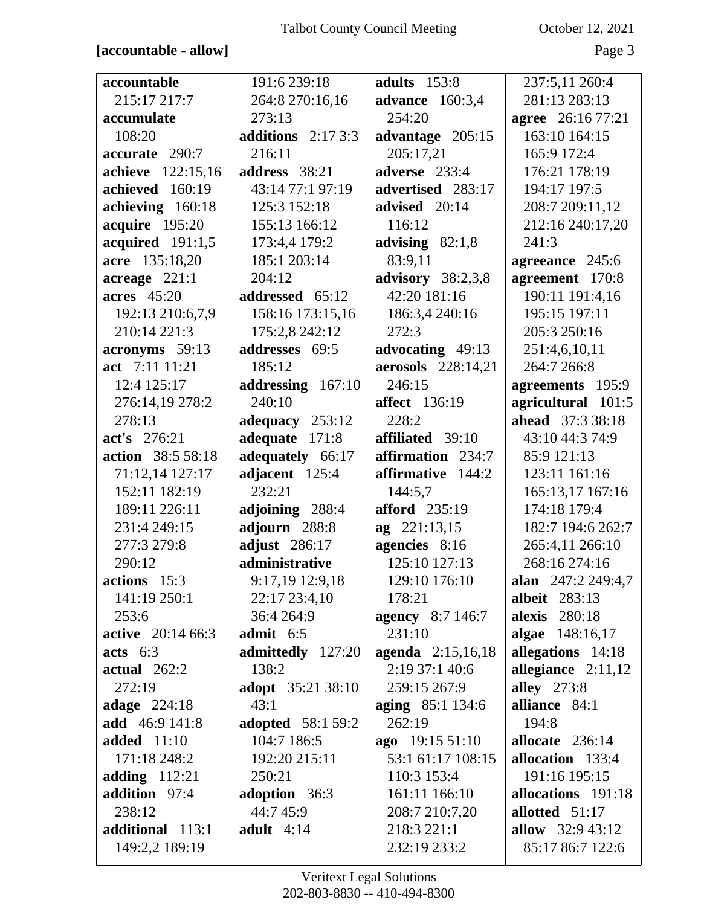**[accountable - allow]**

**accountable** 215:17 217:7
**accumulate** 108:20
**accurate** 290:7
**achieve** 122:15,16
**achieved** 160:19
**achieving** 160:18
**acquire** 195:20
**acquired** 191:1,5
**acre** 135:18,20
**acreage** 221:1
**acres** 45:20 192:13 210:6,7,9 210:14 221:3
**acronyms** 59:13
**act** 7:11 11:21 12:4 125:17 276:14,19 278:2 278:13
**act's** 276:21
**action** 38:5 58:18 71:12,14 127:17 152:11 182:19 189:11 226:11 231:4 249:15 277:3 279:8 290:12
**actions** 15:3 141:19 250:1 253:6
**active** 20:14 66:3
**acts** 6:3
**actual** 262:2 272:19
**adage** 224:18
**add** 46:9 141:8
**added** 11:10 171:18 248:2
**adding** 112:21
**addition** 97:4 238:12
**additional** 113:1 149:2,2 189:19 191:6 239:18 264:8 270:16,16 273:13
**additions** 2:17 3:3 216:11
**address** 38:21 43:14 77:1 97:19 125:3 152:18 155:13 166:12 173:4,4 179:2 185:1 203:14 204:12
**addressed** 65:12 158:16 173:15,16 175:2,8 242:12
**addresses** 69:5 185:12
**addressing** 167:10 240:10
**adequacy** 253:12
**adequate** 171:8
**adequately** 66:17
**adjacent** 125:4 232:21
**adjoining** 288:4
**adjourn** 288:8
**adjust** 286:17
**administrative** 9:17,19 12:9,18 22:17 23:4,10 36:4 264:9
**admit** 6:5
**admittedly** 127:20 138:2
**adopt** 35:21 38:10 43:1
**adopted** 58:1 59:2 104:7 186:5 192:20 215:11 250:21
**adoption** 36:3 44:7 45:9
**adult** 4:14
**adults** 153:8
**advance** 160:3,4 254:20
**advantage** 205:15 205:17,21
**adverse** 233:4
**advertised** 283:17
**advised** 20:14 116:12
**advising** 82:1,8 83:9,11
**advisory** 38:2,3,8 42:20 181:16 186:3,4 240:16 272:3
**advocating** 49:13
**aerosols** 228:14,21 246:15
**affect** 136:19 228:2
**affiliated** 39:10
**affirmation** 234:7
**affirmative** 144:2 144:5,7
**afford** 235:19
**ag** 221:13,15
**agencies** 8:16 125:10 127:13 129:10 176:10 178:21
**agency** 8:7 146:7 231:10
**agenda** 2:15,16,18 2:19 37:1 40:6 259:15 267:9
**aging** 85:1 134:6 262:19
**ago** 19:15 51:10 53:1 61:17 108:15 110:3 153:4 161:11 166:10 208:7 210:7,20 218:3 221:1 232:19 233:2 237:5,11 260:4 281:13 283:13
**agree** 26:16 77:21 163:10 164:15 165:9 172:4 176:21 178:19 194:17 197:5 208:7 209:11,12 212:16 240:17,20 241:3
**agreeance** 245:6
**agreement** 170:8 190:11 191:4,16 195:15 197:11 205:3 250:16 251:4,6,10,11 264:7 266:8
**agreements** 195:9
**agricultural** 101:5
**ahead** 37:3 38:18 43:10 44:3 74:9 85:9 121:13 123:11 161:16 165:13,17 167:16 174:18 179:4 182:7 194:6 262:7 265:4,11 266:10 268:16 274:16
**alan** 247:2 249:4,7
**albeit** 283:13
**alexis** 280:18
**algae** 148:16,17
**allegations** 14:18
**allegiance** 2:11,12
**alley** 273:8
**alliance** 84:1 194:8
**allocate** 236:14
**allocation** 133:4 191:16 195:15
**allocations** 191:18
**allotted** 51:17
**allow** 32:9 43:12 85:17 86:7 122:6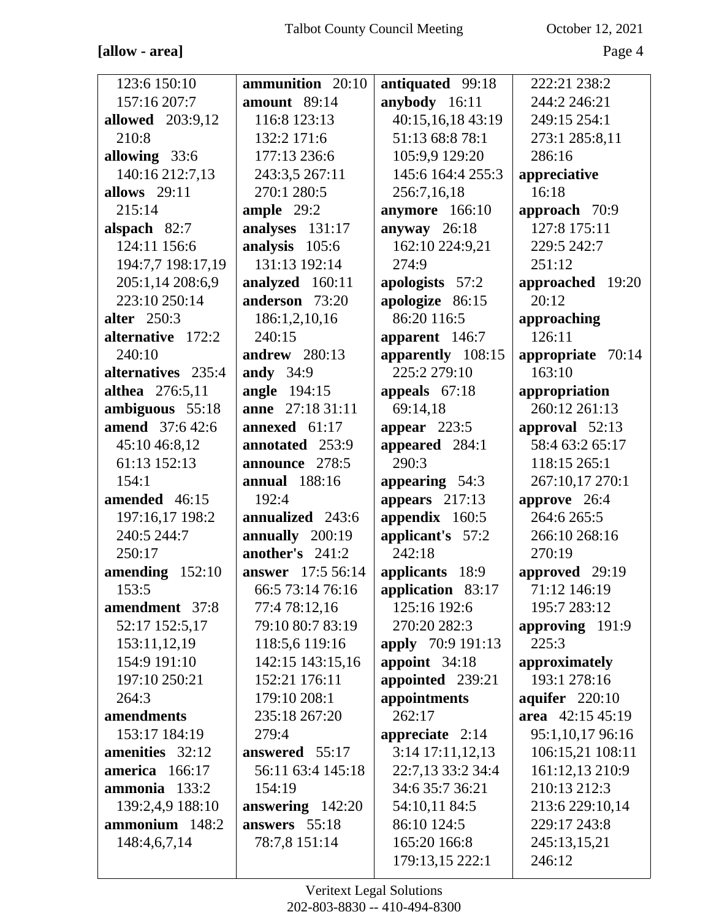**[allow - area]**

123:6 150:10
157:16 207:7
**allowed** 203:9,12
210:8
**allowing** 33:6
140:16 212:7,13
**allows** 29:11
215:14
**alspach** 82:7
124:11 156:6
194:7,7 198:17,19
205:1,14 208:6,9
223:10 250:14
**alter** 250:3
**alternative** 172:2
240:10
**alternatives** 235:4
**althea** 276:5,11
**ambiguous** 55:18
**amend** 37:6 42:6
45:10 46:8,12
61:13 152:13
154:1
**amended** 46:15
197:16,17 198:2
240:5 244:7
250:17
**amending** 152:10
153:5
**amendment** 37:8
52:17 152:5,17
153:11,12,19
154:9 191:10
197:10 250:21
264:3
**amendments**
153:17 184:19
**amenities** 32:12
**america** 166:17
**ammonia** 133:2
139:2,4,9 188:10
**ammonium** 148:2
148:4,6,7,14

**ammunition** 20:10
**amount** 89:14
116:8 123:13
132:2 171:6
177:13 236:6
243:3,5 267:11
270:1 280:5
**ample** 29:2
**analyses** 131:17
**analysis** 105:6
131:13 192:14
**analyzed** 160:11
**anderson** 73:20
186:1,2,10,16
240:15
**andrew** 280:13
**andy** 34:9
**angle** 194:15
**anne** 27:18 31:11
**annexed** 61:17
**annotated** 253:9
**announce** 278:5
**annual** 188:16
192:4
**annualized** 243:6
**annually** 200:19
**another's** 241:2
**answer** 17:5 56:14
66:5 73:14 76:16
77:4 78:12,16
79:10 80:7 83:19
118:5,6 119:16
142:15 143:15,16
152:21 176:11
179:10 208:1
235:18 267:20
279:4
**answered** 55:17
56:11 63:4 145:18
154:19
**answering** 142:20
**answers** 55:18
78:7,8 151:14

**antiquated** 99:18
**anybody** 16:11
40:15,16,18 43:19
51:13 68:8 78:1
105:9,9 129:20
145:6 164:4 255:3
256:7,16,18
**anymore** 166:10
**anyway** 26:18
162:10 224:9,21
274:9
**apologists** 57:2
**apologize** 86:15
86:20 116:5
**apparent** 146:7
**apparently** 108:15
225:2 279:10
**appeals** 67:18
69:14,18
**appear** 223:5
**appeared** 284:1
290:3
**appearing** 54:3
**appears** 217:13
**appendix** 160:5
**applicant's** 57:2
242:18
**applicants** 18:9
**application** 83:17
125:16 192:6
270:20 282:3
**apply** 70:9 191:13
**appoint** 34:18
**appointed** 239:21
**appointments**
262:17
**appreciate** 2:14
3:14 17:11,12,13
22:7,13 33:2 34:4
34:6 35:7 36:21
54:10,11 84:5
86:10 124:5
165:20 166:8
179:13,15 222:1

222:21 238:2
244:2 246:21
249:15 254:1
273:1 285:8,11
286:16
**appreciative**
16:18
**approach** 70:9
127:8 175:11
229:5 242:7
251:12
**approached** 19:20
20:12
**approaching**
126:11
**appropriate** 70:14
163:10
**appropriation**
260:12 261:13
**approval** 52:13
58:4 63:2 65:17
118:15 265:1
267:10,17 270:1
**approve** 26:4
264:6 265:5
266:10 268:16
270:19
**approved** 29:19
71:12 146:19
195:7 283:12
**approving** 191:9
225:3
**approximately**
193:1 278:16
**aquifer** 220:10
**area** 42:15 45:19
95:1,10,17 96:16
106:15,21 108:11
161:12,13 210:9
210:13 212:3
213:6 229:10,14
229:17 243:8
245:13,15,21
246:12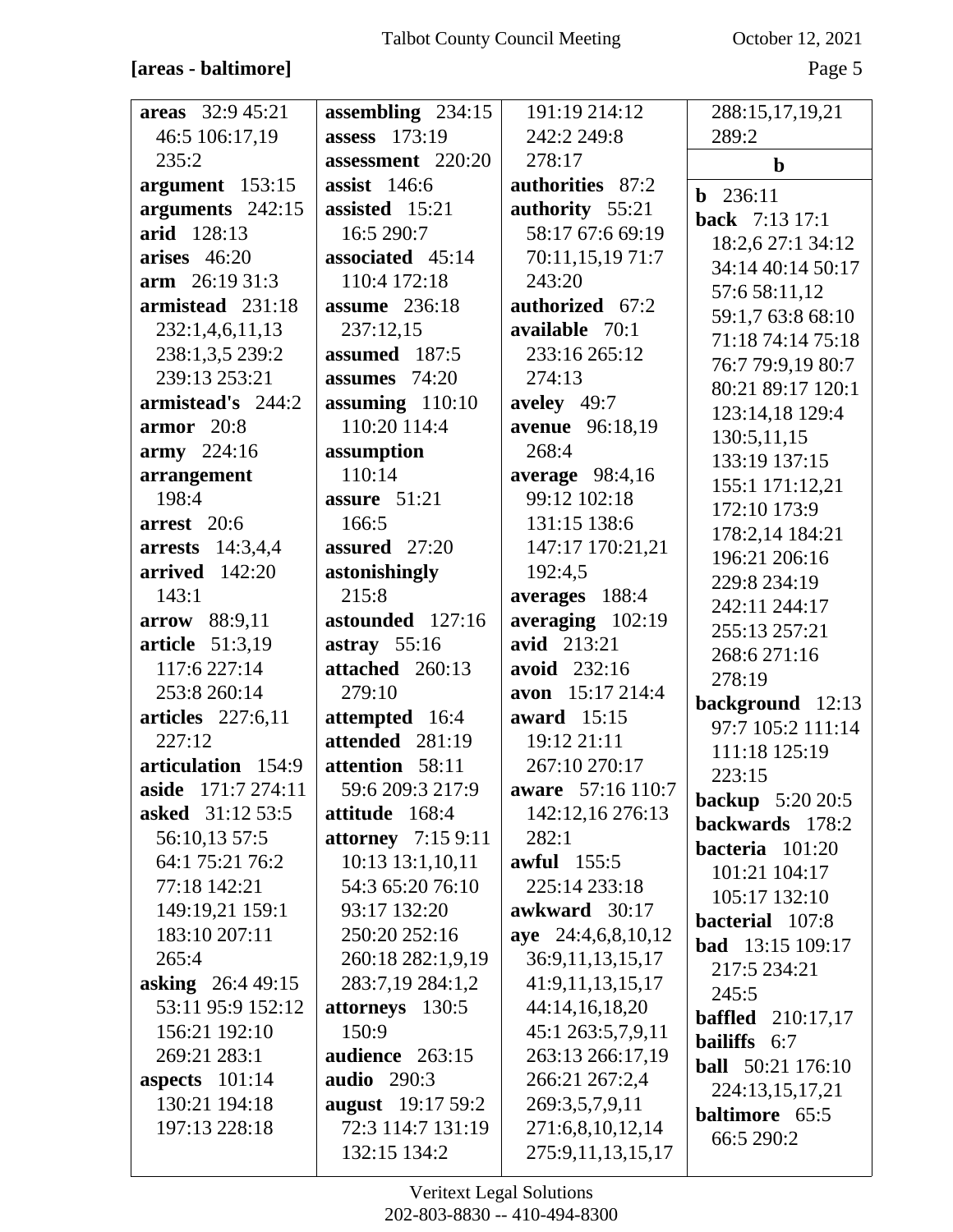**[areas - baltimore]**

**areas** 32:9 45:21 46:5 106:17,19 235:2
**argument** 153:15
**arguments** 242:15
**arid** 128:13
**arises** 46:20
**arm** 26:19 31:3
**armistead** 231:18 232:1,4,6,11,13 238:1,3,5 239:2 239:13 253:21
**armistead's** 244:2
**armor** 20:8
**army** 224:16
**arrangement** 198:4
**arrest** 20:6
**arrests** 14:3,4,4
**arrived** 142:20 143:1
**arrow** 88:9,11
**article** 51:3,19 117:6 227:14 253:8 260:14
**articles** 227:6,11 227:12
**articulation** 154:9
**aside** 171:7 274:11
**asked** 31:12 53:5 56:10,13 57:5 64:1 75:21 76:2 77:18 142:21 149:19,21 159:1 183:10 207:11 265:4
**asking** 26:4 49:15 53:11 95:9 152:12 156:21 192:10 269:21 283:1
**aspects** 101:14 130:21 194:18 197:13 228:18
**assembling** 234:15
**assess** 173:19
**assessment** 220:20
**assist** 146:6
**assisted** 15:21 16:5 290:7
**associated** 45:14 110:4 172:18
**assume** 236:18 237:12,15
**assumed** 187:5
**assumes** 74:20
**assuming** 110:10 110:20 114:4
**assumption** 110:14
**assure** 51:21 166:5
**assured** 27:20
**astonishingly** 215:8
**astounded** 127:16
**astray** 55:16
**attached** 260:13 279:10
**attempted** 16:4
**attended** 281:19
**attention** 58:11 59:6 209:3 217:9
**attitude** 168:4
**attorney** 7:15 9:11 10:13 13:1,10,11 54:3 65:20 76:10 93:17 132:20 250:20 252:16 260:18 282:1,9,19 283:7,19 284:1,2
**attorneys** 130:5 150:9
**audience** 263:15
**audio** 290:3
**august** 19:17 59:2 72:3 114:7 131:19 132:15 134:2 191:19 214:12 242:2 249:8 278:17
**authorities** 87:2
**authority** 55:21 58:17 67:6 69:19 70:11,15,19 71:7 243:20
**authorized** 67:2
**available** 70:1 233:16 265:12 274:13
**aveley** 49:7
**avenue** 96:18,19 268:4
**average** 98:4,16 99:12 102:18 131:15 138:6 147:17 170:21,21 192:4,5
**averages** 188:4
**averaging** 102:19
**avid** 213:21
**avoid** 232:16
**avon** 15:17 214:4
**award** 15:15 19:12 21:11 267:10 270:17
**aware** 57:16 110:7 142:12,16 276:13 282:1
**awful** 155:5 225:14 233:18
**awkward** 30:17
**aye** 24:4,6,8,10,12 36:9,11,13,15,17 41:9,11,13,15,17 44:14,16,18,20 45:1 263:5,7,9,11 263:13 266:17,19 266:21 267:2,4 269:3,5,7,9,11 271:6,8,10,12,14 275:9,11,13,15,17 288:15,17,19,21 289:2

**b**

**b** 236:11
**back** 7:13 17:1 18:2,6 27:1 34:12 34:14 40:14 50:17 57:6 58:11,12 59:1,7 63:8 68:10 71:18 74:14 75:18 76:7 79:9,19 80:7 80:21 89:17 120:1 123:14,18 129:4 130:5,11,15 133:19 137:15 155:1 171:12,21 172:10 173:9 178:2,14 184:21 196:21 206:16 229:8 234:19 242:11 244:17 255:13 257:21 268:6 271:16 278:19
**background** 12:13 97:7 105:2 111:14 111:18 125:19 223:15
**backup** 5:20 20:5
**backwards** 178:2
**bacteria** 101:20 101:21 104:17 105:17 132:10
**bacterial** 107:8
**bad** 13:15 109:17 217:5 234:21 245:5
**baffled** 210:17,17
**bailiffs** 6:7
**ball** 50:21 176:10 224:13,15,17,21
**baltimore** 65:5 66:5 290:2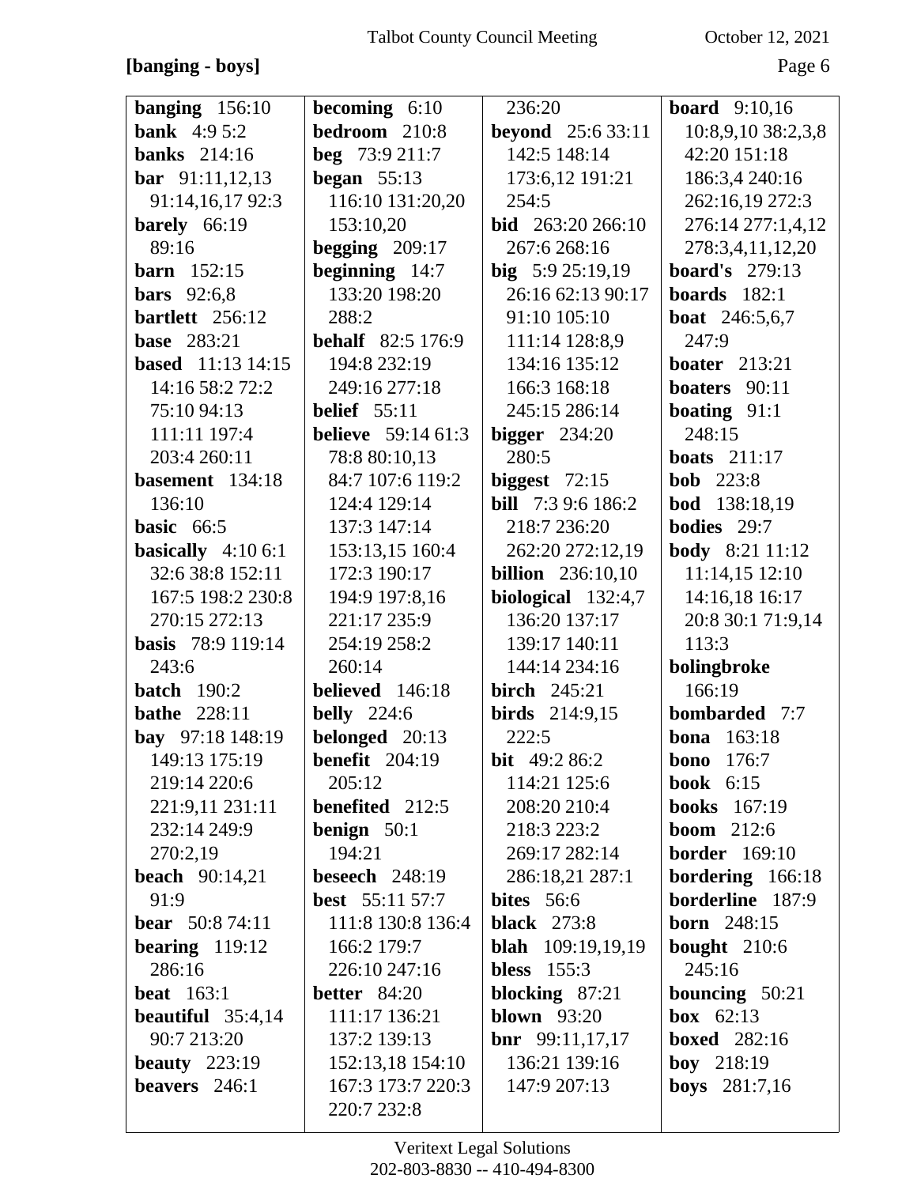**[banging - boys]**

**banging** 156:10
**bank** 4:9 5:2
**banks** 214:16
**bar** 91:11,12,13 91:14,16,17 92:3
**barely** 66:19 89:16
**barn** 152:15
**bars** 92:6,8
**bartlett** 256:12
**base** 283:21
**based** 11:13 14:15 14:16 58:2 72:2 75:10 94:13 111:11 197:4 203:4 260:11
**basement** 134:18 136:10
**basic** 66:5
**basically** 4:10 6:1 32:6 38:8 152:11 167:5 198:2 230:8 270:15 272:13
**basis** 78:9 119:14 243:6
**batch** 190:2
**bathe** 228:11
**bay** 97:18 148:19 149:13 175:19 219:14 220:6 221:9,11 231:11 232:14 249:9 270:2,19
**beach** 90:14,21 91:9
**bear** 50:8 74:11
**bearing** 119:12 286:16
**beat** 163:1
**beautiful** 35:4,14 90:7 213:20
**beauty** 223:19
**beavers** 246:1

**becoming** 6:10
**bedroom** 210:8
**beg** 73:9 211:7
**began** 55:13 116:10 131:20,20 153:10,20
**begging** 209:17
**beginning** 14:7 133:20 198:20 288:2
**behalf** 82:5 176:9 194:8 232:19 249:16 277:18
**belief** 55:11
**believe** 59:14 61:3 78:8 80:10,13 84:7 107:6 119:2 124:4 129:14 137:3 147:14 153:13,15 160:4 172:3 190:17 194:9 197:8,16 221:17 235:9 254:19 258:2 260:14
**believed** 146:18
**belly** 224:6
**belonged** 20:13
**benefit** 204:19 205:12
**benefited** 212:5
**benign** 50:1 194:21
**beseech** 248:19
**best** 55:11 57:7 111:8 130:8 136:4 166:2 179:7 226:10 247:16
**better** 84:20 111:17 136:21 137:2 139:13 152:13,18 154:10 167:3 173:7 220:3 220:7 232:8

236:20
**beyond** 25:6 33:11 142:5 148:14 173:6,12 191:21 254:5
**bid** 263:20 266:10 267:6 268:16
**big** 5:9 25:19,19 26:16 62:13 90:17 91:10 105:10 111:14 128:8,9 134:16 135:12 166:3 168:18 245:15 286:14
**bigger** 234:20 280:5
**biggest** 72:15
**bill** 7:3 9:6 186:2 218:7 236:20 262:20 272:12,19
**billion** 236:10,10
**biological** 132:4,7 136:20 137:17 139:17 140:11 144:14 234:16
**birch** 245:21
**birds** 214:9,15 222:5
**bit** 49:2 86:2 114:21 125:6 208:20 210:4 218:3 223:2 269:17 282:14 286:18,21 287:1
**bites** 56:6
**black** 273:8
**blah** 109:19,19,19
**bless** 155:3
**blocking** 87:21
**blown** 93:20
**bnr** 99:11,17,17 136:21 139:16 147:9 207:13

**board** 9:10,16 10:8,9,10 38:2,3,8 42:20 151:18 186:3,4 240:16 262:16,19 272:3 276:14 277:1,4,12 278:3,4,11,12,20
**board's** 279:13
**boards** 182:1
**boat** 246:5,6,7 247:9
**boater** 213:21
**boaters** 90:11
**boating** 91:1 248:15
**boats** 211:17
**bob** 223:8
**bod** 138:18,19
**bodies** 29:7
**body** 8:21 11:12 11:14,15 12:10 14:16,18 16:17 20:8 30:1 71:9,14 113:3
**bolingbroke** 166:19
**bombarded** 7:7
**bona** 163:18
**bono** 176:7
**book** 6:15
**books** 167:19
**boom** 212:6
**border** 169:10
**bordering** 166:18
**borderline** 187:9
**born** 248:15
**bought** 210:6 245:16
**bouncing** 50:21
**box** 62:13
**boxed** 282:16
**boy** 218:19
**boys** 281:7,16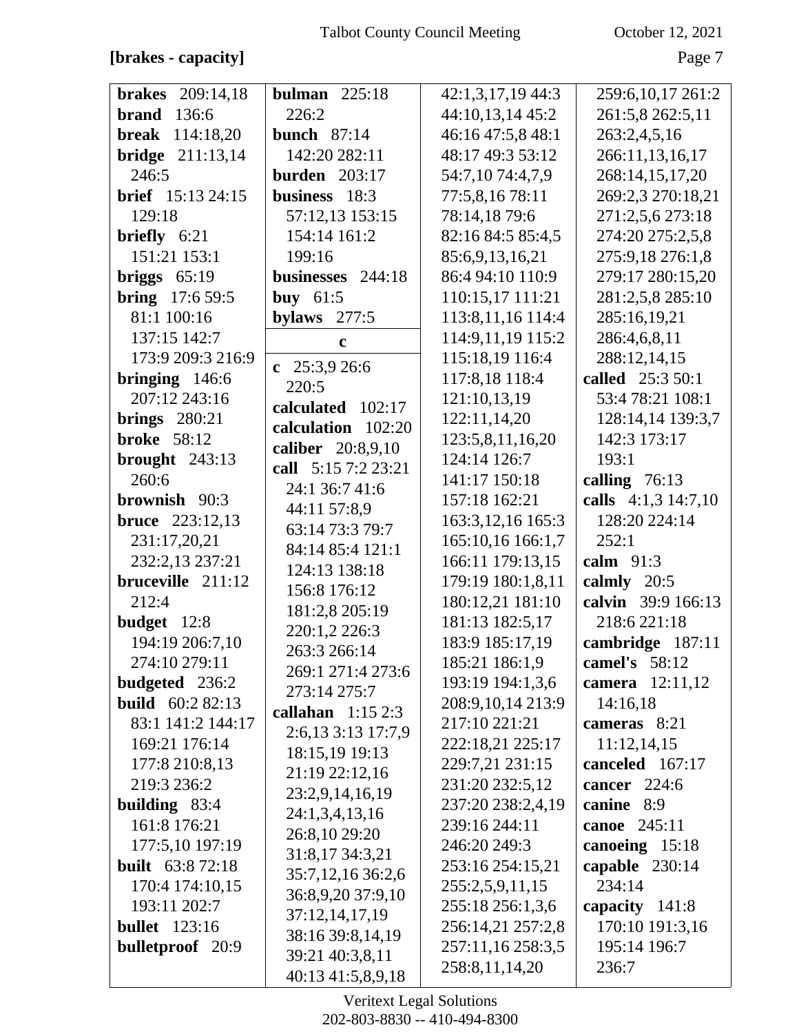**[brakes - capacity]**

**brakes** 209:14,18
**brand** 136:6
**break** 114:18,20
**bridge** 211:13,14 246:5
**brief** 15:13 24:15 129:18
**briefly** 6:21 151:21 153:1
**briggs** 65:19
**bring** 17:6 59:5 81:1 100:16 137:15 142:7 173:9 209:3 216:9
**bringing** 146:6 207:12 243:16
**brings** 280:21
**broke** 58:12
**brought** 243:13 260:6
**brownish** 90:3
**bruce** 223:12,13 231:17,20,21 232:2,13 237:21
**bruceville** 211:12 212:4
**budget** 12:8 194:19 206:7,10 274:10 279:11
**budgeted** 236:2
**build** 60:2 82:13 83:1 141:2 144:17 169:21 176:14 177:8 210:8,13 219:3 236:2
**building** 83:4 161:8 176:21 177:5,10 197:19
**built** 63:8 72:18 170:4 174:10,15 193:11 202:7
**bullet** 123:16
**bulletproof** 20:9
**bulman** 225:18 226:2
**bunch** 87:14 142:20 282:11
**burden** 203:17
**business** 18:3 57:12,13 153:15 154:14 161:2 199:16
**businesses** 244:18
**buy** 61:5
**bylaws** 277:5

**c**

**c** 25:3,9 26:6 220:5
**calculated** 102:17
**calculation** 102:20
**caliber** 20:8,9,10
**call** 5:15 7:2 23:21 24:1 36:7 41:6 44:11 57:8,9 63:14 73:3 79:7 84:14 85:4 121:1 124:13 138:18 156:8 176:12 181:2,8 205:19 220:1,2 226:3 263:3 266:14 269:1 271:4 273:6 273:14 275:7
**callahan** 1:15 2:3 2:6,13 3:13 17:7,9 18:15,19 19:13 21:19 22:12,16 23:2,9,14,16,19 24:1,3,4,13,16 26:8,10 29:20 31:8,17 34:3,21 35:7,12,16 36:2,6 36:8,9,20 37:9,10 37:12,14,17,19 38:16 39:8,14,19 39:21 40:3,8,11 40:13 41:5,8,9,18 42:1,3,17,19 44:3 44:10,13,14 45:2 46:16 47:5,8 48:1 48:17 49:3 53:12 54:7,10 74:4,7,9 77:5,8,16 78:11 78:14,18 79:6 82:16 84:5 85:4,5 85:6,9,13,16,21 86:4 94:10 110:9 110:15,17 111:21 113:8,11,16 114:4 114:9,11,19 115:2 115:18,19 116:4 117:8,18 118:4 121:10,13,19 122:11,14,20 123:5,8,11,16,20 124:14 126:7 141:17 150:18 157:18 162:21 163:3,12,16 165:3 165:10,16 166:1,7 166:11 179:13,15 179:19 180:1,8,11 180:12,21 181:10 181:13 182:5,17 183:9 185:17,19 185:21 186:1,9 193:19 194:1,3,6 208:9,10,14 213:9 217:10 221:21 222:18,21 225:17 229:7,21 231:15 231:20 232:5,12 237:20 238:2,4,19 239:16 244:11 246:20 249:3 253:16 254:15,21 255:2,5,9,11,15 255:18 256:1,3,6 256:14,21 257:2,8 257:11,16 258:3,5 258:8,11,14,20 259:6,10,17 261:2 261:5,8 262:5,11 263:2,4,5,16 266:11,13,16,17 268:14,15,17,20 269:2,3 270:18,21 271:2,5,6 273:18 274:20 275:2,5,8 275:9,18 276:1,8 279:17 280:15,20 281:2,5,8 285:10 285:16,19,21 286:4,6,8,11 288:12,14,15
**called** 25:3 50:1 53:4 78:21 108:1 128:14,14 139:3,7 142:3 173:17 193:1
**calling** 76:13
**calls** 4:1,3 14:7,10 128:20 224:14 252:1
**calm** 91:3
**calmly** 20:5
**calvin** 39:9 166:13 218:6 221:18
**cambridge** 187:11
**camel's** 58:12
**camera** 12:11,12 14:16,18
**cameras** 8:21 11:12,14,15
**canceled** 167:17
**cancer** 224:6
**canine** 8:9
**canoe** 245:11
**canoeing** 15:18
**capable** 230:14 234:14
**capacity** 141:8 170:10 191:3,16 195:14 196:7 236:7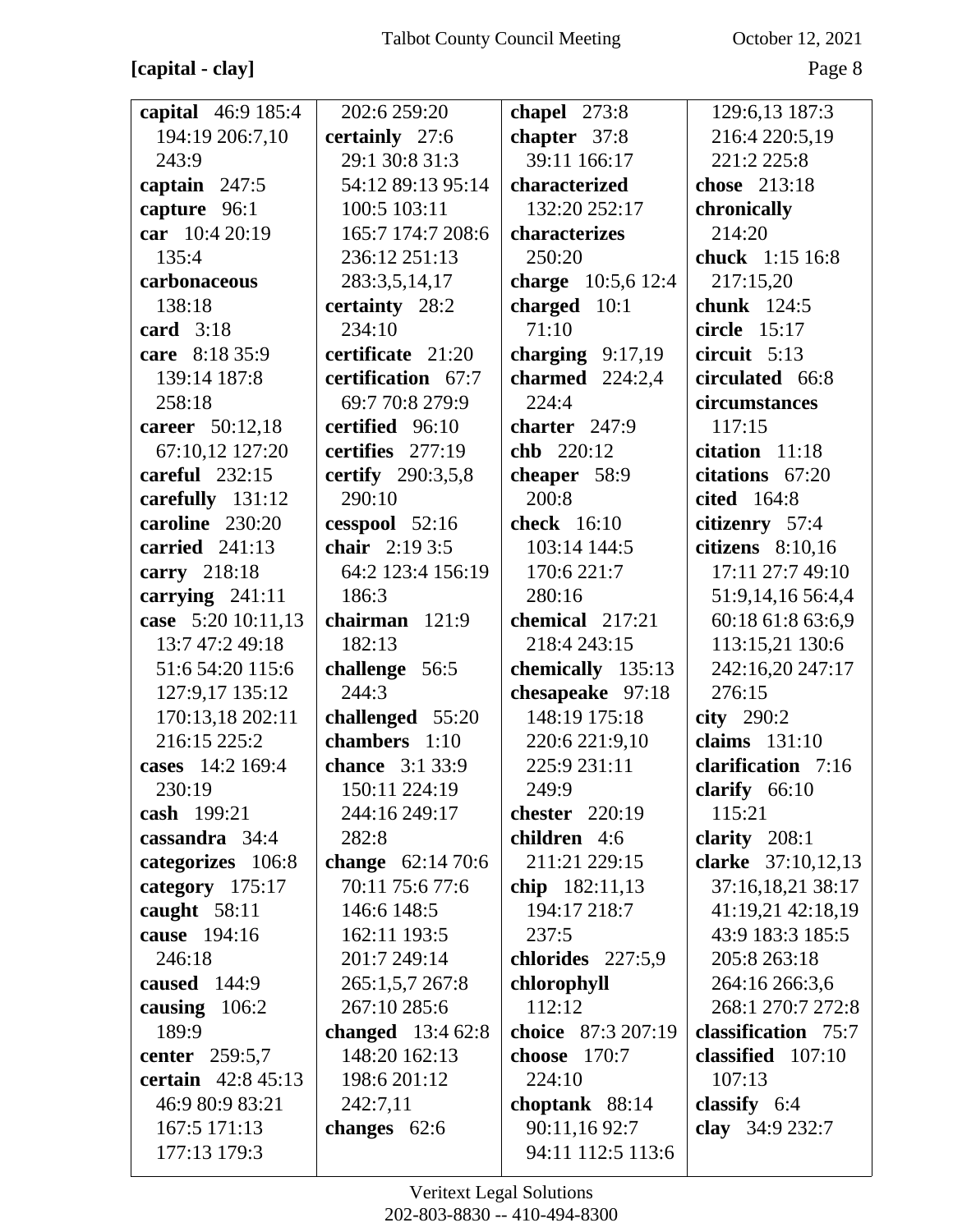**[capital - clay]**

**capital** 46:9 185:4 194:19 206:7,10 243:9
**captain** 247:5
**capture** 96:1
**car** 10:4 20:19 135:4
**carbonaceous** 138:18
**card** 3:18
**care** 8:18 35:9 139:14 187:8 258:18
**career** 50:12,18 67:10,12 127:20
**careful** 232:15
**carefully** 131:12
**caroline** 230:20
**carried** 241:13
**carry** 218:18
**carrying** 241:11
**case** 5:20 10:11,13 13:7 47:2 49:18 51:6 54:20 115:6 127:9,17 135:12 170:13,18 202:11 216:15 225:2
**cases** 14:2 169:4 230:19
**cash** 199:21
**cassandra** 34:4
**categorizes** 106:8
**category** 175:17
**caught** 58:11
**cause** 194:16 246:18
**caused** 144:9
**causing** 106:2 189:9
**center** 259:5,7
**certain** 42:8 45:13 46:9 80:9 83:21 167:5 171:13 177:13 179:3 202:6 259:20
**certainly** 27:6 29:1 30:8 31:3 54:12 89:13 95:14 100:5 103:11 165:7 174:7 208:6 236:12 251:13 283:3,5,14,17
**certainty** 28:2 234:10
**certificate** 21:20
**certification** 67:7 69:7 70:8 279:9
**certified** 96:10
**certifies** 277:19
**certify** 290:3,5,8 290:10
**cesspool** 52:16
**chair** 2:19 3:5 64:2 123:4 156:19 186:3
**chairman** 121:9 182:13
**challenge** 56:5 244:3
**challenged** 55:20
**chambers** 1:10
**chance** 3:1 33:9 150:11 224:19 244:16 249:17 282:8
**change** 62:14 70:6 70:11 75:6 77:6 146:6 148:5 162:11 193:5 201:7 249:14 265:1,5,7 267:8 267:10 285:6
**changed** 13:4 62:8 148:20 162:13 198:6 201:12 242:7,11
**changes** 62:6
**chapel** 273:8
**chapter** 37:8 39:11 166:17
**characterized** 132:20 252:17
**characterizes** 250:20
**charge** 10:5,6 12:4
**charged** 10:1 71:10
**charging** 9:17,19
**charmed** 224:2,4 224:4
**charter** 247:9
**chb** 220:12
**cheaper** 58:9 200:8
**check** 16:10 103:14 144:5 170:6 221:7 280:16
**chemical** 217:21 218:4 243:15
**chemically** 135:13
**chesapeake** 97:18 148:19 175:18 220:6 221:9,10 225:9 231:11 249:9
**chester** 220:19
**children** 4:6 211:21 229:15
**chip** 182:11,13 194:17 218:7 237:5
**chlorides** 227:5,9
**chlorophyll** 112:12
**choice** 87:3 207:19
**choose** 170:7 224:10
**choptank** 88:14 90:11,16 92:7 94:11 112:5 113:6 129:6,13 187:3 216:4 220:5,19 221:2 225:8
**chose** 213:18
**chronically** 214:20
**chuck** 1:15 16:8 217:15,20
**chunk** 124:5
**circle** 15:17
**circuit** 5:13
**circulated** 66:8
**circumstances** 117:15
**citation** 11:18
**citations** 67:20
**cited** 164:8
**citizenry** 57:4
**citizens** 8:10,16 17:11 27:7 49:10 51:9,14,16 56:4,4 60:18 61:8 63:6,9 113:15,21 130:6 242:16,20 247:17 276:15
**city** 290:2
**claims** 131:10
**clarification** 7:16
**clarify** 66:10 115:21
**clarity** 208:1
**clarke** 37:10,12,13 37:16,18,21 38:17 41:19,21 42:18,19 43:9 183:3 185:5 205:8 263:18 264:16 266:3,6 268:1 270:7 272:8
**classification** 75:7
**classified** 107:10 107:13
**classify** 6:4
**clay** 34:9 232:7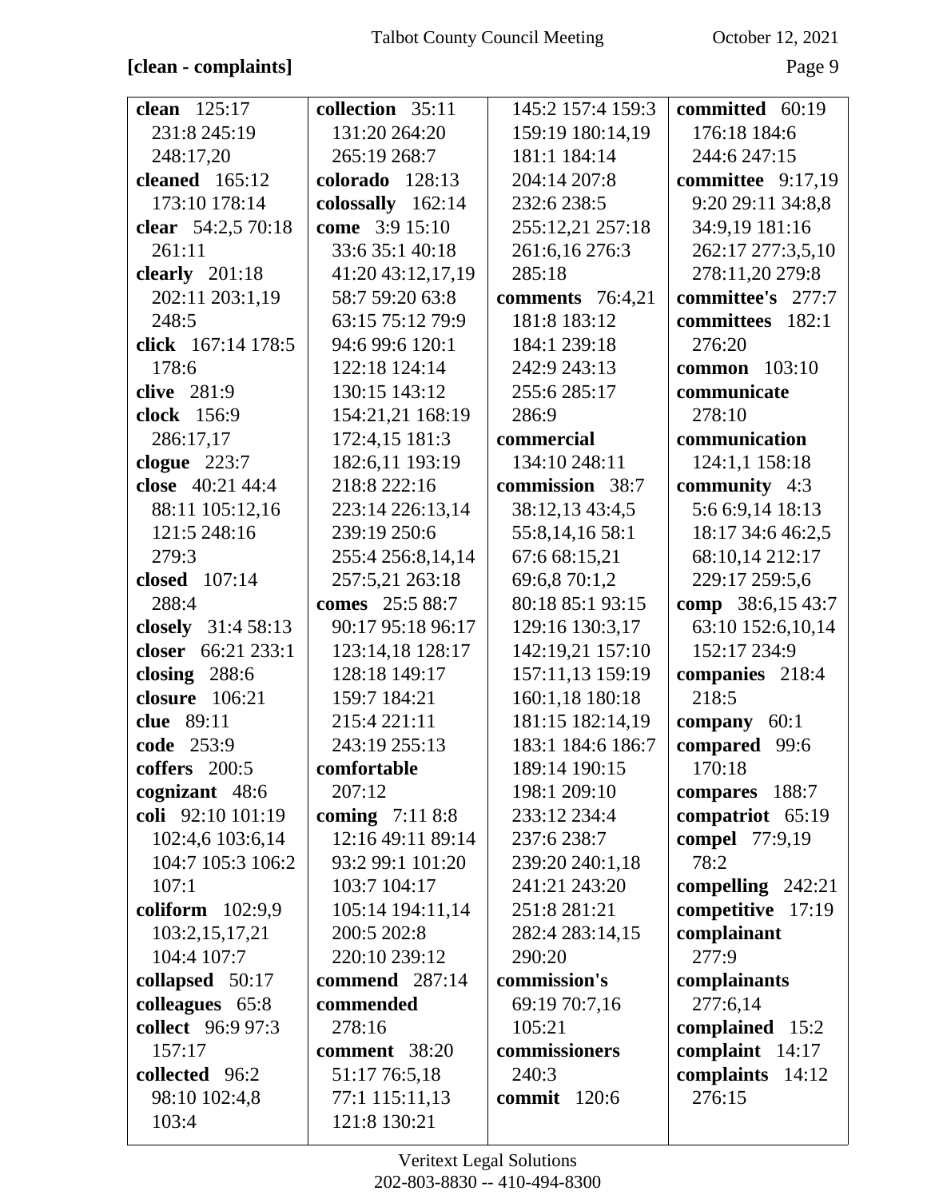**[clean - complaints]**

**clean** 125:17 231:8 245:19 248:17,20
**cleaned** 165:12 173:10 178:14
**clear** 54:2,5 70:18 261:11
**clearly** 201:18 202:11 203:1,19 248:5
**click** 167:14 178:5 178:6
**clive** 281:9
**clock** 156:9 286:17,17
**clogue** 223:7
**close** 40:21 44:4 88:11 105:12,16 121:5 248:16 279:3
**closed** 107:14 288:4
**closely** 31:4 58:13
**closer** 66:21 233:1
**closing** 288:6
**closure** 106:21
**clue** 89:11
**code** 253:9
**coffers** 200:5
**cognizant** 48:6
**coli** 92:10 101:19 102:4,6 103:6,14 104:7 105:3 106:2 107:1
**coliform** 102:9,9 103:2,15,17,21 104:4 107:7
**collapsed** 50:17
**colleagues** 65:8
**collect** 96:9 97:3 157:17
**collected** 96:2 98:10 102:4,8 103:4
**collection** 35:11 131:20 264:20 265:19 268:7
**colorado** 128:13
**colossally** 162:14
**come** 3:9 15:10 33:6 35:1 40:18 41:20 43:12,17,19 58:7 59:20 63:8 63:15 75:12 79:9 94:6 99:6 120:1 122:18 124:14 130:15 143:12 154:21,21 168:19 172:4,15 181:3 182:6,11 193:19 218:8 222:16 223:14 226:13,14 239:19 250:6 255:4 256:8,14,14 257:5,21 263:18
**comes** 25:5 88:7 90:17 95:18 96:17 123:14,18 128:17 128:18 149:17 159:7 184:21 215:4 221:11 243:19 255:13
**comfortable** 207:12
**coming** 7:11 8:8 12:16 49:11 89:14 93:2 99:1 101:20 103:7 104:17 105:14 194:11,14 200:5 202:8 220:10 239:12
**commend** 287:14
**commended** 278:16
**comment** 38:20 51:17 76:5,18 77:1 115:11,13 121:8 130:21 145:2 157:4 159:3 159:19 180:14,19 181:1 184:14 204:14 207:8 232:6 238:5 255:12,21 257:18 261:6,16 276:3 285:18
**comments** 76:4,21 181:8 183:12 184:1 239:18 242:9 243:13 255:6 285:17 286:9
**commercial** 134:10 248:11
**commission** 38:7 38:12,13 43:4,5 55:8,14,16 58:1 67:6 68:15,21 69:6,8 70:1,2 80:18 85:1 93:15 129:16 130:3,17 142:19,21 157:10 157:11,13 159:19 160:1,18 180:18 181:15 182:14,19 183:1 184:6 186:7 189:14 190:15 198:1 209:10 233:12 234:4 237:6 238:7 239:20 240:1,18 241:21 243:20 251:8 281:21 282:4 283:14,15 290:20
**commission's** 69:19 70:7,16 105:21
**commissioners** 240:3
**commit** 120:6
**committed** 60:19 176:18 184:6 244:6 247:15
**committee** 9:17,19 9:20 29:11 34:8,8 34:9,19 181:16 262:17 277:3,5,10 278:11,20 279:8
**committee's** 277:7
**committees** 182:1 276:20
**common** 103:10
**communicate** 278:10
**communication** 124:1,1 158:18
**community** 4:3 5:6 6:9,14 18:13 18:17 34:6 46:2,5 68:10,14 212:17 229:17 259:5,6
**comp** 38:6,15 43:7 63:10 152:6,10,14 152:17 234:9
**companies** 218:4 218:5
**company** 60:1
**compared** 99:6 170:18
**compares** 188:7
**compatriot** 65:19
**compel** 77:9,19 78:2
**compelling** 242:21
**competitive** 17:19
**complainant** 277:9
**complainants** 277:6,14
**complained** 15:2
**complaint** 14:17
**complaints** 14:12 276:15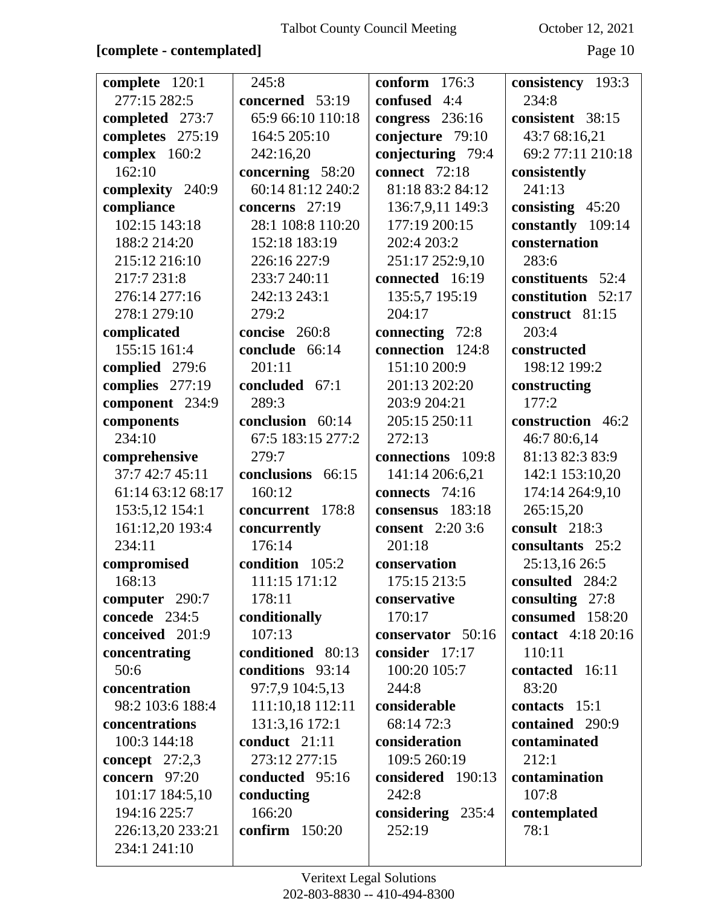**[complete - contemplated]**

**complete** 120:1 277:15 282:5
**completed** 273:7
**completes** 275:19
**complex** 160:2 162:10
**complexity** 240:9
**compliance** 102:15 143:18 188:2 214:20 215:12 216:10 217:7 231:8 276:14 277:16 278:1 279:10
**complicated** 155:15 161:4
**complied** 279:6
**complies** 277:19
**component** 234:9
**components** 234:10
**comprehensive** 37:7 42:7 45:11 61:14 63:12 68:17 153:5,12 154:1 161:12,20 193:4 234:11
**compromised** 168:13
**computer** 290:7
**concede** 234:5
**conceived** 201:9
**concentrating** 50:6
**concentration** 98:2 103:6 188:4
**concentrations** 100:3 144:18
**concept** 27:2,3
**concern** 97:20 101:17 184:5,10 194:16 225:7 226:13,20 233:21 234:1 241:10 245:8
**concerned** 53:19 65:9 66:10 110:18 164:5 205:10 242:16,20
**concerning** 58:20 60:14 81:12 240:2
**concerns** 27:19 28:1 108:8 110:20 152:18 183:19 226:16 227:9 233:7 240:11 242:13 243:1 279:2
**concise** 260:8
**conclude** 66:14 201:11
**concluded** 67:1 289:3
**conclusion** 60:14 67:5 183:15 277:2 279:7
**conclusions** 66:15 160:12
**concurrent** 178:8
**concurrently** 176:14
**condition** 105:2 111:15 171:12 178:11
**conditionally** 107:13
**conditioned** 80:13
**conditions** 93:14 97:7,9 104:5,13 111:10,18 112:11 131:3,16 172:1
**conduct** 21:11 273:12 277:15
**conducted** 95:16
**conducting** 166:20
**confirm** 150:20
**conform** 176:3
**confused** 4:4
**congress** 236:16
**conjecture** 79:10
**conjecturing** 79:4
**connect** 72:18 81:18 83:2 84:12 136:7,9,11 149:3 177:19 200:15 202:4 203:2 251:17 252:9,10
**connected** 16:19 135:5,7 195:19 204:17
**connecting** 72:8
**connection** 124:8 151:10 200:9 201:13 202:20 203:9 204:21 205:15 250:11 272:13
**connections** 109:8 141:14 206:6,21
**connects** 74:16
**consensus** 183:18
**consent** 2:20 3:6 201:18
**conservation** 175:15 213:5
**conservative** 170:17
**conservator** 50:16
**consider** 17:17 100:20 105:7 244:8
**considerable** 68:14 72:3
**consideration** 109:5 260:19
**considered** 190:13 242:8
**considering** 235:4 252:19
**consistency** 193:3 234:8
**consistent** 38:15 43:7 68:16,21 69:2 77:11 210:18
**consistently** 241:13
**consisting** 45:20
**constantly** 109:14
**consternation** 283:6
**constituents** 52:4
**constitution** 52:17
**construct** 81:15 203:4
**constructed** 198:12 199:2
**constructing** 177:2
**construction** 46:2 46:7 80:6,14 81:13 82:3 83:9 142:1 153:10,20 174:14 264:9,10 265:15,20
**consult** 218:3
**consultants** 25:2 25:13,16 26:5
**consulted** 284:2
**consulting** 27:8
**consumed** 158:20
**contact** 4:18 20:16 110:11
**contacted** 16:11 83:20
**contacts** 15:1
**contained** 290:9
**contaminated** 212:1
**contamination** 107:8
**contemplated** 78:1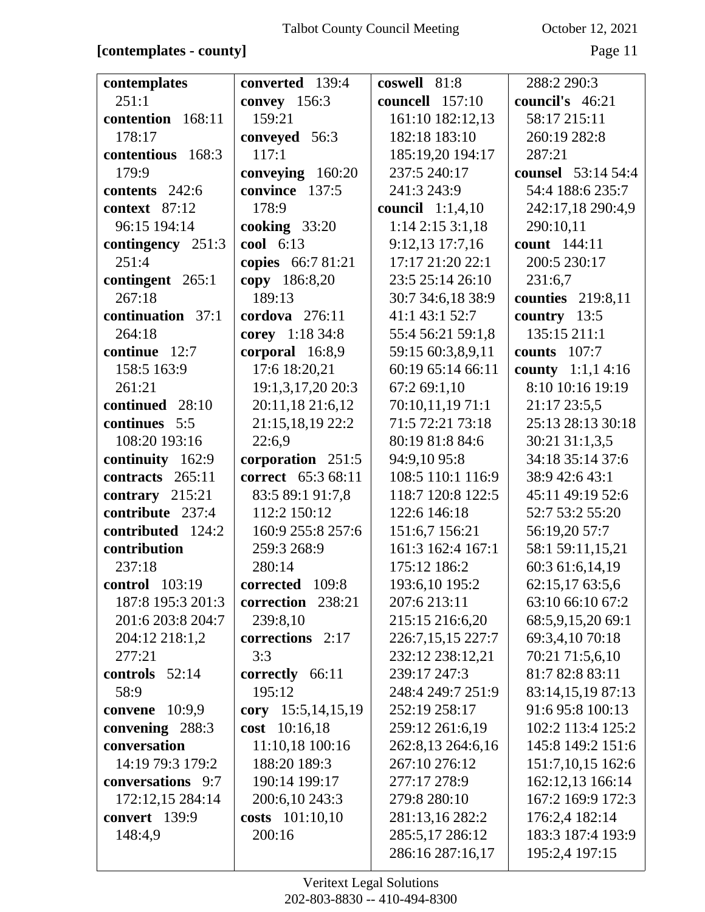**[contemplates - county]**

**contemplates** 251:1
**contention** 168:11 178:17
**contentious** 168:3 179:9
**contents** 242:6
**context** 87:12 96:15 194:14
**contingency** 251:3 251:4
**contingent** 265:1 267:18
**continuation** 37:1 264:18
**continue** 12:7 158:5 163:9 261:21
**continued** 28:10
**continues** 5:5 108:20 193:16
**continuity** 162:9
**contracts** 265:11
**contrary** 215:21
**contribute** 237:4
**contributed** 124:2
**contribution** 237:18
**control** 103:19 187:8 195:3 201:3 201:6 203:8 204:7 204:12 218:1,2 277:21
**controls** 52:14 58:9
**convene** 10:9,9
**convening** 288:3
**conversation** 14:19 79:3 179:2
**conversations** 9:7 172:12,15 284:14
**convert** 139:9 148:4,9
**converted** 139:4
**convey** 156:3 159:21
**conveyed** 56:3 117:1
**conveying** 160:20
**convince** 137:5 178:9
**cooking** 33:20
**cool** 6:13
**copies** 66:7 81:21
**copy** 186:8,20 189:13
**cordova** 276:11
**corey** 1:18 34:8
**corporal** 16:8,9 17:6 18:20,21 19:1,3,17,20 20:3 20:11,18 21:6,12 21:15,18,19 22:2 22:6,9
**corporation** 251:5
**correct** 65:3 68:11 83:5 89:1 91:7,8 112:2 150:12 160:9 255:8 257:6 259:3 268:9 280:14
**corrected** 109:8
**correction** 238:21 239:8,10
**corrections** 2:17 3:3
**correctly** 66:11 195:12
**cory** 15:5,14,15,19
**cost** 10:16,18 11:10,18 100:16 188:20 189:3 190:14 199:17 200:6,10 243:3
**costs** 101:10,10 200:16
**coswell** 81:8
**councell** 157:10 161:10 182:12,13 182:18 183:10 185:19,20 194:17 237:5 240:17 241:3 243:9
**council** 1:1,4,10 1:14 2:15 3:1,18 9:12,13 17:7,16 17:17 21:20 22:1 23:5 25:14 26:10 30:7 34:6,18 38:9 41:1 43:1 52:7 55:4 56:21 59:1,8 59:15 60:3,8,9,11 60:19 65:14 66:11 67:2 69:1,10 70:10,11,19 71:1 71:5 72:21 73:18 80:19 81:8 84:6 94:9,10 95:8 108:5 110:1 116:9 118:7 120:8 122:5 122:6 146:18 151:6,7 156:21 161:3 162:4 167:1 175:12 186:2 193:6,10 195:2 207:6 213:11 215:15 216:6,20 226:7,15,15 227:7 232:12 238:12,21 239:17 247:3 248:4 249:7 251:9 252:19 258:17 259:12 261:6,19 262:8,13 264:6,16 267:10 276:12 277:17 278:9 279:8 280:10 281:13,16 282:2 285:5,17 286:12 286:16 287:16,17 288:2 290:3
**council's** 46:21 58:17 215:11 260:19 282:8 287:21
**counsel** 53:14 54:4 54:4 188:6 235:7 242:17,18 290:4,9 290:10,11
**count** 144:11 200:5 230:17 231:6,7
**counties** 219:8,11
**country** 13:5 135:15 211:1
**counts** 107:7
**county** 1:1,1 4:16 8:10 10:16 19:19 21:17 23:5,5 25:13 28:13 30:18 30:21 31:1,3,5 34:18 35:14 37:6 38:9 42:6 43:1 45:11 49:19 52:6 52:7 53:2 55:20 56:19,20 57:7 58:1 59:11,15,21 60:3 61:6,14,19 62:15,17 63:5,6 63:10 66:10 67:2 68:5,9,15,20 69:1 69:3,4,10 70:18 70:21 71:5,6,10 81:7 82:8 83:11 83:14,15,19 87:13 91:6 95:8 100:13 102:2 113:4 125:2 145:8 149:2 151:6 151:7,10,15 162:6 162:12,13 166:14 167:2 169:9 172:3 176:2,4 182:14 183:3 187:4 193:9 195:2,4 197:15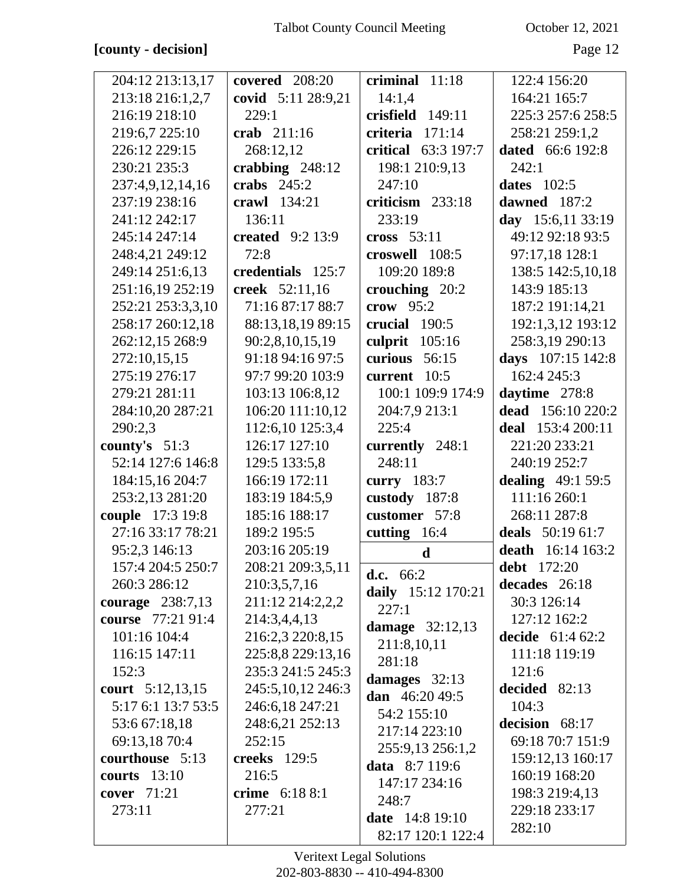**[county - decision]**

204:12 213:13,17
213:18 216:1,2,7
216:19 218:10
219:6,7 225:10
226:12 229:15
230:21 235:3
237:4,9,12,14,16
237:19 238:16
241:12 242:17
245:14 247:14
248:4,21 249:12
249:14 251:6,13
251:16,19 252:19
252:21 253:3,3,10
258:17 260:12,18
262:12,15 268:9
272:10,15,15
275:19 276:17
279:21 281:11
284:10,20 287:21
290:2,3

**county's** 51:3
52:14 127:6 146:8
184:15,16 204:7
253:2,13 281:20

**couple** 17:3 19:8
27:16 33:17 78:21
95:2,3 146:13
157:4 204:5 250:7
260:3 286:12

**courage** 238:7,13

**course** 77:21 91:4
101:16 104:4
116:15 147:11
152:3

**court** 5:12,13,15
5:17 6:1 13:7 53:5
53:6 67:18,18
69:13,18 70:4

**courthouse** 5:13

**courts** 13:10

**cover** 71:21
273:11

**covered** 208:20

**covid** 5:11 28:9,21
229:1

**crab** 211:16
268:12,12

**crabbing** 248:12

**crabs** 245:2

**crawl** 134:21
136:11

**created** 9:2 13:9
72:8

**credentials** 125:7

**creek** 52:11,16
71:16 87:17 88:7
88:13,18,19 89:15
90:2,8,10,15,19
91:18 94:16 97:5
97:7 99:20 103:9
103:13 106:8,12
106:20 111:10,12
112:6,10 125:3,4
126:17 127:10
129:5 133:5,8
166:19 172:11
183:19 184:5,9
185:16 188:17
189:2 195:5
203:16 205:19
208:21 209:3,5,11
210:3,5,7,16
211:12 214:2,2,2
214:3,4,4,13
216:2,3 220:8,15
225:8,8 229:13,16
235:3 241:5 245:3
245:5,10,12 246:3
246:6,18 247:21
248:6,21 252:13
252:15

**creeks** 129:5
216:5

**crime** 6:18 8:1
277:21

**criminal** 11:18
14:1,4

**crisfield** 149:11

**criteria** 171:14

**critical** 63:3 197:7
198:1 210:9,13
247:10

**criticism** 233:18
233:19

**cross** 53:11

**croswell** 108:5
109:20 189:8

**crouching** 20:2

**crow** 95:2

**crucial** 190:5

**culprit** 105:16

**curious** 56:15

**current** 10:5
100:1 109:9 174:9
204:7,9 213:1
225:4

**currently** 248:1
248:11

**curry** 183:7

**custody** 187:8

**customer** 57:8

**cutting** 16:4

**d**

**d.c.** 66:2

**daily** 15:12 170:21
227:1

**damage** 32:12,13
211:8,10,11
281:18

**damages** 32:13

**dan** 46:20 49:5
54:2 155:10
217:14 223:10
255:9,13 256:1,2

**data** 8:7 119:6
147:17 234:16
248:7

**date** 14:8 19:10
82:17 120:1 122:4
156:20
164:21 165:7
225:3 257:6 258:5
258:21 259:1,2

**dated** 66:6 192:8
242:1

**dates** 102:5

**dawned** 187:2

**day** 15:6,11 33:19
49:12 92:18 93:5
97:17,18 128:1
138:5 142:5,10,18
143:9 185:13
187:2 191:14,21
192:1,3,12 193:12
258:3,19 290:13

**days** 107:15 142:8
162:4 245:3

**daytime** 278:8

**dead** 156:10 220:2

**deal** 153:4 200:11
221:20 233:21
240:19 252:7

**dealing** 49:1 59:5
111:16 260:1
268:11 287:8

**deals** 50:19 61:7

**death** 16:14 163:2

**debt** 172:20

**decades** 26:18
30:3 126:14
127:12 162:2

**decide** 61:4 62:2
111:18 119:19
121:6

**decided** 82:13
104:3

**decision** 68:17
69:18 70:7 151:9
159:12,13 160:17
160:19 168:20
198:3 219:4,13
229:18 233:17
282:10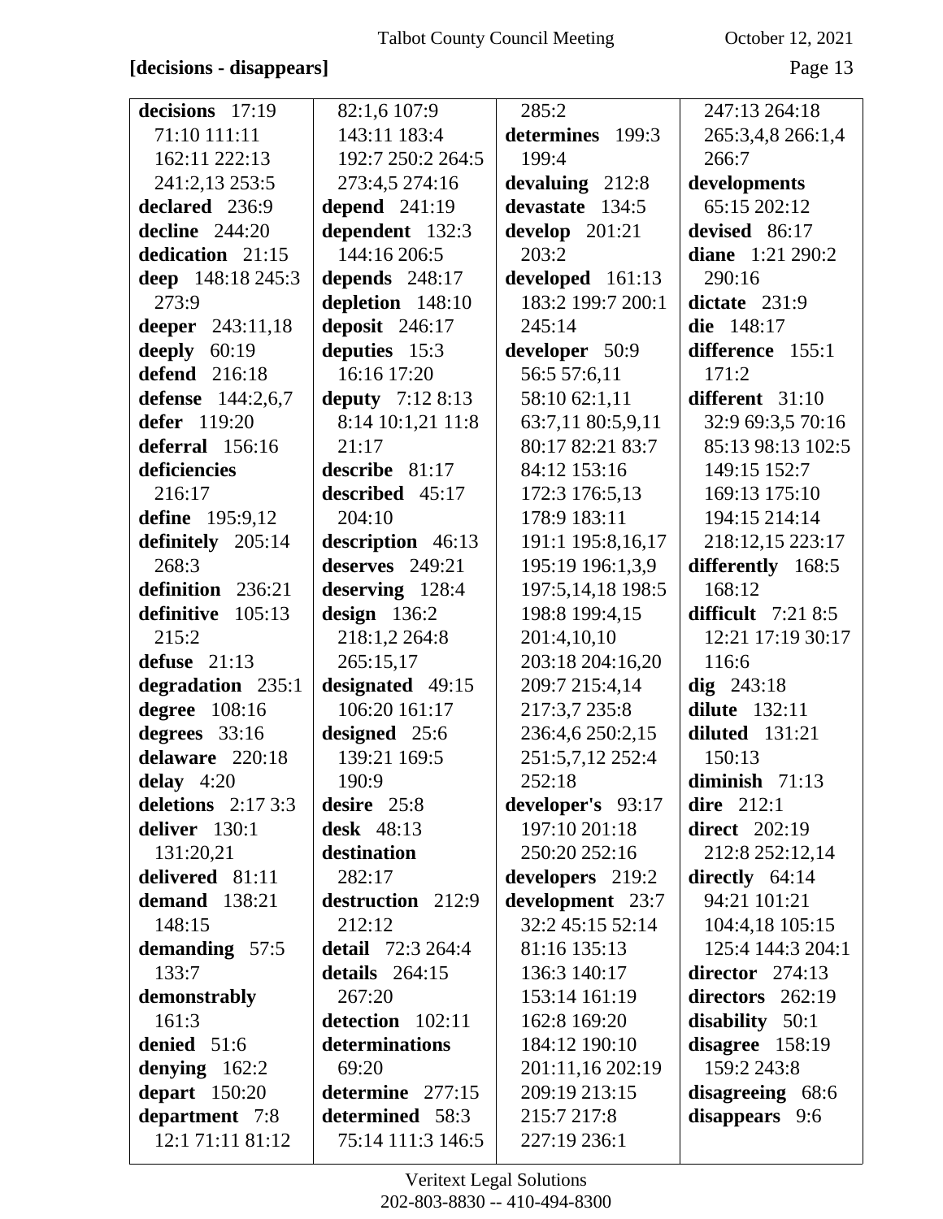**[decisions - disappears]**

**decisions** 17:19 71:10 111:11 162:11 222:13 241:2,13 253:5
**declared** 236:9
**decline** 244:20
**dedication** 21:15
**deep** 148:18 245:3 273:9
**deeper** 243:11,18
**deeply** 60:19
**defend** 216:18
**defense** 144:2,6,7
**defer** 119:20
**deferral** 156:16
**deficiencies** 216:17
**define** 195:9,12
**definitely** 205:14 268:3
**definition** 236:21
**definitive** 105:13 215:2
**defuse** 21:13
**degradation** 235:1
**degree** 108:16
**degrees** 33:16
**delaware** 220:18
**delay** 4:20
**deletions** 2:17 3:3
**deliver** 130:1 131:20,21
**delivered** 81:11
**demand** 138:21 148:15
**demanding** 57:5 133:7
**demonstrably** 161:3
**denied** 51:6
**denying** 162:2
**depart** 150:20
**department** 7:8 12:1 71:11 81:12 82:1,6 107:9 143:11 183:4 192:7 250:2 264:5 273:4,5 274:16
**depend** 241:19
**dependent** 132:3 144:16 206:5
**depends** 248:17
**depletion** 148:10
**deposit** 246:17
**deputies** 15:3 16:16 17:20
**deputy** 7:12 8:13 8:14 10:1,21 11:8 21:17
**describe** 81:17
**described** 45:17 204:10
**description** 46:13
**deserves** 249:21
**deserving** 128:4
**design** 136:2 218:1,2 264:8 265:15,17
**designated** 49:15 106:20 161:17
**designed** 25:6 139:21 169:5 190:9
**desire** 25:8
**desk** 48:13
**destination** 282:17
**destruction** 212:9 212:12
**detail** 72:3 264:4
**details** 264:15 267:20
**detection** 102:11
**determinations** 69:20
**determine** 277:15
**determined** 58:3 75:14 111:3 146:5 285:2
**determines** 199:3 199:4
**devaluing** 212:8
**devastate** 134:5
**develop** 201:21 203:2
**developed** 161:13 183:2 199:7 200:1 245:14
**developer** 50:9 56:5 57:6,11 58:10 62:1,11 63:7,11 80:5,9,11 80:17 82:21 83:7 84:12 153:16 172:3 176:5,13 178:9 183:11 191:1 195:8,16,17 195:19 196:1,3,9 197:5,14,18 198:5 198:8 199:4,15 201:4,10,10 203:18 204:16,20 209:7 215:4,14 217:3,7 235:8 236:4,6 250:2,15 251:5,7,12 252:4 252:18
**developer's** 93:17 197:10 201:18 250:20 252:16
**developers** 219:2
**development** 23:7 32:2 45:15 52:14 81:16 135:13 136:3 140:17 153:14 161:19 162:8 169:20 184:12 190:10 201:11,16 202:19 209:19 213:15 215:7 217:8 227:19 236:1 247:13 264:18 265:3,4,8 266:1,4 266:7
**developments** 65:15 202:12
**devised** 86:17
**diane** 1:21 290:2 290:16
**dictate** 231:9
**die** 148:17
**difference** 155:1 171:2
**different** 31:10 32:9 69:3,5 70:16 85:13 98:13 102:5 149:15 152:7 169:13 175:10 194:15 214:14 218:12,15 223:17
**differently** 168:5 168:12
**difficult** 7:21 8:5 12:21 17:19 30:17 116:6
**dig** 243:18
**dilute** 132:11
**diluted** 131:21 150:13
**diminish** 71:13
**dire** 212:1
**direct** 202:19 212:8 252:12,14
**directly** 64:14 94:21 101:21 104:4,18 105:15 125:4 144:3 204:1
**director** 274:13
**directors** 262:19
**disability** 50:1
**disagree** 158:19 159:2 243:8
**disagreeing** 68:6
**disappears** 9:6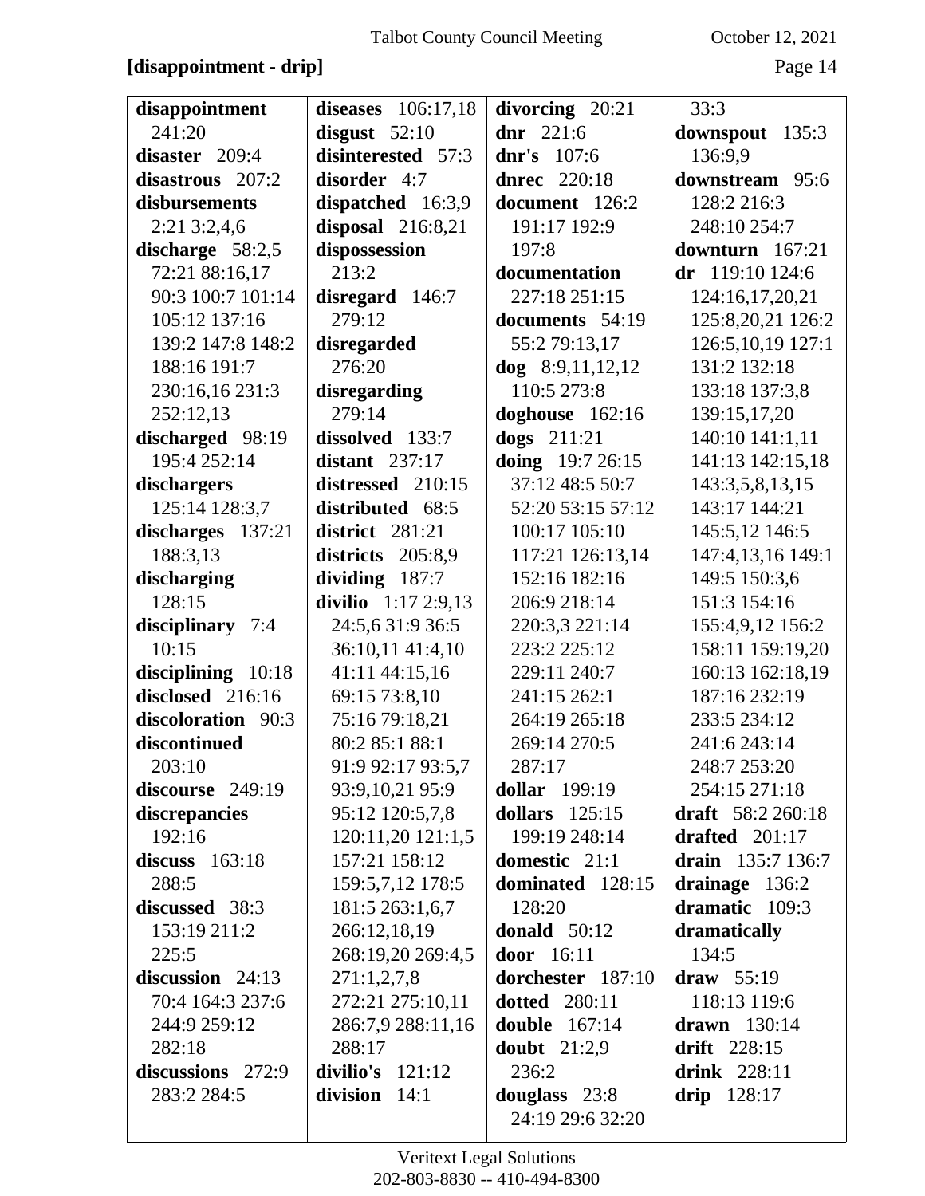**[disappointment - drip]**

**disappointment** 241:20
**disaster** 209:4
**disastrous** 207:2
**disbursements** 2:21 3:2,4,6
**discharge** 58:2,5 72:21 88:16,17 90:3 100:7 101:14 105:12 137:16 139:2 147:8 148:2 188:16 191:7 230:16,16 231:3 252:12,13
**discharged** 98:19 195:4 252:14
**dischargers** 125:14 128:3,7
**discharges** 137:21 188:3,13
**discharging** 128:15
**disciplinary** 7:4 10:15
**disciplining** 10:18
**disclosed** 216:16
**discoloration** 90:3
**discontinued** 203:10
**discourse** 249:19
**discrepancies** 192:16
**discuss** 163:18 288:5
**discussed** 38:3 153:19 211:2 225:5
**discussion** 24:13 70:4 164:3 237:6 244:9 259:12 282:18
**discussions** 272:9 283:2 284:5

**diseases** 106:17,18
**disgust** 52:10
**disinterested** 57:3
**disorder** 4:7
**dispatched** 16:3,9
**disposal** 216:8,21
**dispossession** 213:2
**disregard** 146:7 279:12
**disregarded** 276:20
**disregarding** 279:14
**dissolved** 133:7
**distant** 237:17
**distressed** 210:15
**distributed** 68:5
**district** 281:21
**districts** 205:8,9
**dividing** 187:7
**divilio** 1:17 2:9,13 24:5,6 31:9 36:5 36:10,11 41:4,10 41:11 44:15,16 69:15 73:8,10 75:16 79:18,21 80:2 85:1 88:1 91:9 92:17 93:5,7 93:9,10,21 95:9 95:12 120:5,7,8 120:11,20 121:1,5 157:21 158:12 159:5,7,12 178:5 181:5 263:1,6,7 266:12,18,19 268:19,20 269:4,5 271:1,2,7,8 272:21 275:10,11 286:7,9 288:11,16 288:17
**divilio's** 121:12
**division** 14:1

**divorcing** 20:21
**dnr** 221:6
**dnr's** 107:6
**dnrec** 220:18
**document** 126:2 191:17 192:9 197:8
**documentation** 227:18 251:15
**documents** 54:19 55:2 79:13,17
**dog** 8:9,11,12,12 110:5 273:8
**doghouse** 162:16
**dogs** 211:21
**doing** 19:7 26:15 37:12 48:5 50:7 52:20 53:15 57:12 100:17 105:10 117:21 126:13,14 152:16 182:16 206:9 218:14 220:3,3 221:14 223:2 225:12 229:11 240:7 241:15 262:1 264:19 265:18 269:14 270:5 287:17
**dollar** 199:19
**dollars** 125:15 199:19 248:14
**domestic** 21:1
**dominated** 128:15 128:20
**donald** 50:12
**door** 16:11
**dorchester** 187:10
**dotted** 280:11
**double** 167:14
**doubt** 21:2,9 236:2
**douglass** 23:8 24:19 29:6 32:20 33:3

**downspout** 135:3 136:9,9
**downstream** 95:6 128:2 216:3 248:10 254:7
**downturn** 167:21
**dr** 119:10 124:6 124:16,17,20,21 125:8,20,21 126:2 126:5,10,19 127:1 131:2 132:18 133:18 137:3,8 139:15,17,20 140:10 141:1,11 141:13 142:15,18 143:3,5,8,13,15 143:17 144:21 145:5,12 146:5 147:4,13,16 149:1 149:5 150:3,6 151:3 154:16 155:4,9,12 156:2 158:11 159:19,20 160:13 162:18,19 187:16 232:19 233:5 234:12 241:6 243:14 248:7 253:20 254:15 271:18
**draft** 58:2 260:18
**drafted** 201:17
**drain** 135:7 136:7
**drainage** 136:2
**dramatic** 109:3
**dramatically** 134:5
**draw** 55:19 118:13 119:6
**drawn** 130:14
**drift** 228:15
**drink** 228:11
**drip** 128:17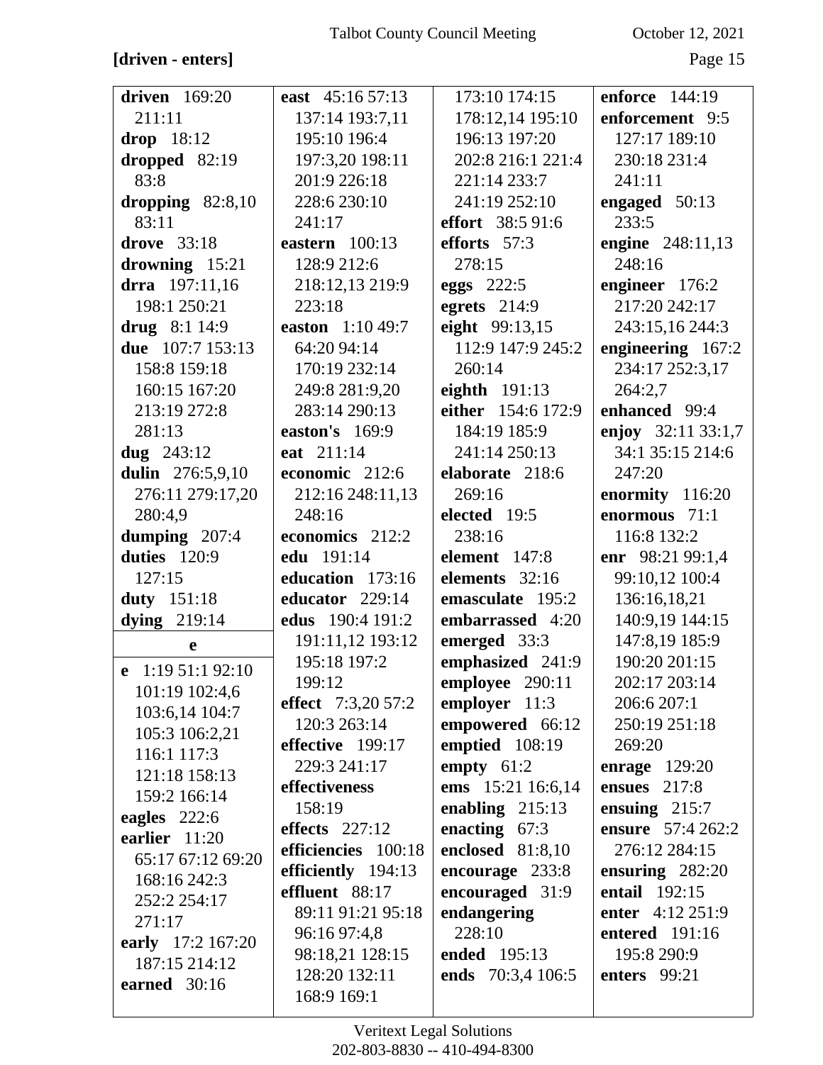**[driven - enters]**

**driven** 169:20 211:11
**drop** 18:12
**dropped** 82:19 83:8
**dropping** 82:8,10 83:11
**drove** 33:18
**drowning** 15:21
**drra** 197:11,16 198:1 250:21
**drug** 8:1 14:9
**due** 107:7 153:13 158:8 159:18 160:15 167:20 213:19 272:8 281:13
**dug** 243:12
**dulin** 276:5,9,10 276:11 279:17,20 280:4,9
**dumping** 207:4
**duties** 120:9 127:15
**duty** 151:18
**dying** 219:14

**e**

**e** 1:19 51:1 92:10 101:19 102:4,6 103:6,14 104:7 105:3 106:2,21 116:1 117:3 121:18 158:13 159:2 166:14
**eagles** 222:6
**earlier** 11:20 65:17 67:12 69:20 168:16 242:3 252:2 254:17 271:17
**early** 17:2 167:20 187:15 214:12
**earned** 30:16
**east** 45:16 57:13 137:14 193:7,11 195:10 196:4 197:3,20 198:11 201:9 226:18 228:6 230:10 241:17
**eastern** 100:13 128:9 212:6 218:12,13 219:9 223:18
**easton** 1:10 49:7 64:20 94:14 170:19 232:14 249:8 281:9,20 283:14 290:13
**easton's** 169:9
**eat** 211:14
**economic** 212:6 212:16 248:11,13 248:16
**economics** 212:2
**edu** 191:14
**education** 173:16
**educator** 229:14
**edus** 190:4 191:2 191:11,12 193:12 195:18 197:2 199:12
**effect** 7:3,20 57:2 120:3 263:14
**effective** 199:17 229:3 241:17
**effectiveness** 158:19
**effects** 227:12
**efficiencies** 100:18
**efficiently** 194:13
**effluent** 88:17 89:11 91:21 95:18 96:16 97:4,8 98:18,21 128:15 128:20 132:11 168:9 169:1 173:10 174:15 178:12,14 195:10 196:13 197:20 202:8 216:1 221:4 221:14 233:7 241:19 252:10
**effort** 38:5 91:6
**efforts** 57:3 278:15
**eggs** 222:5
**egrets** 214:9
**eight** 99:13,15 112:9 147:9 245:2 260:14
**eighth** 191:13
**either** 154:6 172:9 184:19 185:9 241:14 250:13
**elaborate** 218:6 269:16
**elected** 19:5 238:16
**element** 147:8
**elements** 32:16
**emasculate** 195:2
**embarrassed** 4:20
**emerged** 33:3
**emphasized** 241:9
**employee** 290:11
**employer** 11:3
**empowered** 66:12
**emptied** 108:19
**empty** 61:2
**ems** 15:21 16:6,14
**enabling** 215:13
**enacting** 67:3
**enclosed** 81:8,10
**encourage** 233:8
**encouraged** 31:9
**endangering** 228:10
**ended** 195:13
**ends** 70:3,4 106:5
**enforce** 144:19
**enforcement** 9:5 127:17 189:10 230:18 231:4 241:11
**engaged** 50:13 233:5
**engine** 248:11,13 248:16
**engineer** 176:2 217:20 242:17 243:15,16 244:3
**engineering** 167:2 234:17 252:3,17 264:2,7
**enhanced** 99:4
**enjoy** 32:11 33:1,7 34:1 35:15 214:6 247:20
**enormity** 116:20
**enormous** 71:1 116:8 132:2
**enr** 98:21 99:1,4 99:10,12 100:4 136:16,18,21 140:9,19 144:15 147:8,19 185:9 190:20 201:15 202:17 203:14 206:6 207:1 250:19 251:18 269:20
**enrage** 129:20
**ensues** 217:8
**ensuing** 215:7
**ensure** 57:4 262:2 276:12 284:15
**ensuring** 282:20
**entail** 192:15
**enter** 4:12 251:9
**entered** 191:16 195:8 290:9
**enters** 99:21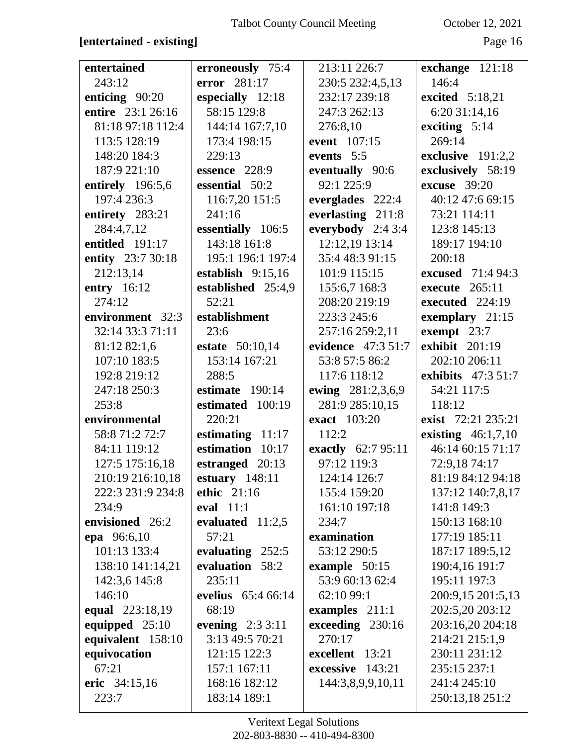**[entertained - existing]**

**entertained** 243:12
**enticing** 90:20
**entire** 23:1 26:16 81:18 97:18 112:4 113:5 128:19 148:20 184:3 187:9 221:10
**entirely** 196:5,6 197:4 236:3
**entirety** 283:21 284:4,7,12
**entitled** 191:17
**entity** 23:7 30:18 212:13,14
**entry** 16:12 274:12
**environment** 32:3 32:14 33:3 71:11 81:12 82:1,6 107:10 183:5 192:8 219:12 247:18 250:3 253:8
**environmental** 58:8 71:2 72:7 84:11 119:12 127:5 175:16,18 210:19 216:10,18 222:3 231:9 234:8 234:9
**envisioned** 26:2
**epa** 96:6,10 101:13 133:4 138:10 141:14,21 142:3,6 145:8 146:10
**equal** 223:18,19
**equipped** 25:10
**equivalent** 158:10
**equivocation** 67:21
**eric** 34:15,16 223:7
**erroneously** 75:4
**error** 281:17
**especially** 12:18 58:15 129:8 144:14 167:7,10 173:4 198:15 229:13
**essence** 228:9
**essential** 50:2 116:7,20 151:5 241:16
**essentially** 106:5 143:18 161:8 195:1 196:1 197:4
**establish** 9:15,16
**established** 25:4,9 52:21
**establishment** 23:6
**estate** 50:10,14 153:14 167:21 288:5
**estimate** 190:14
**estimated** 100:19 220:21
**estimating** 11:17
**estimation** 10:17
**estranged** 20:13
**estuary** 148:11
**ethic** 21:16
**eval** 11:1
**evaluated** 11:2,5 57:21
**evaluating** 252:5
**evaluation** 58:2 235:11
**evelius** 65:4 66:14 68:19
**evening** 2:3 3:11 3:13 49:5 70:21 121:15 122:3 157:1 167:11 168:16 182:12 183:14 189:1 213:11 226:7 230:5 232:4,5,13 232:17 239:18 247:3 262:13 276:8,10
**event** 107:15
**events** 5:5
**eventually** 90:6 92:1 225:9
**everglades** 222:4
**everlasting** 211:8
**everybody** 2:4 3:4 12:12,19 13:14 35:4 48:3 91:15 101:9 115:15 155:6,7 168:3 208:20 219:19 223:3 245:6 257:16 259:2,11
**evidence** 47:3 51:7 53:8 57:5 86:2 117:6 118:12
**ewing** 281:2,3,6,9 281:9 285:10,15
**exact** 103:20 112:2
**exactly** 62:7 95:11 97:12 119:3 124:14 126:7 155:4 159:20 161:10 197:18 234:7
**examination** 53:12 290:5
**example** 50:15 53:9 60:13 62:4 62:10 99:1
**examples** 211:1
**exceeding** 230:16 270:17
**excellent** 13:21
**excessive** 143:21 144:3,8,9,9,10,11
**exchange** 121:18 146:4
**excited** 5:18,21 6:20 31:14,16
**exciting** 5:14 269:14
**exclusive** 191:2,2
**exclusively** 58:19
**excuse** 39:20 40:12 47:6 69:15 73:21 114:11 123:8 145:13 189:17 194:10 200:18
**excused** 71:4 94:3
**execute** 265:11
**executed** 224:19
**exemplary** 21:15
**exempt** 23:7
**exhibit** 201:19 202:10 206:11
**exhibits** 47:3 51:7 54:21 117:5 118:12
**exist** 72:21 235:21
**existing** 46:1,7,10 46:14 60:15 71:17 72:9,18 74:17 81:19 84:12 94:18 137:12 140:7,8,17 141:8 149:3 150:13 168:10 177:19 185:11 187:17 189:5,12 190:4,16 191:7 195:11 197:3 200:9,15 201:5,13 202:5,20 203:12 203:16,20 204:18 214:21 215:1,9 230:11 231:12 235:15 237:1 241:4 245:10 250:13,18 251:2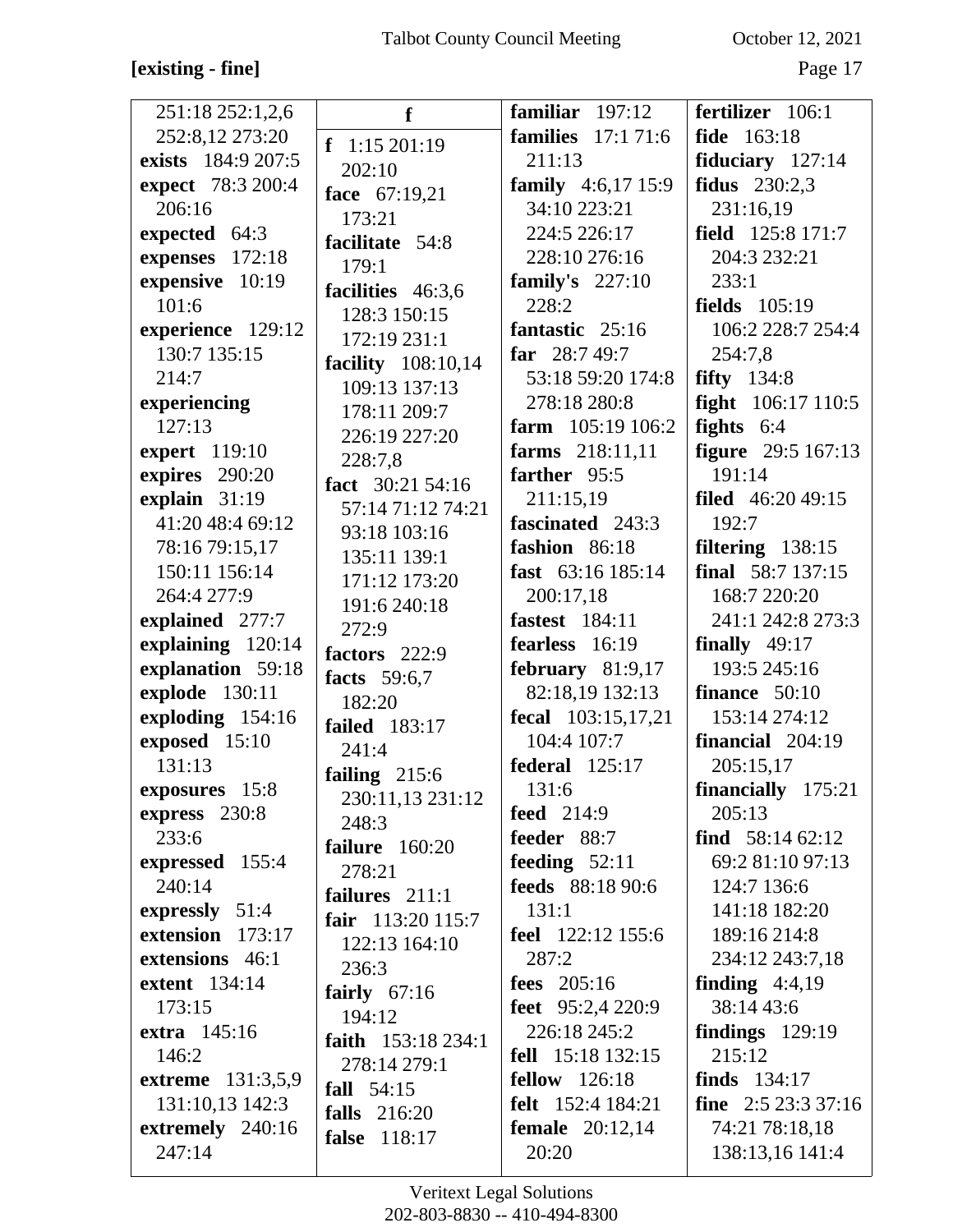**[existing - fine]**

251:18 252:1,2,6 252:8,12 273:20
**exists** 184:9 207:5
**expect** 78:3 200:4 206:16
**expected** 64:3
**expenses** 172:18
**expensive** 10:19 101:6
**experience** 129:12 130:7 135:15 214:7
**experiencing** 127:13
**expert** 119:10
**expires** 290:20
**explain** 31:19 41:20 48:4 69:12 78:16 79:15,17 150:11 156:14 264:4 277:9
**explained** 277:7
**explaining** 120:14
**explanation** 59:18
**explode** 130:11
**exploding** 154:16
**exposed** 15:10 131:13
**exposures** 15:8
**express** 230:8 233:6
**expressed** 155:4 240:14
**expressly** 51:4
**extension** 173:17
**extensions** 46:1
**extent** 134:14 173:15
**extra** 145:16 146:2
**extreme** 131:3,5,9 131:10,13 142:3
**extremely** 240:16 247:14

**f**

**f** 1:15 201:19 202:10
**face** 67:19,21 173:21
**facilitate** 54:8 179:1
**facilities** 46:3,6 128:3 150:15 172:19 231:1
**facility** 108:10,14 109:13 137:13 178:11 209:7 226:19 227:20 228:7,8
**fact** 30:21 54:16 57:14 71:12 74:21 93:18 103:16 135:11 139:1 171:12 173:20 191:6 240:18 272:9
**factors** 222:9
**facts** 59:6,7 182:20
**failed** 183:17 241:4
**failing** 215:6 230:11,13 231:12 248:3
**failure** 160:20 278:21
**failures** 211:1
**fair** 113:20 115:7 122:13 164:10 236:3
**fairly** 67:16 194:12
**faith** 153:18 234:1 278:14 279:1
**fall** 54:15
**falls** 216:20
**false** 118:17
**familiar** 197:12
**families** 17:1 71:6 211:13
**family** 4:6,17 15:9 34:10 223:21 224:5 226:17 228:10 276:16
**family's** 227:10 228:2
**fantastic** 25:16
**far** 28:7 49:7 53:18 59:20 174:8 278:18 280:8
**farm** 105:19 106:2
**farms** 218:11,11
**farther** 95:5 211:15,19
**fascinated** 243:3
**fashion** 86:18
**fast** 63:16 185:14 200:17,18
**fastest** 184:11
**fearless** 16:19
**february** 81:9,17 82:18,19 132:13
**fecal** 103:15,17,21 104:4 107:7
**federal** 125:17 131:6
**feed** 214:9
**feeder** 88:7
**feeding** 52:11
**feeds** 88:18 90:6 131:1
**feel** 122:12 155:6 287:2
**fees** 205:16
**feet** 95:2,4 220:9 226:18 245:2
**fell** 15:18 132:15
**fellow** 126:18
**felt** 152:4 184:21
**female** 20:12,14 20:20
**fertilizer** 106:1
**fide** 163:18
**fiduciary** 127:14
**fidus** 230:2,3 231:16,19
**field** 125:8 171:7 204:3 232:21 233:1
**fields** 105:19 106:2 228:7 254:4 254:7,8
**fifty** 134:8
**fight** 106:17 110:5
**fights** 6:4
**figure** 29:5 167:13 191:14
**filed** 46:20 49:15 192:7
**filtering** 138:15
**final** 58:7 137:15 168:7 220:20 241:1 242:8 273:3
**finally** 49:17 193:5 245:16
**finance** 50:10 153:14 274:12
**financial** 204:19 205:15,17
**financially** 175:21 205:13
**find** 58:14 62:12 69:2 81:10 97:13 124:7 136:6 141:18 182:20 189:16 214:8 234:12 243:7,18
**finding** 4:4,19 38:14 43:6
**findings** 129:19 215:12
**finds** 134:17
**fine** 2:5 23:3 37:16 74:21 78:18,18 138:13,16 141:4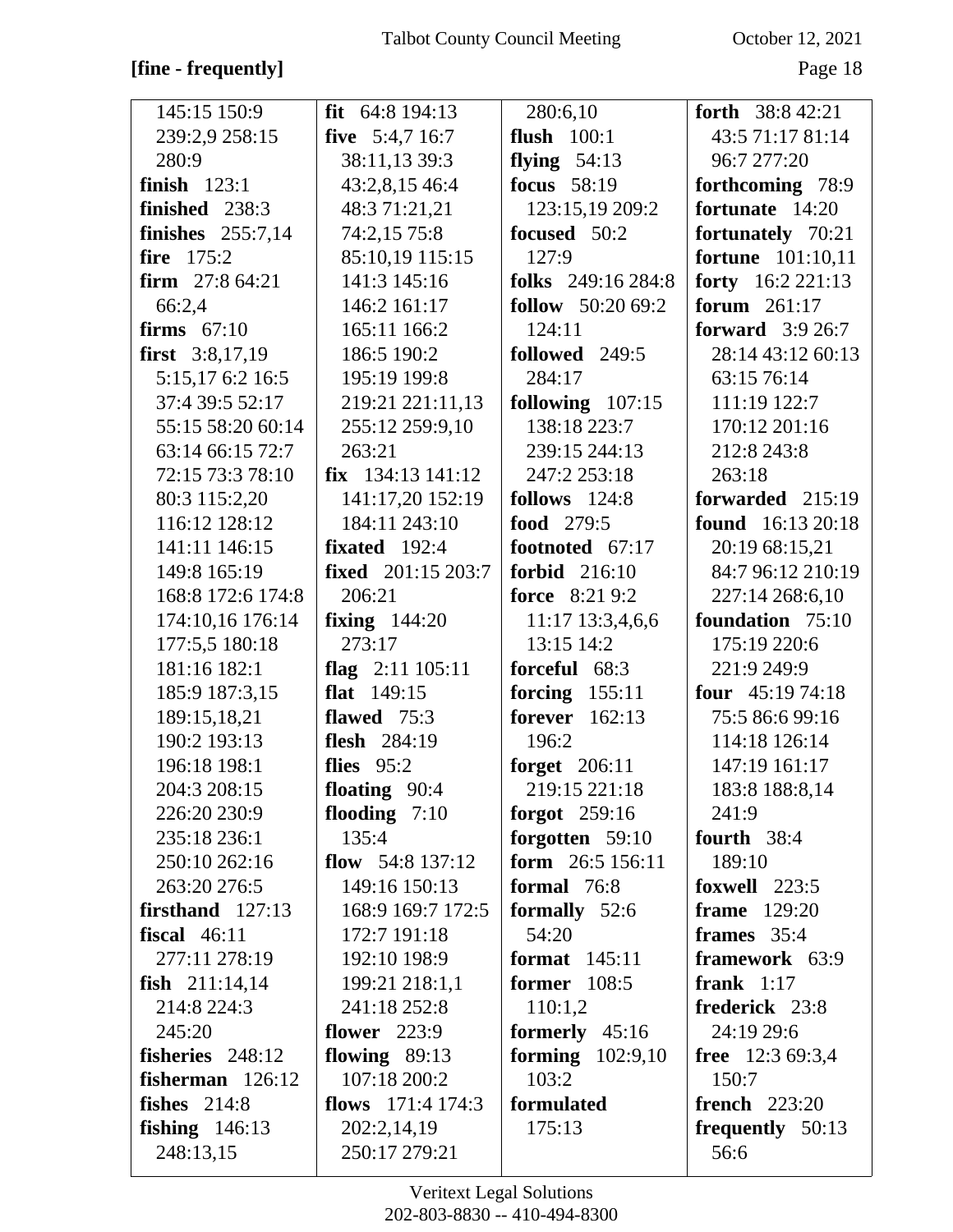**[fine - frequently]**

145:15 150:9 239:2,9 258:15 280:9
**finish** 123:1
**finished** 238:3
**finishes** 255:7,14
**fire** 175:2
**firm** 27:8 64:21 66:2,4
**firms** 67:10
**first** 3:8,17,19 5:15,17 6:2 16:5 37:4 39:5 52:17 55:15 58:20 60:14 63:14 66:15 72:7 72:15 73:3 78:10 80:3 115:2,20 116:12 128:12 141:11 146:15 149:8 165:19 168:8 172:6 174:8 174:10,16 176:14 177:5,5 180:18 181:16 182:1 185:9 187:3,15 189:15,18,21 190:2 193:13 196:18 198:1 204:3 208:15 226:20 230:9 235:18 236:1 250:10 262:16 263:20 276:5
**firsthand** 127:13
**fiscal** 46:11 277:11 278:19
**fish** 211:14,14 214:8 224:3 245:20
**fisheries** 248:12
**fisherman** 126:12
**fishes** 214:8
**fishing** 146:13 248:13,15

**fit** 64:8 194:13
**five** 5:4,7 16:7 38:11,13 39:3 43:2,8,15 46:4 48:3 71:21,21 74:2,15 75:8 85:10,19 115:15 141:3 145:16 146:2 161:17 165:11 166:2 186:5 190:2 195:19 199:8 219:21 221:11,13 255:12 259:9,10 263:21
**fix** 134:13 141:12 141:17,20 152:19 184:11 243:10
**fixated** 192:4
**fixed** 201:15 203:7 206:21
**fixing** 144:20 273:17
**flag** 2:11 105:11
**flat** 149:15
**flawed** 75:3
**flesh** 284:19
**flies** 95:2
**floating** 90:4
**flooding** 7:10 135:4
**flow** 54:8 137:12 149:16 150:13 168:9 169:7 172:5 172:7 191:18 192:10 198:9 199:21 218:1,1 241:18 252:8
**flower** 223:9
**flowing** 89:13 107:18 200:2
**flows** 171:4 174:3 202:2,14,19 250:17 279:21

280:6,10
**flush** 100:1
**flying** 54:13
**focus** 58:19 123:15,19 209:2
**focused** 50:2 127:9
**folks** 249:16 284:8
**follow** 50:20 69:2 124:11
**followed** 249:5 284:17
**following** 107:15 138:18 223:7 239:15 244:13 247:2 253:18
**follows** 124:8
**food** 279:5
**footnoted** 67:17
**forbid** 216:10
**force** 8:21 9:2 11:17 13:3,4,6,6 13:15 14:2
**forceful** 68:3
**forcing** 155:11
**forever** 162:13 196:2
**forget** 206:11 219:15 221:18
**forgot** 259:16
**forgotten** 59:10
**form** 26:5 156:11
**formal** 76:8
**formally** 52:6 54:20
**format** 145:11
**former** 108:5 110:1,2
**formerly** 45:16
**forming** 102:9,10 103:2
**formulated** 175:13

**forth** 38:8 42:21 43:5 71:17 81:14 96:7 277:20
**forthcoming** 78:9
**fortunate** 14:20
**fortunately** 70:21
**fortune** 101:10,11
**forty** 16:2 221:13
**forum** 261:17
**forward** 3:9 26:7 28:14 43:12 60:13 63:15 76:14 111:19 122:7 170:12 201:16 212:8 243:8 263:18
**forwarded** 215:19
**found** 16:13 20:18 20:19 68:15,21 84:7 96:12 210:19 227:14 268:6,10
**foundation** 75:10 175:19 220:6 221:9 249:9
**four** 45:19 74:18 75:5 86:6 99:16 114:18 126:14 147:19 161:17 183:8 188:8,14 241:9
**fourth** 38:4 189:10
**foxwell** 223:5
**frame** 129:20
**frames** 35:4
**framework** 63:9
**frank** 1:17
**frederick** 23:8 24:19 29:6
**free** 12:3 69:3,4 150:7
**french** 223:20
**frequently** 50:13 56:6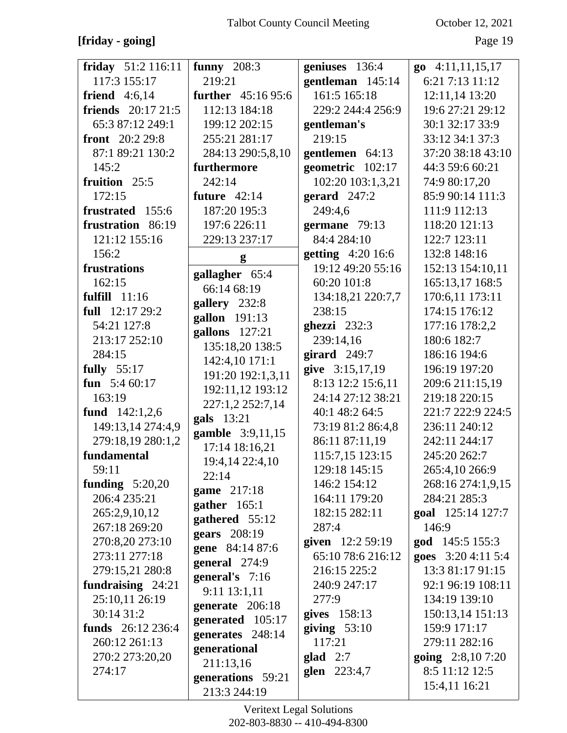**[friday - going]**

**friday** 51:2 116:11 117:3 155:17
**friend** 4:6,14
**friends** 20:17 21:5 65:3 87:12 249:1
**front** 20:2 29:8 87:1 89:21 130:2 145:2
**fruition** 25:5 172:15
**frustrated** 155:6
**frustration** 86:19 121:12 155:16 156:2
**frustrations** 162:15
**fulfill** 11:16
**full** 12:17 29:2 54:21 127:8 213:17 252:10 284:15
**fully** 55:17
**fun** 5:4 60:17 163:19
**fund** 142:1,2,6 149:13,14 274:4,9 279:18,19 280:1,2
**fundamental** 59:11
**funding** 5:20,20 206:4 235:21 265:2,9,10,12 267:18 269:20 270:8,20 273:10 273:11 277:18 279:15,21 280:8
**fundraising** 24:21 25:10,11 26:19 30:14 31:2
**funds** 26:12 236:4 260:12 261:13 270:2 273:20,20 274:17
**funny** 208:3 219:21
**further** 45:16 95:6 112:13 184:18 199:12 202:15 255:21 281:17 284:13 290:5,8,10
**furthermore** 242:14
**future** 42:14 187:20 195:3 197:6 226:11 229:13 237:17

**g**

**gallagher** 65:4 66:14 68:19
**gallery** 232:8
**gallon** 191:13
**gallons** 127:21 135:18,20 138:5 142:4,10 171:1 191:20 192:1,3,11 192:11,12 193:12 227:1,2 252:7,14
**gals** 13:21
**gamble** 3:9,11,15 17:14 18:16,21 19:4,14 22:4,10 22:14
**game** 217:18
**gather** 165:1
**gathered** 55:12
**gears** 208:19
**gene** 84:14 87:6
**general** 274:9
**general's** 7:16 9:11 13:1,11
**generate** 206:18
**generated** 105:17
**generates** 248:14
**generational** 211:13,16
**generations** 59:21 213:3 244:19
**geniuses** 136:4
**gentleman** 145:14 161:5 165:18 229:2 244:4 256:9
**gentleman's** 219:15
**gentlemen** 64:13
**geometric** 102:17 102:20 103:1,3,21
**gerard** 247:2 249:4,6
**germane** 79:13 84:4 284:10
**getting** 4:20 16:6 19:12 49:20 55:16 60:20 101:8 134:18,21 220:7,7 238:15
**ghezzi** 232:3 239:14,16
**girard** 249:7
**give** 3:15,17,19 8:13 12:2 15:6,11 24:14 27:12 38:21 40:1 48:2 64:5 73:19 81:2 86:4,8 86:11 87:11,19 115:7,15 123:15 129:18 145:15 146:2 154:12 164:11 179:20 182:15 282:11 287:4
**given** 12:2 59:19 65:10 78:6 216:12 216:15 225:2 240:9 247:17 277:9
**gives** 158:13
**giving** 53:10 117:21
**glad** 2:7
**glen** 223:4,7
**go** 4:11,11,15,17 6:21 7:13 11:12 12:11,14 13:20 19:6 27:21 29:12 30:1 32:17 33:9 33:12 34:1 37:3 37:20 38:18 43:10 44:3 59:6 60:21 74:9 80:17,20 85:9 90:14 111:3 111:9 112:13 118:20 121:13 122:7 123:11 132:8 148:16 152:13 154:10,11 165:13,17 168:5 170:6,11 173:11 174:15 176:12 177:16 178:2,2 180:6 182:7 186:16 194:6 196:19 197:20 209:6 211:15,19 219:18 220:15 221:7 222:9 224:5 236:11 240:12 242:11 244:17 245:20 262:7 265:4,10 266:9 268:16 274:1,9,15 284:21 285:3
**goal** 125:14 127:7 146:9
**god** 145:5 155:3
**goes** 3:20 4:11 5:4 13:3 81:17 91:15 92:1 96:19 108:11 134:19 139:10 150:13,14 151:13 159:9 171:17 279:11 282:16
**going** 2:8,10 7:20 8:5 11:12 12:5 15:4,11 16:21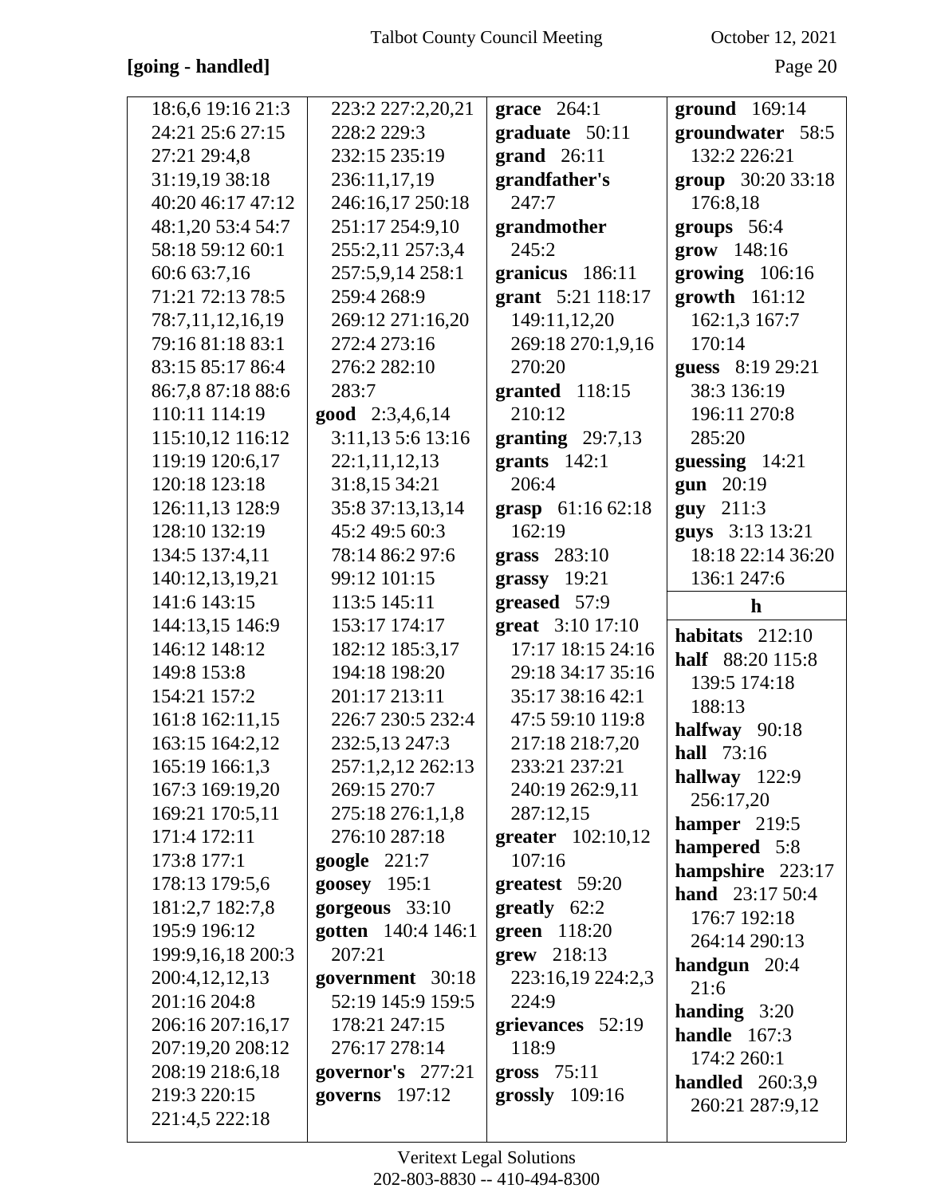**[going - handled]**

18:6,6 19:16 21:3 24:21 25:6 27:15 27:21 29:4,8 31:19,19 38:18 40:20 46:17 47:12 48:1,20 53:4 54:7 58:18 59:12 60:1 60:6 63:7,16 71:21 72:13 78:5 78:7,11,12,16,19 79:16 81:18 83:1 83:15 85:17 86:4 86:7,8 87:18 88:6 110:11 114:19 115:10,12 116:12 119:19 120:6,17 120:18 123:18 126:11,13 128:9 128:10 132:19 134:5 137:4,11 140:12,13,19,21 141:6 143:15 144:13,15 146:9 146:12 148:12 149:8 153:8 154:21 157:2 161:8 162:11,15 163:15 164:2,12 165:19 166:1,3 167:3 169:19,20 169:21 170:5,11 171:4 172:11 173:8 177:1 178:13 179:5,6 181:2,7 182:7,8 195:9 196:12 199:9,16,18 200:3 200:4,12,12,13 201:16 204:8 206:16 207:16,17 207:19,20 208:12 208:19 218:6,18 219:3 220:15 221:4,5 222:18 223:2 227:2,20,21 228:2 229:3 232:15 235:19 236:11,17,19 246:16,17 250:18 251:17 254:9,10 255:2,11 257:3,4 257:5,9,14 258:1 259:4 268:9 269:12 271:16,20 272:4 273:16 276:2 282:10 283:7

**good** 2:3,4,6,14 3:11,13 5:6 13:16 22:1,11,12,13 31:8,15 34:21 35:8 37:13,13,14 45:2 49:5 60:3 78:14 86:2 97:6 99:12 101:15 113:5 145:11 153:17 174:17 182:12 185:3,17 194:18 198:20 201:17 213:11 226:7 230:5 232:4 232:5,13 247:3 257:1,2,12 262:13 269:15 270:7 275:18 276:1,1,8 276:10 287:18

**google** 221:7

**goosey** 195:1

**gorgeous** 33:10

**gotten** 140:4 146:1 207:21

**government** 30:18 52:19 145:9 159:5 178:21 247:15 276:17 278:14

**governor's** 277:21

**governs** 197:12

**grace** 264:1

**graduate** 50:11

**grand** 26:11

**grandfather's** 247:7

**grandmother** 245:2

**granicus** 186:11

**grant** 5:21 118:17 149:11,12,20 269:18 270:1,9,16 270:20

**granted** 118:15 210:12

**granting** 29:7,13

**grants** 142:1 206:4

**grasp** 61:16 62:18 162:19

**grass** 283:10

**grassy** 19:21

**greased** 57:9

**great** 3:10 17:10 17:17 18:15 24:16 29:18 34:17 35:16 35:17 38:16 42:1 47:5 59:10 119:8 217:18 218:7,20 233:21 237:21 240:19 262:9,11 287:12,15

**greater** 102:10,12 107:16

**greatest** 59:20

**greatly** 62:2

**green** 118:20

**grew** 218:13 223:16,19 224:2,3 224:9

**grievances** 52:19 118:9

**gross** 75:11

**grossly** 109:16

**ground** 169:14

**groundwater** 58:5 132:2 226:21

**group** 30:20 33:18 176:8,18

**groups** 56:4

**grow** 148:16

**growing** 106:16

**growth** 161:12 162:1,3 167:7 170:14

**guess** 8:19 29:21 38:3 136:19 196:11 270:8 285:20

**guessing** 14:21

**gun** 20:19

**guy** 211:3

**guys** 3:13 13:21 18:18 22:14 36:20 136:1 247:6

## h

**habitats** 212:10

**half** 88:20 115:8 139:5 174:18 188:13

**halfway** 90:18

**hall** 73:16

**hallway** 122:9 256:17,20

**hamper** 219:5

**hampered** 5:8

**hampshire** 223:17

**hand** 23:17 50:4 176:7 192:18 264:14 290:13

**handgun** 20:4 21:6

**handing** 3:20

**handle** 167:3 174:2 260:1

**handled** 260:3,9 260:21 287:9,12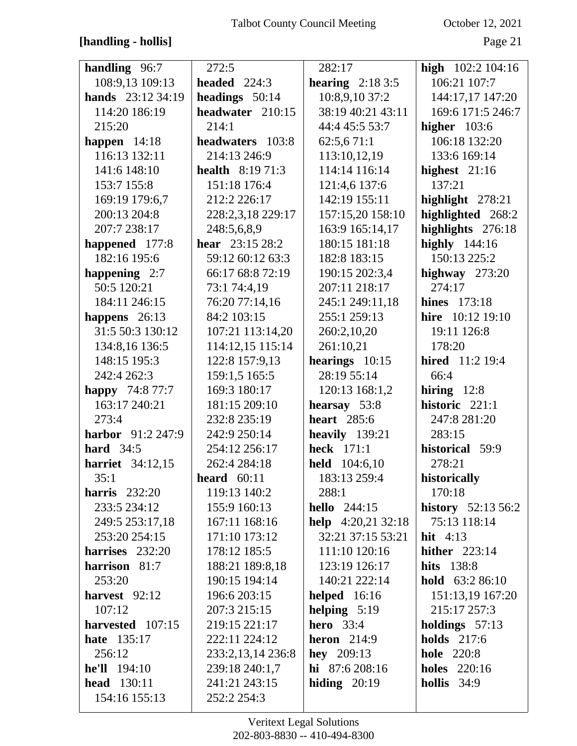**[handling - hollis]**

**handling** 96:7 108:9,13 109:13
**hands** 23:12 34:19 114:20 186:19 215:20
**happen** 14:18 116:13 132:11 141:6 148:10 153:7 155:8 169:19 179:6,7 200:13 204:8 207:7 238:17
**happened** 177:8 182:16 195:6
**happening** 2:7 50:5 120:21 184:11 246:15
**happens** 26:13 31:5 50:3 130:12 134:8,16 136:5 148:15 195:3 242:4 262:3
**happy** 74:8 77:7 163:17 240:21 273:4
**harbor** 91:2 247:9
**hard** 34:5
**harriet** 34:12,15 35:1
**harris** 232:20 233:5 234:12 249:5 253:17,18 253:20 254:15
**harrises** 232:20
**harrison** 81:7 253:20
**harvest** 92:12 107:12
**harvested** 107:15
**hate** 135:17 256:12
**he'll** 194:10
**head** 130:11 154:16 155:13 272:5
**headed** 224:3
**headings** 50:14
**headwater** 210:15 214:1
**headwaters** 103:8 214:13 246:9
**health** 8:19 71:3 151:18 176:4 212:2 226:17 228:2,3,18 229:17 248:5,6,8,9
**hear** 23:15 28:2 59:12 60:12 63:3 66:17 68:8 72:19 73:1 74:4,19 76:20 77:14,16 84:2 103:15 107:21 113:14,20 114:12,15 115:14 122:8 157:9,13 159:1,5 165:5 169:3 180:17 181:15 209:10 232:8 235:19 242:9 250:14 254:12 256:17 262:4 284:18
**heard** 60:11 119:13 140:2 155:9 160:13 167:11 168:16 171:10 173:12 178:12 185:5 188:21 189:8,18 190:15 194:14 196:6 203:15 207:3 215:15 219:15 221:17 222:11 224:12 233:2,13,14 236:8 239:18 240:1,7 241:21 243:15 252:2 254:3 282:17
**hearing** 2:18 3:5 10:8,9,10 37:2 38:19 40:21 43:11 44:4 45:5 53:7 62:5,6 71:1 113:10,12,19 114:14 116:14 121:4,6 137:6 142:19 155:11 157:15,20 158:10 163:9 165:14,17 180:15 181:18 182:8 183:15 190:15 202:3,4 207:11 218:17 245:1 249:11,18 255:1 259:13 260:2,10,20 261:10,21
**hearings** 10:15 28:19 55:14 120:13 168:1,2
**hearsay** 53:8
**heart** 285:6
**heavily** 139:21
**heck** 171:1
**held** 104:6,10 183:13 259:4 288:1
**hello** 244:15
**help** 4:20,21 32:18 32:21 37:15 53:21 111:10 120:16 123:19 126:17 140:21 222:14
**helped** 16:16
**helping** 5:19
**hero** 33:4
**heron** 214:9
**hey** 209:13
**hi** 87:6 208:16
**hiding** 20:19
**high** 102:2 104:16 106:21 107:7 144:17,17 147:20 169:6 171:5 246:7
**higher** 103:6 106:18 132:20 133:6 169:14
**highest** 21:16 137:21
**highlight** 278:21
**highlighted** 268:2
**highlights** 276:18
**highly** 144:16 150:13 225:2
**highway** 273:20 274:17
**hines** 173:18
**hire** 10:12 19:10 19:11 126:8 178:20
**hired** 11:2 19:4 66:4
**hiring** 12:8
**historic** 221:1 247:8 281:20 283:15
**historical** 59:9 278:21
**historically** 170:18
**history** 52:13 56:2 75:13 118:14
**hit** 4:13
**hither** 223:14
**hits** 138:8
**hold** 63:2 86:10 151:13,19 167:20 215:17 257:3
**holdings** 57:13
**holds** 217:6
**hole** 220:8
**holes** 220:16
**hollis** 34:9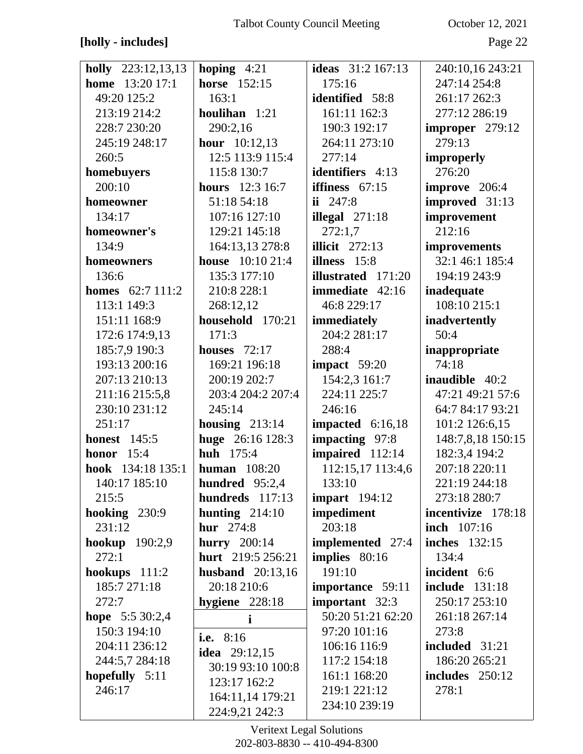[holly - includes]

**holly** 223:12,13,13
**home** 13:20 17:1 49:20 125:2 213:19 214:2 228:7 230:20 245:19 248:17 260:5
**homebuyers** 200:10
**homeowner** 134:17
**homeowner's** 134:9
**homeowners** 136:6
**homes** 62:7 111:2 113:1 149:3 151:11 168:9 172:6 174:9,13 185:7,9 190:3 193:13 200:16 207:13 210:13 211:16 215:5,8 230:10 231:12 251:17
**honest** 145:5
**honor** 15:4
**hook** 134:18 135:1 140:17 185:10 215:5
**hooking** 230:9 231:12
**hookup** 190:2,9 272:1
**hookups** 111:2 185:7 271:18 272:7
**hope** 5:5 30:2,4 150:3 194:10 204:11 236:12 244:5,7 284:18
**hopefully** 5:11 246:17
**hoping** 4:21
**horse** 152:15 163:1
**houlihan** 1:21 290:2,16
**hour** 10:12,13 12:5 113:9 115:4 115:8 130:7
**hours** 12:3 16:7 51:18 54:18 107:16 127:10 129:21 145:18 164:13,13 278:8
**house** 10:10 21:4 135:3 177:10 210:8 228:1 268:12,12
**household** 170:21 171:3
**houses** 72:17 169:21 196:18 200:19 202:7 203:4 204:2 207:4 245:14
**housing** 213:14
**huge** 26:16 128:3
**huh** 175:4
**human** 108:20
**hundred** 95:2,4
**hundreds** 117:13
**hunting** 214:10
**hur** 274:8
**hurry** 200:14
**hurt** 219:5 256:21
**husband** 20:13,16 20:18 210:6
**hygiene** 228:18

**i**

**i.e.** 8:16
**idea** 29:12,15 30:19 93:10 100:8 123:17 162:2 164:11,14 179:21 224:9,21 242:3
**ideas** 31:2 167:13 175:16
**identified** 58:8 161:11 162:3 190:3 192:17 264:11 273:10 277:14
**identifiers** 4:13
**iffiness** 67:15
**ii** 247:8
**illegal** 271:18 272:1,7
**illicit** 272:13
**illness** 15:8
**illustrated** 171:20
**immediate** 42:16 46:8 229:17
**immediately** 204:2 281:17 288:4
**impact** 59:20 154:2,3 161:7 224:11 225:7 246:16
**impacted** 6:16,18
**impacting** 97:8
**impaired** 112:14 112:15,17 113:4,6 133:10
**impart** 194:12
**impediment** 203:18
**implemented** 27:4
**implies** 80:16 191:10
**importance** 59:11
**important** 32:3 50:20 51:21 62:20 97:20 101:16 106:16 116:9 117:2 154:18 161:1 168:20 219:1 221:12 234:10 239:19 240:10,16 243:21 247:14 254:8 261:17 262:3 277:12 286:19
**improper** 279:12 279:13
**improperly** 276:20
**improve** 206:4
**improved** 31:13
**improvement** 212:16
**improvements** 32:1 46:1 185:4 194:19 243:9
**inadequate** 108:10 215:1
**inadvertently** 50:4
**inappropriate** 74:18
**inaudible** 40:2 47:21 49:21 57:6 64:7 84:17 93:21 101:2 126:6,15 148:7,8,18 150:15 182:3,4 194:2 207:18 220:11 221:19 244:18 273:18 280:7
**incentivize** 178:18
**inch** 107:16
**inches** 132:15 134:4
**incident** 6:6
**include** 131:18 250:17 253:10 261:18 267:14 273:8
**included** 31:21 186:20 265:21
**includes** 250:12 278:1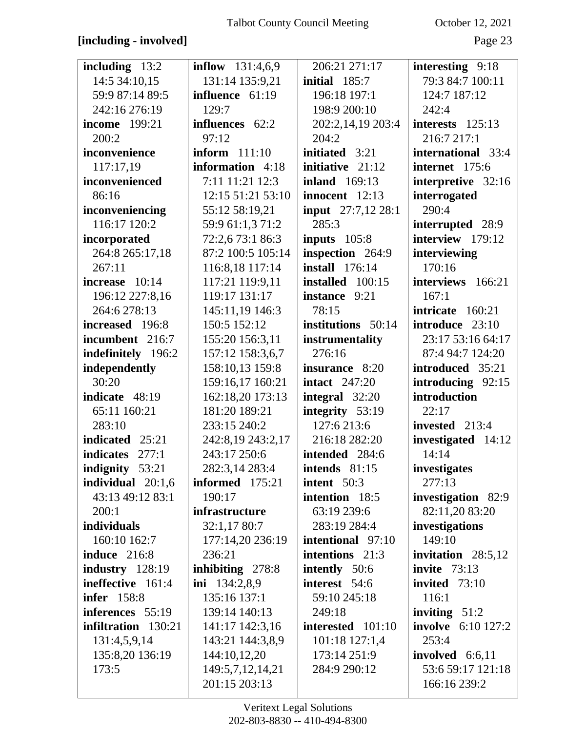**[including - involved]**

**including** 13:2 14:5 34:10,15 59:9 87:14 89:5 242:16 276:19
**income** 199:21 200:2
**inconvenience** 117:17,19
**inconvenienced** 86:16
**inconveniencing** 116:17 120:2
**incorporated** 264:8 265:17,18 267:11
**increase** 10:14 196:12 227:8,16 264:6 278:13
**increased** 196:8
**incumbent** 216:7
**indefinitely** 196:2
**independently** 30:20
**indicate** 48:19 65:11 160:21 283:10
**indicated** 25:21
**indicates** 277:1
**indignity** 53:21
**individual** 20:1,6 43:13 49:12 83:1 200:1
**individuals** 160:10 162:7
**induce** 216:8
**industry** 128:19
**ineffective** 161:4
**infer** 158:8
**inferences** 55:19
**infiltration** 130:21 131:4,5,9,14 135:8,20 136:19 173:5
**inflow** 131:4,6,9 131:14 135:9,21
**influence** 61:19 129:7
**influences** 62:2 97:12
**inform** 111:10
**information** 4:18 7:11 11:21 12:3 12:15 51:21 53:10 55:12 58:19,21 59:9 61:1,3 71:2 72:2,6 73:1 86:3 87:2 100:5 105:14 116:8,18 117:14 117:21 119:9,11 119:17 131:17 145:11,19 146:3 150:5 152:12 155:20 156:3,11 157:12 158:3,6,7 158:10,13 159:8 159:16,17 160:21 162:18,20 173:13 181:20 189:21 233:15 240:2 242:8,19 243:2,17 243:17 250:6 282:3,14 283:4
**informed** 175:21 190:17
**infrastructure** 32:1,17 80:7 177:14,20 236:19 236:21
**inhibiting** 278:8
**ini** 134:2,8,9 135:16 137:1 139:14 140:13 141:17 142:3,16 143:21 144:3,8,9 144:10,12,20 149:5,7,12,14,21 201:15 203:13 206:21 271:17
**initial** 185:7 196:18 197:1 198:9 200:10 202:2,14,19 203:4 204:2
**initiated** 3:21
**initiative** 21:12
**inland** 169:13
**innocent** 12:13
**input** 27:7,12 28:1 285:3
**inputs** 105:8
**inspection** 264:9
**install** 176:14
**installed** 100:15
**instance** 9:21 78:15
**institutions** 50:14
**instrumentality** 276:16
**insurance** 8:20
**intact** 247:20
**integral** 32:20
**integrity** 53:19 127:6 213:6 216:18 282:20
**intended** 284:6
**intends** 81:15
**intent** 50:3
**intention** 18:5 63:19 239:6 283:19 284:4
**intentional** 97:10
**intentions** 21:3
**intently** 50:6
**interest** 54:6 59:10 245:18 249:18
**interested** 101:10 101:18 127:1,4 173:14 251:9 284:9 290:12
**interesting** 9:18 79:3 84:7 100:11 124:7 187:12 242:4
**interests** 125:13 216:7 217:1
**international** 33:4
**internet** 175:6
**interpretive** 32:16
**interrogated** 290:4
**interrupted** 28:9
**interview** 179:12
**interviewing** 170:16
**interviews** 166:21 167:1
**intricate** 160:21
**introduce** 23:10 23:17 53:16 64:17 87:4 94:7 124:20
**introduced** 35:21
**introducing** 92:15
**introduction** 22:17
**invested** 213:4
**investigated** 14:12 14:14
**investigates** 277:13
**investigation** 82:9 82:11,20 83:20
**investigations** 149:10
**invitation** 28:5,12
**invite** 73:13
**invited** 73:10 116:1
**inviting** 51:2
**involve** 6:10 127:2 253:4
**involved** 6:6,11 53:6 59:17 121:18 166:16 239:2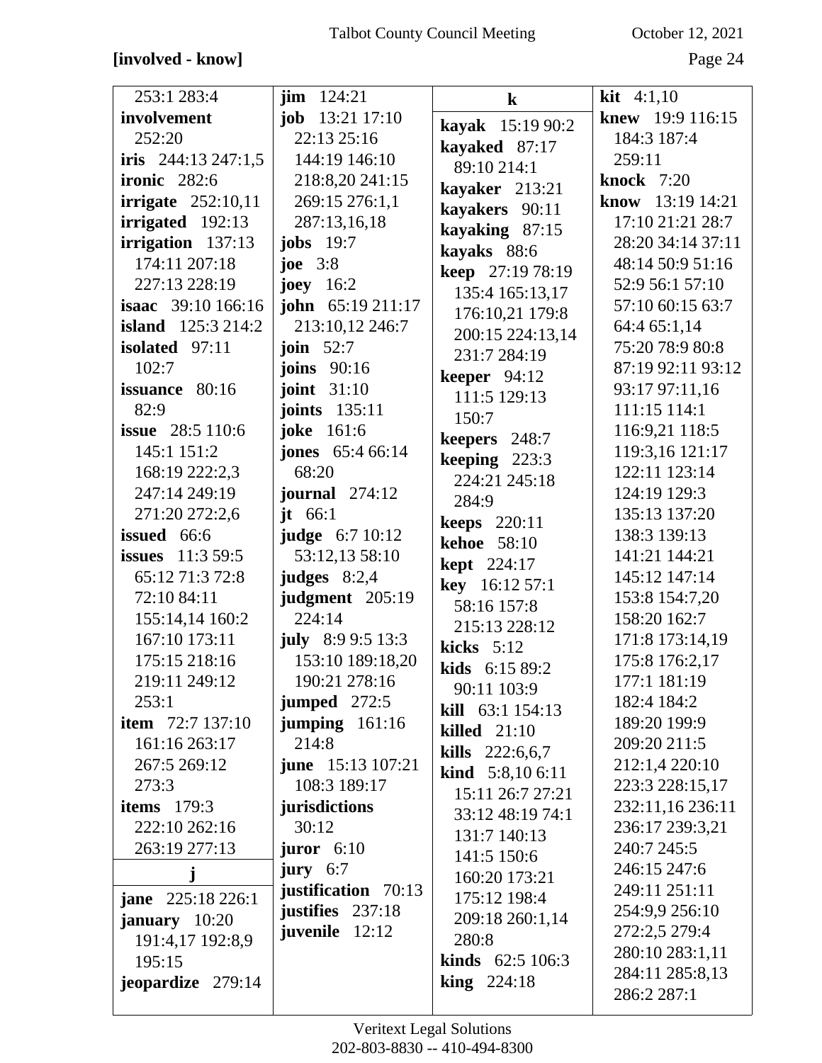**[involved - know]**

253:1 283:4
**involvement** 252:20
**iris** 244:13 247:1,5
**ironic** 282:6
**irrigate** 252:10,11
**irrigated** 192:13
**irrigation** 137:13 174:11 207:18 227:13 228:19
**isaac** 39:10 166:16
**island** 125:3 214:2
**isolated** 97:11 102:7
**issuance** 80:16 82:9
**issue** 28:5 110:6 145:1 151:2 168:19 222:2,3 247:14 249:19 271:20 272:2,6
**issued** 66:6
**issues** 11:3 59:5 65:12 71:3 72:8 72:10 84:11 155:14,14 160:2 167:10 173:11 175:15 218:16 219:11 249:12 253:1
**item** 72:7 137:10 161:16 263:17 267:5 269:12 273:3
**items** 179:3 222:10 262:16 263:19 277:13

**j**

**jane** 225:18 226:1
**january** 10:20 191:4,17 192:8,9 195:15
**jeopardize** 279:14
**jim** 124:21
**job** 13:21 17:10 22:13 25:16 144:19 146:10 218:8,20 241:15 269:15 276:1,1 287:13,16,18
**jobs** 19:7
**joe** 3:8
**joey** 16:2
**john** 65:19 211:17 213:10,12 246:7
**join** 52:7
**joins** 90:16
**joint** 31:10
**joints** 135:11
**joke** 161:6
**jones** 65:4 66:14 68:20
**journal** 274:12
**jt** 66:1
**judge** 6:7 10:12 53:12,13 58:10
**judges** 8:2,4
**judgment** 205:19 224:14
**july** 8:9 9:5 13:3 153:10 189:18,20 190:21 278:16
**jumped** 272:5
**jumping** 161:16 214:8
**june** 15:13 107:21 108:3 189:17
**jurisdictions** 30:12
**juror** 6:10
**jury** 6:7
**justification** 70:13
**justifies** 237:18
**juvenile** 12:12

**k**

**kayak** 15:19 90:2
**kayaked** 87:17 89:10 214:1
**kayaker** 213:21
**kayakers** 90:11
**kayaking** 87:15
**kayaks** 88:6
**keep** 27:19 78:19 135:4 165:13,17 176:10,21 179:8 200:15 224:13,14 231:7 284:19
**keeper** 94:12 111:5 129:13 150:7
**keepers** 248:7
**keeping** 223:3 224:21 245:18 284:9
**keeps** 220:11
**kehoe** 58:10
**kept** 224:17
**key** 16:12 57:1 58:16 157:8 215:13 228:12
**kicks** 5:12
**kids** 6:15 89:2 90:11 103:9
**kill** 63:1 154:13
**killed** 21:10
**kills** 222:6,6,7
**kind** 5:8,10 6:11 15:11 26:7 27:21 33:12 48:19 74:1 131:7 140:13 141:5 150:6 160:20 173:21 175:12 198:4 209:18 260:1,14 280:8
**kinds** 62:5 106:3
**king** 224:18
**kit** 4:1,10
**knew** 19:9 116:15 184:3 187:4 259:11
**knock** 7:20
**know** 13:19 14:21 17:10 21:21 28:7 28:20 34:14 37:11 48:14 50:9 51:16 52:9 56:1 57:10 57:10 60:15 63:7 64:4 65:1,14 75:20 78:9 80:8 87:19 92:11 93:12 93:17 97:11,16 111:15 114:1 116:9,21 118:5 119:3,16 121:17 122:11 123:14 124:19 129:3 135:13 137:20 138:3 139:13 141:21 144:21 145:12 147:14 153:8 154:7,20 158:20 162:7 171:8 173:14,19 175:8 176:2,17 177:1 181:19 182:4 184:2 189:20 199:9 209:20 211:5 212:1,4 220:10 223:3 228:15,17 232:11,16 236:11 236:17 239:3,21 240:7 245:5 246:15 247:6 249:11 251:11 254:9,9 256:10 272:2,5 279:4 280:10 283:1,11 284:11 285:8,13 286:2 287:1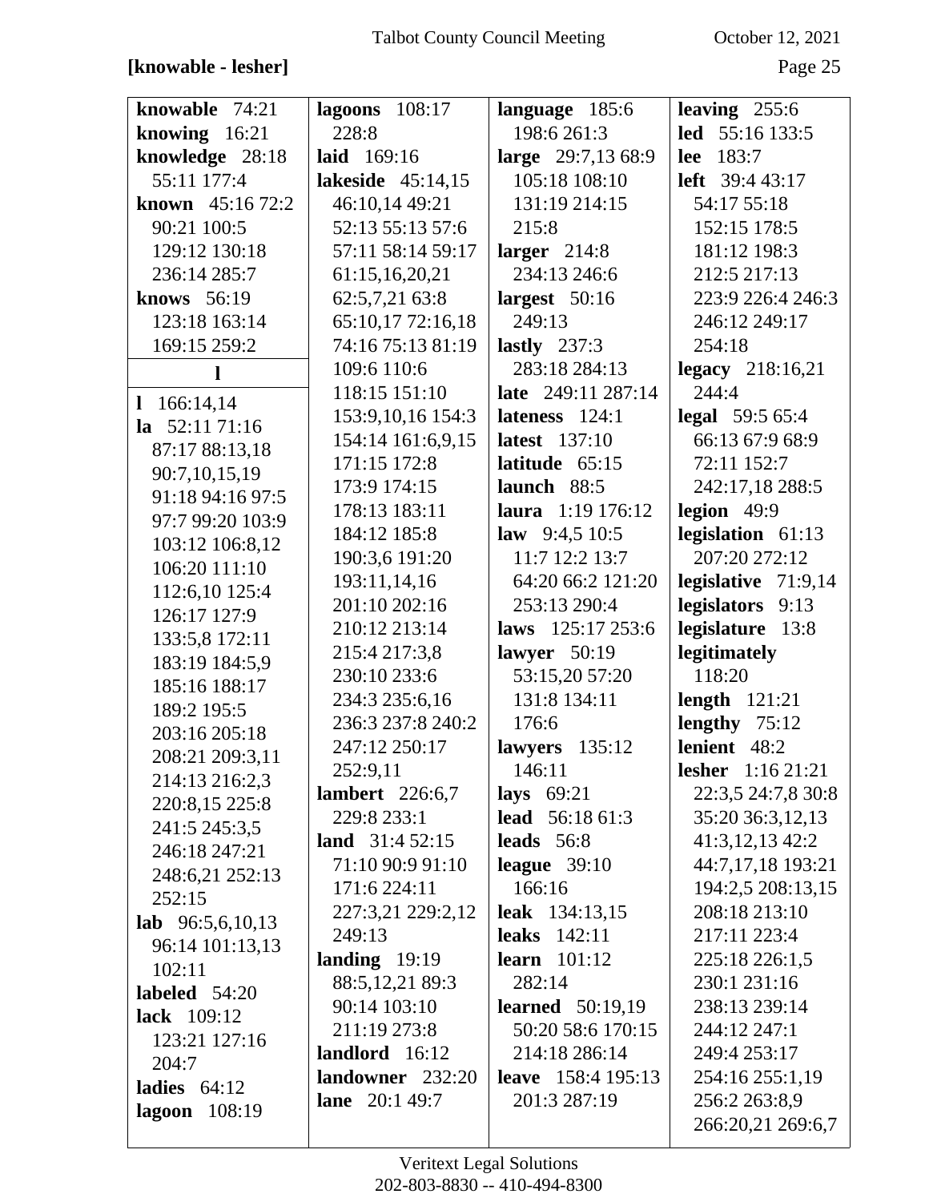[knowable - lesher]

**knowable** 74:21
**knowing** 16:21
**knowledge** 28:18 55:11 177:4
**known** 45:16 72:2 90:21 100:5 129:12 130:18 236:14 285:7
**knows** 56:19 123:18 163:14 169:15 259:2

**l**

**l** 166:14,14
**la** 52:11 71:16 87:17 88:13,18 90:7,10,15,19 91:18 94:16 97:5 97:7 99:20 103:9 103:12 106:8,12 106:20 111:10 112:6,10 125:4 126:17 127:9 133:5,8 172:11 183:19 184:5,9 185:16 188:17 189:2 195:5 203:16 205:18 208:21 209:3,11 214:13 216:2,3 220:8,15 225:8 241:5 245:3,5 246:18 247:21 248:6,21 252:13 252:15
**lab** 96:5,6,10,13 96:14 101:13,13 102:11
**labeled** 54:20
**lack** 109:12 123:21 127:16 204:7
**ladies** 64:12
**lagoon** 108:19
**lagoons** 108:17 228:8
**laid** 169:16
**lakeside** 45:14,15 46:10,14 49:21 52:13 55:13 57:6 57:11 58:14 59:17 61:15,16,20,21 62:5,7,21 63:8 65:10,17 72:16,18 74:16 75:13 81:19 109:6 110:6 118:15 151:10 153:9,10,16 154:3 154:14 161:6,9,15 171:15 172:8 173:9 174:15 178:13 183:11 184:12 185:8 190:3,6 191:20 193:11,14,16 201:10 202:16 210:12 213:14 215:4 217:3,8 230:10 233:6 234:3 235:6,16 236:3 237:8 240:2 247:12 250:17 252:9,11
**lambert** 226:6,7 229:8 233:1
**land** 31:4 52:15 71:10 90:9 91:10 171:6 224:11 227:3,21 229:2,12 249:13
**landing** 19:19 88:5,12,21 89:3 90:14 103:10 211:19 273:8
**landlord** 16:12
**landowner** 232:20
**lane** 20:1 49:7
**language** 185:6 198:6 261:3
**large** 29:7,13 68:9 105:18 108:10 131:19 214:15 215:8
**larger** 214:8 234:13 246:6
**largest** 50:16 249:13
**lastly** 237:3 283:18 284:13
**late** 249:11 287:14
**lateness** 124:1
**latest** 137:10
**latitude** 65:15
**launch** 88:5
**laura** 1:19 176:12
**law** 9:4,5 10:5 11:7 12:2 13:7 64:20 66:2 121:20 253:13 290:4
**laws** 125:17 253:6
**lawyer** 50:19 53:15,20 57:20 131:8 134:11 176:6
**lawyers** 135:12 146:11
**lays** 69:21
**lead** 56:18 61:3
**leads** 56:8
**league** 39:10 166:16
**leak** 134:13,15
**leaks** 142:11
**learn** 101:12 282:14
**learned** 50:19,19 50:20 58:6 170:15 214:18 286:14
**leave** 158:4 195:13 201:3 287:19
**leaving** 255:6
**led** 55:16 133:5
**lee** 183:7
**left** 39:4 43:17 54:17 55:18 152:15 178:5 181:12 198:3 212:5 217:13 223:9 226:4 246:3 246:12 249:17 254:18
**legacy** 218:16,21 244:4
**legal** 59:5 65:4 66:13 67:9 68:9 72:11 152:7 242:17,18 288:5
**legion** 49:9
**legislation** 61:13 207:20 272:12
**legislative** 71:9,14
**legislators** 9:13
**legislature** 13:8
**legitimately** 118:20
**length** 121:21
**lengthy** 75:12
**lenient** 48:2
**lesher** 1:16 21:21 22:3,5 24:7,8 30:8 35:20 36:3,12,13 41:3,12,13 42:2 44:7,17,18 193:21 194:2,5 208:13,15 208:18 213:10 217:11 223:4 225:18 226:1,5 230:1 231:16 238:13 239:14 244:12 247:1 249:4 253:17 254:16 255:1,19 256:2 263:8,9 266:20,21 269:6,7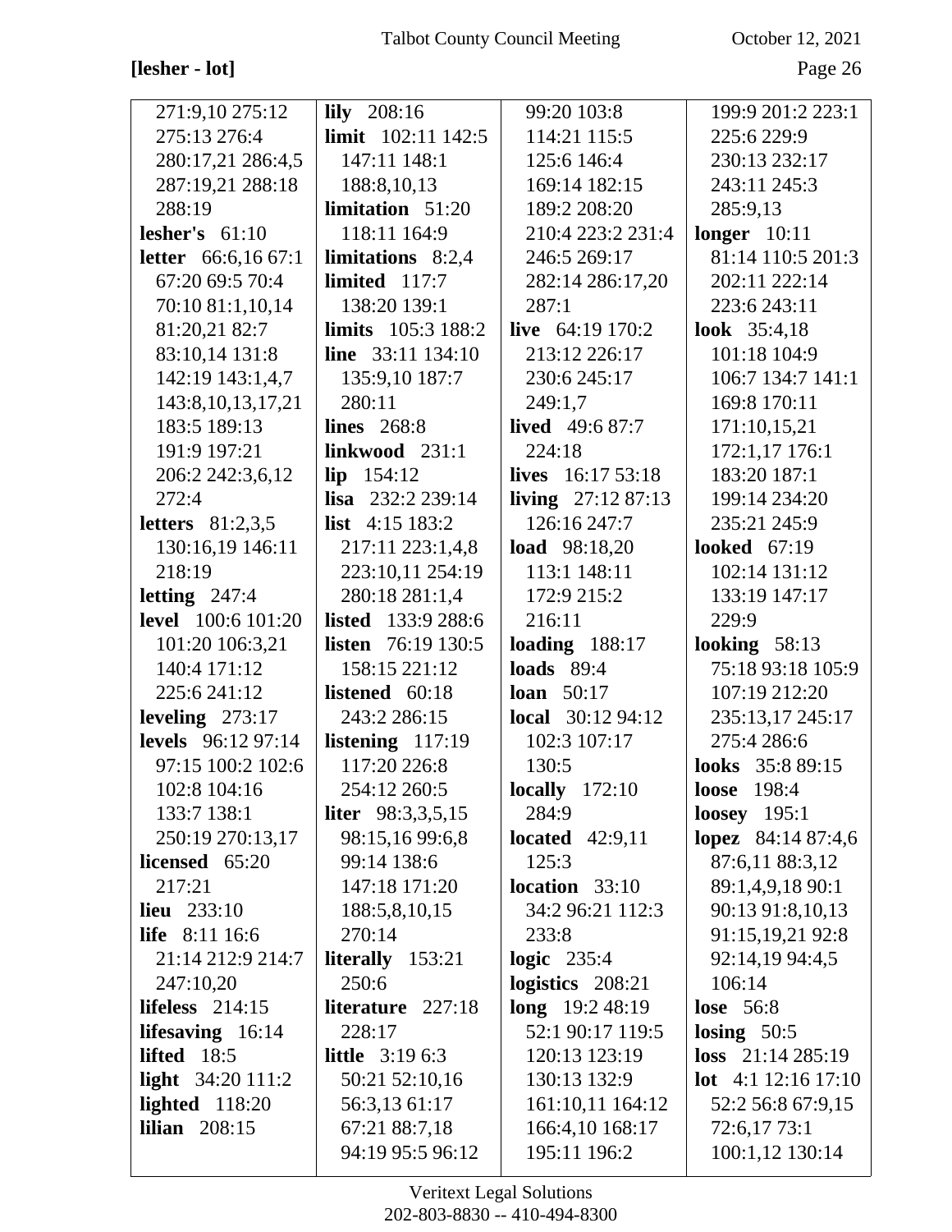**[lesher - lot]**

271:9,10 275:12 275:13 276:4 280:17,21 286:4,5 287:19,21 288:18 288:19

**lesher's** 61:10

**letter** 66:6,16 67:1 67:20 69:5 70:4 70:10 81:1,10,14 81:20,21 82:7 83:10,14 131:8 142:19 143:1,4,7 143:8,10,13,17,21 183:5 189:13 191:9 197:21 206:2 242:3,6,12 272:4

**letters** 81:2,3,5 130:16,19 146:11 218:19

**letting** 247:4

**level** 100:6 101:20 101:20 106:3,21 140:4 171:12 225:6 241:12

**leveling** 273:17

**levels** 96:12 97:14 97:15 100:2 102:6 102:8 104:16 133:7 138:1 250:19 270:13,17

**licensed** 65:20 217:21

**lieu** 233:10

**life** 8:11 16:6 21:14 212:9 214:7 247:10,20

**lifeless** 214:15

**lifesaving** 16:14

**lifted** 18:5

**light** 34:20 111:2

**lighted** 118:20

**lilian** 208:15

**lily** 208:16

**limit** 102:11 142:5 147:11 148:1 188:8,10,13

**limitation** 51:20 118:11 164:9

**limitations** 8:2,4

**limited** 117:7 138:20 139:1

**limits** 105:3 188:2

**line** 33:11 134:10 135:9,10 187:7 280:11

**lines** 268:8

**linkwood** 231:1

**lip** 154:12

**lisa** 232:2 239:14

**list** 4:15 183:2 217:11 223:1,4,8 223:10,11 254:19 280:18 281:1,4

**listed** 133:9 288:6

**listen** 76:19 130:5 158:15 221:12

**listened** 60:18 243:2 286:15

**listening** 117:19 117:20 226:8 254:12 260:5

**liter** 98:3,3,5,15 98:15,16 99:6,8 99:14 138:6 147:18 171:20 188:5,8,10,15 270:14

**literally** 153:21 250:6

**literature** 227:18 228:17

**little** 3:19 6:3 50:21 52:10,16 56:3,13 61:17 67:21 88:7,18 94:19 95:5 96:12 99:20 103:8 114:21 115:5 125:6 146:4 169:14 182:15 189:2 208:20 210:4 223:2 231:4 246:5 269:17 282:14 286:17,20 287:1

**live** 64:19 170:2 213:12 226:17 230:6 245:17 249:1,7

**lived** 49:6 87:7 224:18

**lives** 16:17 53:18

**living** 27:12 87:13 126:16 247:7

**load** 98:18,20 113:1 148:11 172:9 215:2 216:11

**loading** 188:17

**loads** 89:4

**loan** 50:17

**local** 30:12 94:12 102:3 107:17 130:5

**locally** 172:10 284:9

**located** 42:9,11 125:3

**location** 33:10 34:2 96:21 112:3 233:8

**logic** 235:4

**logistics** 208:21

**long** 19:2 48:19 52:1 90:17 119:5 120:13 123:19 130:13 132:9 161:10,11 164:12 166:4,10 168:17 195:11 196:2 199:9 201:2 223:1 225:6 229:9 230:13 232:17 243:11 245:3 285:9,13

**longer** 10:11 81:14 110:5 201:3 202:11 222:14 223:6 243:11

**look** 35:4,18 101:18 104:9 106:7 134:7 141:1 169:8 170:11 171:10,15,21 172:1,17 176:1 183:20 187:1 199:14 234:20 235:21 245:9

**looked** 67:19 102:14 131:12 133:19 147:17 229:9

**looking** 58:13 75:18 93:18 105:9 107:19 212:20 235:13,17 245:17 275:4 286:6

**looks** 35:8 89:15

**loose** 198:4

**loosey** 195:1

**lopez** 84:14 87:4,6 87:6,11 88:3,12 89:1,4,9,18 90:1 90:13 91:8,10,13 91:15,19,21 92:8 92:14,19 94:4,5 106:14

**lose** 56:8

**losing** 50:5

**loss** 21:14 285:19

**lot** 4:1 12:16 17:10 52:2 56:8 67:9,15 72:6,17 73:1 100:1,12 130:14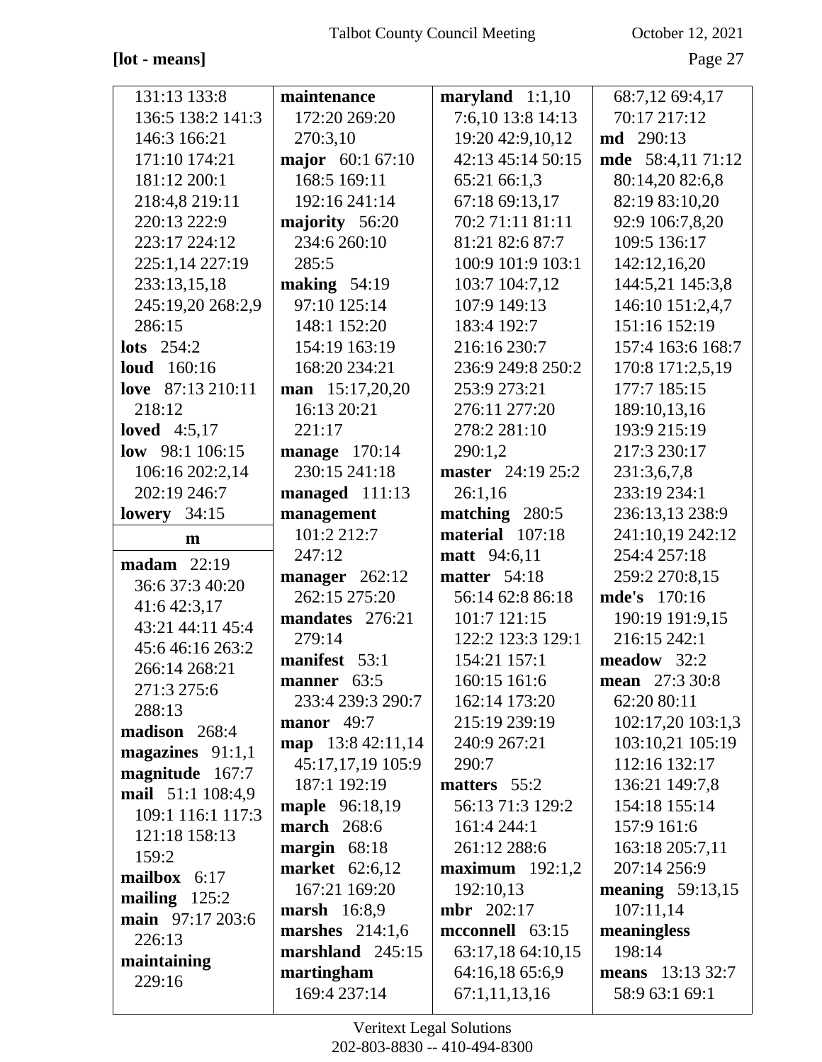[lot - means]

131:13 133:8 136:5 138:2 141:3 146:3 166:21 171:10 174:21 181:12 200:1 218:4,8 219:11 220:13 222:9 223:17 224:12 225:1,14 227:19 233:13,15,18 245:19,20 268:2,9 286:15
**lots** 254:2
**loud** 160:16
**love** 87:13 210:11 218:12
**loved** 4:5,17
**low** 98:1 106:15 106:16 202:2,14 202:19 246:7
**lowery** 34:15

**m**

**madam** 22:19 36:6 37:3 40:20 41:6 42:3,17 43:21 44:11 45:4 45:6 46:16 263:2 266:14 268:21 271:3 275:6 288:13
**madison** 268:4
**magazines** 91:1,1
**magnitude** 167:7
**mail** 51:1 108:4,9 109:1 116:1 117:3 121:18 158:13 159:2
**mailbox** 6:17
**mailing** 125:2
**main** 97:17 203:6 226:13
**maintaining** 229:16
**maintenance** 172:20 269:20 270:3,10
**major** 60:1 67:10 168:5 169:11 192:16 241:14
**majority** 56:20 234:6 260:10 285:5
**making** 54:19 97:10 125:14 148:1 152:20 154:19 163:19 168:20 234:21
**man** 15:17,20,20 16:13 20:21 221:17
**manage** 170:14 230:15 241:18
**managed** 111:13
**management** 101:2 212:7 247:12
**manager** 262:12 262:15 275:20
**mandates** 276:21 279:14
**manifest** 53:1
**manner** 63:5 233:4 239:3 290:7
**manor** 49:7
**map** 13:8 42:11,14 45:17,17,19 105:9 187:1 192:19
**maple** 96:18,19
**march** 268:6
**margin** 68:18
**market** 62:6,12 167:21 169:20
**marsh** 16:8,9
**marshes** 214:1,6
**marshland** 245:15
**martingham** 169:4 237:14
**maryland** 1:1,10 7:6,10 13:8 14:13 19:20 42:9,10,12 42:13 45:14 50:15 65:21 66:1,3 67:18 69:13,17 70:2 71:11 81:11 81:21 82:6 87:7 100:9 101:9 103:1 103:7 104:7,12 107:9 149:13 183:4 192:7 216:16 230:7 236:9 249:8 250:2 253:9 273:21 276:11 277:20 278:2 281:10 290:1,2
**master** 24:19 25:2 26:1,16
**matching** 280:5
**material** 107:18
**matt** 94:6,11
**matter** 54:18 56:14 62:8 86:18 101:7 121:15 122:2 123:3 129:1 154:21 157:1 160:15 161:6 162:14 173:20 215:19 239:19 240:9 267:21 290:7
**matters** 55:2 56:13 71:3 129:2 161:4 244:1 261:12 288:6
**maximum** 192:1,2 192:10,13
**mbr** 202:17
**mcconnell** 63:15 63:17,18 64:10,15 64:16,18 65:6,9 67:1,11,13,16 68:7,12 69:4,17 70:17 217:12
**md** 290:13
**mde** 58:4,11 71:12 80:14,20 82:6,8 82:19 83:10,20 92:9 106:7,8,20 109:5 136:17 142:12,16,20 144:5,21 145:3,8 146:10 151:2,4,7 151:16 152:19 157:4 163:6 168:7 170:8 171:2,5,19 177:7 185:15 189:10,13,16 193:9 215:19 217:3 230:17 231:3,6,7,8 233:19 234:1 236:13,13 238:9 241:10,19 242:12 254:4 257:18 259:2 270:8,15
**mde's** 170:16 190:19 191:9,15 216:15 242:1
**meadow** 32:2
**mean** 27:3 30:8 62:20 80:11 102:17,20 103:1,3 103:10,21 105:19 112:16 132:17 136:21 149:7,8 154:18 155:14 157:9 161:6 163:18 205:7,11 207:14 256:9
**meaning** 59:13,15 107:11,14
**meaningless** 198:14
**means** 13:13 32:7 58:9 63:1 69:1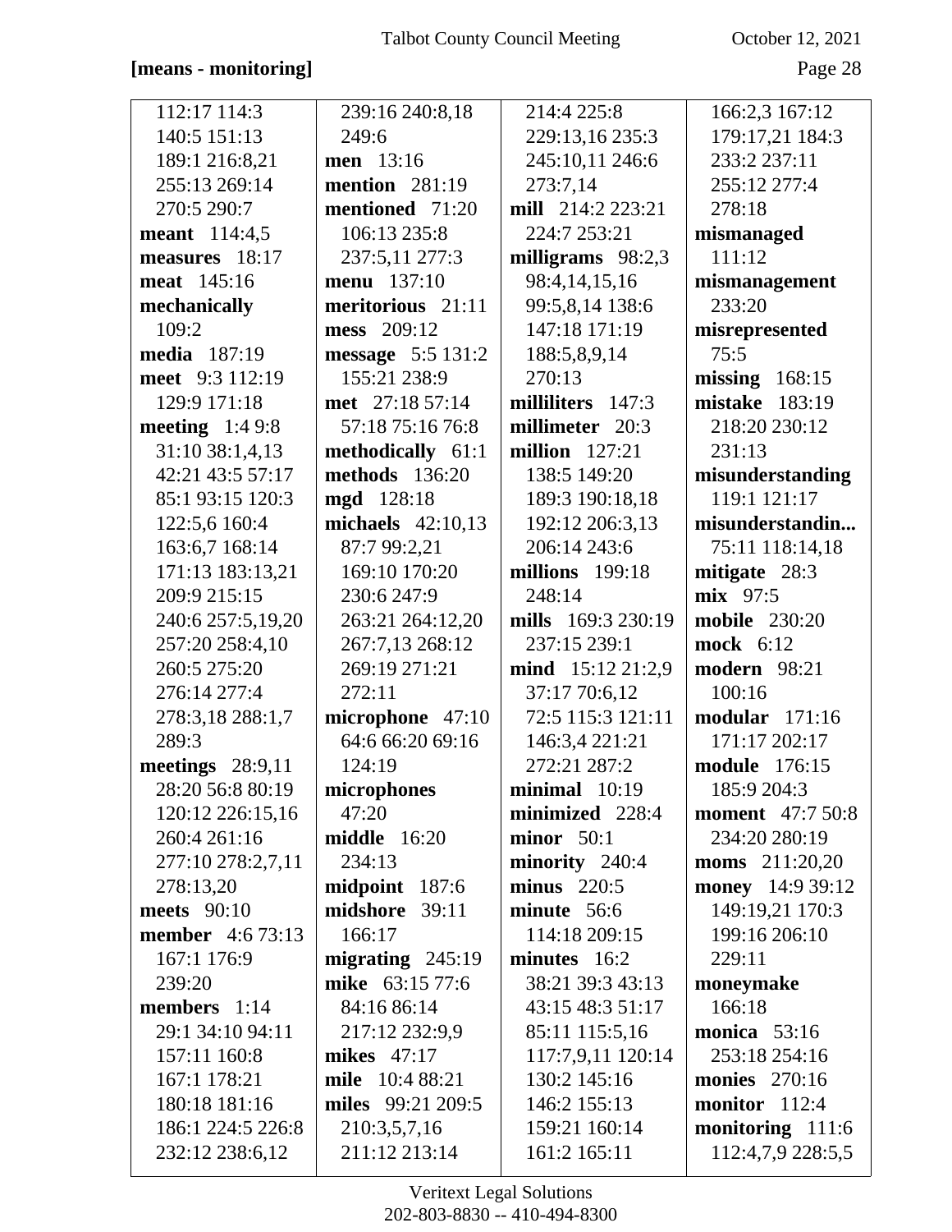**[means - monitoring]**

112:17 114:3 140:5 151:13 189:1 216:8,21 255:13 269:14 270:5 290:7
**meant** 114:4,5
**measures** 18:17
**meat** 145:16
**mechanically** 109:2
**media** 187:19
**meet** 9:3 112:19 129:9 171:18
**meeting** 1:4 9:8 31:10 38:1,4,13 42:21 43:5 57:17 85:1 93:15 120:3 122:5,6 160:4 163:6,7 168:14 171:13 183:13,21 209:9 215:15 240:6 257:5,19,20 257:20 258:4,10 260:5 275:20 276:14 277:4 278:3,18 288:1,7 289:3
**meetings** 28:9,11 28:20 56:8 80:19 120:12 226:15,16 260:4 261:16 277:10 278:2,7,11 278:13,20
**meets** 90:10
**member** 4:6 73:13 167:1 176:9 239:20
**members** 1:14 29:1 34:10 94:11 157:11 160:8 167:1 178:21 180:18 181:16 186:1 224:5 226:8 232:12 238:6,12 239:16 240:8,18 249:6
**men** 13:16
**mention** 281:19
**mentioned** 71:20 106:13 235:8 237:5,11 277:3
**menu** 137:10
**meritorious** 21:11
**mess** 209:12
**message** 5:5 131:2 155:21 238:9
**met** 27:18 57:14 57:18 75:16 76:8
**methodically** 61:1
**methods** 136:20
**mgd** 128:18
**michaels** 42:10,13 87:7 99:2,21 169:10 170:20 230:6 247:9 263:21 264:12,20 267:7,13 268:12 269:19 271:21 272:11
**microphone** 47:10 64:6 66:20 69:16 124:19
**microphones** 47:20
**middle** 16:20 234:13
**midpoint** 187:6
**midshore** 39:11 166:17
**migrating** 245:19
**mike** 63:15 77:6 84:16 86:14 217:12 232:9,9
**mikes** 47:17
**mile** 10:4 88:21
**miles** 99:21 209:5 210:3,5,7,16 211:12 213:14 214:4 225:8 229:13,16 235:3 245:10,11 246:6 273:7,14
**mill** 214:2 223:21 224:7 253:21
**milligrams** 98:2,3 98:4,14,15,16 99:5,8,14 138:6 147:18 171:19 188:5,8,9,14 270:13
**milliliters** 147:3
**millimeter** 20:3
**million** 127:21 138:5 149:20 189:3 190:18,18 192:12 206:3,13 206:14 243:6
**millions** 199:18 248:14
**mills** 169:3 230:19 237:15 239:1
**mind** 15:12 21:2,9 37:17 70:6,12 72:5 115:3 121:11 146:3,4 221:21 272:21 287:2
**minimal** 10:19
**minimized** 228:4
**minor** 50:1
**minority** 240:4
**minus** 220:5
**minute** 56:6 114:18 209:15
**minutes** 16:2 38:21 39:3 43:13 43:15 48:3 51:17 85:11 115:5,16 117:7,9,11 120:14 130:2 145:16 146:2 155:13 159:21 160:14 161:2 165:11 166:2,3 167:12 179:17,21 184:3 233:2 237:11 255:12 277:4 278:18
**mismanaged** 111:12
**mismanagement** 233:20
**misrepresented** 75:5
**missing** 168:15
**mistake** 183:19 218:20 230:12 231:13
**misunderstanding** 119:1 121:17
**misunderstandin...** 75:11 118:14,18
**mitigate** 28:3
**mix** 97:5
**mobile** 230:20
**mock** 6:12
**modern** 98:21 100:16
**modular** 171:16 171:17 202:17
**module** 176:15 185:9 204:3
**moment** 47:7 50:8 234:20 280:19
**moms** 211:20,20
**money** 14:9 39:12 149:19,21 170:3 199:16 206:10 229:11
**moneymake** 166:18
**monica** 53:16 253:18 254:16
**monies** 270:16
**monitor** 112:4
**monitoring** 111:6 112:4,7,9 228:5,5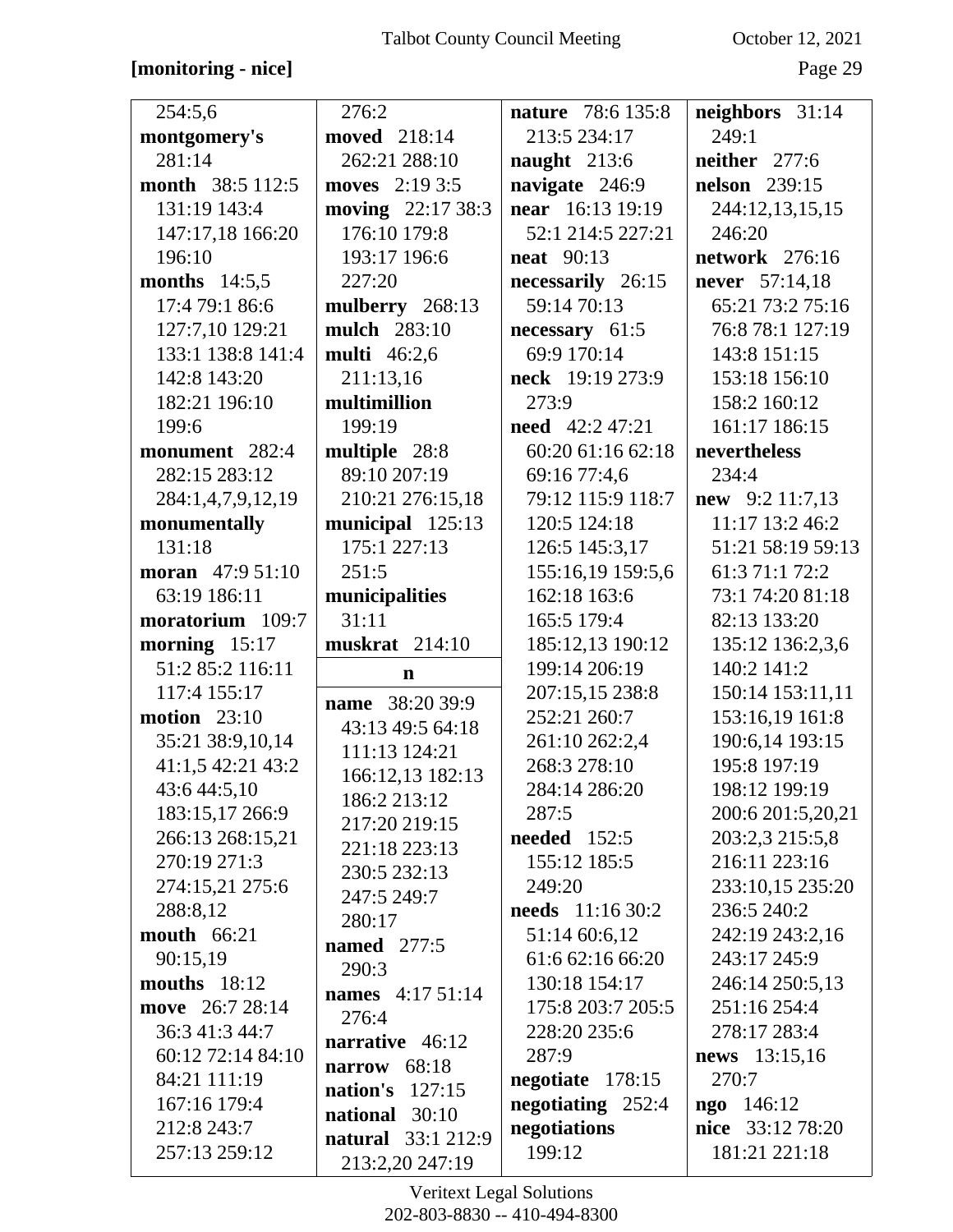**[monitoring - nice]**

254:5,6
**montgomery's** 281:14
**month** 38:5 112:5 131:19 143:4 147:17,18 166:20 196:10
**months** 14:5,5 17:4 79:1 86:6 127:7,10 129:21 133:1 138:8 141:4 142:8 143:20 182:21 196:10 199:6
**monument** 282:4 282:15 283:12 284:1,4,7,9,12,19
**monumentally** 131:18
**moran** 47:9 51:10 63:19 186:11
**moratorium** 109:7
**morning** 15:17 51:2 85:2 116:11 117:4 155:17
**motion** 23:10 35:21 38:9,10,14 41:1,5 42:21 43:2 43:6 44:5,10 183:15,17 266:9 266:13 268:15,21 270:19 271:3 274:15,21 275:6 288:8,12
**mouth** 66:21 90:15,19
**mouths** 18:12
**move** 26:7 28:14 36:3 41:3 44:7 60:12 72:14 84:10 84:21 111:19 167:16 179:4 212:8 243:7 257:13 259:12

276:2
**moved** 218:14 262:21 288:10
**moves** 2:19 3:5
**moving** 22:17 38:3 176:10 179:8 193:17 196:6 227:20
**mulberry** 268:13
**mulch** 283:10
**multi** 46:2,6 211:13,16
**multimillion** 199:19
**multiple** 28:8 89:10 207:19 210:21 276:15,18
**municipal** 125:13 175:1 227:13 251:5
**municipalities** 31:11
**muskrat** 214:10

**n**

**name** 38:20 39:9 43:13 49:5 64:18 111:13 124:21 166:12,13 182:13 186:2 213:12 217:20 219:15 221:18 223:13 230:5 232:13 247:5 249:7 280:17
**named** 277:5 290:3
**names** 4:17 51:14 276:4
**narrative** 46:12
**narrow** 68:18
**nation's** 127:15
**national** 30:10
**natural** 33:1 212:9 213:2,20 247:19

**nature** 78:6 135:8 213:5 234:17
**naught** 213:6
**navigate** 246:9
**near** 16:13 19:19 52:1 214:5 227:21
**neat** 90:13
**necessarily** 26:15 59:14 70:13
**necessary** 61:5 69:9 170:14
**neck** 19:19 273:9 273:9
**need** 42:2 47:21 60:20 61:16 62:18 69:16 77:4,6 79:12 115:9 118:7 120:5 124:18 126:5 145:3,17 155:16,19 159:5,6 162:18 163:6 165:5 179:4 185:12,13 190:12 199:14 206:19 207:15,15 238:8 252:21 260:7 261:10 262:2,4 268:3 278:10 284:14 286:20 287:5
**needed** 152:5 155:12 185:5 249:20
**needs** 11:16 30:2 51:14 60:6,12 61:6 62:16 66:20 130:18 154:17 175:8 203:7 205:5 228:20 235:6 287:9
**negotiate** 178:15
**negotiating** 252:4
**negotiations** 199:12

**neighbors** 31:14 249:1
**neither** 277:6
**nelson** 239:15 244:12,13,15,15 246:20
**network** 276:16
**never** 57:14,18 65:21 73:2 75:16 76:8 78:1 127:19 143:8 151:15 153:18 156:10 158:2 160:12 161:17 186:15
**nevertheless** 234:4
**new** 9:2 11:7,13 11:17 13:2 46:2 51:21 58:19 59:13 61:3 71:1 72:2 73:1 74:20 81:18 82:13 133:20 135:12 136:2,3,6 140:2 141:2 150:14 153:11,11 153:16,19 161:8 190:6,14 193:15 195:8 197:19 198:12 199:19 200:6 201:5,20,21 203:2,3 215:5,8 216:11 223:16 233:10,15 235:20 236:5 240:2 242:19 243:2,16 243:17 245:9 246:14 250:5,13 251:16 254:4 278:17 283:4
**news** 13:15,16 270:7
**ngo** 146:12
**nice** 33:12 78:20 181:21 221:18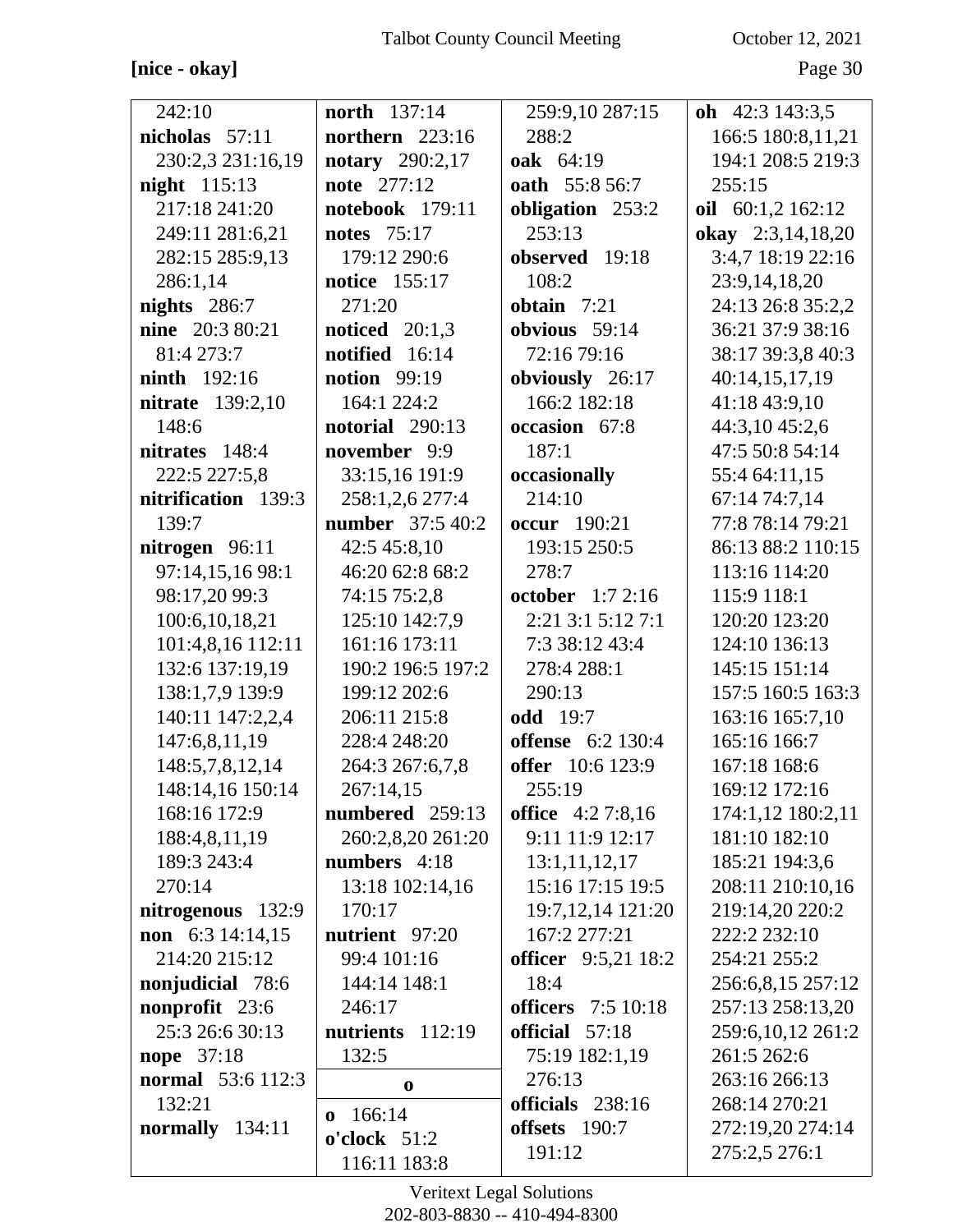**[nice - okay]**

242:10
**nicholas** 57:11
230:2,3 231:16,19
**night** 115:13
217:18 241:20
249:11 281:6,21
282:15 285:9,13
286:1,14
**nights** 286:7
**nine** 20:3 80:21
81:4 273:7
**ninth** 192:16
**nitrate** 139:2,10
148:6
**nitrates** 148:4
222:5 227:5,8
**nitrification** 139:3
139:7
**nitrogen** 96:11
97:14,15,16 98:1
98:17,20 99:3
100:6,10,18,21
101:4,8,16 112:11
132:6 137:19,19
138:1,7,9 139:9
140:11 147:2,2,4
147:6,8,11,19
148:5,7,8,12,14
148:14,16 150:14
168:16 172:9
188:4,8,11,19
189:3 243:4
270:14
**nitrogenous** 132:9
**non** 6:3 14:14,15
214:20 215:12
**nonjudicial** 78:6
**nonprofit** 23:6
25:3 26:6 30:13
**nope** 37:18
**normal** 53:6 112:3
132:21
**normally** 134:11

**north** 137:14
**northern** 223:16
**notary** 290:2,17
**note** 277:12
**notebook** 179:11
**notes** 75:17
179:12 290:6
**notice** 155:17
271:20
**noticed** 20:1,3
**notified** 16:14
**notion** 99:19
164:1 224:2
**notorial** 290:13
**november** 9:9
33:15,16 191:9
258:1,2,6 277:4
**number** 37:5 40:2
42:5 45:8,10
46:20 62:8 68:2
74:15 75:2,8
125:10 142:7,9
161:16 173:11
190:2 196:5 197:2
199:12 202:6
206:11 215:8
228:4 248:20
264:3 267:6,7,8
267:14,15
**numbered** 259:13
260:2,8,20 261:20
**numbers** 4:18
13:18 102:14,16
170:17
**nutrient** 97:20
99:4 101:16
144:14 148:1
246:17
**nutrients** 112:19
132:5

**o**

**o** 166:14
**o'clock** 51:2
116:11 183:8

259:9,10 287:15
288:2
**oak** 64:19
**oath** 55:8 56:7
**obligation** 253:2
253:13
**observed** 19:18
108:2
**obtain** 7:21
**obvious** 59:14
72:16 79:16
**obviously** 26:17
166:2 182:18
**occasion** 67:8
187:1
**occasionally**
214:10
**occur** 190:21
193:15 250:5
278:7
**october** 1:7 2:16
2:21 3:1 5:12 7:1
7:3 38:12 43:4
278:4 288:1
290:13
**odd** 19:7
**offense** 6:2 130:4
**offer** 10:6 123:9
255:19
**office** 4:2 7:8,16
9:11 11:9 12:17
13:1,11,12,17
15:16 17:15 19:5
19:7,12,14 121:20
167:2 277:21
**officer** 9:5,21 18:2
18:4
**officers** 7:5 10:18
**official** 57:18
75:19 182:1,19
276:13
**officials** 238:16
**offsets** 190:7
191:12

**oh** 42:3 143:3,5
166:5 180:8,11,21
194:1 208:5 219:3
255:15
**oil** 60:1,2 162:12
**okay** 2:3,14,18,20
3:4,7 18:19 22:16
23:9,14,18,20
24:13 26:8 35:2,2
36:21 37:9 38:16
38:17 39:3,8 40:3
40:14,15,17,19
41:18 43:9,10
44:3,10 45:2,6
47:5 50:8 54:14
55:4 64:11,15
67:14 74:7,14
77:8 78:14 79:21
86:13 88:2 110:15
113:16 114:20
115:9 118:1
120:20 123:20
124:10 136:13
145:15 151:14
157:5 160:5 163:3
163:16 165:7,10
165:16 166:7
167:18 168:6
169:12 172:16
174:1,12 180:2,11
181:10 182:10
185:21 194:3,6
208:11 210:10,16
219:14,20 220:2
222:2 232:10
254:21 255:2
256:6,8,15 257:12
257:13 258:13,20
259:6,10,12 261:2
261:5 262:6
263:16 266:13
268:14 270:21
272:19,20 274:14
275:2,5 276:1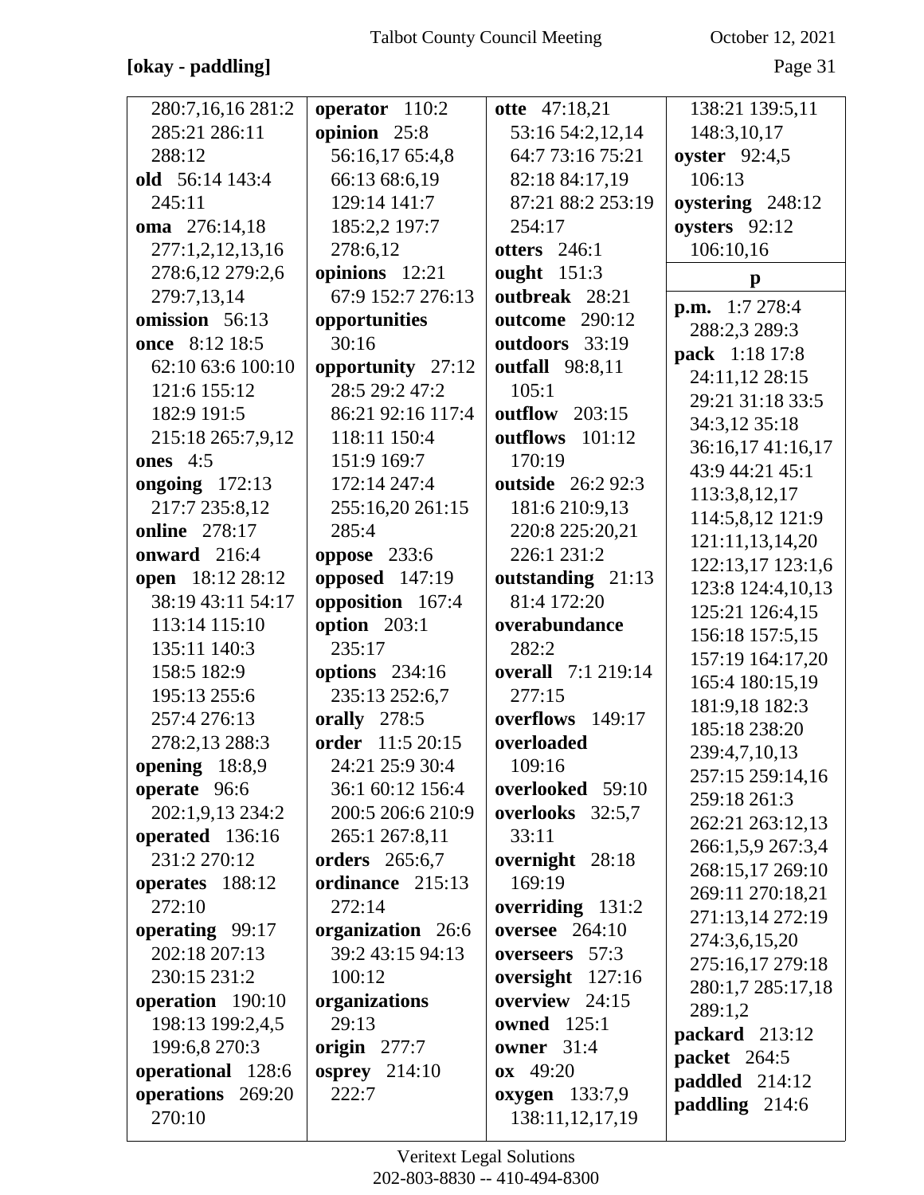**[okay - paddling]**

280:7,16,16 281:2 285:21 286:11 288:12
**old** 56:14 143:4 245:11
**oma** 276:14,18 277:1,2,12,13,16 278:6,12 279:2,6 279:7,13,14
**omission** 56:13
**once** 8:12 18:5 62:10 63:6 100:10 121:6 155:12 182:9 191:5 215:18 265:7,9,12
**ones** 4:5
**ongoing** 172:13 217:7 235:8,12
**online** 278:17
**onward** 216:4
**open** 18:12 28:12 38:19 43:11 54:17 113:14 115:10 135:11 140:3 158:5 182:9 195:13 255:6 257:4 276:13 278:2,13 288:3
**opening** 18:8,9
**operate** 96:6 202:1,9,13 234:2
**operated** 136:16 231:2 270:12
**operates** 188:12 272:10
**operating** 99:17 202:18 207:13 230:15 231:2
**operation** 190:10 198:13 199:2,4,5 199:6,8 270:3
**operational** 128:6
**operations** 269:20 270:10
**operator** 110:2
**opinion** 25:8 56:16,17 65:4,8 66:13 68:6,19 129:14 141:7 185:2,2 197:7 278:6,12
**opinions** 12:21 67:9 152:7 276:13
**opportunities** 30:16
**opportunity** 27:12 28:5 29:2 47:2 86:21 92:16 117:4 118:11 150:4 151:9 169:7 172:14 247:4 255:16,20 261:15 285:4
**oppose** 233:6
**opposed** 147:19
**opposition** 167:4
**option** 203:1 235:17
**options** 234:16 235:13 252:6,7
**orally** 278:5
**order** 11:5 20:15 24:21 25:9 30:4 36:1 60:12 156:4 200:5 206:6 210:9 265:1 267:8,11
**orders** 265:6,7
**ordinance** 215:13 272:14
**organization** 26:6 39:2 43:15 94:13 100:12
**organizations** 29:13
**origin** 277:7
**osprey** 214:10 222:7
**otte** 47:18,21 53:16 54:2,12,14 64:7 73:16 75:21 82:18 84:17,19 87:21 88:2 253:19 254:17
**otters** 246:1
**ought** 151:3
**outbreak** 28:21
**outcome** 290:12
**outdoors** 33:19
**outfall** 98:8,11 105:1
**outflow** 203:15
**outflows** 101:12 170:19
**outside** 26:2 92:3 181:6 210:9,13 220:8 225:20,21 226:1 231:2
**outstanding** 21:13 81:4 172:20
**overabundance** 282:2
**overall** 7:1 219:14 277:15
**overflows** 149:17
**overloaded** 109:16
**overlooked** 59:10
**overlooks** 32:5,7 33:11
**overnight** 28:18 169:19
**overriding** 131:2
**oversee** 264:10
**overseers** 57:3
**oversight** 127:16
**overview** 24:15
**owned** 125:1
**owner** 31:4
**ox** 49:20
**oxygen** 133:7,9 138:11,12,17,19 138:21 139:5,11 148:3,10,17
**oyster** 92:4,5 106:13
**oystering** 248:12
**oysters** 92:12 106:10,16

**p**

**p.m.** 1:7 278:4 288:2,3 289:3
**pack** 1:18 17:8 24:11,12 28:15 29:21 31:18 33:5 34:3,12 35:18 36:16,17 41:16,17 43:9 44:21 45:1 113:3,8,12,17 114:5,8,12 121:9 121:11,13,14,20 122:13,17 123:1,6 123:8 124:4,10,13 125:21 126:4,15 156:18 157:5,15 157:19 164:17,20 165:4 180:15,19 181:9,18 182:3 185:18 238:20 239:4,7,10,13 257:15 259:14,16 259:18 261:3 262:21 263:12,13 266:1,5,9 267:3,4 268:15,17 269:10 269:11 270:18,21 271:13,14 272:19 274:3,6,15,20 275:16,17 279:18 280:1,7 285:17,18 289:1,2
**packard** 213:12
**packet** 264:5
**paddled** 214:12
**paddling** 214:6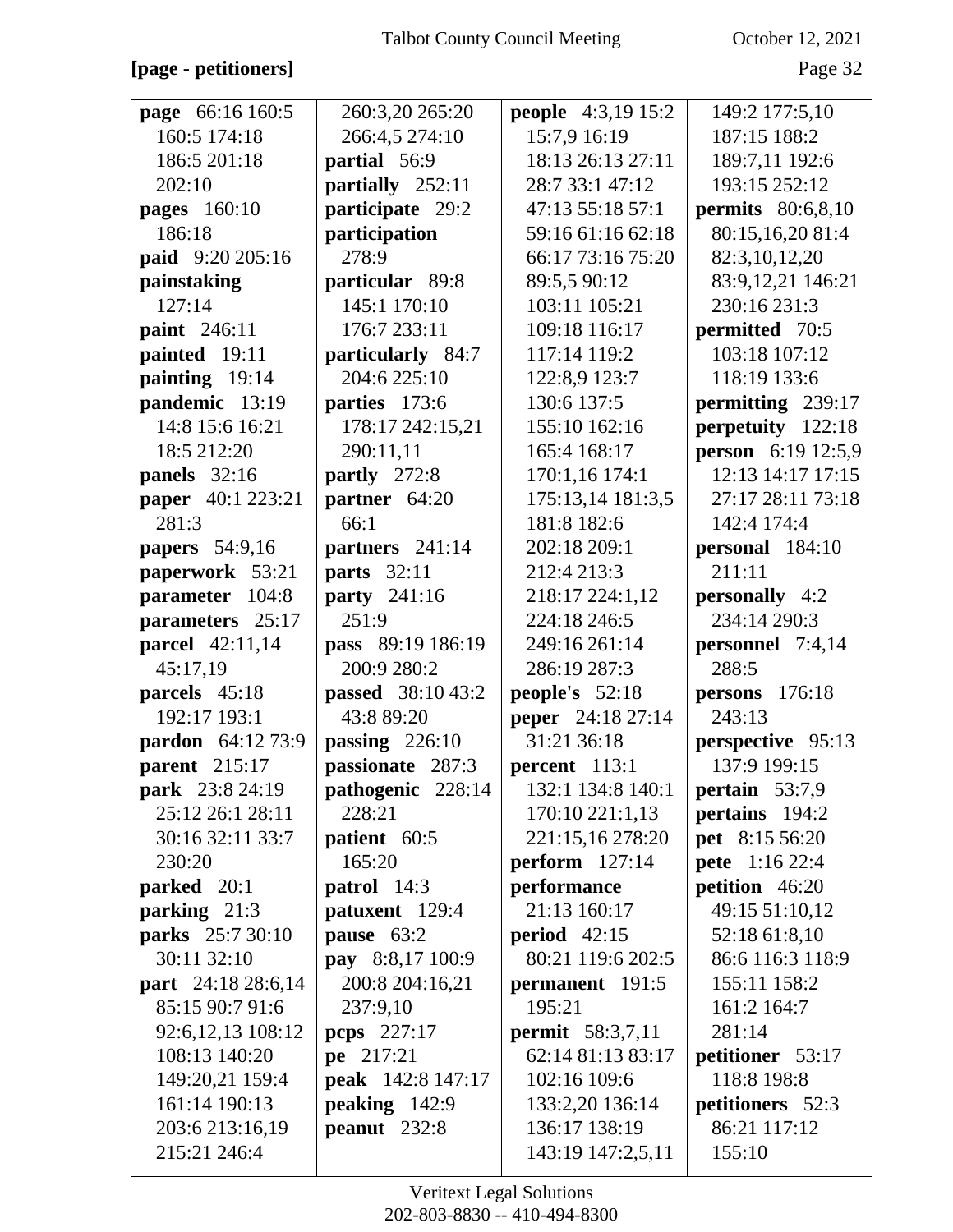**[page - petitioners]**

**page** 66:16 160:5 160:5 174:18 186:5 201:18 202:10
**pages** 160:10 186:18
**paid** 9:20 205:16
**painstaking** 127:14
**paint** 246:11
**painted** 19:11
**painting** 19:14
**pandemic** 13:19 14:8 15:6 16:21 18:5 212:20
**panels** 32:16
**paper** 40:1 223:21 281:3
**papers** 54:9,16
**paperwork** 53:21
**parameter** 104:8
**parameters** 25:17
**parcel** 42:11,14 45:17,19
**parcels** 45:18 192:17 193:1
**pardon** 64:12 73:9
**parent** 215:17
**park** 23:8 24:19 25:12 26:1 28:11 30:16 32:11 33:7 230:20
**parked** 20:1
**parking** 21:3
**parks** 25:7 30:10 30:11 32:10
**part** 24:18 28:6,14 85:15 90:7 91:6 92:6,12,13 108:12 108:13 140:20 149:20,21 159:4 161:14 190:13 203:6 213:16,19 215:21 246:4 260:3,20 265:20 266:4,5 274:10
**partial** 56:9
**partially** 252:11
**participate** 29:2
**participation** 278:9
**particular** 89:8 145:1 170:10 176:7 233:11
**particularly** 84:7 204:6 225:10
**parties** 173:6 178:17 242:15,21 290:11,11
**partly** 272:8
**partner** 64:20 66:1
**partners** 241:14
**parts** 32:11
**party** 241:16 251:9
**pass** 89:19 186:19 200:9 280:2
**passed** 38:10 43:2 43:8 89:20
**passing** 226:10
**passionate** 287:3
**pathogenic** 228:14 228:21
**patient** 60:5 165:20
**patrol** 14:3
**patuxent** 129:4
**pause** 63:2
**pay** 8:8,17 100:9 200:8 204:16,21 237:9,10
**pcps** 227:17
**pe** 217:21
**peak** 142:8 147:17
**peaking** 142:9
**peanut** 232:8
**people** 4:3,19 15:2 15:7,9 16:19 18:13 26:13 27:11 28:7 33:1 47:12 47:13 55:18 57:1 59:16 61:16 62:18 66:17 73:16 75:20 89:5,5 90:12 103:11 105:21 109:18 116:17 117:14 119:2 122:8,9 123:7 130:6 137:5 155:10 162:16 165:4 168:17 170:1,16 174:1 175:13,14 181:3,5 181:8 182:6 202:18 209:1 212:4 213:3 218:17 224:1,12 224:18 246:5 249:16 261:14 286:19 287:3
**people's** 52:18
**peper** 24:18 27:14 31:21 36:18
**percent** 113:1 132:1 134:8 140:1 170:10 221:1,13 221:15,16 278:20
**perform** 127:14
**performance** 21:13 160:17
**period** 42:15 80:21 119:6 202:5
**permanent** 191:5 195:21
**permit** 58:3,7,11 62:14 81:13 83:17 102:16 109:6 133:2,20 136:14 136:17 138:19 143:19 147:2,5,11 149:2 177:5,10 187:15 188:2 189:7,11 192:6 193:15 252:12
**permits** 80:6,8,10 80:15,16,20 81:4 82:3,10,12,20 83:9,12,21 146:21 230:16 231:3
**permitted** 70:5 103:18 107:12 118:19 133:6
**permitting** 239:17
**perpetuity** 122:18
**person** 6:19 12:5,9 12:13 14:17 17:15 27:17 28:11 73:18 142:4 174:4
**personal** 184:10 211:11
**personally** 4:2 234:14 290:3
**personnel** 7:4,14 288:5
**persons** 176:18 243:13
**perspective** 95:13 137:9 199:15
**pertain** 53:7,9
**pertains** 194:2
**pet** 8:15 56:20
**pete** 1:16 22:4
**petition** 46:20 49:15 51:10,12 52:18 61:8,10 86:6 116:3 118:9 155:11 158:2 161:2 164:7 281:14
**petitioner** 53:17 118:8 198:8
**petitioners** 52:3 86:21 117:12 155:10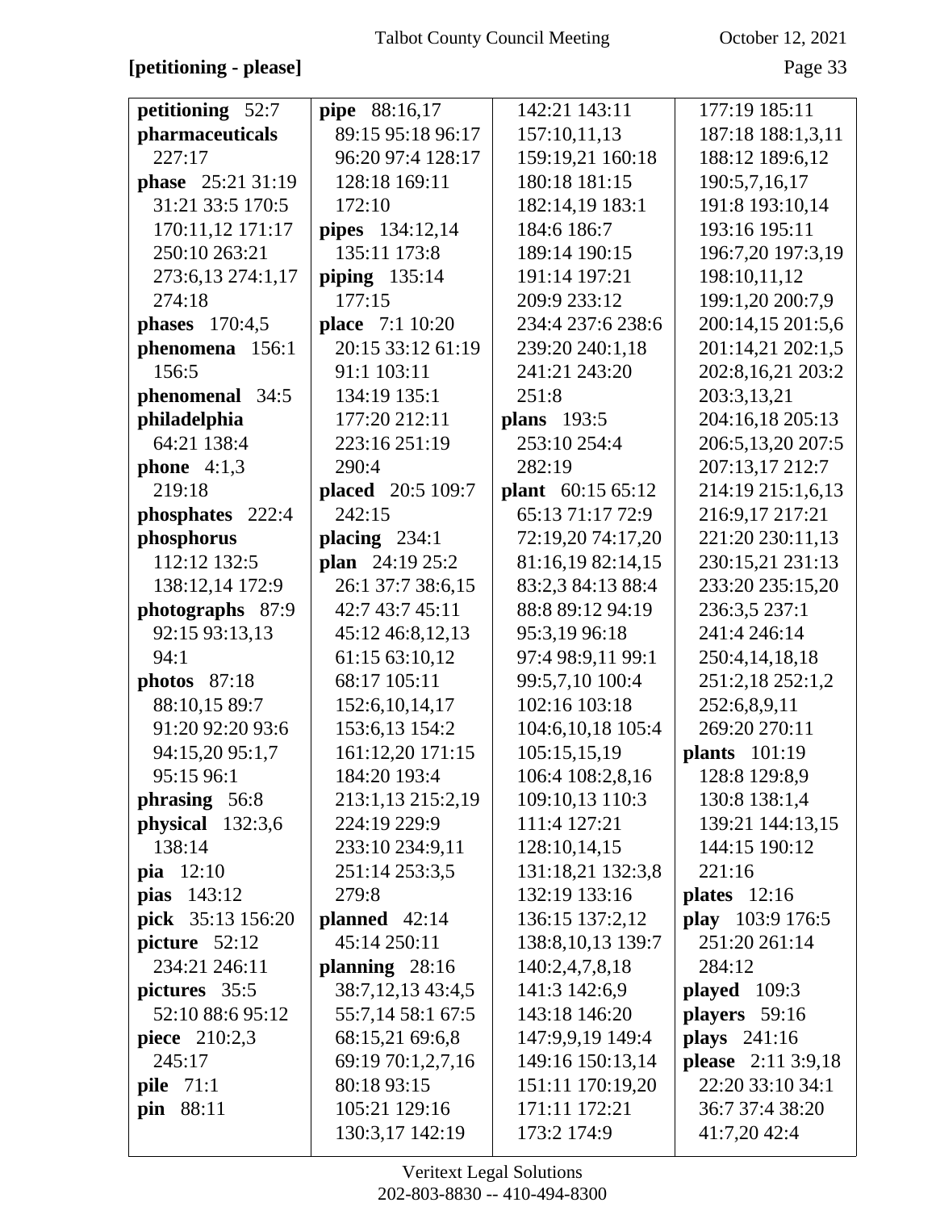**[petitioning - please]**

**petitioning** 52:7
**pharmaceuticals** 227:17
**phase** 25:21 31:19 31:21 33:5 170:5 170:11,12 171:17 250:10 263:21 273:6,13 274:1,17 274:18
**phases** 170:4,5
**phenomena** 156:1 156:5
**phenomenal** 34:5
**philadelphia** 64:21 138:4
**phone** 4:1,3 219:18
**phosphates** 222:4
**phosphorus** 112:12 132:5 138:12,14 172:9
**photographs** 87:9 92:15 93:13,13 94:1
**photos** 87:18 88:10,15 89:7 91:20 92:20 93:6 94:15,20 95:1,7 95:15 96:1
**phrasing** 56:8
**physical** 132:3,6 138:14
**pia** 12:10
**pias** 143:12
**pick** 35:13 156:20
**picture** 52:12 234:21 246:11
**pictures** 35:5 52:10 88:6 95:12
**piece** 210:2,3 245:17
**pile** 71:1
**pin** 88:11
**pipe** 88:16,17 89:15 95:18 96:17 96:20 97:4 128:17 128:18 169:11 172:10
**pipes** 134:12,14 135:11 173:8
**piping** 135:14 177:15
**place** 7:1 10:20 20:15 33:12 61:19 91:1 103:11 134:19 135:1 177:20 212:11 223:16 251:19 290:4
**placed** 20:5 109:7 242:15
**placing** 234:1
**plan** 24:19 25:2 26:1 37:7 38:6,15 42:7 43:7 45:11 45:12 46:8,12,13 61:15 63:10,12 68:17 105:11 152:6,10,14,17 153:6,13 154:2 161:12,20 171:15 184:20 193:4 213:1,13 215:2,19 224:19 229:9 233:10 234:9,11 251:14 253:3,5 279:8
**planned** 42:14 45:14 250:11
**planning** 28:16 38:7,12,13 43:4,5 55:7,14 58:1 67:5 68:15,21 69:6,8 69:19 70:1,2,7,16 80:18 93:15 105:21 129:16 130:3,17 142:19 142:21 143:11 157:10,11,13 159:19,21 160:18 180:18 181:15 182:14,19 183:1 184:6 186:7 189:14 190:15 191:14 197:21 209:9 233:12 234:4 237:6 238:6 239:20 240:1,18 241:21 243:20 251:8
**plans** 193:5 253:10 254:4 282:19
**plant** 60:15 65:12 65:13 71:17 72:9 72:19,20 74:17,20 81:16,19 82:14,15 83:2,3 84:13 88:4 88:8 89:12 94:19 95:3,19 96:18 97:4 98:9,11 99:1 99:5,7,10 100:4 102:16 103:18 104:6,10,18 105:4 105:15,15,19 106:4 108:2,8,16 109:10,13 110:3 111:4 127:21 128:10,14,15 131:18,21 132:3,8 132:19 133:16 136:15 137:2,12 138:8,10,13 139:7 140:2,4,7,8,18 141:3 142:6,9 143:18 146:20 147:9,9,19 149:4 149:16 150:13,14 151:11 170:19,20 171:11 172:21 173:2 174:9 177:19 185:11 187:18 188:1,3,11 188:12 189:6,12 190:5,7,16,17 191:8 193:10,14 193:16 195:11 196:7,20 197:3,19 198:10,11,12 199:1,20 200:7,9 200:14,15 201:5,6 201:14,21 202:1,5 202:8,16,21 203:2 203:3,13,21 204:16,18 205:13 206:5,13,20 207:5 207:13,17 212:7 214:19 215:1,6,13 216:9,17 217:21 221:20 230:11,13 230:15,21 231:13 233:20 235:15,20 236:3,5 237:1 241:4 246:14 250:4,14,18,18 251:2,18 252:1,2 252:6,8,9,11 269:20 270:11
**plants** 101:19 128:8 129:8,9 130:8 138:1,4 139:21 144:13,15 144:15 190:12 221:16
**plates** 12:16
**play** 103:9 176:5 251:20 261:14 284:12
**played** 109:3
**players** 59:16
**plays** 241:16
**please** 2:11 3:9,18 22:20 33:10 34:1 36:7 37:4 38:20 41:7,20 42:4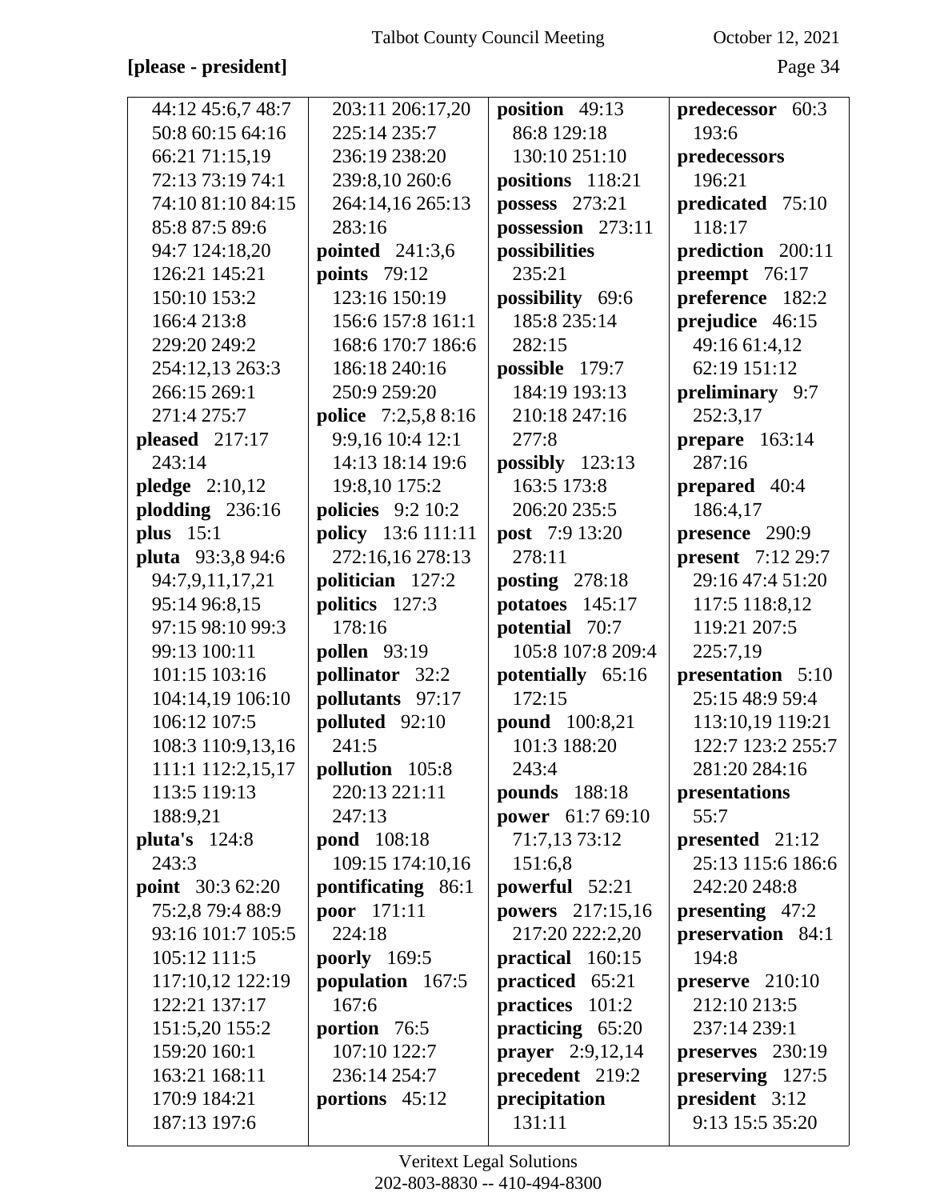**[please - president]**

44:12 45:6,7 48:7 50:8 60:15 64:16 66:21 71:15,19 72:13 73:19 74:1 74:10 81:10 84:15 85:8 87:5 89:6 94:7 124:18,20 126:21 145:21 150:10 153:2 166:4 213:8 229:20 249:2 254:12,13 263:3 266:15 269:1 271:4 275:7

**pleased** 217:17 243:14

**pledge** 2:10,12

**plodding** 236:16

**plus** 15:1

**pluta** 93:3,8 94:6 94:7,9,11,17,21 95:14 96:8,15 97:15 98:10 99:3 99:13 100:11 101:15 103:16 104:14,19 106:10 106:12 107:5 108:3 110:9,13,16 111:1 112:2,15,17 113:5 119:13 188:9,21

**pluta's** 124:8 243:3

**point** 30:3 62:20 75:2,8 79:4 88:9 93:16 101:7 105:5 105:12 111:5 117:10,12 122:19 122:21 137:17 151:5,20 155:2 159:20 160:1 163:21 168:11 170:9 184:21 187:13 197:6 203:11 206:17,20 225:14 235:7 236:19 238:20 239:8,10 260:6 264:14,16 265:13 283:16

**pointed** 241:3,6

**points** 79:12 123:16 150:19 156:6 157:8 161:1 168:6 170:7 186:6 186:18 240:16 250:9 259:20

**police** 7:2,5,8 8:16 9:9,16 10:4 12:1 14:13 18:14 19:6 19:8,10 175:2

**policies** 9:2 10:2

**policy** 13:6 111:11 272:16,16 278:13

**politician** 127:2

**politics** 127:3 178:16

**pollen** 93:19

**pollinator** 32:2

**pollutants** 97:17

**polluted** 92:10 241:5

**pollution** 105:8 220:13 221:11 247:13

**pond** 108:18 109:15 174:10,16

**pontificating** 86:1

**poor** 171:11 224:18

**poorly** 169:5

**population** 167:5 167:6

**portion** 76:5 107:10 122:7 236:14 254:7

**portions** 45:12

**position** 49:13 86:8 129:18 130:10 251:10

**positions** 118:21

**possess** 273:21

**possession** 273:11

**possibilities** 235:21

**possibility** 69:6 185:8 235:14 282:15

**possible** 179:7 184:19 193:13 210:18 247:16 277:8

**possibly** 123:13 163:5 173:8 206:20 235:5

**post** 7:9 13:20 278:11

**posting** 278:18

**potatoes** 145:17

**potential** 70:7 105:8 107:8 209:4

**potentially** 65:16 172:15

**pound** 100:8,21 101:3 188:20 243:4

**pounds** 188:18

**power** 61:7 69:10 71:7,13 73:12 151:6,8

**powerful** 52:21

**powers** 217:15,16 217:20 222:2,20

**practical** 160:15

**practiced** 65:21

**practices** 101:2

**practicing** 65:20

**prayer** 2:9,12,14

**precedent** 219:2

**precipitation** 131:11

**predecessor** 60:3 193:6

**predecessors** 196:21

**predicated** 75:10 118:17

**prediction** 200:11

**preempt** 76:17

**preference** 182:2

**prejudice** 46:15 49:16 61:4,12 62:19 151:12

**preliminary** 9:7 252:3,17

**prepare** 163:14 287:16

**prepared** 40:4 186:4,17

**presence** 290:9

**present** 7:12 29:7 29:16 47:4 51:20 117:5 118:8,12 119:21 207:5 225:7,19

**presentation** 5:10 25:15 48:9 59:4 113:10,19 119:21 122:7 123:2 255:7 281:20 284:16

**presentations** 55:7

**presented** 21:12 25:13 115:6 186:6 242:20 248:8

**presenting** 47:2

**preservation** 84:1 194:8

**preserve** 210:10 212:10 213:5 237:14 239:1

**preserves** 230:19

**preserving** 127:5

**president** 3:12 9:13 15:5 35:20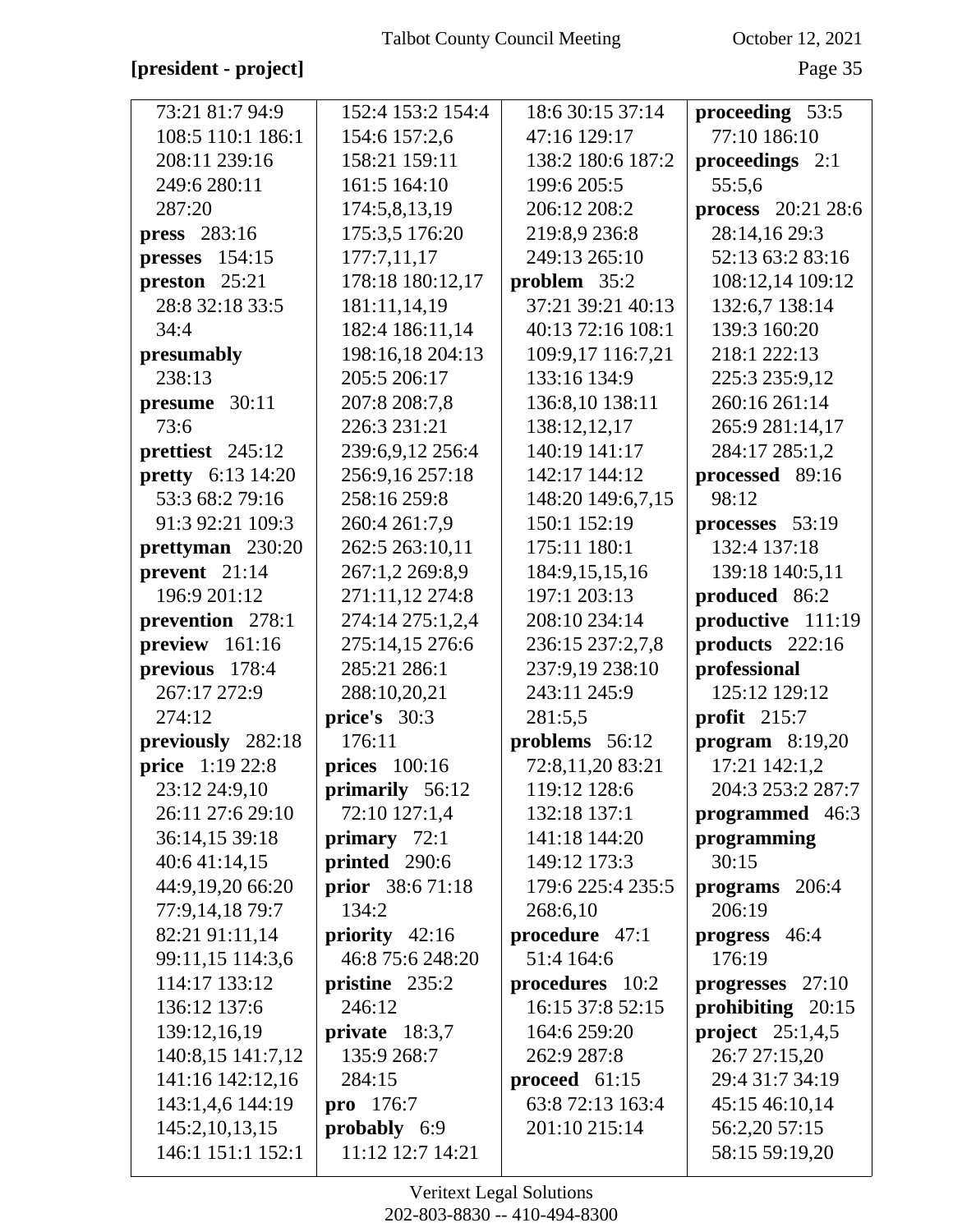**[president - project]**

73:21 81:7 94:9
108:5 110:1 186:1
208:11 239:16
249:6 280:11
287:20
**press** 283:16
**presses** 154:15
**preston** 25:21
28:8 32:18 33:5
34:4
**presumably**
238:13
**presume** 30:11
73:6
**prettiest** 245:12
**pretty** 6:13 14:20
53:3 68:2 79:16
91:3 92:21 109:3
**prettyman** 230:20
**prevent** 21:14
196:9 201:12
**prevention** 278:1
**preview** 161:16
**previous** 178:4
267:17 272:9
274:12
**previously** 282:18
**price** 1:19 22:8
23:12 24:9,10
26:11 27:6 29:10
36:14,15 39:18
40:6 41:14,15
44:9,19,20 66:20
77:9,14,18 79:7
82:21 91:11,14
99:11,15 114:3,6
114:17 133:12
136:12 137:6
139:12,16,19
140:8,15 141:7,12
141:16 142:12,16
143:1,4,6 144:19
145:2,10,13,15
146:1 151:1 152:1
152:4 153:2 154:4
154:6 157:2,6
158:21 159:11
161:5 164:10
174:5,8,13,19
175:3,5 176:20
177:7,11,17
178:18 180:12,17
181:11,14,19
182:4 186:11,14
198:16,18 204:13
205:5 206:17
207:8 208:7,8
226:3 231:21
239:6,9,12 256:4
256:9,16 257:18
258:16 259:8
260:4 261:7,9
262:5 263:10,11
267:1,2 269:8,9
271:11,12 274:8
274:14 275:1,2,4
275:14,15 276:6
285:21 286:1
288:10,20,21
**price's** 30:3
176:11
**prices** 100:16
**primarily** 56:12
72:10 127:1,4
**primary** 72:1
**printed** 290:6
**prior** 38:6 71:18
134:2
**priority** 42:16
46:8 75:6 248:20
**pristine** 235:2
246:12
**private** 18:3,7
135:9 268:7
284:15
**pro** 176:7
**probably** 6:9
11:12 12:7 14:21
18:6 30:15 37:14
47:16 129:17
138:2 180:6 187:2
199:6 205:5
206:12 208:2
219:8,9 236:8
249:13 265:10
**problem** 35:2
37:21 39:21 40:13
40:13 72:16 108:1
109:9,17 116:7,21
133:16 134:9
136:8,10 138:11
138:12,12,17
140:19 141:17
142:17 144:12
148:20 149:6,7,15
150:1 152:19
175:11 180:1
184:9,15,15,16
197:1 203:13
208:10 234:14
236:15 237:2,7,8
237:9,19 238:10
243:11 245:9
281:5,5
**problems** 56:12
72:8,11,20 83:21
119:12 128:6
132:18 137:1
141:18 144:20
149:12 173:3
179:6 225:4 235:5
268:6,10
**procedure** 47:1
51:4 164:6
**procedures** 10:2
16:15 37:8 52:15
164:6 259:20
262:9 287:8
**proceed** 61:15
63:8 72:13 163:4
201:10 215:14
**proceeding** 53:5
77:10 186:10
**proceedings** 2:1
55:5,6
**process** 20:21 28:6
28:14,16 29:3
52:13 63:2 83:16
108:12,14 109:12
132:6,7 138:14
139:3 160:20
218:1 222:13
225:3 235:9,12
260:16 261:14
265:9 281:14,17
284:17 285:1,2
**processed** 89:16
98:12
**processes** 53:19
132:4 137:18
139:18 140:5,11
**produced** 86:2
**productive** 111:19
**products** 222:16
**professional**
125:12 129:12
**profit** 215:7
**program** 8:19,20
17:21 142:1,2
204:3 253:2 287:7
**programmed** 46:3
**programming**
30:15
**programs** 206:4
206:19
**progress** 46:4
176:19
**progresses** 27:10
**prohibiting** 20:15
**project** 25:1,4,5
26:7 27:15,20
29:4 31:7 34:19
45:15 46:10,14
56:2,20 57:15
58:15 59:19,20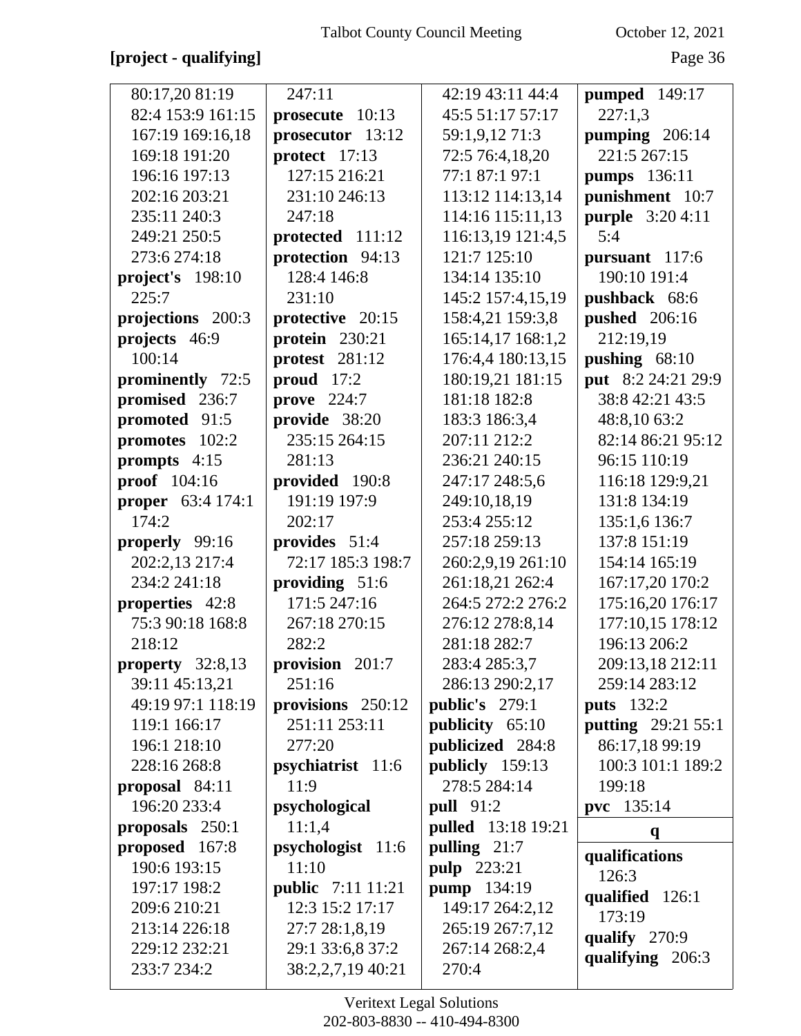**[project - qualifying]**

80:17,20 81:19 82:4 153:9 161:15 167:19 169:16,18 169:18 191:20 196:16 197:13 202:16 203:21 235:11 240:3 249:21 250:5 273:6 274:18
**project's** 198:10 225:7
**projections** 200:3
**projects** 46:9 100:14
**prominently** 72:5
**promised** 236:7
**promoted** 91:5
**promotes** 102:2
**prompts** 4:15
**proof** 104:16
**proper** 63:4 174:1 174:2
**properly** 99:16 202:2,13 217:4 234:2 241:18
**properties** 42:8 75:3 90:18 168:8 218:12
**property** 32:8,13 39:11 45:13,21 49:19 97:1 118:19 119:1 166:17 196:1 218:10 228:16 268:8
**proposal** 84:11 196:20 233:4
**proposals** 250:1
**proposed** 167:8 190:6 193:15 197:17 198:2 209:6 210:21 213:14 226:18 229:12 232:21 233:7 234:2

247:11
**prosecute** 10:13
**prosecutor** 13:12
**protect** 17:13 127:15 216:21 231:10 246:13 247:18
**protected** 111:12
**protection** 94:13 128:4 146:8 231:10
**protective** 20:15
**protein** 230:21
**protest** 281:12
**proud** 17:2
**prove** 224:7
**provide** 38:20 235:15 264:15 281:13
**provided** 190:8 191:19 197:9 202:17
**provides** 51:4 72:17 185:3 198:7
**providing** 51:6 171:5 247:16 267:18 270:15 282:2
**provision** 201:7 251:16
**provisions** 250:12 251:11 253:11 277:20
**psychiatrist** 11:6 11:9
**psychological** 11:1,4
**psychologist** 11:6 11:10
**public** 7:11 11:21 12:3 15:2 17:17 27:7 28:1,8,19 29:1 33:6,8 37:2 38:2,2,7,19 40:21

42:19 43:11 44:4 45:5 51:17 57:17 59:1,9,12 71:3 72:5 76:4,18,20 77:1 87:1 97:1 113:12 114:13,14 114:16 115:11,13 116:13,19 121:4,5 121:7 125:10 134:14 135:10 145:2 157:4,15,19 158:4,21 159:3,8 165:14,17 168:1,2 176:4,4 180:13,15 180:19,21 181:15 181:18 182:8 183:3 186:3,4 207:11 212:2 236:21 240:15 247:17 248:5,6 249:10,18,19 253:4 255:12 257:18 259:13 260:2,9,19 261:10 261:18,21 262:4 264:5 272:2 276:2 276:12 278:8,14 281:18 282:7 283:4 285:3,7 286:13 290:2,17
**public's** 279:1
**publicity** 65:10
**publicized** 284:8
**publicly** 159:13 278:5 284:14
**pull** 91:2
**pulled** 13:18 19:21
**pulling** 21:7
**pulp** 223:21
**pump** 134:19 149:17 264:2,12 265:19 267:7,12 267:14 268:2,4 270:4

**pumped** 149:17 227:1,3
**pumping** 206:14 221:5 267:15
**pumps** 136:11
**punishment** 10:7
**purple** 3:20 4:11 5:4
**pursuant** 117:6 190:10 191:4
**pushback** 68:6
**pushed** 206:16 212:19,19
**pushing** 68:10
**put** 8:2 24:21 29:9 38:8 42:21 43:5 48:8,10 63:2 82:14 86:21 95:12 96:15 110:19 116:18 129:9,21 131:8 134:19 135:1,6 136:7 137:8 151:19 154:14 165:19 167:17,20 170:2 175:16,20 176:17 177:10,15 178:12 196:13 206:2 209:13,18 212:11 259:14 283:12
**puts** 132:2
**putting** 29:21 55:1 86:17,18 99:19 100:3 101:1 189:2 199:18
**pvc** 135:14

**q**

**qualifications** 126:3
**qualified** 126:1 173:19
**qualify** 270:9
**qualifying** 206:3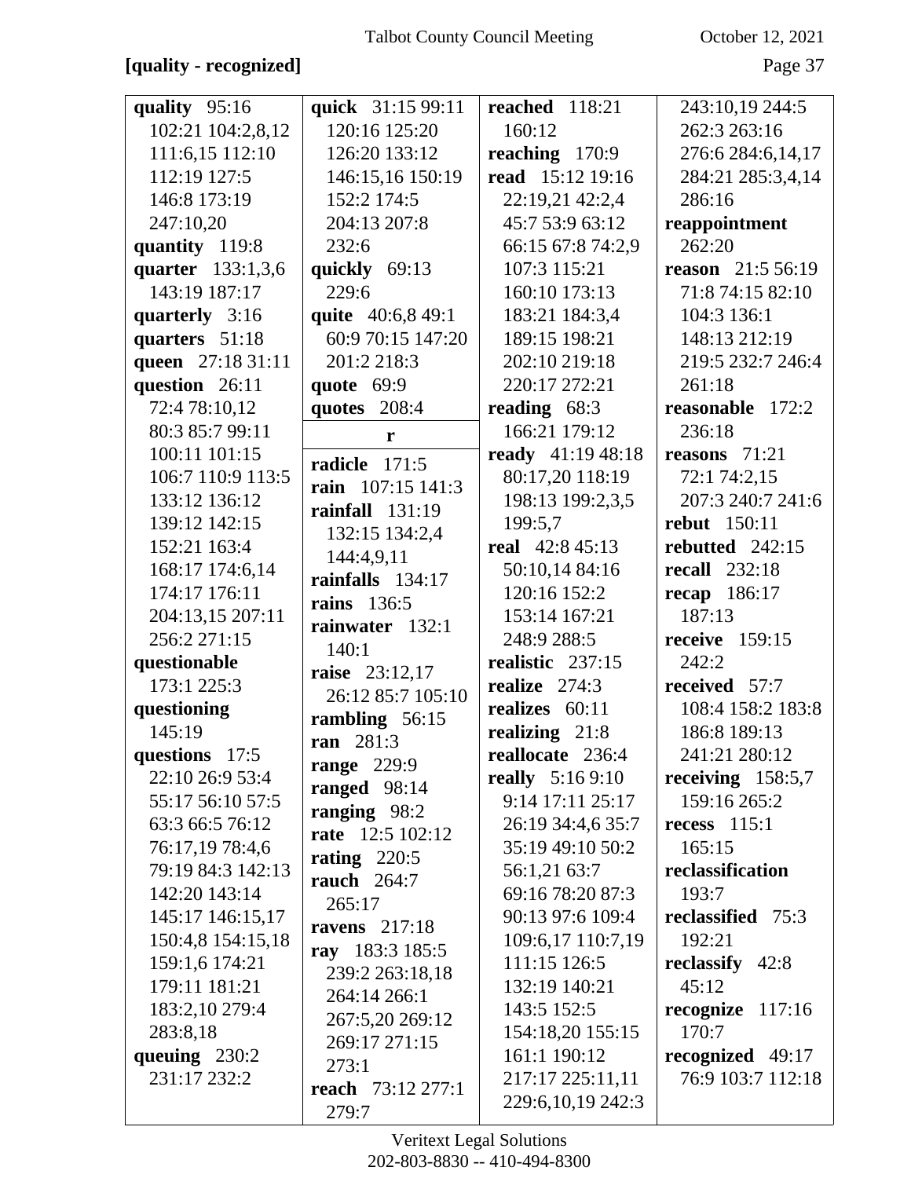**[quality - recognized]**

**quality** 95:16 102:21 104:2,8,12 111:6,15 112:10 112:19 127:5 146:8 173:19 247:10,20
**quantity** 119:8
**quarter** 133:1,3,6 143:19 187:17
**quarterly** 3:16
**quarters** 51:18
**queen** 27:18 31:11
**question** 26:11 72:4 78:10,12 80:3 85:7 99:11 100:11 101:15 106:7 110:9 113:5 133:12 136:12 139:12 142:15 152:21 163:4 168:17 174:6,14 174:17 176:11 204:13,15 207:11 256:2 271:15
**questionable** 173:1 225:3
**questioning** 145:19
**questions** 17:5 22:10 26:9 53:4 55:17 56:10 57:5 63:3 66:5 76:12 76:17,19 78:4,6 79:19 84:3 142:13 142:20 143:14 145:17 146:15,17 150:4,8 154:15,18 159:1,6 174:21 179:11 181:21 183:2,10 279:4 283:8,18
**queuing** 230:2 231:17 232:2
**quick** 31:15 99:11 120:16 125:20 126:20 133:12 146:15,16 150:19 152:2 174:5 204:13 207:8 232:6
**quickly** 69:13 229:6
**quite** 40:6,8 49:1 60:9 70:15 147:20 201:2 218:3
**quote** 69:9
**quotes** 208:4

**r**

**radicle** 171:5
**rain** 107:15 141:3
**rainfall** 131:19 132:15 134:2,4 144:4,9,11
**rainfalls** 134:17
**rains** 136:5
**rainwater** 132:1 140:1
**raise** 23:12,17 26:12 85:7 105:10
**rambling** 56:15
**ran** 281:3
**range** 229:9
**ranged** 98:14
**ranging** 98:2
**rate** 12:5 102:12
**rating** 220:5
**rauch** 264:7 265:17
**ravens** 217:18
**ray** 183:3 185:5 239:2 263:18,18 264:14 266:1 267:5,20 269:12 269:17 271:15 273:1
**reach** 73:12 277:1 279:7
**reached** 118:21 160:12
**reaching** 170:9
**read** 15:12 19:16 22:19,21 42:2,4 45:7 53:9 63:12 66:15 67:8 74:2,9 107:3 115:21 160:10 173:13 183:21 184:3,4 189:15 198:21 202:10 219:18 220:17 272:21
**reading** 68:3 166:21 179:12
**ready** 41:19 48:18 80:17,20 118:19 198:13 199:2,3,5 199:5,7
**real** 42:8 45:13 50:10,14 84:16 120:16 152:2 153:14 167:21 248:9 288:5
**realistic** 237:15
**realize** 274:3
**realizes** 60:11
**realizing** 21:8
**reallocate** 236:4
**really** 5:16 9:10 9:14 17:11 25:17 26:19 34:4,6 35:7 35:19 49:10 50:2 56:1,21 63:7 69:16 78:20 87:3 90:13 97:6 109:4 109:6,17 110:7,19 111:15 126:5 132:19 140:21 143:5 152:5 154:18,20 155:15 161:1 190:12 217:17 225:11,11 229:6,10,19 242:3 243:10,19 244:5 262:3 263:16 276:6 284:6,14,17 284:21 285:3,4,14 286:16
**reappointment** 262:20
**reason** 21:5 56:19 71:8 74:15 82:10 104:3 136:1 148:13 212:19 219:5 232:7 246:4 261:18
**reasonable** 172:2 236:18
**reasons** 71:21 72:1 74:2,15 207:3 240:7 241:6
**rebut** 150:11
**rebutted** 242:15
**recall** 232:18
**recap** 186:17 187:13
**receive** 159:15 242:2
**received** 57:7 108:4 158:2 183:8 186:8 189:13 241:21 280:12
**receiving** 158:5,7 159:16 265:2
**recess** 115:1 165:15
**reclassification** 193:7
**reclassified** 75:3 192:21
**reclassify** 42:8 45:12
**recognize** 117:16 170:7
**recognized** 49:17 76:9 103:7 112:18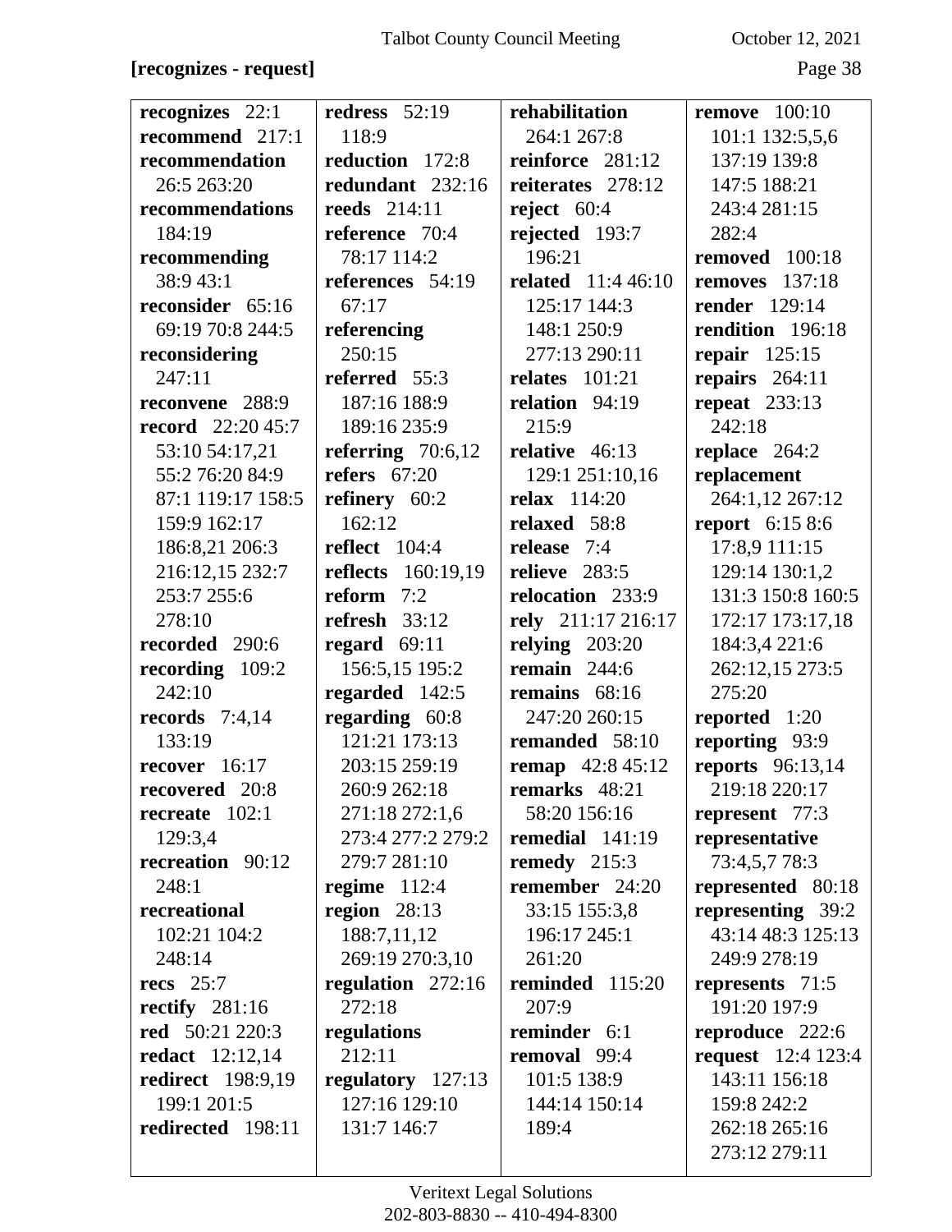**[recognizes - request]**

**recognizes** 22:1
**recommend** 217:1
**recommendation** 26:5 263:20
**recommendations** 184:19
**recommending** 38:9 43:1
**reconsider** 65:16 69:19 70:8 244:5
**reconsidering** 247:11
**reconvene** 288:9
**record** 22:20 45:7 53:10 54:17,21 55:2 76:20 84:9 87:1 119:17 158:5 159:9 162:17 186:8,21 206:3 216:12,15 232:7 253:7 255:6 278:10
**recorded** 290:6
**recording** 109:2 242:10
**records** 7:4,14 133:19
**recover** 16:17
**recovered** 20:8
**recreate** 102:1 129:3,4
**recreation** 90:12 248:1
**recreational** 102:21 104:2 248:14
**recs** 25:7
**rectify** 281:16
**red** 50:21 220:3
**redact** 12:12,14
**redirect** 198:9,19 199:1 201:5
**redirected** 198:11
**redress** 52:19 118:9
**reduction** 172:8
**redundant** 232:16
**reeds** 214:11
**reference** 70:4 78:17 114:2
**references** 54:19 67:17
**referencing** 250:15
**referred** 55:3 187:16 188:9 189:16 235:9
**referring** 70:6,12
**refers** 67:20
**refinery** 60:2 162:12
**reflect** 104:4
**reflects** 160:19,19
**reform** 7:2
**refresh** 33:12
**regard** 69:11 156:5,15 195:2
**regarded** 142:5
**regarding** 60:8 121:21 173:13 203:15 259:19 260:9 262:18 271:18 272:1,6 273:4 277:2 279:2 279:7 281:10
**regime** 112:4
**region** 28:13 188:7,11,12 269:19 270:3,10
**regulation** 272:16 272:18
**regulations** 212:11
**regulatory** 127:13 127:16 129:10 131:7 146:7
**rehabilitation** 264:1 267:8
**reinforce** 281:12
**reiterates** 278:12
**reject** 60:4
**rejected** 193:7 196:21
**related** 11:4 46:10 125:17 144:3 148:1 250:9 277:13 290:11
**relates** 101:21
**relation** 94:19 215:9
**relative** 46:13 129:1 251:10,16
**relax** 114:20
**relaxed** 58:8
**release** 7:4
**relieve** 283:5
**relocation** 233:9
**rely** 211:17 216:17
**relying** 203:20
**remain** 244:6
**remains** 68:16 247:20 260:15
**remanded** 58:10
**remap** 42:8 45:12
**remarks** 48:21 58:20 156:16
**remedial** 141:19
**remedy** 215:3
**remember** 24:20 33:15 155:3,8 196:17 245:1 261:20
**reminded** 115:20 207:9
**reminder** 6:1
**removal** 99:4 101:5 138:9 144:14 150:14 189:4
**remove** 100:10 101:1 132:5,5,6 137:19 139:8 147:5 188:21 243:4 281:15 282:4
**removed** 100:18
**removes** 137:18
**render** 129:14
**rendition** 196:18
**repair** 125:15
**repairs** 264:11
**repeat** 233:13 242:18
**replace** 264:2
**replacement** 264:1,12 267:12
**report** 6:15 8:6 17:8,9 111:15 129:14 130:1,2 131:3 150:8 160:5 172:17 173:17,18 184:3,4 221:6 262:12,15 273:5 275:20
**reported** 1:20
**reporting** 93:9
**reports** 96:13,14 219:18 220:17
**represent** 77:3
**representative** 73:4,5,7 78:3
**represented** 80:18
**representing** 39:2 43:14 48:3 125:13 249:9 278:19
**represents** 71:5 191:20 197:9
**reproduce** 222:6
**request** 12:4 123:4 143:11 156:18 159:8 242:2 262:18 265:16 273:12 279:11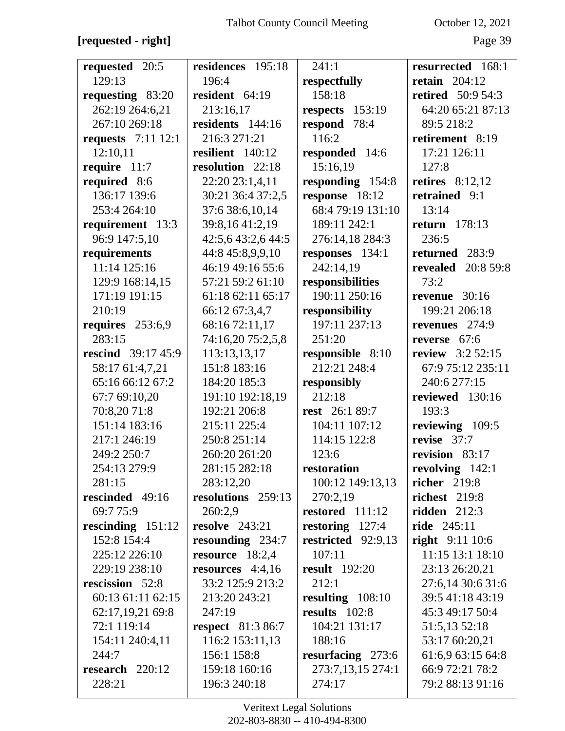**[requested - right]**

**requested** 20:5 129:13
**requesting** 83:20 262:19 264:6,21 267:10 269:18
**requests** 7:11 12:1 12:10,11
**require** 11:7
**required** 8:6 136:17 139:6 253:4 264:10
**requirement** 13:3 96:9 147:5,10
**requirements** 11:14 125:16 129:9 168:14,15 171:19 191:15 210:19
**requires** 253:6,9 283:15
**rescind** 39:17 45:9 58:17 61:4,7,21 65:16 66:12 67:2 67:7 69:10,20 70:8,20 71:8 151:14 183:16 217:1 246:19 249:2 250:7 254:13 279:9 281:15
**rescinded** 49:16 69:7 75:9
**rescinding** 151:12 152:8 154:4 225:12 226:10 229:19 238:10
**rescission** 52:8 60:13 61:11 62:15 62:17,19,21 69:8 72:1 119:14 154:11 240:4,11 244:7
**research** 220:12 228:21
**residences** 195:18 196:4
**resident** 64:19 213:16,17
**residents** 144:16 216:3 271:21
**resilient** 140:12
**resolution** 22:18 22:20 23:1,4,11 30:21 36:4 37:2,5 37:6 38:6,10,14 39:8,16 41:2,19 42:5,6 43:2,6 44:5 44:8 45:8,9,9,10 46:19 49:16 55:6 57:21 59:2 61:10 61:18 62:11 65:17 66:12 67:3,4,7 68:16 72:11,17 74:16,20 75:2,5,8 113:13,13,17 151:8 183:16 184:20 185:3 191:10 192:18,19 192:21 206:8 215:11 225:4 250:8 251:14 260:20 261:20 281:15 282:18 283:12,20
**resolutions** 259:13 260:2,9
**resolve** 243:21
**resounding** 234:7
**resource** 18:2,4
**resources** 4:4,16 33:2 125:9 213:2 213:20 243:21 247:19
**respect** 81:3 86:7 116:2 153:11,13 156:1 158:8 159:18 160:16 196:3 240:18
241:1
**respectfully** 158:18
**respects** 153:19
**respond** 78:4 116:2
**responded** 14:6 15:16,19
**responding** 154:8
**response** 18:12 68:4 79:19 131:10 189:11 242:1 276:14,18 284:3
**responses** 134:1 242:14,19
**responsibilities** 190:11 250:16
**responsibility** 197:11 237:13 251:20
**responsible** 8:10 212:21 248:4
**responsibly** 212:18
**rest** 26:1 89:7 104:11 107:12 114:15 122:8 123:6
**restoration** 100:12 149:13,13 270:2,19
**restored** 111:12
**restoring** 127:4
**restricted** 92:9,13 107:11
**result** 192:20 212:1
**resulting** 108:10
**results** 102:8 104:21 131:17 188:16
**resurfacing** 273:6 273:7,13,15 274:1 274:17
**resurrected** 168:1
**retain** 204:12
**retired** 50:9 54:3 64:20 65:21 87:13 89:5 218:2
**retirement** 8:19 17:21 126:11 127:8
**retires** 8:12,12
**retrained** 9:1 13:14
**return** 178:13 236:5
**returned** 283:9
**revealed** 20:8 59:8 73:2
**revenue** 30:16 199:21 206:18
**revenues** 274:9
**reverse** 67:6
**review** 3:2 52:15 67:9 75:12 235:11 240:6 277:15
**reviewed** 130:16 193:3
**reviewing** 109:5
**revise** 37:7
**revision** 83:17
**revolving** 142:1
**richer** 219:8
**richest** 219:8
**ridden** 212:3
**ride** 245:11
**right** 9:11 10:6 11:15 13:1 18:10 23:13 26:20,21 27:6,14 30:6 31:6 39:5 41:18 43:19 45:3 49:17 50:4 51:5,13 52:18 53:17 60:20,21 61:6,9 63:15 64:8 66:9 72:21 78:2 79:2 88:13 91:16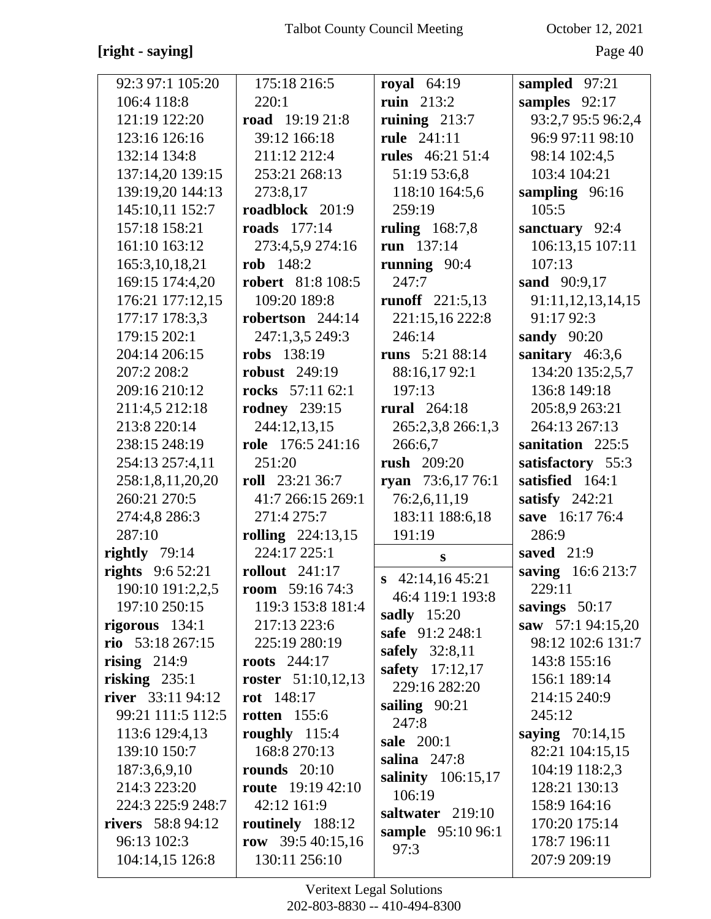**[right - saying]**

92:3 97:1 105:20
106:4 118:8
121:19 122:20
123:16 126:16
132:14 134:8
137:14,20 139:15
139:19,20 144:13
145:10,11 152:7
157:18 158:21
161:10 163:12
165:3,10,18,21
169:15 174:4,20
176:21 177:12,15
177:17 178:3,3
179:15 202:1
204:14 206:15
207:2 208:2
209:16 210:12
211:4,5 212:18
213:8 220:14
238:15 248:19
254:13 257:4,11
258:1,8,11,20,20
260:21 270:5
274:4,8 286:3
287:10

**rightly** 79:14

**rights** 9:6 52:21
190:10 191:2,2,5
197:10 250:15

**rigorous** 134:1

**rio** 53:18 267:15

**rising** 214:9

**risking** 235:1

**river** 33:11 94:12
99:21 111:5 112:5
113:6 129:4,13
139:10 150:7
187:3,6,9,10
214:3 223:20
224:3 225:9 248:7

**rivers** 58:8 94:12
96:13 102:3
104:14,15 126:8
175:18 216:5
220:1

**road** 19:19 21:8
39:12 166:18
211:12 212:4
253:21 268:13
273:8,17

**roadblock** 201:9

**roads** 177:14
273:4,5,9 274:16

**rob** 148:2

**robert** 81:8 108:5
109:20 189:8

**robertson** 244:14
247:1,3,5 249:3

**robs** 138:19

**robust** 249:19

**rocks** 57:11 62:1

**rodney** 239:15
244:12,13,15

**role** 176:5 241:16
251:20

**roll** 23:21 36:7
41:7 266:15 269:1
271:4 275:7

**rolling** 224:13,15
224:17 225:1

**rollout** 241:17

**room** 59:16 74:3
119:3 153:8 181:4
217:13 223:6
225:19 280:19

**roots** 244:17

**roster** 51:10,12,13

**rot** 148:17

**rotten** 155:6

**roughly** 115:4
168:8 270:13

**rounds** 20:10

**route** 19:19 42:10
42:12 161:9

**routinely** 188:12

**row** 39:5 40:15,16
130:11 256:10

**royal** 64:19

**ruin** 213:2

**ruining** 213:7

**rule** 241:11

**rules** 46:21 51:4
51:19 53:6,8
118:10 164:5,6
259:19

**ruling** 168:7,8

**run** 137:14

**running** 90:4
247:7

**runoff** 221:5,13
221:15,16 222:8
246:14

**runs** 5:21 88:14
88:16,17 92:1
197:13

**rural** 264:18
265:2,3,8 266:1,3
266:6,7

**rush** 209:20

**ryan** 73:6,17 76:1
76:2,6,11,19
183:11 188:6,18
191:19

**s**

**s** 42:14,16 45:21
46:4 119:1 193:8

**sadly** 15:20

**safe** 91:2 248:1

**safely** 32:8,11

**safety** 17:12,17
229:16 282:20

**sailing** 90:21
247:8

**sale** 200:1

**salina** 247:8

**salinity** 106:15,17
106:19

**saltwater** 219:10

**sample** 95:10 96:1
97:3

**sampled** 97:21

**samples** 92:17
93:2,7 95:5 96:2,4
96:9 97:11 98:10
98:14 102:4,5
103:4 104:21

**sampling** 96:16
105:5

**sanctuary** 92:4
106:13,15 107:11
107:13

**sand** 90:9,17
91:11,12,13,14,15
91:17 92:3

**sandy** 90:20

**sanitary** 46:3,6
134:20 135:2,5,7
136:8 149:18
205:8,9 263:21
264:13 267:13

**sanitation** 225:5

**satisfactory** 55:3

**satisfied** 164:1

**satisfy** 242:21

**save** 16:17 76:4
286:9

**saved** 21:9

**saving** 16:6 213:7
229:11

**savings** 50:17

**saw** 57:1 94:15,20
98:12 102:6 131:7
143:8 155:16
156:1 189:14
214:15 240:9
245:12

**saying** 70:14,15
82:21 104:15,15
104:19 118:2,3
128:21 130:13
158:9 164:16
170:20 175:14
178:7 196:11
207:9 209:19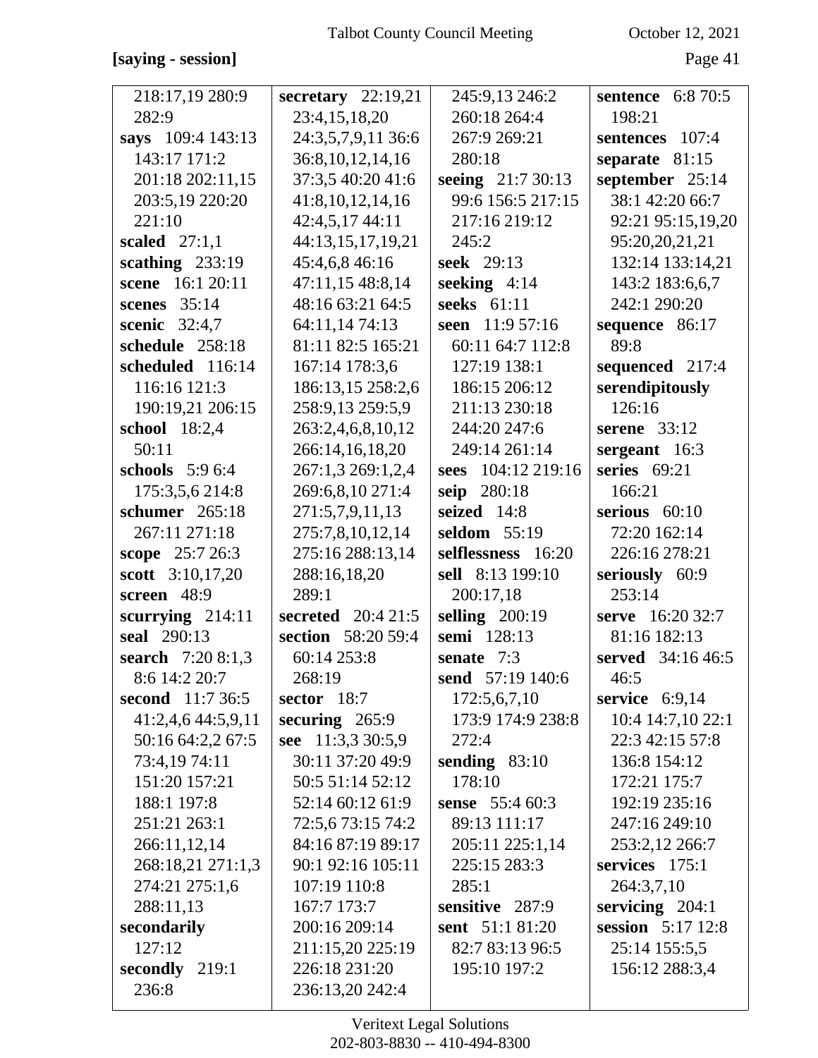**[saying - session]**

218:17,19 280:9 282:9
**says** 109:4 143:13 143:17 171:2 201:18 202:11,15 203:5,19 220:20 221:10
**scaled** 27:1,1
**scathing** 233:19
**scene** 16:1 20:11
**scenes** 35:14
**scenic** 32:4,7
**schedule** 258:18
**scheduled** 116:14 116:16 121:3 190:19,21 206:15
**school** 18:2,4 50:11
**schools** 5:9 6:4 175:3,5,6 214:8
**schumer** 265:18 267:11 271:18
**scope** 25:7 26:3
**scott** 3:10,17,20
**screen** 48:9
**scurrying** 214:11
**seal** 290:13
**search** 7:20 8:1,3 8:6 14:2 20:7
**second** 11:7 36:5 41:2,4,6 44:5,9,11 50:16 64:2,2 67:5 73:4,19 74:11 151:20 157:21 188:1 197:8 251:21 263:1 266:11,12,14 268:18,21 271:1,3 274:21 275:1,6 288:11,13
**secondarily** 127:12
**secondly** 219:1 236:8
**secretary** 22:19,21 23:4,15,18,20 24:3,5,7,9,11 36:6 36:8,10,12,14,16 37:3,5 40:20 41:6 41:8,10,12,14,16 42:4,5,17 44:11 44:13,15,17,19,21 45:4,6,8 46:16 47:11,15 48:8,14 48:16 63:21 64:5 64:11,14 74:13 81:11 82:5 165:21 167:14 178:3,6 186:13,15 258:2,6 258:9,13 259:5,9 263:2,4,6,8,10,12 266:14,16,18,20 267:1,3 269:1,2,4 269:6,8,10 271:4 271:5,7,9,11,13 275:7,8,10,12,14 275:16 288:13,14 288:16,18,20 289:1
**secreted** 20:4 21:5
**section** 58:20 59:4 60:14 253:8 268:19
**sector** 18:7
**securing** 265:9
**see** 11:3,3 30:5,9 30:11 37:20 49:9 50:5 51:14 52:12 52:14 60:12 61:9 72:5,6 73:15 74:2 84:16 87:19 89:17 90:1 92:16 105:11 107:19 110:8 167:7 173:7 200:16 209:14 211:15,20 225:19 226:18 231:20 236:13,20 242:4 245:9,13 246:2 260:18 264:4 267:9 269:21 280:18
**seeing** 21:7 30:13 99:6 156:5 217:15 217:16 219:12 245:2
**seek** 29:13
**seeking** 4:14
**seeks** 61:11
**seen** 11:9 57:16 60:11 64:7 112:8 127:19 138:1 186:15 206:12 211:13 230:18 244:20 247:6 249:14 261:14
**sees** 104:12 219:16
**seip** 280:18
**seized** 14:8
**seldom** 55:19
**selflessness** 16:20
**sell** 8:13 199:10 200:17,18
**selling** 200:19
**semi** 128:13
**senate** 7:3
**send** 57:19 140:6 172:5,6,7,10 173:9 174:9 238:8 272:4
**sending** 83:10 178:10
**sense** 55:4 60:3 89:13 111:17 205:11 225:1,14 225:15 283:3 285:1
**sensitive** 287:9
**sent** 51:1 81:20 82:7 83:13 96:5 195:10 197:2
**sentence** 6:8 70:5 198:21
**sentences** 107:4
**separate** 81:15
**september** 25:14 38:1 42:20 66:7 92:21 95:15,19,20 95:20,20,21,21 132:14 133:14,21 143:2 183:6,6,7 242:1 290:20
**sequence** 86:17 89:8
**sequenced** 217:4
**serendipitously** 126:16
**serene** 33:12
**sergeant** 16:3
**series** 69:21 166:21
**serious** 60:10 72:20 162:14 226:16 278:21
**seriously** 60:9 253:14
**serve** 16:20 32:7 81:16 182:13
**served** 34:16 46:5 46:5
**service** 6:9,14 10:4 14:7,10 22:1 22:3 42:15 57:8 136:8 154:12 172:21 175:7 192:19 235:16 247:16 249:10 253:2,12 266:7
**services** 175:1 264:3,7,10
**servicing** 204:1
**session** 5:17 12:8 25:14 155:5,5 156:12 288:3,4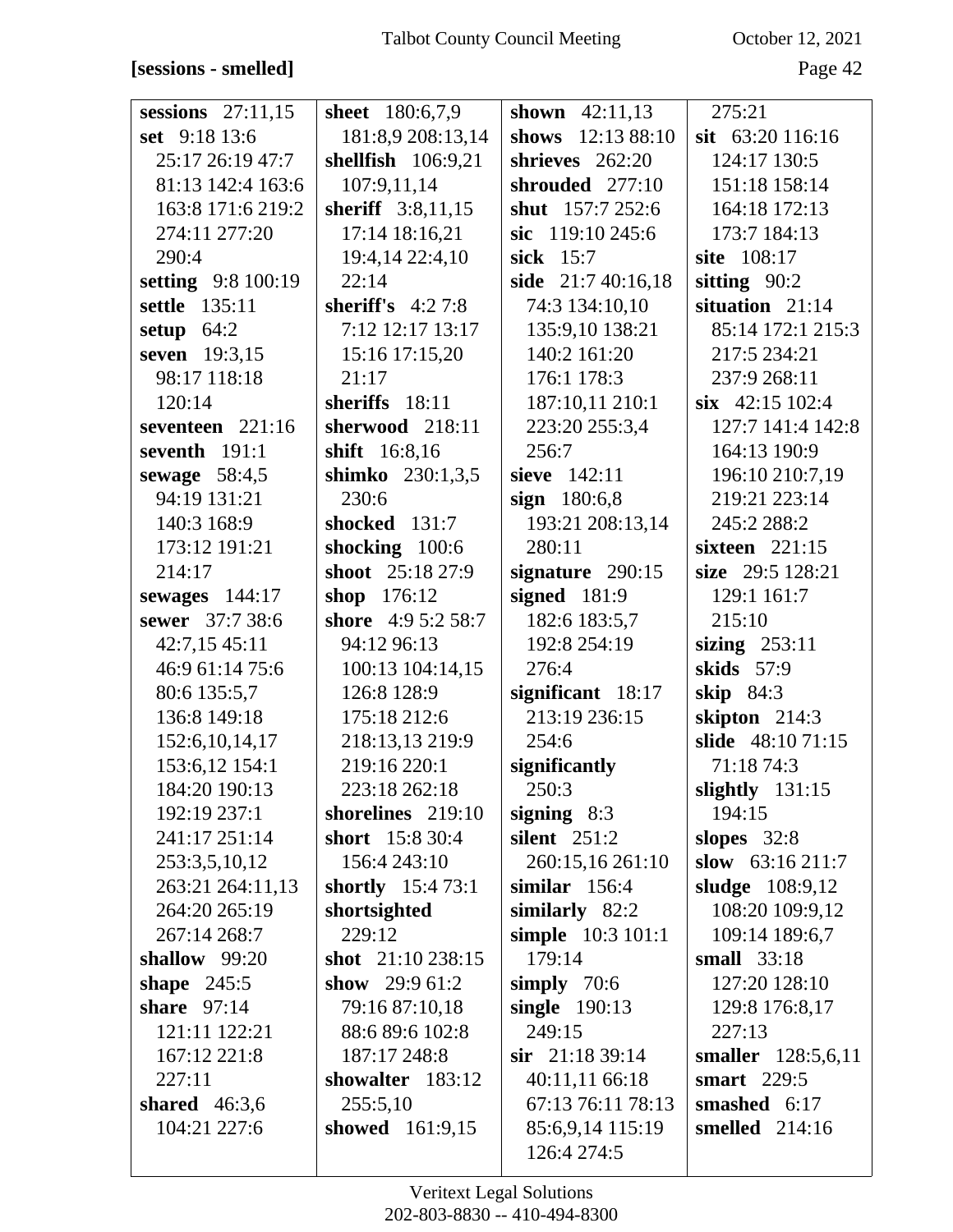**[sessions - smelled]**

**sessions** 27:11,15
**set** 9:18 13:6 25:17 26:19 47:7 81:13 142:4 163:6 163:8 171:6 219:2 274:11 277:20 290:4
**setting** 9:8 100:19
**settle** 135:11
**setup** 64:2
**seven** 19:3,15 98:17 118:18 120:14
**seventeen** 221:16
**seventh** 191:1
**sewage** 58:4,5 94:19 131:21 140:3 168:9 173:12 191:21 214:17
**sewages** 144:17
**sewer** 37:7 38:6 42:7,15 45:11 46:9 61:14 75:6 80:6 135:5,7 136:8 149:18 152:6,10,14,17 153:6,12 154:1 184:20 190:13 192:19 237:1 241:17 251:14 253:3,5,10,12 263:21 264:11,13 264:20 265:19 267:14 268:7
**shallow** 99:20
**shape** 245:5
**share** 97:14 121:11 122:21 167:12 221:8 227:11
**shared** 46:3,6 104:21 227:6
**sheet** 180:6,7,9 181:8,9 208:13,14
**shellfish** 106:9,21 107:9,11,14
**sheriff** 3:8,11,15 17:14 18:16,21 19:4,14 22:4,10 22:14
**sheriff's** 4:2 7:8 7:12 12:17 13:17 15:16 17:15,20 21:17
**sheriffs** 18:11
**sherwood** 218:11
**shift** 16:8,16
**shimko** 230:1,3,5 230:6
**shocked** 131:7
**shocking** 100:6
**shoot** 25:18 27:9
**shop** 176:12
**shore** 4:9 5:2 58:7 94:12 96:13 100:13 104:14,15 126:8 128:9 175:18 212:6 218:13,13 219:9 219:16 220:1 223:18 262:18
**shorelines** 219:10
**short** 15:8 30:4 156:4 243:10
**shortly** 15:4 73:1
**shortsighted** 229:12
**shot** 21:10 238:15
**show** 29:9 61:2 79:16 87:10,18 88:6 89:6 102:8 187:17 248:8
**showalter** 183:12 255:5,10
**showed** 161:9,15
**shown** 42:11,13
**shows** 12:13 88:10
**shrieves** 262:20
**shrouded** 277:10
**shut** 157:7 252:6
**sic** 119:10 245:6
**sick** 15:7
**side** 21:7 40:16,18 74:3 134:10,10 135:9,10 138:21 140:2 161:20 176:1 178:3 187:10,11 210:1 223:20 255:3,4 256:7
**sieve** 142:11
**sign** 180:6,8 193:21 208:13,14 280:11
**signature** 290:15
**signed** 181:9 182:6 183:5,7 192:8 254:19 276:4
**significant** 18:17 213:19 236:15 254:6
**significantly** 250:3
**signing** 8:3
**silent** 251:2 260:15,16 261:10
**similar** 156:4
**similarly** 82:2
**simple** 10:3 101:1 179:14
**simply** 70:6
**single** 190:13 249:15
**sir** 21:18 39:14 40:11,11 66:18 67:13 76:11 78:13 85:6,9,14 115:19 126:4 274:5
275:21
**sit** 63:20 116:16 124:17 130:5 151:18 158:14 164:18 172:13 173:7 184:13
**site** 108:17
**sitting** 90:2
**situation** 21:14 85:14 172:1 215:3 217:5 234:21 237:9 268:11
**six** 42:15 102:4 127:7 141:4 142:8 164:13 190:9 196:10 210:7,19 219:21 223:14 245:2 288:2
**sixteen** 221:15
**size** 29:5 128:21 129:1 161:7 215:10
**sizing** 253:11
**skids** 57:9
**skip** 84:3
**skipton** 214:3
**slide** 48:10 71:15 71:18 74:3
**slightly** 131:15 194:15
**slopes** 32:8
**slow** 63:16 211:7
**sludge** 108:9,12 108:20 109:9,12 109:14 189:6,7
**small** 33:18 127:20 128:10 129:8 176:8,17 227:13
**smaller** 128:5,6,11
**smart** 229:5
**smashed** 6:17
**smelled** 214:16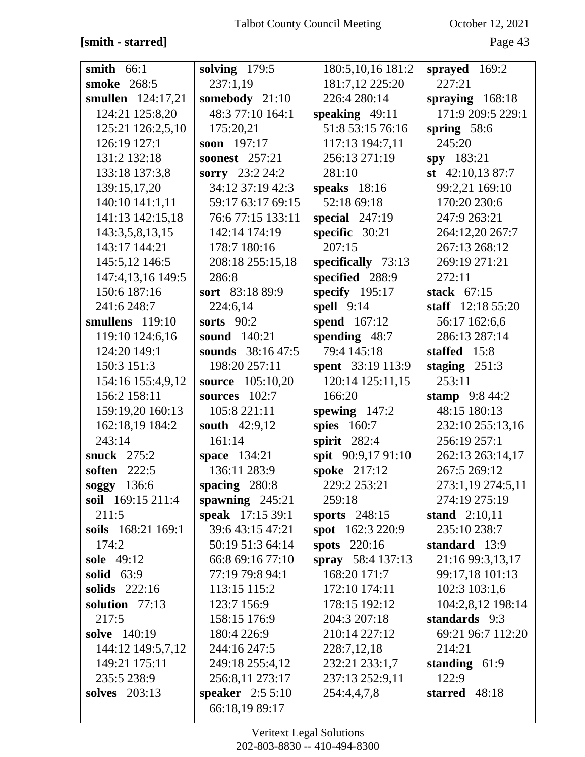**[smith - starred]**

**smith** 66:1
**smoke** 268:5
**smullen** 124:17,21 124:21 125:8,20 125:21 126:2,5,10 126:19 127:1 131:2 132:18 133:18 137:3,8 139:15,17,20 140:10 141:1,11 141:13 142:15,18 143:3,5,8,13,15 143:17 144:21 145:5,12 146:5 147:4,13,16 149:5 150:6 187:16 241:6 248:7
**smullens** 119:10 119:10 124:6,16 124:20 149:1 150:3 151:3 154:16 155:4,9,12 156:2 158:11 159:19,20 160:13 162:18,19 184:2 243:14
**snuck** 275:2
**soften** 222:5
**soggy** 136:6
**soil** 169:15 211:4 211:5
**soils** 168:21 169:1 174:2
**sole** 49:12
**solid** 63:9
**solids** 222:16
**solution** 77:13 217:5
**solve** 140:19 144:12 149:5,7,12 149:21 175:11 235:5 238:9
**solves** 203:13
**solving** 179:5 237:1,19
**somebody** 21:10 48:3 77:10 164:1 175:20,21
**soon** 197:17
**soonest** 257:21
**sorry** 23:2 24:2 34:12 37:19 42:3 59:17 63:17 69:15 76:6 77:15 133:11 142:14 174:19 178:7 180:16 208:18 255:15,18 286:8
**sort** 83:18 89:9 224:6,14
**sorts** 90:2
**sound** 140:21
**sounds** 38:16 47:5 198:20 257:11
**source** 105:10,20
**sources** 102:7 105:8 221:11
**south** 42:9,12 161:14
**space** 134:21 136:11 283:9
**spacing** 280:8
**spawning** 245:21
**speak** 17:15 39:1 39:6 43:15 47:21 50:19 51:3 64:14 66:8 69:16 77:10 77:19 79:8 94:1 113:15 115:2 123:7 156:9 158:15 176:9 180:4 226:9 244:16 247:5 249:18 255:4,12 256:8,11 273:17
**speaker** 2:5 5:10 66:18,19 89:17 180:5,10,16 181:2 181:7,12 225:20 226:4 280:14
**speaking** 49:11 51:8 53:15 76:16 117:13 194:7,11 256:13 271:19 281:10
**speaks** 18:16 52:18 69:18
**special** 247:19
**specific** 30:21 207:15
**specifically** 73:13
**specified** 288:9
**specify** 195:17
**spell** 9:14
**spend** 167:12
**spending** 48:7 79:4 145:18
**spent** 33:19 113:9 120:14 125:11,15 166:20
**spewing** 147:2
**spies** 160:7
**spirit** 282:4
**spit** 90:9,17 91:10
**spoke** 217:12 229:2 253:21 259:18
**sports** 248:15
**spot** 162:3 220:9
**spots** 220:16
**spray** 58:4 137:13 168:20 171:7 172:10 174:11 178:15 192:12 204:3 207:18 210:14 227:12 228:7,12,18 232:21 233:1,7 237:13 252:9,11 254:4,4,7,8
**sprayed** 169:2 227:21
**spraying** 168:18 171:9 209:5 229:1
**spring** 58:6 245:20
**spy** 183:21
**st** 42:10,13 87:7 99:2,21 169:10 170:20 230:6 247:9 263:21 264:12,20 267:7 267:13 268:12 269:19 271:21 272:11
**stack** 67:15
**staff** 12:18 55:20 56:17 162:6,6 286:13 287:14
**staffed** 15:8
**staging** 251:3 253:11
**stamp** 9:8 44:2 48:15 180:13 232:10 255:13,16 256:19 257:1 262:13 263:14,17 267:5 269:12 273:1,19 274:5,11 274:19 275:19
**stand** 2:10,11 235:10 238:7
**standard** 13:9 21:16 99:3,13,17 99:17,18 101:13 102:3 103:1,6 104:2,8,12 198:14
**standards** 9:3 69:21 96:7 112:20 214:21
**standing** 61:9 122:9
**starred** 48:18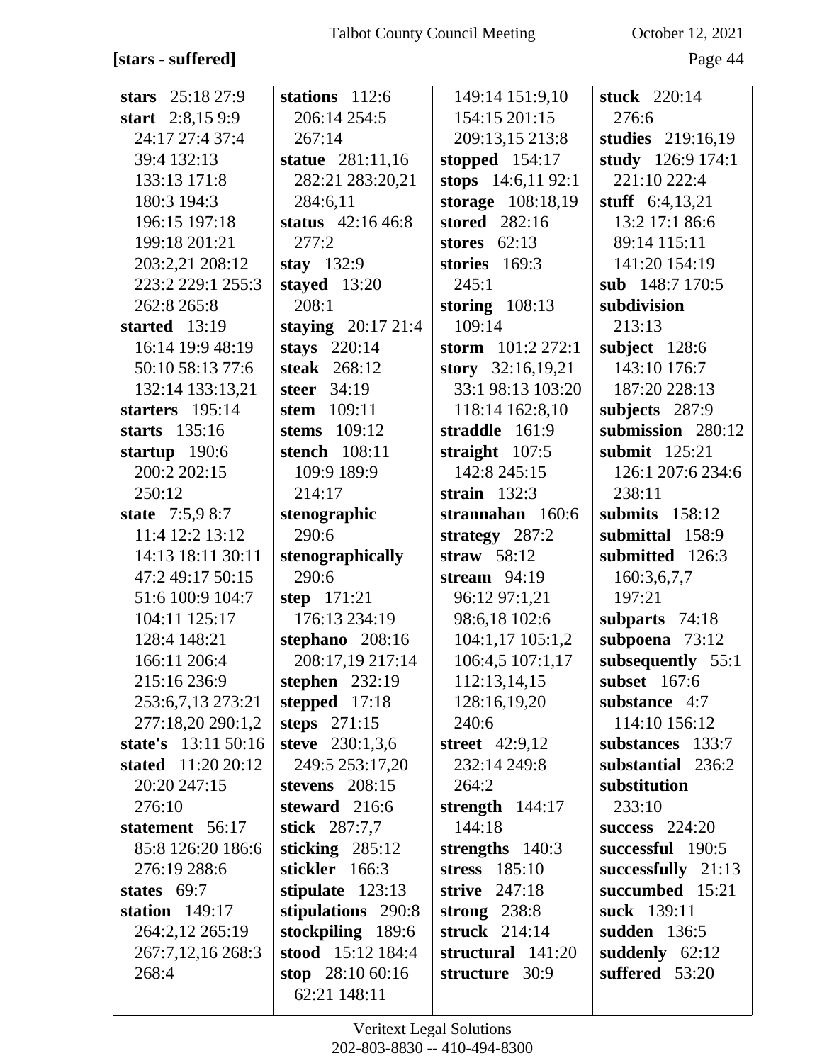**[stars - suffered]**

**stars** 25:18 27:9
**start** 2:8,15 9:9 24:17 27:4 37:4 39:4 132:13 133:13 171:8 180:3 194:3 196:15 197:18 199:18 201:21 203:2,21 208:12 223:2 229:1 255:3 262:8 265:8
**started** 13:19 16:14 19:9 48:19 50:10 58:13 77:6 132:14 133:13,21
**starters** 195:14
**starts** 135:16
**startup** 190:6 200:2 202:15 250:12
**state** 7:5,9 8:7 11:4 12:2 13:12 14:13 18:11 30:11 47:2 49:17 50:15 51:6 100:9 104:7 104:11 125:17 128:4 148:21 166:11 206:4 215:16 236:9 253:6,7,13 273:21 277:18,20 290:1,2
**state's** 13:11 50:16
**stated** 11:20 20:12 20:20 247:15 276:10
**statement** 56:17 85:8 126:20 186:6 276:19 288:6
**states** 69:7
**station** 149:17 264:2,12 265:19 267:7,12,16 268:3 268:4
**stations** 112:6 206:14 254:5 267:14
**statue** 281:11,16 282:21 283:20,21 284:6,11
**status** 42:16 46:8 277:2
**stay** 132:9
**stayed** 13:20 208:1
**staying** 20:17 21:4
**stays** 220:14
**steak** 268:12
**steer** 34:19
**stem** 109:11
**stems** 109:12
**stench** 108:11 109:9 189:9 214:17
**stenographic** 290:6
**stenographically** 290:6
**step** 171:21 176:13 234:19
**stephano** 208:16 208:17,19 217:14
**stephen** 232:19
**stepped** 17:18
**steps** 271:15
**steve** 230:1,3,6 249:5 253:17,20
**stevens** 208:15
**steward** 216:6
**stick** 287:7,7
**sticking** 285:12
**stickler** 166:3
**stipulate** 123:13
**stipulations** 290:8
**stockpiling** 189:6
**stood** 15:12 184:4
**stop** 28:10 60:16 62:21 148:11 149:14 151:9,10 154:15 201:15 209:13,15 213:8
**stopped** 154:17
**stops** 14:6,11 92:1
**storage** 108:18,19
**stored** 282:16
**stores** 62:13
**stories** 169:3 245:1
**storing** 108:13 109:14
**storm** 101:2 272:1
**story** 32:16,19,21 33:1 98:13 103:20 118:14 162:8,10
**straddle** 161:9
**straight** 107:5 142:8 245:15
**strain** 132:3
**strannahan** 160:6
**strategy** 287:2
**straw** 58:12
**stream** 94:19 96:12 97:1,21 98:6,18 102:6 104:1,17 105:1,2 106:4,5 107:1,17 112:13,14,15 128:16,19,20 240:6
**street** 42:9,12 232:14 249:8 264:2
**strength** 144:17 144:18
**strengths** 140:3
**stress** 185:10
**strive** 247:18
**strong** 238:8
**struck** 214:14
**structural** 141:20
**structure** 30:9
**stuck** 220:14 276:6
**studies** 219:16,19
**study** 126:9 174:1 221:10 222:4
**stuff** 6:4,13,21 13:2 17:1 86:6 89:14 115:11 141:20 154:19
**sub** 148:7 170:5
**subdivision** 213:13
**subject** 128:6 143:10 176:7 187:20 228:13
**subjects** 287:9
**submission** 280:12
**submit** 125:21 126:1 207:6 234:6 238:11
**submits** 158:12
**submittal** 158:9
**submitted** 126:3 160:3,6,7,7 197:21
**subparts** 74:18
**subpoena** 73:12
**subsequently** 55:1
**subset** 167:6
**substance** 4:7 114:10 156:12
**substances** 133:7
**substantial** 236:2
**substitution** 233:10
**success** 224:20
**successful** 190:5
**successfully** 21:13
**succumbed** 15:21
**suck** 139:11
**sudden** 136:5
**suddenly** 62:12
**suffered** 53:20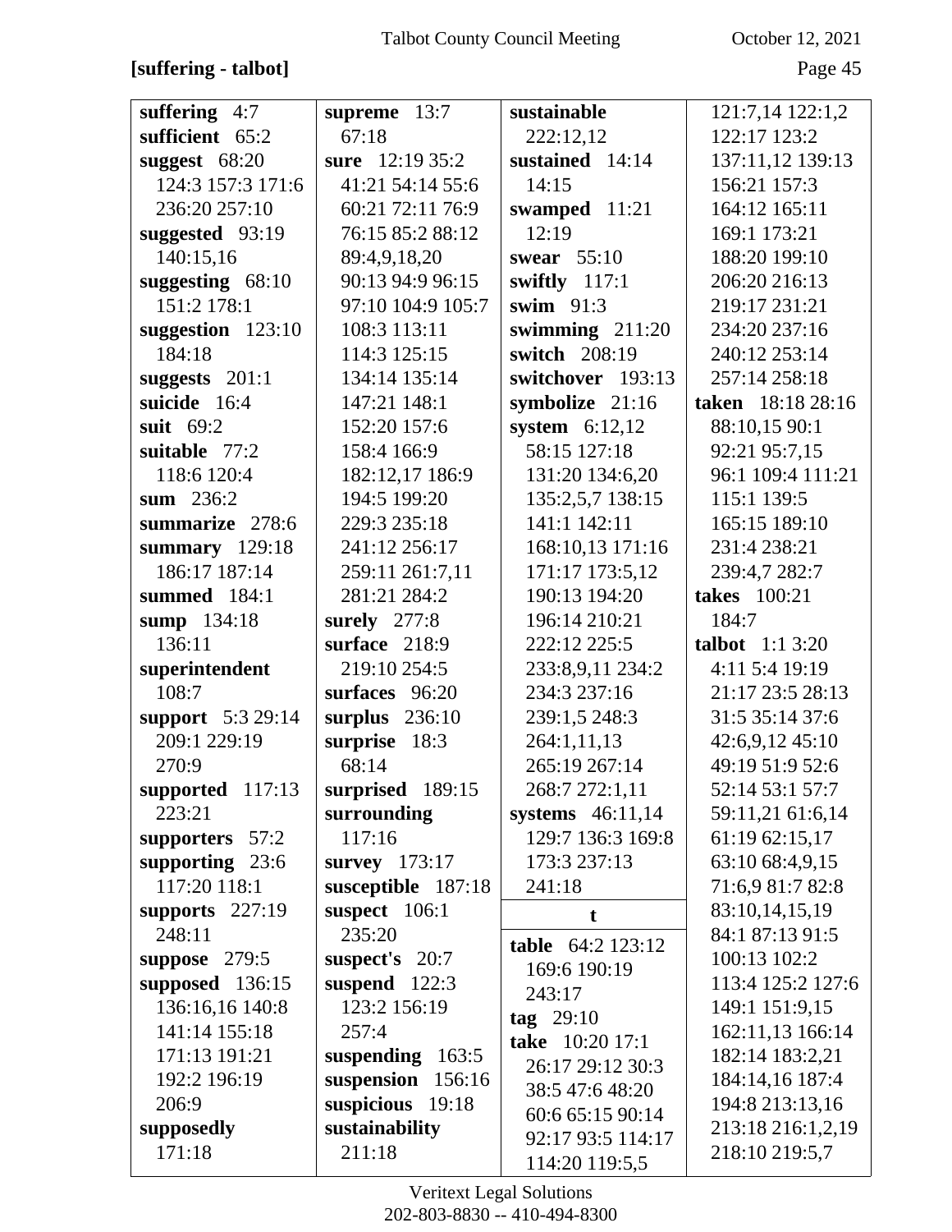**[suffering - talbot]**

**suffering** 4:7
**sufficient** 65:2
**suggest** 68:20 124:3 157:3 171:6 236:20 257:10
**suggested** 93:19 140:15,16
**suggesting** 68:10 151:2 178:1
**suggestion** 123:10 184:18
**suggests** 201:1
**suicide** 16:4
**suit** 69:2
**suitable** 77:2 118:6 120:4
**sum** 236:2
**summarize** 278:6
**summary** 129:18 186:17 187:14
**summed** 184:1
**sump** 134:18 136:11
**superintendent** 108:7
**support** 5:3 29:14 209:1 229:19 270:9
**supported** 117:13 223:21
**supporters** 57:2
**supporting** 23:6 117:20 118:1
**supports** 227:19 248:11
**suppose** 279:5
**supposed** 136:15 136:16,16 140:8 141:14 155:18 171:13 191:21 192:2 196:19 206:9
**supposedly** 171:18
**supreme** 13:7 67:18
**sure** 12:19 35:2 41:21 54:14 55:6 60:21 72:11 76:9 76:15 85:2 88:12 89:4,9,18,20 90:13 94:9 96:15 97:10 104:9 105:7 108:3 113:11 114:3 125:15 134:14 135:14 147:21 148:1 152:20 157:6 158:4 166:9 182:12,17 186:9 194:5 199:20 229:3 235:18 241:12 256:17 259:11 261:7,11 281:21 284:2
**surely** 277:8
**surface** 218:9 219:10 254:5
**surfaces** 96:20
**surplus** 236:10
**surprise** 18:3 68:14
**surprised** 189:15
**surrounding** 117:16
**survey** 173:17
**susceptible** 187:18
**suspect** 106:1 235:20
**suspect's** 20:7
**suspend** 122:3 123:2 156:19 257:4
**suspending** 163:5
**suspension** 156:16
**suspicious** 19:18
**sustainability** 211:18
**sustainable** 222:12,12
**sustained** 14:14 14:15
**swamped** 11:21 12:19
**swear** 55:10
**swiftly** 117:1
**swim** 91:3
**swimming** 211:20
**switch** 208:19
**switchover** 193:13
**symbolize** 21:16
**system** 6:12,12 58:15 127:18 131:20 134:6,20 135:2,5,7 138:15 141:1 142:11 168:10,13 171:16 171:17 173:5,12 190:13 194:20 196:14 210:21 222:12 225:5 233:8,9,11 234:2 234:3 237:16 239:1,5 248:3 264:1,11,13 265:19 267:14 268:7 272:1,11
**systems** 46:11,14 129:7 136:3 169:8 173:3 237:13 241:18

**t**

**table** 64:2 123:12 169:6 190:19 243:17
**tag** 29:10
**take** 10:20 17:1 26:17 29:12 30:3 38:5 47:6 48:20 60:6 65:15 90:14 92:17 93:5 114:17 114:20 119:5,5 121:7,14 122:1,2 122:17 123:2 137:11,12 139:13 156:21 157:3 164:12 165:11 169:1 173:21 188:20 199:10 206:20 216:13 219:17 231:21 234:20 237:16 240:12 253:14 257:14 258:18
**taken** 18:18 28:16 88:10,15 90:1 92:21 95:7,15 96:1 109:4 111:21 115:1 139:5 165:15 189:10 231:4 238:21 239:4,7 282:7
**takes** 100:21 184:7
**talbot** 1:1 3:20 4:11 5:4 19:19 21:17 23:5 28:13 31:5 35:14 37:6 42:6,9,12 45:10 49:19 51:9 52:6 52:14 53:1 57:7 59:11,21 61:6,14 61:19 62:15,17 63:10 68:4,9,15 71:6,9 81:7 82:8 83:10,14,15,19 84:1 87:13 91:5 100:13 102:2 113:4 125:2 127:6 149:1 151:9,15 162:11,13 166:14 182:14 183:2,21 184:14,16 187:4 194:8 213:13,16 213:18 216:1,2,19 218:10 219:5,7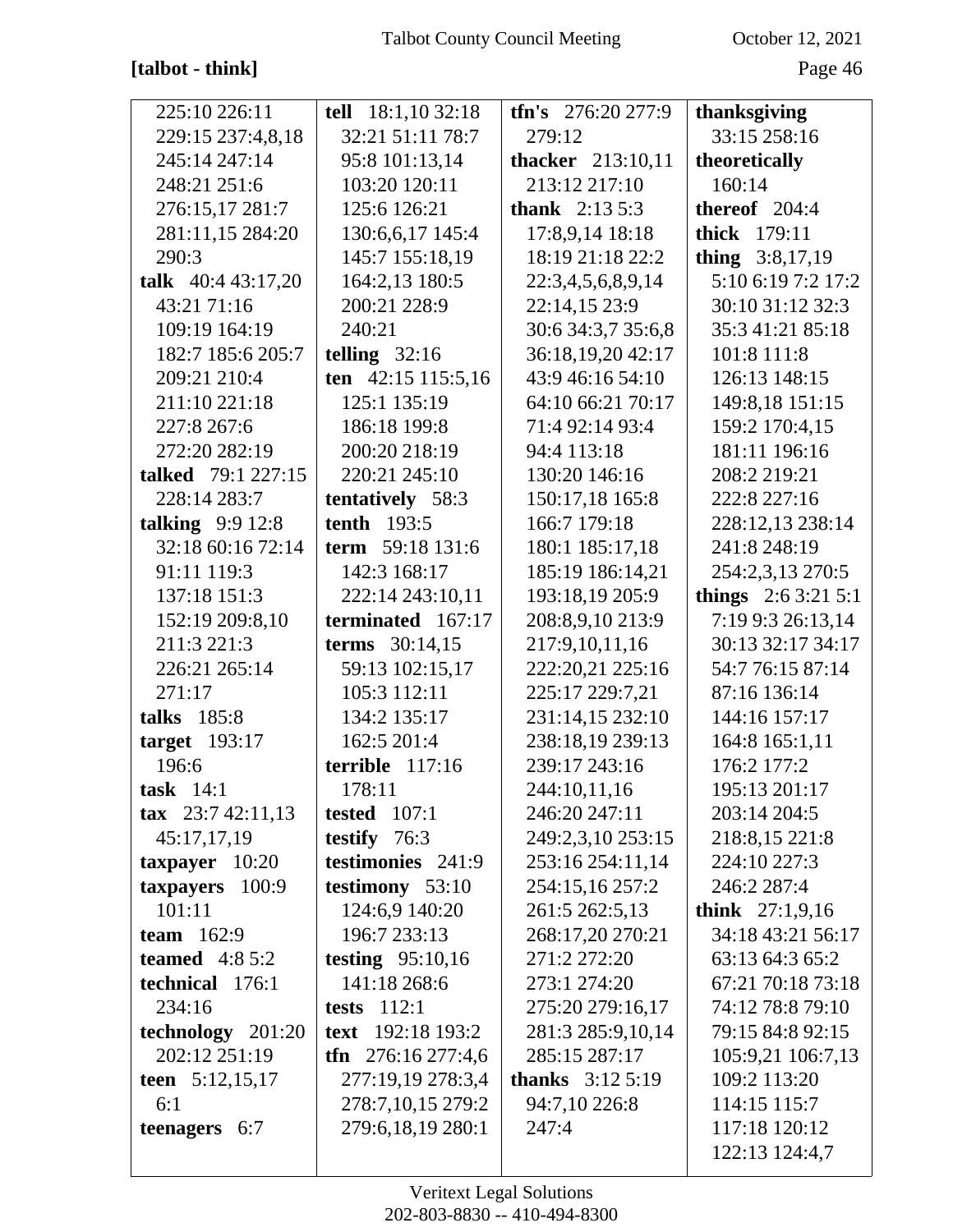**[talbot - think]**

225:10 226:11 229:15 237:4,8,18 245:14 247:14 248:21 251:6 276:15,17 281:7 281:11,15 284:20 290:3

**talk** 40:4 43:17,20 43:21 71:16 109:19 164:19 182:7 185:6 205:7 209:21 210:4 211:10 221:18 227:8 267:6 272:20 282:19

**talked** 79:1 227:15 228:14 283:7

**talking** 9:9 12:8 32:18 60:16 72:14 91:11 119:3 137:18 151:3 152:19 209:8,10 211:3 221:3 226:21 265:14 271:17

**talks** 185:8

**target** 193:17 196:6

**task** 14:1

**tax** 23:7 42:11,13 45:17,17,19

**taxpayer** 10:20

**taxpayers** 100:9 101:11

**team** 162:9

**teamed** 4:8 5:2

**technical** 176:1 234:16

**technology** 201:20 202:12 251:19

**teen** 5:12,15,17 6:1

**teenagers** 6:7

**tell** 18:1,10 32:18 32:21 51:11 78:7 95:8 101:13,14 103:20 120:11 125:6 126:21 130:6,6,17 145:4 145:7 155:18,19 164:2,13 180:5 200:21 228:9 240:21

**telling** 32:16

**ten** 42:15 115:5,16 125:1 135:19 186:18 199:8 200:20 218:19 220:21 245:10

**tentatively** 58:3

**tenth** 193:5

**term** 59:18 131:6 142:3 168:17 222:14 243:10,11

**terminated** 167:17

**terms** 30:14,15 59:13 102:15,17 105:3 112:11 134:2 135:17 162:5 201:4

**terrible** 117:16 178:11

**tested** 107:1

**testify** 76:3

**testimonies** 241:9

**testimony** 53:10 124:6,9 140:20 196:7 233:13

**testing** 95:10,16 141:18 268:6

**tests** 112:1

**text** 192:18 193:2

**tfn** 276:16 277:4,6 277:19,19 278:3,4 278:7,10,15 279:2 279:6,18,19 280:1

**tfn's** 276:20 277:9 279:12

**thacker** 213:10,11 213:12 217:10

**thank** 2:13 5:3 17:8,9,14 18:18 18:19 21:18 22:2 22:3,4,5,6,8,9,14 22:14,15 23:9 30:6 34:3,7 35:6,8 36:18,19,20 42:17 43:9 46:16 54:10 64:10 66:21 70:17 71:4 92:14 93:4 94:4 113:18 130:20 146:16 150:17,18 165:8 166:7 179:18 180:1 185:17,18 185:19 186:14,21 193:18,19 205:9 208:8,9,10 213:9 217:9,10,11,16 222:20,21 225:16 225:17 229:7,21 231:14,15 232:10 238:18,19 239:13 239:17 243:16 244:10,11,16 246:20 247:11 249:2,3,10 253:15 253:16 254:11,14 254:15,16 257:2 261:5 262:5,13 268:17,20 270:21 271:2 272:20 273:1 274:20 275:20 279:16,17 281:3 285:9,10,14 285:15 287:17

**thanks** 3:12 5:19 94:7,10 226:8 247:4

**thanksgiving** 33:15 258:16

**theoretically** 160:14

**thereof** 204:4

**thick** 179:11

**thing** 3:8,17,19 5:10 6:19 7:2 17:2 30:10 31:12 32:3 35:3 41:21 85:18 101:8 111:8 126:13 148:15 149:8,18 151:15 159:2 170:4,15 181:11 196:16 208:2 219:21 222:8 227:16 228:12,13 238:14 241:8 248:19 254:2,3,13 270:5

**things** 2:6 3:21 5:1 7:19 9:3 26:13,14 30:13 32:17 34:17 54:7 76:15 87:14 87:16 136:14 144:16 157:17 164:8 165:1,11 176:2 177:2 195:13 201:17 203:14 204:5 218:8,15 221:8 224:10 227:3 246:2 287:4

**think** 27:1,9,16 34:18 43:21 56:17 63:13 64:3 65:2 67:21 70:18 73:18 74:12 78:8 79:10 79:15 84:8 92:15 105:9,21 106:7,13 109:2 113:20 114:15 115:7 117:18 120:12 122:13 124:4,7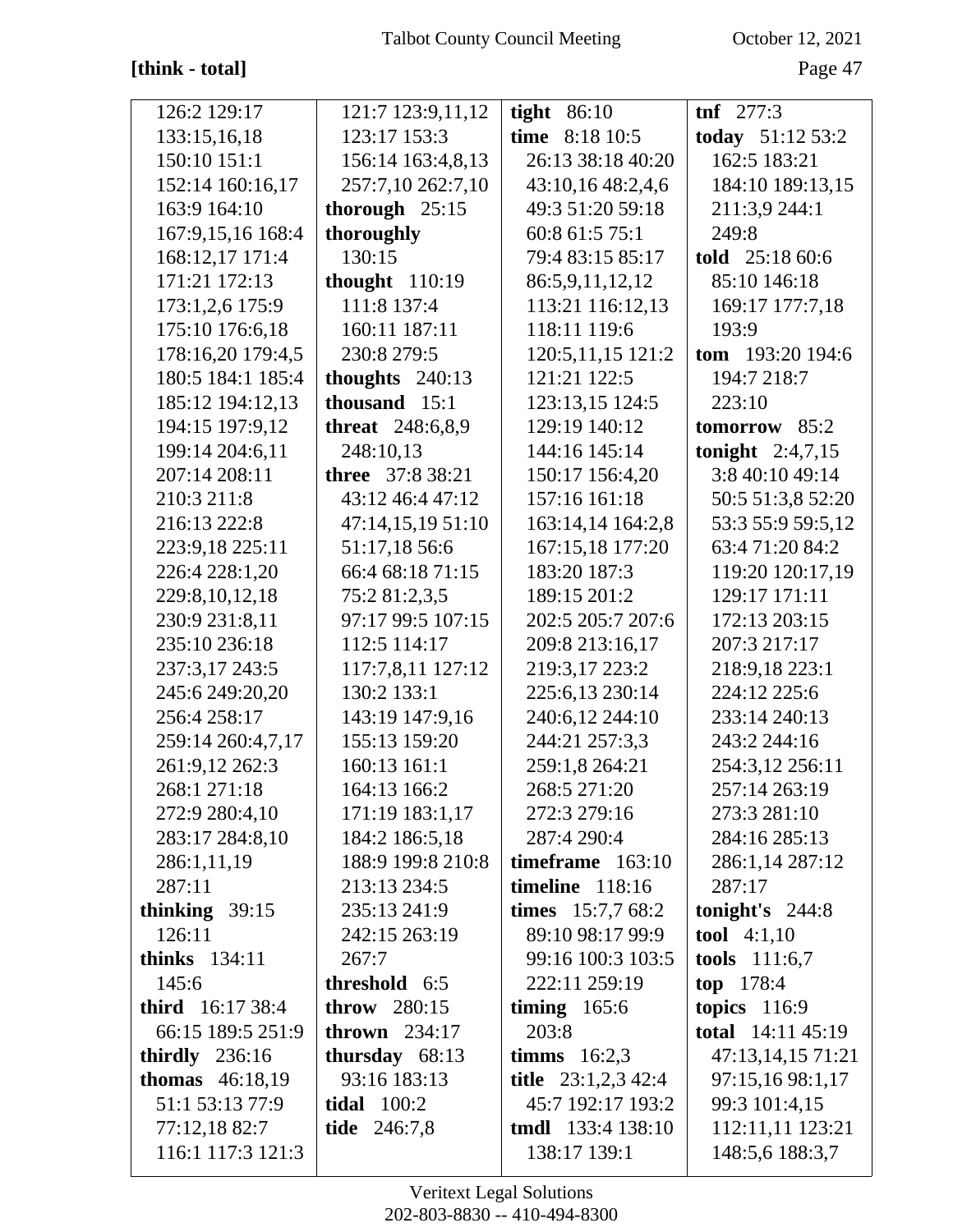**[think - total]**

126:2 129:17 133:15,16,18 150:10 151:1 152:14 160:16,17 163:9 164:10 167:9,15,16 168:4 168:12,17 171:4 171:21 172:13 173:1,2,6 175:9 175:10 176:6,18 178:16,20 179:4,5 180:5 184:1 185:4 185:12 194:12,13 194:15 197:9,12 199:14 204:6,11 207:14 208:11 210:3 211:8 216:13 222:8 223:9,18 225:11 226:4 228:1,20 229:8,10,12,18 230:9 231:8,11 235:10 236:18 237:3,17 243:5 245:6 249:20,20 256:4 258:17 259:14 260:4,7,17 261:9,12 262:3 268:1 271:18 272:9 280:4,10 283:17 284:8,10 286:1,11,19 287:11

**thinking** 39:15 126:11

**thinks** 134:11 145:6

**third** 16:17 38:4 66:15 189:5 251:9

**thirdly** 236:16

**thomas** 46:18,19 51:1 53:13 77:9 77:12,18 82:7 116:1 117:3 121:3 121:7 123:9,11,12 123:17 153:3 156:14 163:4,8,13 257:7,10 262:7,10

**thorough** 25:15

**thoroughly** 130:15

**thought** 110:19 111:8 137:4 160:11 187:11 230:8 279:5

**thoughts** 240:13

**thousand** 15:1

**threat** 248:6,8,9 248:10,13

**three** 37:8 38:21 43:12 46:4 47:12 47:14,15,19 51:10 51:17,18 56:6 66:4 68:18 71:15 75:2 81:2,3,5 97:17 99:5 107:15 112:5 114:17 117:7,8,11 127:12 130:2 133:1 143:19 147:9,16 155:13 159:20 160:13 161:1 164:13 166:2 171:19 183:1,17 184:2 186:5,18 188:9 199:8 210:8 213:13 234:5 235:13 241:9 242:15 263:19 267:7

**threshold** 6:5

**throw** 280:15

**thrown** 234:17

**thursday** 68:13 93:16 183:13

**tidal** 100:2

**tide** 246:7,8

**tight** 86:10

**time** 8:18 10:5 26:13 38:18 40:20 43:10,16 48:2,4,6 49:3 51:20 59:18 60:8 61:5 75:1 79:4 83:15 85:17 86:5,9,11,12,12 113:21 116:12,13 118:11 119:6 120:5,11,15 121:2 121:21 122:5 123:13,15 124:5 129:19 140:12 144:16 145:14 150:17 156:4,20 157:16 161:18 163:14,14 164:2,8 167:15,18 177:20 183:20 187:3 189:15 201:2 202:5 205:7 207:6 209:8 213:16,17 219:3,17 223:2 225:6,13 230:14 240:6,12 244:10 244:21 257:3,3 259:1,8 264:21 268:5 271:20 272:3 279:16 287:4 290:4

**timeframe** 163:10

**timeline** 118:16

**times** 15:7,7 68:2 89:10 98:17 99:9 99:16 100:3 103:5 222:11 259:19

**timing** 165:6 203:8

**timms** 16:2,3

**title** 23:1,2,3 42:4 45:7 192:17 193:2

**tmdl** 133:4 138:10 138:17 139:1

**tnf** 277:3

**today** 51:12 53:2 162:5 183:21 184:10 189:13,15 211:3,9 244:1 249:8

**told** 25:18 60:6 85:10 146:18 169:17 177:7,18 193:9

**tom** 193:20 194:6 194:7 218:7 223:10

**tomorrow** 85:2

**tonight** 2:4,7,15 3:8 40:10 49:14 50:5 51:3,8 52:20 53:3 55:9 59:5,12 63:4 71:20 84:2 119:20 120:17,19 129:17 171:11 172:13 203:15 207:3 217:17 218:9,18 223:1 224:12 225:6 233:14 240:13 243:2 244:16 254:3,12 256:11 257:14 263:19 273:3 281:10 284:16 285:13 286:1,14 287:12 287:17

**tonight's** 244:8

**tool** 4:1,10

**tools** 111:6,7

**top** 178:4

**topics** 116:9

**total** 14:11 45:19 47:13,14,15 71:21 97:15,16 98:1,17 99:3 101:4,15 112:11,11 123:21 148:5,6 188:3,7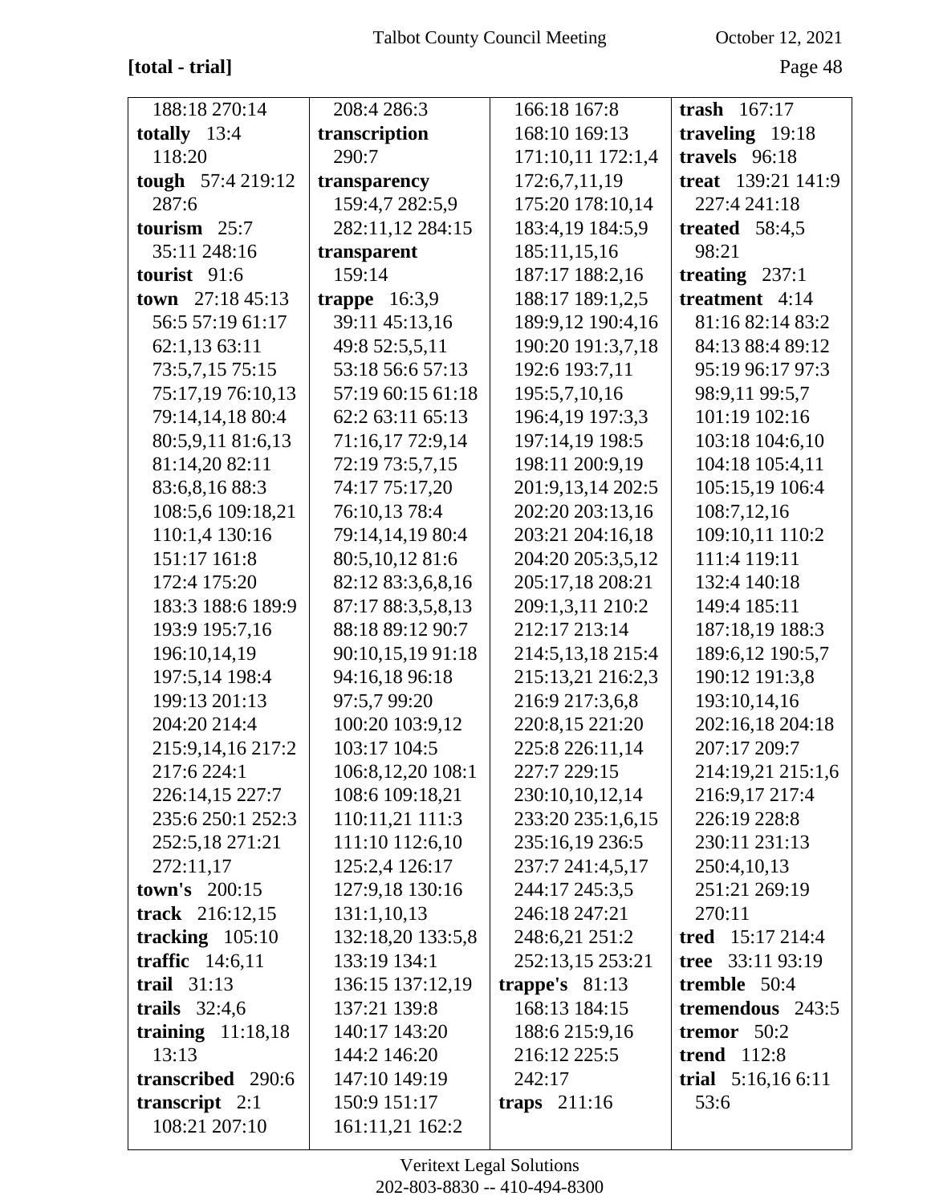**[total - trial]**

188:18 270:14
**totally** 13:4
118:20
**tough** 57:4 219:12
287:6
**tourism** 25:7
35:11 248:16
**tourist** 91:6
**town** 27:18 45:13
56:5 57:19 61:17
62:1,13 63:11
73:5,7,15 75:15
75:17,19 76:10,13
79:14,14,18 80:4
80:5,9,11 81:6,13
81:14,20 82:11
83:6,8,16 88:3
108:5,6 109:18,21
110:1,4 130:16
151:17 161:8
172:4 175:20
183:3 188:6 189:9
193:9 195:7,16
196:10,14,19
197:5,14 198:4
199:13 201:13
204:20 214:4
215:9,14,16 217:2
217:6 224:1
226:14,15 227:7
235:6 250:1 252:3
252:5,18 271:21
272:11,17
**town's** 200:15
**track** 216:12,15
**tracking** 105:10
**traffic** 14:6,11
**trail** 31:13
**trails** 32:4,6
**training** 11:18,18
13:13
**transcribed** 290:6
**transcript** 2:1
108:21 207:10

208:4 286:3
**transcription**
290:7
**transparency**
159:4,7 282:5,9
282:11,12 284:15
**transparent**
159:14
**trappe** 16:3,9
39:11 45:13,16
49:8 52:5,5,11
53:18 56:6 57:13
57:19 60:15 61:18
62:2 63:11 65:13
71:16,17 72:9,14
72:19 73:5,7,15
74:17 75:17,20
76:10,13 78:4
79:14,14,19 80:4
80:5,10,12 81:6
82:12 83:3,6,8,16
87:17 88:3,5,8,13
88:18 89:12 90:7
90:10,15,19 91:18
94:16,18 96:18
97:5,7 99:20
100:20 103:9,12
103:17 104:5
106:8,12,20 108:1
108:6 109:18,21
110:11,21 111:3
111:10 112:6,10
125:2,4 126:17
127:9,18 130:16
131:1,10,13
132:18,20 133:5,8
133:19 134:1
136:15 137:12,19
137:21 139:8
140:17 143:20
144:2 146:20
147:10 149:19
150:9 151:17
161:11,21 162:2

166:18 167:8
168:10 169:13
171:10,11 172:1,4
172:6,7,11,19
175:20 178:10,14
183:4,19 184:5,9
185:11,15,16
187:17 188:2,16
188:17 189:1,2,5
189:9,12 190:4,16
190:20 191:3,7,18
192:6 193:7,11
195:5,7,10,16
196:4,19 197:3,3
197:14,19 198:5
198:11 200:9,19
201:9,13,14 202:5
202:20 203:13,16
203:21 204:16,18
204:20 205:3,5,12
205:17,18 208:21
209:1,3,11 210:2
212:17 213:14
214:5,13,18 215:4
215:13,21 216:2,3
216:9 217:3,6,8
220:8,15 221:20
225:8 226:11,14
227:7 229:15
230:10,10,12,14
233:20 235:1,6,15
235:16,19 236:5
237:7 241:4,5,17
244:17 245:3,5
246:18 247:21
248:6,21 251:2
252:13,15 253:21
**trappe's** 81:13
168:13 184:15
188:6 215:9,16
216:12 225:5
242:17
**traps** 211:16

**trash** 167:17
**traveling** 19:18
**travels** 96:18
**treat** 139:21 141:9
227:4 241:18
**treated** 58:4,5
98:21
**treating** 237:1
**treatment** 4:14
81:16 82:14 83:2
84:13 88:4 89:12
95:19 96:17 97:3
98:9,11 99:5,7
101:19 102:16
103:18 104:6,10
104:18 105:4,11
105:15,19 106:4
108:7,12,16
109:10,11 110:2
111:4 119:11
132:4 140:18
149:4 185:11
187:18,19 188:3
189:6,12 190:5,7
190:12 191:3,8
193:10,14,16
202:16,18 204:18
207:17 209:7
214:19,21 215:1,6
216:9,17 217:4
226:19 228:8
230:11 231:13
250:4,10,13
251:21 269:19
270:11
**tred** 15:17 214:4
**tree** 33:11 93:19
**tremble** 50:4
**tremendous** 243:5
**tremor** 50:2
**trend** 112:8
**trial** 5:16,16 6:11
53:6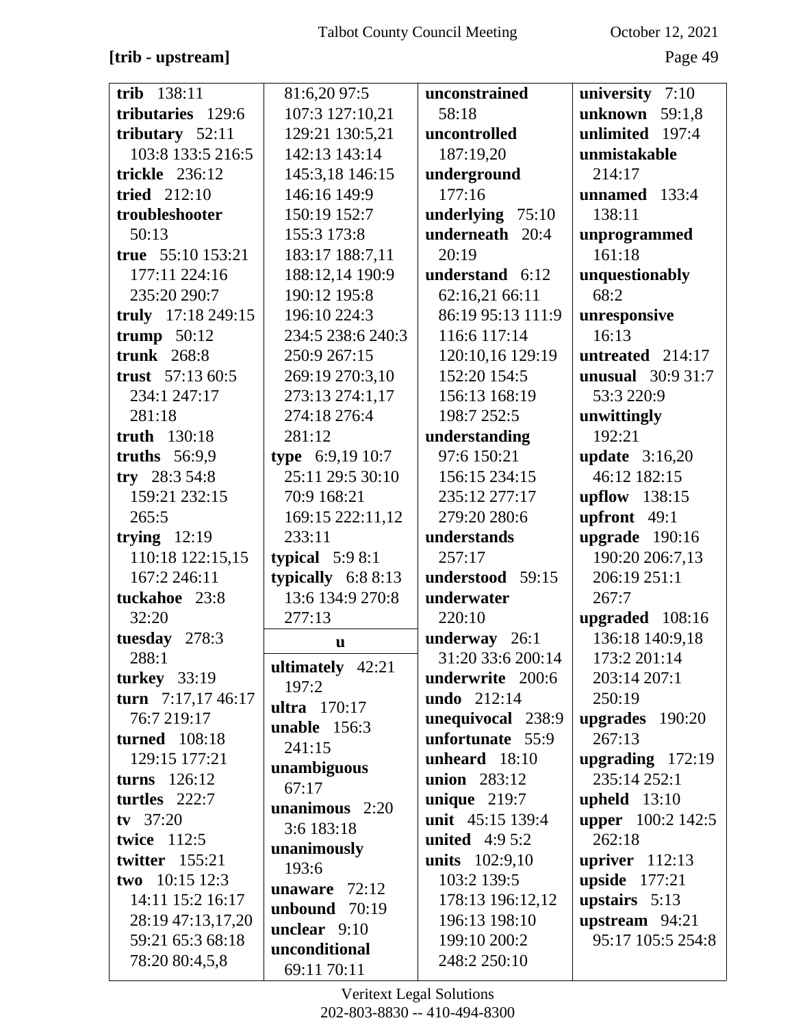**[trib - upstream]**

**trib** 138:11
**tributaries** 129:6
**tributary** 52:11 103:8 133:5 216:5
**trickle** 236:12
**tried** 212:10
**troubleshooter** 50:13
**true** 55:10 153:21 177:11 224:16 235:20 290:7
**truly** 17:18 249:15
**trump** 50:12
**trunk** 268:8
**trust** 57:13 60:5 234:1 247:17 281:18
**truth** 130:18
**truths** 56:9,9
**try** 28:3 54:8 159:21 232:15 265:5
**trying** 12:19 110:18 122:15,15 167:2 246:11
**tuckahoe** 23:8 32:20
**tuesday** 278:3 288:1
**turkey** 33:19
**turn** 7:17,17 46:17 76:7 219:17
**turned** 108:18 129:15 177:21
**turns** 126:12
**turtles** 222:7
**tv** 37:20
**twice** 112:5
**twitter** 155:21
**two** 10:15 12:3 14:11 15:2 16:17 28:19 47:13,17,20 59:21 65:3 68:18 78:20 80:4,5,8 81:6,20 97:5 107:3 127:10,21 129:21 130:5,21 142:13 143:14 145:3,18 146:15 146:16 149:9 150:19 152:7 155:3 173:8 183:17 188:7,11 188:12,14 190:9 190:12 195:8 196:10 224:3 234:5 238:6 240:3 250:9 267:15 269:19 270:3,10 273:13 274:1,17 274:18 276:4 281:12
**type** 6:9,19 10:7 25:11 29:5 30:10 70:9 168:21 169:15 222:11,12 233:11
**typical** 5:9 8:1
**typically** 6:8 8:13 13:6 134:9 270:8 277:13

**u**

**ultimately** 42:21 197:2
**ultra** 170:17
**unable** 156:3 241:15
**unambiguous** 67:17
**unanimous** 2:20 3:6 183:18
**unanimously** 193:6
**unaware** 72:12
**unbound** 70:19
**unclear** 9:10
**unconditional** 69:11 70:11
**unconstrained** 58:18
**uncontrolled** 187:19,20
**underground** 177:16
**underlying** 75:10
**underneath** 20:4 20:19
**understand** 6:12 62:16,21 66:11 86:19 95:13 111:9 116:6 117:14 120:10,16 129:19 152:20 154:5 156:13 168:19 198:7 252:5
**understanding** 97:6 150:21 156:15 234:15 235:12 277:17 279:20 280:6
**understands** 257:17
**understood** 59:15
**underwater** 220:10
**underway** 26:1 31:20 33:6 200:14
**underwrite** 200:6
**undo** 212:14
**unequivocal** 238:9
**unfortunate** 55:9
**unheard** 18:10
**union** 283:12
**unique** 219:7
**unit** 45:15 139:4
**united** 4:9 5:2
**units** 102:9,10 103:2 139:5 178:13 196:12,12 196:13 198:10 199:10 200:2 248:2 250:10
**university** 7:10
**unknown** 59:1,8
**unlimited** 197:4
**unmistakable** 214:17
**unnamed** 133:4 138:11
**unprogrammed** 161:18
**unquestionably** 68:2
**unresponsive** 16:13
**untreated** 214:17
**unusual** 30:9 31:7 53:3 220:9
**unwittingly** 192:21
**update** 3:16,20 46:12 182:15
**upflow** 138:15
**upfront** 49:1
**upgrade** 190:16 190:20 206:7,13 206:19 251:1 267:7
**upgraded** 108:16 136:18 140:9,18 173:2 201:14 203:14 207:1 250:19
**upgrades** 190:20 267:13
**upgrading** 172:19 235:14 252:1
**upheld** 13:10
**upper** 100:2 142:5 262:18
**upriver** 112:13
**upside** 177:21
**upstairs** 5:13
**upstream** 94:21 95:17 105:5 254:8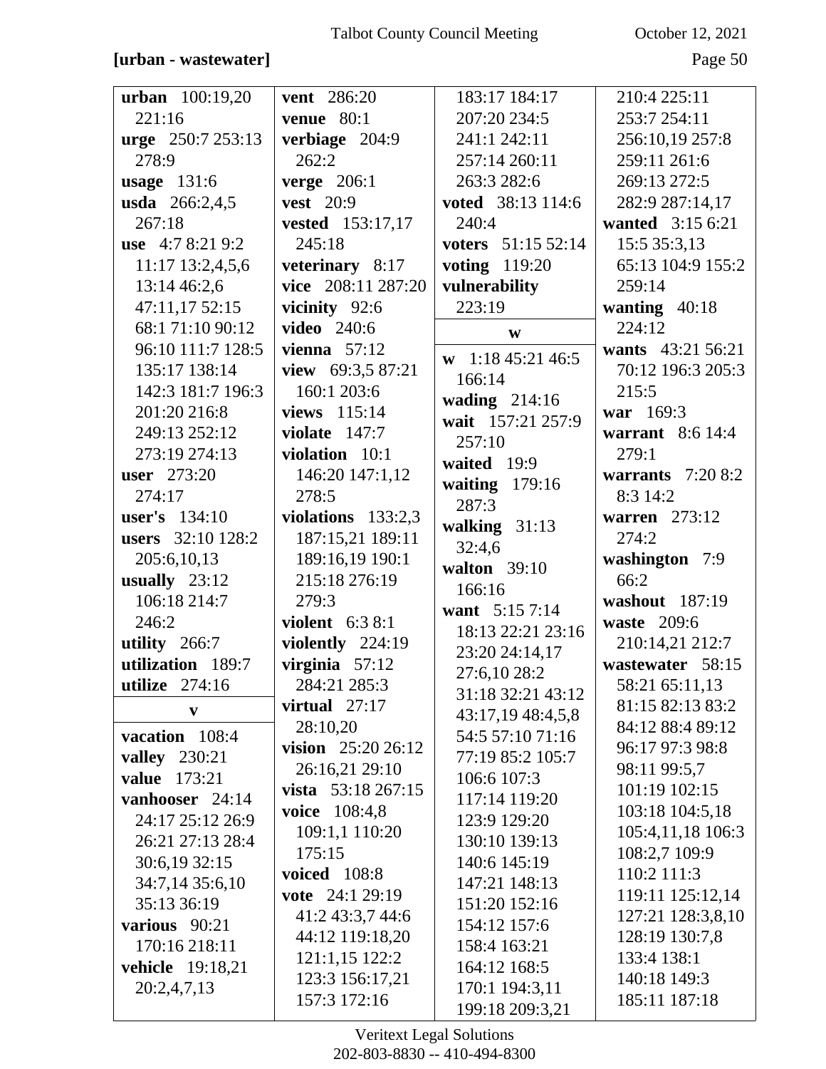**[urban - wastewater]**

**urban** 100:19,20 221:16
**urge** 250:7 253:13 278:9
**usage** 131:6
**usda** 266:2,4,5 267:18
**use** 4:7 8:21 9:2 11:17 13:2,4,5,6 13:14 46:2,6 47:11,17 52:15 68:1 71:10 90:12 96:10 111:7 128:5 135:17 138:14 142:3 181:7 196:3 201:20 216:8 249:13 252:12 273:19 274:13
**user** 273:20 274:17
**user's** 134:10
**users** 32:10 128:2 205:6,10,13
**usually** 23:12 106:18 214:7 246:2
**utility** 266:7
**utilization** 189:7
**utilize** 274:16

**v**

**vacation** 108:4
**valley** 230:21
**value** 173:21
**vanhooser** 24:14 24:17 25:12 26:9 26:21 27:13 28:4 30:6,19 32:15 34:7,14 35:6,10 35:13 36:19
**various** 90:21 170:16 218:11
**vehicle** 19:18,21 20:2,4,7,13
**vent** 286:20
**venue** 80:1
**verbiage** 204:9 262:2
**verge** 206:1
**vest** 20:9
**vested** 153:17,17 245:18
**veterinary** 8:17
**vice** 208:11 287:20
**vicinity** 92:6
**video** 240:6
**vienna** 57:12
**view** 69:3,5 87:21 160:1 203:6
**views** 115:14
**violate** 147:7
**violation** 10:1 146:20 147:1,12 278:5
**violations** 133:2,3 187:15,21 189:11 189:16,19 190:1 215:18 276:19 279:3
**violent** 6:3 8:1
**violently** 224:19
**virginia** 57:12 284:21 285:3
**virtual** 27:17 28:10,20
**vision** 25:20 26:12 26:16,21 29:10
**vista** 53:18 267:15
**voice** 108:4,8 109:1,1 110:20 175:15
**voiced** 108:8
**vote** 24:1 29:19 41:2 43:3,7 44:6 44:12 119:18,20 121:1,15 122:2 123:3 156:17,21 157:3 172:16 183:17 184:17 207:20 234:5 241:1 242:11 257:14 260:11 263:3 282:6
**voted** 38:13 114:6 240:4
**voters** 51:15 52:14
**voting** 119:20
**vulnerability** 223:19

**w**

**w** 1:18 45:21 46:5 166:14
**wading** 214:16
**wait** 157:21 257:9 257:10
**waited** 19:9
**waiting** 179:16 287:3
**walking** 31:13 32:4,6
**walton** 39:10 166:16
**want** 5:15 7:14 18:13 22:21 23:16 23:20 24:14,17 27:6,10 28:2 31:18 32:21 43:12 43:17,19 48:4,5,8 54:5 57:10 71:16 77:19 85:2 105:7 106:6 107:3 117:14 119:20 123:9 129:20 130:10 139:13 140:6 145:19 147:21 148:13 151:20 152:16 154:12 157:6 158:4 163:21 164:12 168:5 170:1 194:3,11 199:18 209:3,21 210:4 225:11 253:7 254:11 256:10,19 257:8 259:11 261:6 269:13 272:5 282:9 287:14,17
**wanted** 3:15 6:21 15:5 35:3,13 65:13 104:9 155:2 259:14
**wanting** 40:18 224:12
**wants** 43:21 56:21 70:12 196:3 205:3 215:5
**war** 169:3
**warrant** 8:6 14:4 279:1
**warrants** 7:20 8:2 8:3 14:2
**warren** 273:12 274:2
**washington** 7:9 66:2
**washout** 187:19
**waste** 209:6 210:14,21 212:7
**wastewater** 58:15 58:21 65:11,13 81:15 82:13 83:2 84:12 88:4 89:12 96:17 97:3 98:8 98:11 99:5,7 101:19 102:15 103:18 104:5,18 105:4,11,18 106:3 108:2,7 109:9 110:2 111:3 119:11 125:12,14 127:21 128:3,8,10 128:19 130:7,8 133:4 138:1 140:18 149:3 185:11 187:18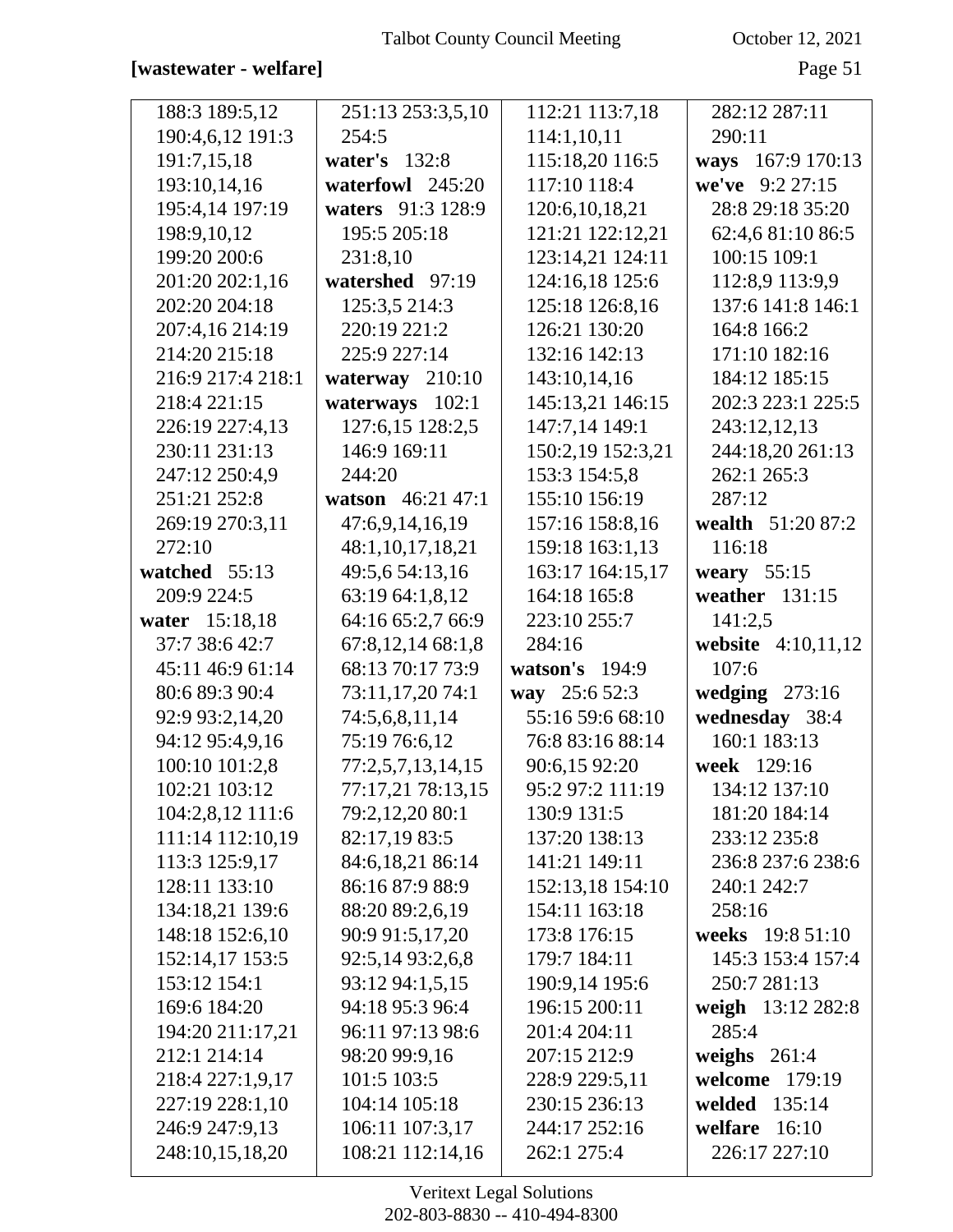**[wastewater - welfare]**

188:3 189:5,12
190:4,6,12 191:3
191:7,15,18
193:10,14,16
195:4,14 197:19
198:9,10,12
199:20 200:6
201:20 202:1,16
202:20 204:18
207:4,16 214:19
214:20 215:18
216:9 217:4 218:1
218:4 221:15
226:19 227:4,13
230:11 231:13
247:12 250:4,9
251:21 252:8
269:19 270:3,11
272:10
**watched** 55:13
209:9 224:5
**water** 15:18,18
37:7 38:6 42:7
45:11 46:9 61:14
80:6 89:3 90:4
92:9 93:2,14,20
94:12 95:4,9,16
100:10 101:2,8
102:21 103:12
104:2,8,12 111:6
111:14 112:10,19
113:3 125:9,17
128:11 133:10
134:18,21 139:6
148:18 152:6,10
152:14,17 153:5
153:12 154:1
169:6 184:20
194:20 211:17,21
212:1 214:14
218:4 227:1,9,17
227:19 228:1,10
246:9 247:9,13
248:10,15,18,20
251:13 253:3,5,10
254:5
**water's** 132:8
**waterfowl** 245:20
**waters** 91:3 128:9
195:5 205:18
231:8,10
**watershed** 97:19
125:3,5 214:3
220:19 221:2
225:9 227:14
**waterway** 210:10
**waterways** 102:1
127:6,15 128:2,5
146:9 169:11
244:20
**watson** 46:21 47:1
47:6,9,14,16,19
48:1,10,17,18,21
49:5,6 54:13,16
63:19 64:1,8,12
64:16 65:2,7 66:9
67:8,12,14 68:1,8
68:13 70:17 73:9
73:11,17,20 74:1
74:5,6,8,11,14
75:19 76:6,12
77:2,5,7,13,14,15
77:17,21 78:13,15
79:2,12,20 80:1
82:17,19 83:5
84:6,18,21 86:14
86:16 87:9 88:9
88:20 89:2,6,19
90:9 91:5,17,20
92:5,14 93:2,6,8
93:12 94:1,5,15
94:18 95:3 96:4
96:11 97:13 98:6
98:20 99:9,16
101:5 103:5
104:14 105:18
106:11 107:3,17
108:21 112:14,16
112:21 113:7,18
114:1,10,11
115:18,20 116:5
117:10 118:4
120:6,10,18,21
121:21 122:12,21
123:14,21 124:11
124:16,18 125:6
125:18 126:8,16
126:21 130:20
132:16 142:13
143:10,14,16
145:13,21 146:15
147:7,14 149:1
150:2,19 152:3,21
153:3 154:5,8
155:10 156:19
157:16 158:8,16
159:18 163:1,13
163:17 164:15,17
164:18 165:8
223:10 255:7
284:16
**watson's** 194:9
**way** 25:6 52:3
55:16 59:6 68:10
76:8 83:16 88:14
90:6,15 92:20
95:2 97:2 111:19
130:9 131:5
137:20 138:13
141:21 149:11
152:13,18 154:10
154:11 163:18
173:8 176:15
179:7 184:11
190:9,14 195:6
196:15 200:11
201:4 204:11
207:15 212:9
228:9 229:5,11
230:15 236:13
244:17 252:16
262:1 275:4
282:12 287:11
290:11
**ways** 167:9 170:13
**we've** 9:2 27:15
28:8 29:18 35:20
62:4,6 81:10 86:5
100:15 109:1
112:8,9 113:9,9
137:6 141:8 146:1
164:8 166:2
171:10 182:16
184:12 185:15
202:3 223:1 225:5
243:12,12,13
244:18,20 261:13
262:1 265:3
287:12
**wealth** 51:20 87:2
116:18
**weary** 55:15
**weather** 131:15
141:2,5
**website** 4:10,11,12
107:6
**wedging** 273:16
**wednesday** 38:4
160:1 183:13
**week** 129:16
134:12 137:10
181:20 184:14
233:12 235:8
236:8 237:6 238:6
240:1 242:7
258:16
**weeks** 19:8 51:10
145:3 153:4 157:4
250:7 281:13
**weigh** 13:12 282:8
285:4
**weighs** 261:4
**welcome** 179:19
**welded** 135:14
**welfare** 16:10
226:17 227:10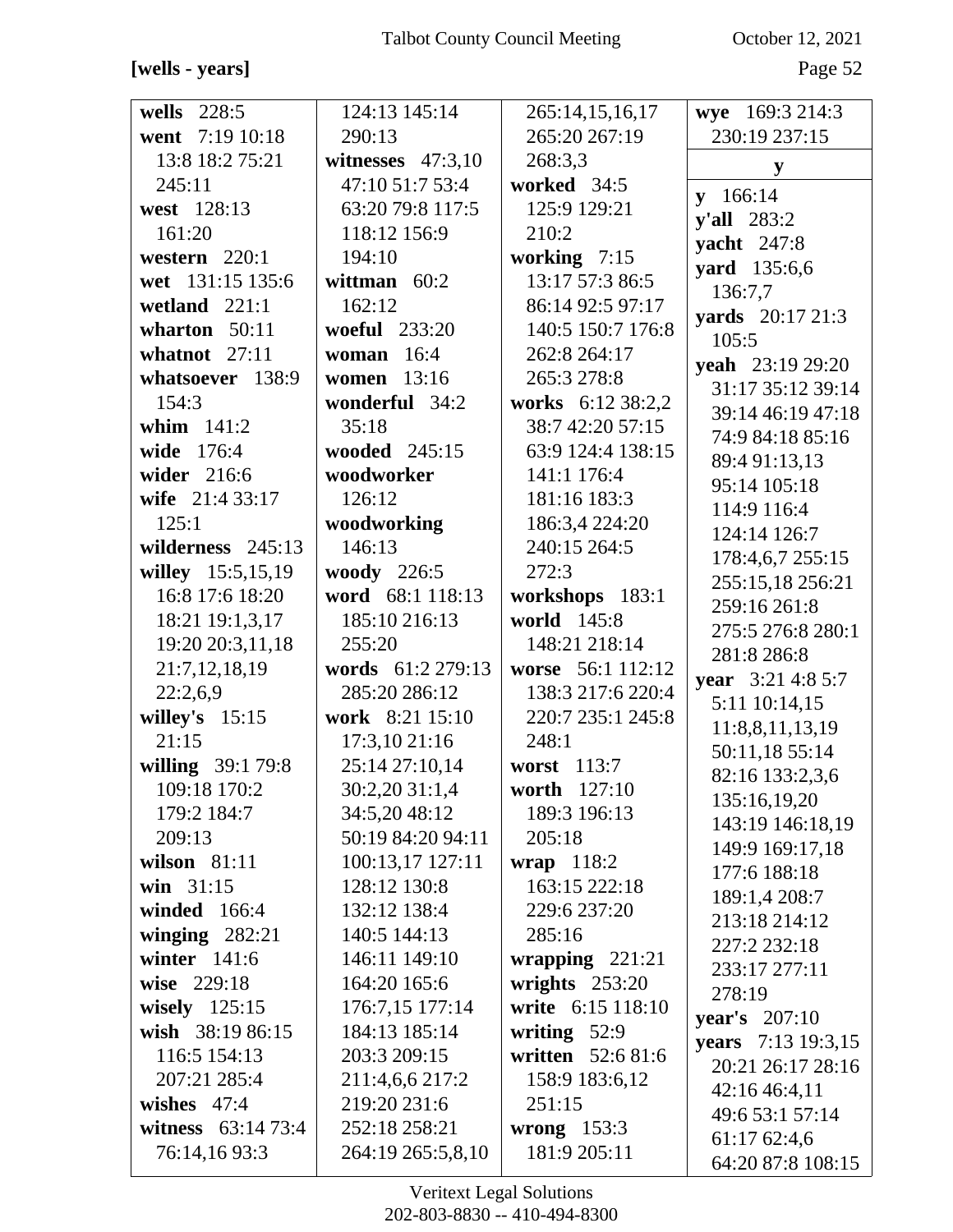[wells - years]

**wells** 228:5
**went** 7:19 10:18 13:8 18:2 75:21 245:11
**west** 128:13 161:20
**western** 220:1
**wet** 131:15 135:6
**wetland** 221:1
**wharton** 50:11
**whatnot** 27:11
**whatsoever** 138:9 154:3
**whim** 141:2
**wide** 176:4
**wider** 216:6
**wife** 21:4 33:17 125:1
**wilderness** 245:13
**willey** 15:5,15,19 16:8 17:6 18:20 18:21 19:1,3,17 19:20 20:3,11,18 21:7,12,18,19 22:2,6,9
**willey's** 15:15 21:15
**willing** 39:1 79:8 109:18 170:2 179:2 184:7 209:13
**wilson** 81:11
**win** 31:15
**winded** 166:4
**winging** 282:21
**winter** 141:6
**wise** 229:18
**wisely** 125:15
**wish** 38:19 86:15 116:5 154:13 207:21 285:4
**wishes** 47:4
**witness** 63:14 73:4 76:14,16 93:3 124:13 145:14 290:13
**witnesses** 47:3,10 47:10 51:7 53:4 63:20 79:8 117:5 118:12 156:9 194:10
**wittman** 60:2 162:12
**woeful** 233:20
**woman** 16:4
**women** 13:16
**wonderful** 34:2 35:18
**wooded** 245:15
**woodworker** 126:12
**woodworking** 146:13
**woody** 226:5
**word** 68:1 118:13 185:10 216:13 255:20
**words** 61:2 279:13 285:20 286:12
**work** 8:21 15:10 17:3,10 21:16 25:14 27:10,14 30:2,20 31:1,4 34:5,20 48:12 50:19 84:20 94:11 100:13,17 127:11 128:12 130:8 132:12 138:4 140:5 144:13 146:11 149:10 164:20 165:6 176:7,15 177:14 184:13 185:14 203:3 209:15 211:4,6,6 217:2 219:20 231:6 252:18 258:21 264:19 265:5,8,10 265:14,15,16,17 265:20 267:19 268:3,3
**worked** 34:5 125:9 129:21 210:2
**working** 7:15 13:17 57:3 86:5 86:14 92:5 97:17 140:5 150:7 176:8 262:8 264:17 265:3 278:8
**works** 6:12 38:2,2 38:7 42:20 57:15 63:9 124:4 138:15 141:1 176:4 181:16 183:3 186:3,4 224:20 240:15 264:5 272:3
**workshops** 183:1
**world** 145:8 148:21 218:14
**worse** 56:1 112:12 138:3 217:6 220:4 220:7 235:1 245:8 248:1
**worst** 113:7
**worth** 127:10 189:3 196:13 205:18
**wrap** 118:2 163:15 222:18 229:6 237:20 285:16
**wrapping** 221:21
**wrights** 253:20
**write** 6:15 118:10
**writing** 52:9
**written** 52:6 81:6 158:9 183:6,12 251:15
**wrong** 153:3 181:9 205:11
**wye** 169:3 214:3 230:19 237:15

## y

**y** 166:14
**y'all** 283:2
**yacht** 247:8
**yard** 135:6,6 136:7,7
**yards** 20:17 21:3 105:5
**yeah** 23:19 29:20 31:17 35:12 39:14 39:14 46:19 47:18 74:9 84:18 85:16 89:4 91:13,13 95:14 105:18 114:9 116:4 124:14 126:7 178:4,6,7 255:15 255:15,18 256:21 259:16 261:8 275:5 276:8 280:1 281:8 286:8
**year** 3:21 4:8 5:7 5:11 10:14,15 11:8,8,11,13,19 50:11,18 55:14 82:16 133:2,3,6 135:16,19,20 143:19 146:18,19 149:9 169:17,18 177:6 188:18 189:1,4 208:7 213:18 214:12 227:2 232:18 233:17 277:11 278:19
**year's** 207:10
**years** 7:13 19:3,15 20:21 26:17 28:16 42:16 46:4,11 49:6 53:1 57:14 61:17 62:4,6 64:20 87:8 108:15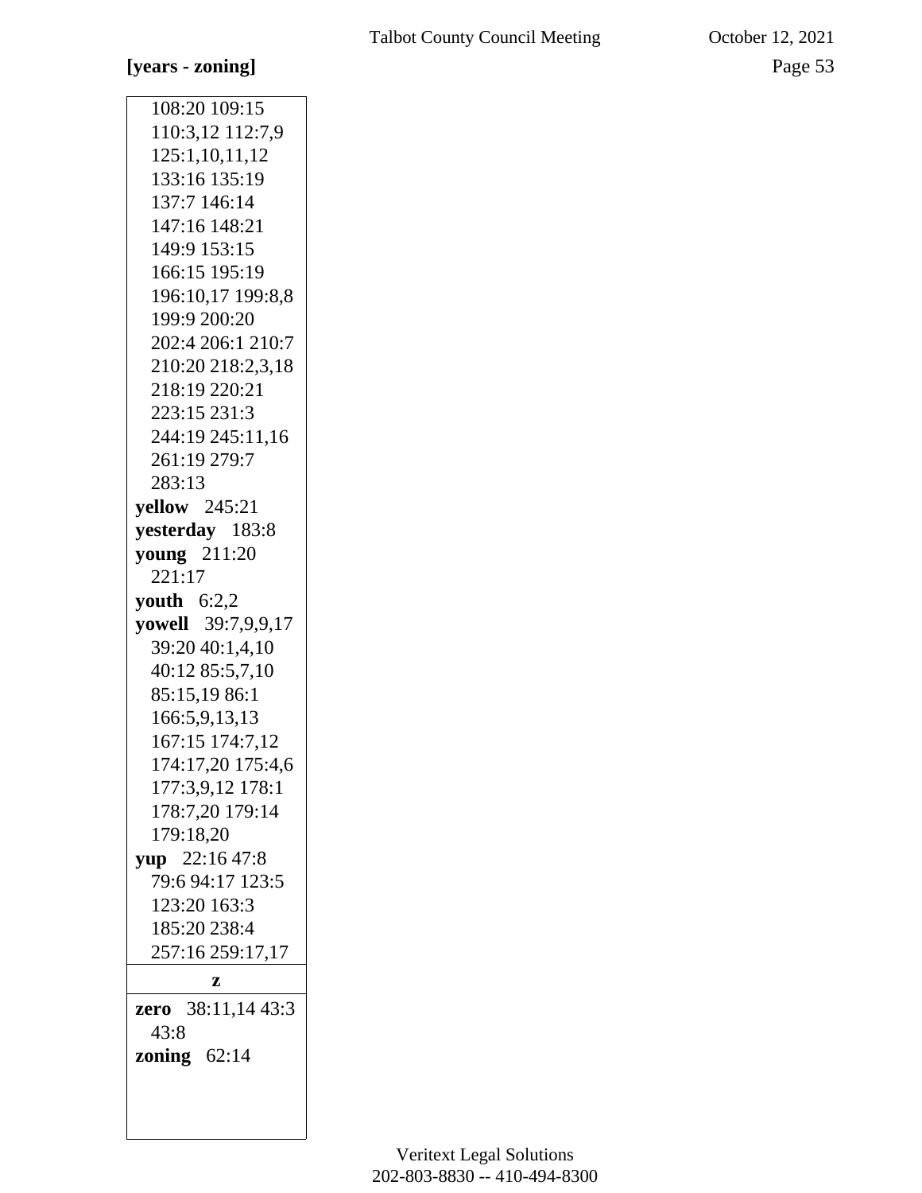**[years - zoning]**

108:20 109:15 110:3,12 112:7,9 125:1,10,11,12 133:16 135:19 137:7 146:14 147:16 148:21 149:9 153:15 166:15 195:19 196:10,17 199:8,8 199:9 200:20 202:4 206:1 210:7 210:20 218:2,3,18 218:19 220:21 223:15 231:3 244:19 245:11,16 261:19 279:7 283:13

**yellow** 245:21

**yesterday** 183:8

**young** 211:20 221:17

**youth** 6:2,2

**yowell** 39:7,9,9,17 39:20 40:1,4,10 40:12 85:5,7,10 85:15,19 86:1 166:5,9,13,13 167:15 174:7,12 174:17,20 175:4,6 177:3,9,12 178:1 178:7,20 179:14 179:18,20

**yup** 22:16 47:8 79:6 94:17 123:5 123:20 163:3 185:20 238:4 257:16 259:17,17

**z**

**zero** 38:11,14 43:3 43:8

**zoning** 62:14